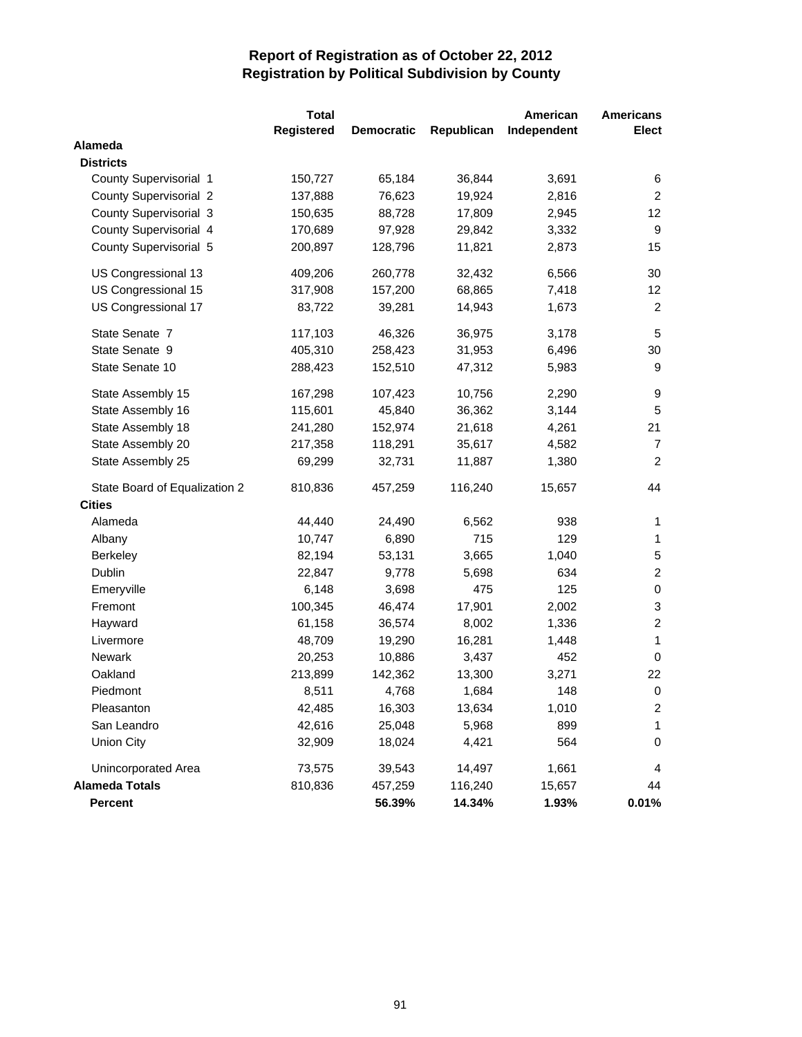# Report of Registration as of October 22, 2012
## Registration by Political Subdivision by County

| | Total Registered | Democratic | Republican | American Independent | Americans Elect |
|---|---|---|---|---|---|
| **Alameda** | | | | | |
| **Districts** | | | | | |
| County Supervisorial 1 | 150,727 | 65,184 | 36,844 | 3,691 | 6 |
| County Supervisorial 2 | 137,888 | 76,623 | 19,924 | 2,816 | 2 |
| County Supervisorial 3 | 150,635 | 88,728 | 17,809 | 2,945 | 12 |
| County Supervisorial 4 | 170,689 | 97,928 | 29,842 | 3,332 | 9 |
| County Supervisorial 5 | 200,897 | 128,796 | 11,821 | 2,873 | 15 |
| US Congressional 13 | 409,206 | 260,778 | 32,432 | 6,566 | 30 |
| US Congressional 15 | 317,908 | 157,200 | 68,865 | 7,418 | 12 |
| US Congressional 17 | 83,722 | 39,281 | 14,943 | 1,673 | 2 |
| State Senate 7 | 117,103 | 46,326 | 36,975 | 3,178 | 5 |
| State Senate 9 | 405,310 | 258,423 | 31,953 | 6,496 | 30 |
| State Senate 10 | 288,423 | 152,510 | 47,312 | 5,983 | 9 |
| State Assembly 15 | 167,298 | 107,423 | 10,756 | 2,290 | 9 |
| State Assembly 16 | 115,601 | 45,840 | 36,362 | 3,144 | 5 |
| State Assembly 18 | 241,280 | 152,974 | 21,618 | 4,261 | 21 |
| State Assembly 20 | 217,358 | 118,291 | 35,617 | 4,582 | 7 |
| State Assembly 25 | 69,299 | 32,731 | 11,887 | 1,380 | 2 |
| State Board of Equalization 2 | 810,836 | 457,259 | 116,240 | 15,657 | 44 |
| **Cities** | | | | | |
| Alameda | 44,440 | 24,490 | 6,562 | 938 | 1 |
| Albany | 10,747 | 6,890 | 715 | 129 | 1 |
| Berkeley | 82,194 | 53,131 | 3,665 | 1,040 | 5 |
| Dublin | 22,847 | 9,778 | 5,698 | 634 | 2 |
| Emeryville | 6,148 | 3,698 | 475 | 125 | 0 |
| Fremont | 100,345 | 46,474 | 17,901 | 2,002 | 3 |
| Hayward | 61,158 | 36,574 | 8,002 | 1,336 | 2 |
| Livermore | 48,709 | 19,290 | 16,281 | 1,448 | 1 |
| Newark | 20,253 | 10,886 | 3,437 | 452 | 0 |
| Oakland | 213,899 | 142,362 | 13,300 | 3,271 | 22 |
| Piedmont | 8,511 | 4,768 | 1,684 | 148 | 0 |
| Pleasanton | 42,485 | 16,303 | 13,634 | 1,010 | 2 |
| San Leandro | 42,616 | 25,048 | 5,968 | 899 | 1 |
| Union City | 32,909 | 18,024 | 4,421 | 564 | 0 |
| Unincorporated Area | 73,575 | 39,543 | 14,497 | 1,661 | 4 |
| **Alameda Totals** | 810,836 | 457,259 | 116,240 | 15,657 | 44 |
| **Percent** | | **56.39%** | **14.34%** | **1.93%** | **0.01%** |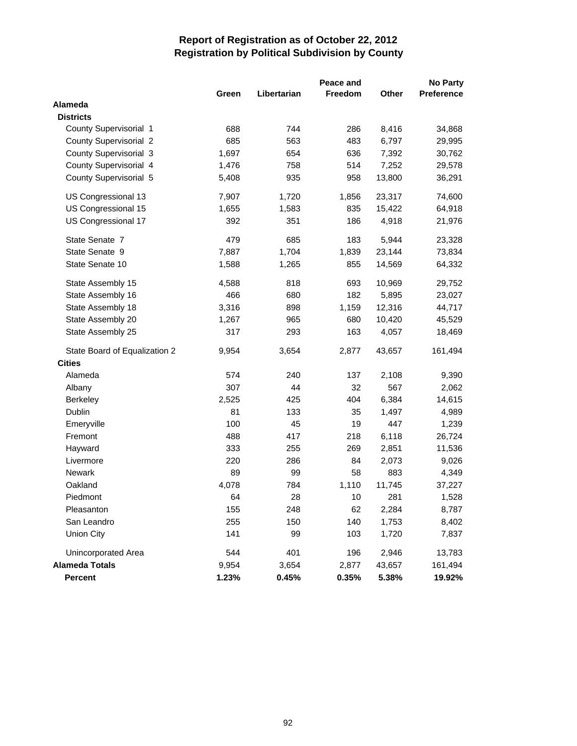# Report of Registration as of October 22, 2012
## Registration by Political Subdivision by County

| | Green | Libertarian | Peace and Freedom | Other | No Party Preference |
|---|---|---|---|---|---|
| **Alameda** | | | | | |
| **Districts** | | | | | |
| County Supervisorial 1 | 688 | 744 | 286 | 8,416 | 34,868 |
| County Supervisorial 2 | 685 | 563 | 483 | 6,797 | 29,995 |
| County Supervisorial 3 | 1,697 | 654 | 636 | 7,392 | 30,762 |
| County Supervisorial 4 | 1,476 | 758 | 514 | 7,252 | 29,578 |
| County Supervisorial 5 | 5,408 | 935 | 958 | 13,800 | 36,291 |
| US Congressional 13 | 7,907 | 1,720 | 1,856 | 23,317 | 74,600 |
| US Congressional 15 | 1,655 | 1,583 | 835 | 15,422 | 64,918 |
| US Congressional 17 | 392 | 351 | 186 | 4,918 | 21,976 |
| State Senate 7 | 479 | 685 | 183 | 5,944 | 23,328 |
| State Senate 9 | 7,887 | 1,704 | 1,839 | 23,144 | 73,834 |
| State Senate 10 | 1,588 | 1,265 | 855 | 14,569 | 64,332 |
| State Assembly 15 | 4,588 | 818 | 693 | 10,969 | 29,752 |
| State Assembly 16 | 466 | 680 | 182 | 5,895 | 23,027 |
| State Assembly 18 | 3,316 | 898 | 1,159 | 12,316 | 44,717 |
| State Assembly 20 | 1,267 | 965 | 680 | 10,420 | 45,529 |
| State Assembly 25 | 317 | 293 | 163 | 4,057 | 18,469 |
| State Board of Equalization 2 | 9,954 | 3,654 | 2,877 | 43,657 | 161,494 |
| **Cities** | | | | | |
| Alameda | 574 | 240 | 137 | 2,108 | 9,390 |
| Albany | 307 | 44 | 32 | 567 | 2,062 |
| Berkeley | 2,525 | 425 | 404 | 6,384 | 14,615 |
| Dublin | 81 | 133 | 35 | 1,497 | 4,989 |
| Emeryville | 100 | 45 | 19 | 447 | 1,239 |
| Fremont | 488 | 417 | 218 | 6,118 | 26,724 |
| Hayward | 333 | 255 | 269 | 2,851 | 11,536 |
| Livermore | 220 | 286 | 84 | 2,073 | 9,026 |
| Newark | 89 | 99 | 58 | 883 | 4,349 |
| Oakland | 4,078 | 784 | 1,110 | 11,745 | 37,227 |
| Piedmont | 64 | 28 | 10 | 281 | 1,528 |
| Pleasanton | 155 | 248 | 62 | 2,284 | 8,787 |
| San Leandro | 255 | 150 | 140 | 1,753 | 8,402 |
| Union City | 141 | 99 | 103 | 1,720 | 7,837 |
| Unincorporated Area | 544 | 401 | 196 | 2,946 | 13,783 |
| **Alameda Totals** | 9,954 | 3,654 | 2,877 | 43,657 | 161,494 |
| **Percent** | **1.23%** | **0.45%** | **0.35%** | **5.38%** | **19.92%** |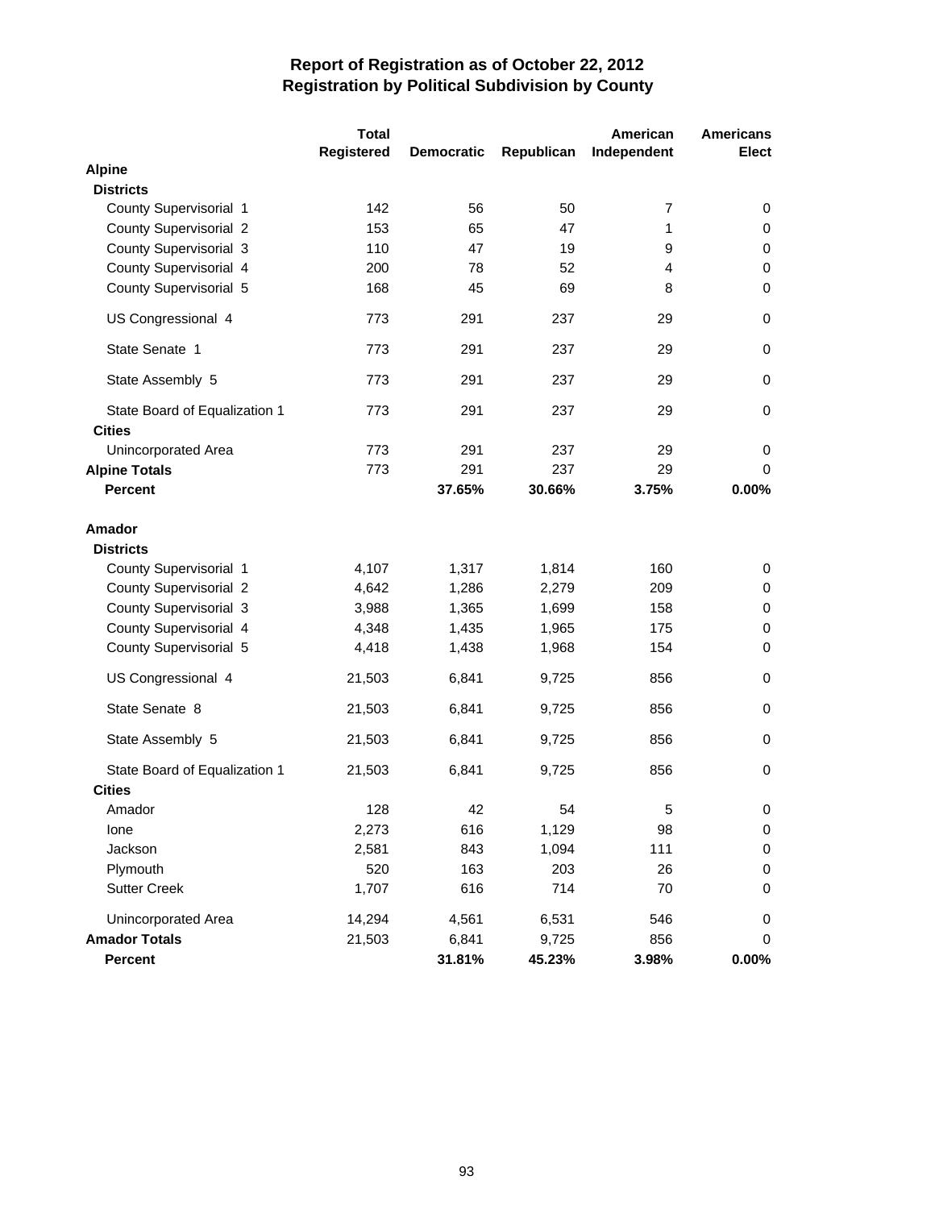# Report of Registration as of October 22, 2012
## Registration by Political Subdivision by County

| | Total Registered | Democratic | Republican | American Independent | Americans Elect |
|---|---|---|---|---|---|
| **Alpine** | | | | | |
| **Districts** | | | | | |
| County Supervisorial 1 | 142 | 56 | 50 | 7 | 0 |
| County Supervisorial 2 | 153 | 65 | 47 | 1 | 0 |
| County Supervisorial 3 | 110 | 47 | 19 | 9 | 0 |
| County Supervisorial 4 | 200 | 78 | 52 | 4 | 0 |
| County Supervisorial 5 | 168 | 45 | 69 | 8 | 0 |
| US Congressional 4 | 773 | 291 | 237 | 29 | 0 |
| State Senate 1 | 773 | 291 | 237 | 29 | 0 |
| State Assembly 5 | 773 | 291 | 237 | 29 | 0 |
| State Board of Equalization 1 | 773 | 291 | 237 | 29 | 0 |
| **Cities** | | | | | |
| Unincorporated Area | 773 | 291 | 237 | 29 | 0 |
| **Alpine Totals** | 773 | 291 | 237 | 29 | 0 |
| **Percent** | | **37.65%** | **30.66%** | **3.75%** | **0.00%** |
| **Amador** | | | | | |
| **Districts** | | | | | |
| County Supervisorial 1 | 4,107 | 1,317 | 1,814 | 160 | 0 |
| County Supervisorial 2 | 4,642 | 1,286 | 2,279 | 209 | 0 |
| County Supervisorial 3 | 3,988 | 1,365 | 1,699 | 158 | 0 |
| County Supervisorial 4 | 4,348 | 1,435 | 1,965 | 175 | 0 |
| County Supervisorial 5 | 4,418 | 1,438 | 1,968 | 154 | 0 |
| US Congressional 4 | 21,503 | 6,841 | 9,725 | 856 | 0 |
| State Senate 8 | 21,503 | 6,841 | 9,725 | 856 | 0 |
| State Assembly 5 | 21,503 | 6,841 | 9,725 | 856 | 0 |
| State Board of Equalization 1 | 21,503 | 6,841 | 9,725 | 856 | 0 |
| **Cities** | | | | | |
| Amador | 128 | 42 | 54 | 5 | 0 |
| Ione | 2,273 | 616 | 1,129 | 98 | 0 |
| Jackson | 2,581 | 843 | 1,094 | 111 | 0 |
| Plymouth | 520 | 163 | 203 | 26 | 0 |
| Sutter Creek | 1,707 | 616 | 714 | 70 | 0 |
| Unincorporated Area | 14,294 | 4,561 | 6,531 | 546 | 0 |
| **Amador Totals** | 21,503 | 6,841 | 9,725 | 856 | 0 |
| **Percent** | | **31.81%** | **45.23%** | **3.98%** | **0.00%** |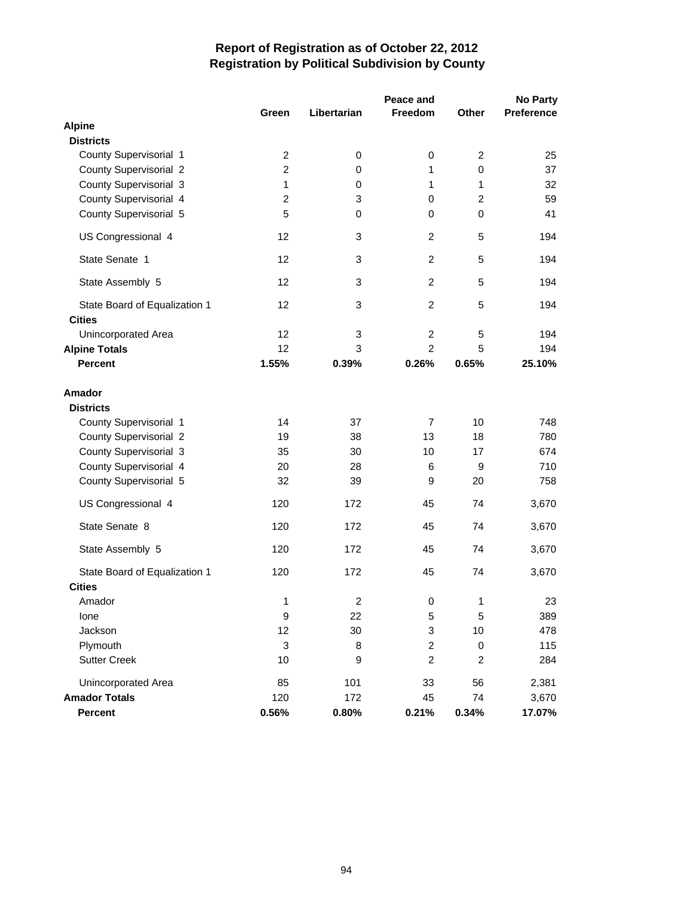# Report of Registration as of October 22, 2012
## Registration by Political Subdivision by County

| | Green | Libertarian | Peace and Freedom | Other | No Party Preference |
|---|---|---|---|---|---|
| **Alpine** | | | | | |
| **Districts** | | | | | |
| County Supervisorial 1 | 2 | 0 | 0 | 2 | 25 |
| County Supervisorial 2 | 2 | 0 | 1 | 0 | 37 |
| County Supervisorial 3 | 1 | 0 | 1 | 1 | 32 |
| County Supervisorial 4 | 2 | 3 | 0 | 2 | 59 |
| County Supervisorial 5 | 5 | 0 | 0 | 0 | 41 |
| US Congressional 4 | 12 | 3 | 2 | 5 | 194 |
| State Senate 1 | 12 | 3 | 2 | 5 | 194 |
| State Assembly 5 | 12 | 3 | 2 | 5 | 194 |
| State Board of Equalization 1 | 12 | 3 | 2 | 5 | 194 |
| **Cities** | | | | | |
| Unincorporated Area | 12 | 3 | 2 | 5 | 194 |
| **Alpine Totals** | 12 | 3 | 2 | 5 | 194 |
| **Percent** | **1.55%** | **0.39%** | **0.26%** | **0.65%** | **25.10%** |
| **Amador** | | | | | |
| **Districts** | | | | | |
| County Supervisorial 1 | 14 | 37 | 7 | 10 | 748 |
| County Supervisorial 2 | 19 | 38 | 13 | 18 | 780 |
| County Supervisorial 3 | 35 | 30 | 10 | 17 | 674 |
| County Supervisorial 4 | 20 | 28 | 6 | 9 | 710 |
| County Supervisorial 5 | 32 | 39 | 9 | 20 | 758 |
| US Congressional 4 | 120 | 172 | 45 | 74 | 3,670 |
| State Senate 8 | 120 | 172 | 45 | 74 | 3,670 |
| State Assembly 5 | 120 | 172 | 45 | 74 | 3,670 |
| State Board of Equalization 1 | 120 | 172 | 45 | 74 | 3,670 |
| **Cities** | | | | | |
| Amador | 1 | 2 | 0 | 1 | 23 |
| Ione | 9 | 22 | 5 | 5 | 389 |
| Jackson | 12 | 30 | 3 | 10 | 478 |
| Plymouth | 3 | 8 | 2 | 0 | 115 |
| Sutter Creek | 10 | 9 | 2 | 2 | 284 |
| Unincorporated Area | 85 | 101 | 33 | 56 | 2,381 |
| **Amador Totals** | 120 | 172 | 45 | 74 | 3,670 |
| **Percent** | **0.56%** | **0.80%** | **0.21%** | **0.34%** | **17.07%** |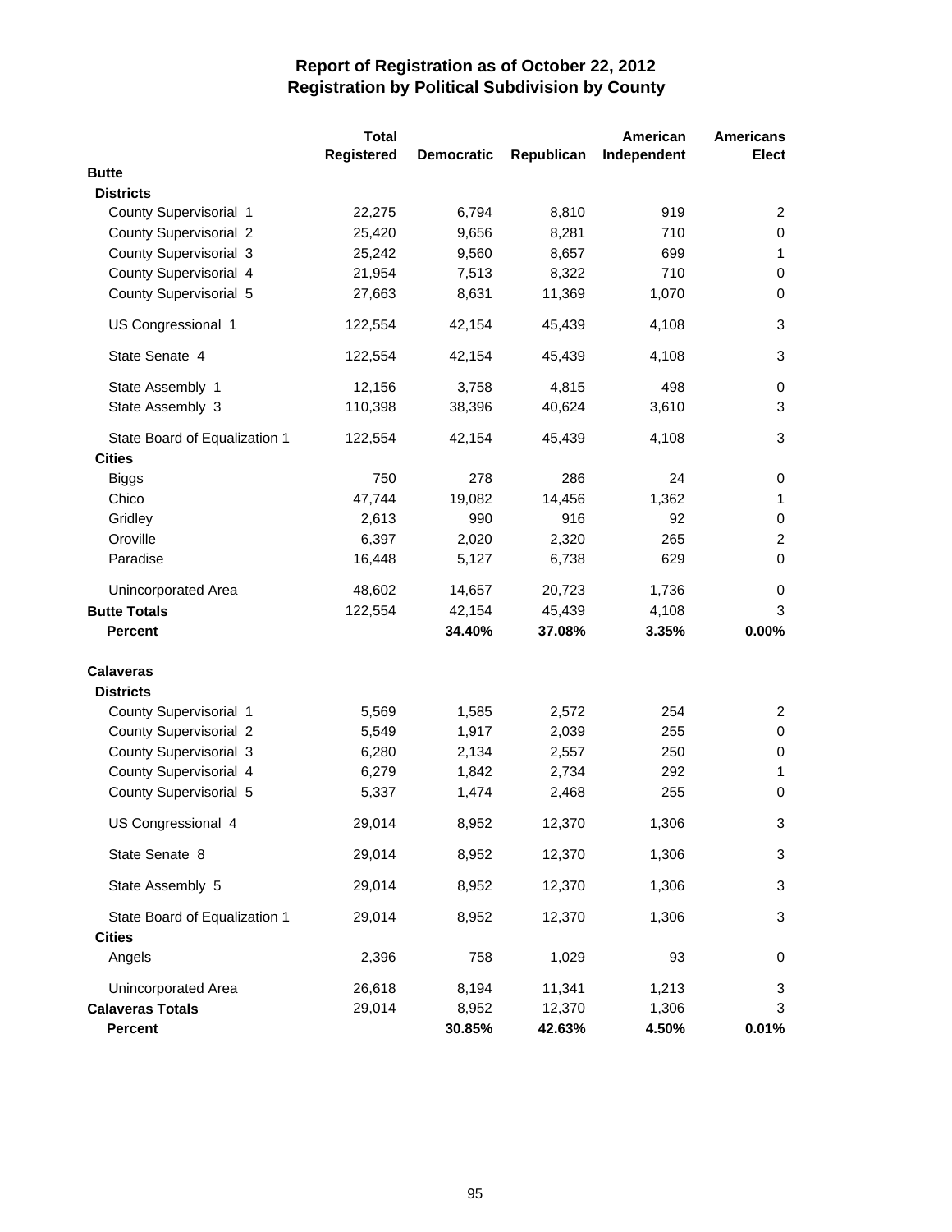# Report of Registration as of October 22, 2012
## Registration by Political Subdivision by County

| | Total Registered | Democratic | Republican | American Independent | Americans Elect |
|---|---|---|---|---|---|
| **Butte** | | | | | |
| **Districts** | | | | | |
| County Supervisorial 1 | 22,275 | 6,794 | 8,810 | 919 | 2 |
| County Supervisorial 2 | 25,420 | 9,656 | 8,281 | 710 | 0 |
| County Supervisorial 3 | 25,242 | 9,560 | 8,657 | 699 | 1 |
| County Supervisorial 4 | 21,954 | 7,513 | 8,322 | 710 | 0 |
| County Supervisorial 5 | 27,663 | 8,631 | 11,369 | 1,070 | 0 |
| US Congressional 1 | 122,554 | 42,154 | 45,439 | 4,108 | 3 |
| State Senate 4 | 122,554 | 42,154 | 45,439 | 4,108 | 3 |
| State Assembly 1 | 12,156 | 3,758 | 4,815 | 498 | 0 |
| State Assembly 3 | 110,398 | 38,396 | 40,624 | 3,610 | 3 |
| State Board of Equalization 1 | 122,554 | 42,154 | 45,439 | 4,108 | 3 |
| **Cities** | | | | | |
| Biggs | 750 | 278 | 286 | 24 | 0 |
| Chico | 47,744 | 19,082 | 14,456 | 1,362 | 1 |
| Gridley | 2,613 | 990 | 916 | 92 | 0 |
| Oroville | 6,397 | 2,020 | 2,320 | 265 | 2 |
| Paradise | 16,448 | 5,127 | 6,738 | 629 | 0 |
| Unincorporated Area | 48,602 | 14,657 | 20,723 | 1,736 | 0 |
| **Butte Totals** | 122,554 | 42,154 | 45,439 | 4,108 | 3 |
| **Percent** | | **34.40%** | **37.08%** | **3.35%** | **0.00%** |
| **Calaveras** | | | | | |
| **Districts** | | | | | |
| County Supervisorial 1 | 5,569 | 1,585 | 2,572 | 254 | 2 |
| County Supervisorial 2 | 5,549 | 1,917 | 2,039 | 255 | 0 |
| County Supervisorial 3 | 6,280 | 2,134 | 2,557 | 250 | 0 |
| County Supervisorial 4 | 6,279 | 1,842 | 2,734 | 292 | 1 |
| County Supervisorial 5 | 5,337 | 1,474 | 2,468 | 255 | 0 |
| US Congressional 4 | 29,014 | 8,952 | 12,370 | 1,306 | 3 |
| State Senate 8 | 29,014 | 8,952 | 12,370 | 1,306 | 3 |
| State Assembly 5 | 29,014 | 8,952 | 12,370 | 1,306 | 3 |
| State Board of Equalization 1 | 29,014 | 8,952 | 12,370 | 1,306 | 3 |
| **Cities** | | | | | |
| Angels | 2,396 | 758 | 1,029 | 93 | 0 |
| Unincorporated Area | 26,618 | 8,194 | 11,341 | 1,213 | 3 |
| **Calaveras Totals** | 29,014 | 8,952 | 12,370 | 1,306 | 3 |
| **Percent** | | **30.85%** | **42.63%** | **4.50%** | **0.01%** |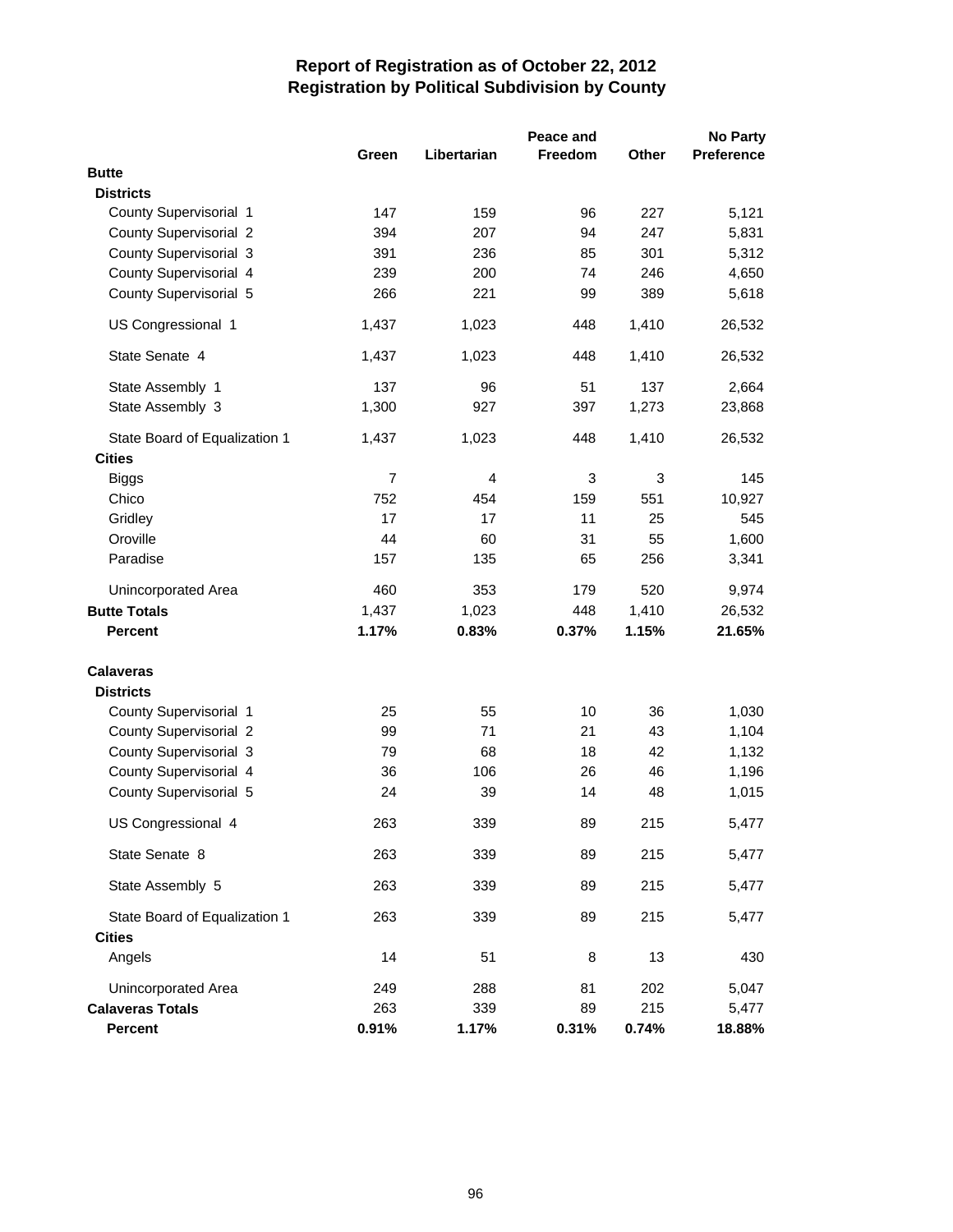# Report of Registration as of October 22, 2012
## Registration by Political Subdivision by County

| | Green | Libertarian | Peace and Freedom | Other | No Party Preference |
|---|---|---|---|---|---|
| **Butte** | | | | | |
| **Districts** | | | | | |
| County Supervisorial 1 | 147 | 159 | 96 | 227 | 5,121 |
| County Supervisorial 2 | 394 | 207 | 94 | 247 | 5,831 |
| County Supervisorial 3 | 391 | 236 | 85 | 301 | 5,312 |
| County Supervisorial 4 | 239 | 200 | 74 | 246 | 4,650 |
| County Supervisorial 5 | 266 | 221 | 99 | 389 | 5,618 |
| US Congressional 1 | 1,437 | 1,023 | 448 | 1,410 | 26,532 |
| State Senate 4 | 1,437 | 1,023 | 448 | 1,410 | 26,532 |
| State Assembly 1 | 137 | 96 | 51 | 137 | 2,664 |
| State Assembly 3 | 1,300 | 927 | 397 | 1,273 | 23,868 |
| State Board of Equalization 1 | 1,437 | 1,023 | 448 | 1,410 | 26,532 |
| **Cities** | | | | | |
| Biggs | 7 | 4 | 3 | 3 | 145 |
| Chico | 752 | 454 | 159 | 551 | 10,927 |
| Gridley | 17 | 17 | 11 | 25 | 545 |
| Oroville | 44 | 60 | 31 | 55 | 1,600 |
| Paradise | 157 | 135 | 65 | 256 | 3,341 |
| Unincorporated Area | 460 | 353 | 179 | 520 | 9,974 |
| **Butte Totals** | 1,437 | 1,023 | 448 | 1,410 | 26,532 |
| **Percent** | **1.17%** | **0.83%** | **0.37%** | **1.15%** | **21.65%** |
| **Calaveras** | | | | | |
| **Districts** | | | | | |
| County Supervisorial 1 | 25 | 55 | 10 | 36 | 1,030 |
| County Supervisorial 2 | 99 | 71 | 21 | 43 | 1,104 |
| County Supervisorial 3 | 79 | 68 | 18 | 42 | 1,132 |
| County Supervisorial 4 | 36 | 106 | 26 | 46 | 1,196 |
| County Supervisorial 5 | 24 | 39 | 14 | 48 | 1,015 |
| US Congressional 4 | 263 | 339 | 89 | 215 | 5,477 |
| State Senate 8 | 263 | 339 | 89 | 215 | 5,477 |
| State Assembly 5 | 263 | 339 | 89 | 215 | 5,477 |
| State Board of Equalization 1 | 263 | 339 | 89 | 215 | 5,477 |
| **Cities** | | | | | |
| Angels | 14 | 51 | 8 | 13 | 430 |
| Unincorporated Area | 249 | 288 | 81 | 202 | 5,047 |
| **Calaveras Totals** | 263 | 339 | 89 | 215 | 5,477 |
| **Percent** | **0.91%** | **1.17%** | **0.31%** | **0.74%** | **18.88%** |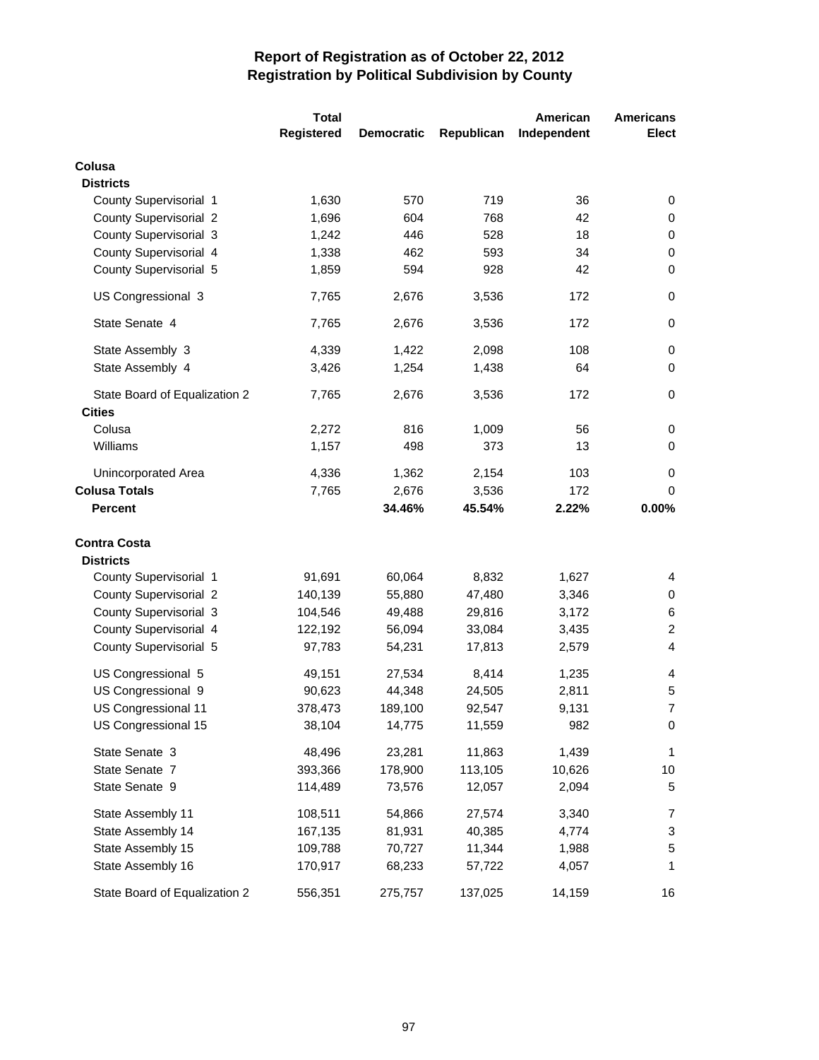# Report of Registration as of October 22, 2012
## Registration by Political Subdivision by County

| | Total Registered | Democratic | Republican | American Independent | Americans Elect |
|---|---|---|---|---|---|
| **Colusa** | | | | | |
| **Districts** | | | | | |
| County Supervisorial 1 | 1,630 | 570 | 719 | 36 | 0 |
| County Supervisorial 2 | 1,696 | 604 | 768 | 42 | 0 |
| County Supervisorial 3 | 1,242 | 446 | 528 | 18 | 0 |
| County Supervisorial 4 | 1,338 | 462 | 593 | 34 | 0 |
| County Supervisorial 5 | 1,859 | 594 | 928 | 42 | 0 |
| US Congressional 3 | 7,765 | 2,676 | 3,536 | 172 | 0 |
| State Senate 4 | 7,765 | 2,676 | 3,536 | 172 | 0 |
| State Assembly 3 | 4,339 | 1,422 | 2,098 | 108 | 0 |
| State Assembly 4 | 3,426 | 1,254 | 1,438 | 64 | 0 |
| State Board of Equalization 2 | 7,765 | 2,676 | 3,536 | 172 | 0 |
| **Cities** | | | | | |
| Colusa | 2,272 | 816 | 1,009 | 56 | 0 |
| Williams | 1,157 | 498 | 373 | 13 | 0 |
| Unincorporated Area | 4,336 | 1,362 | 2,154 | 103 | 0 |
| **Colusa Totals** | 7,765 | 2,676 | 3,536 | 172 | 0 |
| **Percent** | | **34.46%** | **45.54%** | **2.22%** | **0.00%** |
| **Contra Costa** | | | | | |
| **Districts** | | | | | |
| County Supervisorial 1 | 91,691 | 60,064 | 8,832 | 1,627 | 4 |
| County Supervisorial 2 | 140,139 | 55,880 | 47,480 | 3,346 | 0 |
| County Supervisorial 3 | 104,546 | 49,488 | 29,816 | 3,172 | 6 |
| County Supervisorial 4 | 122,192 | 56,094 | 33,084 | 3,435 | 2 |
| County Supervisorial 5 | 97,783 | 54,231 | 17,813 | 2,579 | 4 |
| US Congressional 5 | 49,151 | 27,534 | 8,414 | 1,235 | 4 |
| US Congressional 9 | 90,623 | 44,348 | 24,505 | 2,811 | 5 |
| US Congressional 11 | 378,473 | 189,100 | 92,547 | 9,131 | 7 |
| US Congressional 15 | 38,104 | 14,775 | 11,559 | 982 | 0 |
| State Senate 3 | 48,496 | 23,281 | 11,863 | 1,439 | 1 |
| State Senate 7 | 393,366 | 178,900 | 113,105 | 10,626 | 10 |
| State Senate 9 | 114,489 | 73,576 | 12,057 | 2,094 | 5 |
| State Assembly 11 | 108,511 | 54,866 | 27,574 | 3,340 | 7 |
| State Assembly 14 | 167,135 | 81,931 | 40,385 | 4,774 | 3 |
| State Assembly 15 | 109,788 | 70,727 | 11,344 | 1,988 | 5 |
| State Assembly 16 | 170,917 | 68,233 | 57,722 | 4,057 | 1 |
| State Board of Equalization 2 | 556,351 | 275,757 | 137,025 | 14,159 | 16 |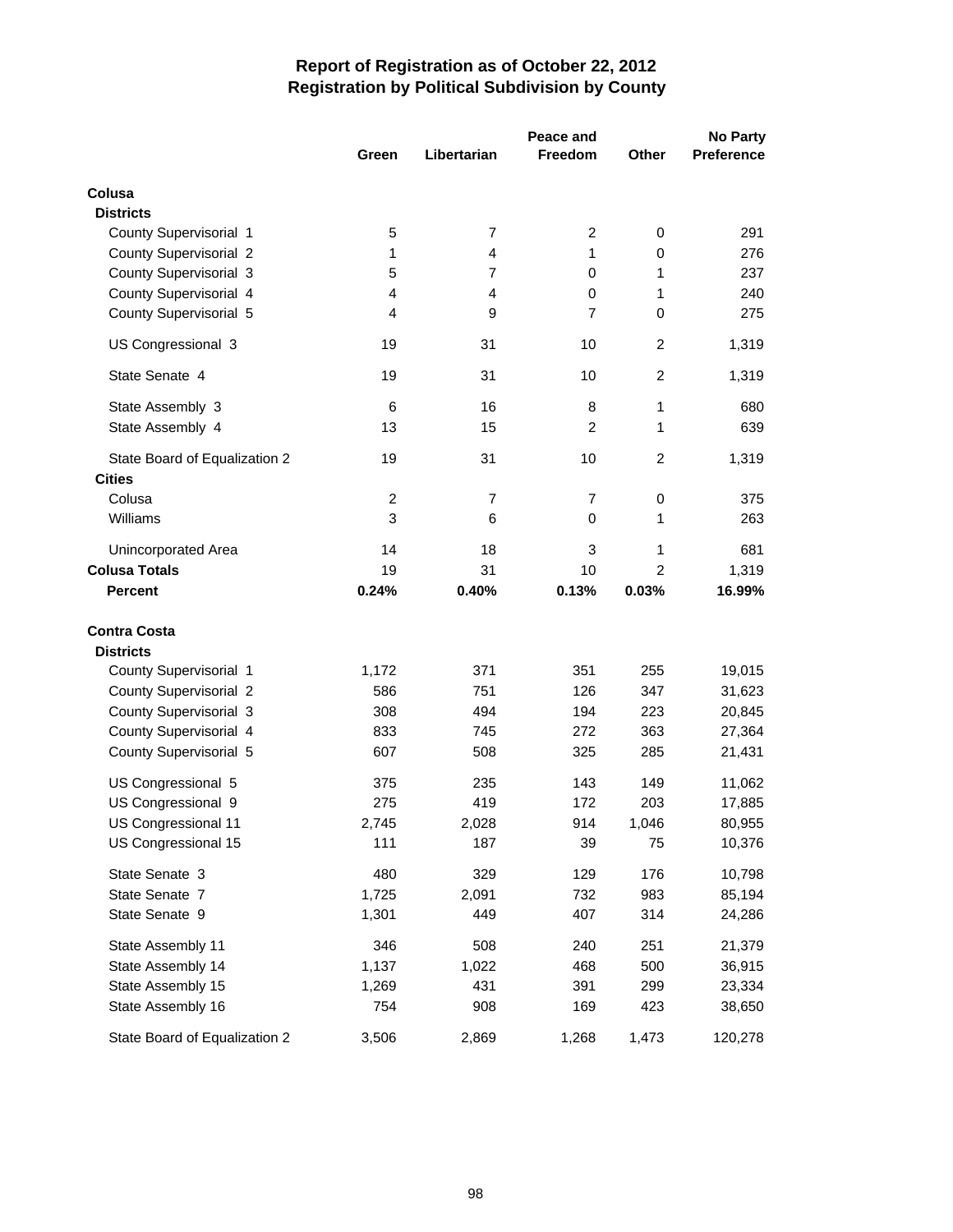# Report of Registration as of October 22, 2012
## Registration by Political Subdivision by County

| | Green | Libertarian | Peace and Freedom | Other | No Party Preference |
|---|---|---|---|---|---|
| **Colusa** | | | | | |
| **Districts** | | | | | |
| County Supervisorial 1 | 5 | 7 | 2 | 0 | 291 |
| County Supervisorial 2 | 1 | 4 | 1 | 0 | 276 |
| County Supervisorial 3 | 5 | 7 | 0 | 1 | 237 |
| County Supervisorial 4 | 4 | 4 | 0 | 1 | 240 |
| County Supervisorial 5 | 4 | 9 | 7 | 0 | 275 |
| US Congressional 3 | 19 | 31 | 10 | 2 | 1,319 |
| State Senate 4 | 19 | 31 | 10 | 2 | 1,319 |
| State Assembly 3 | 6 | 16 | 8 | 1 | 680 |
| State Assembly 4 | 13 | 15 | 2 | 1 | 639 |
| State Board of Equalization 2 | 19 | 31 | 10 | 2 | 1,319 |
| **Cities** | | | | | |
| Colusa | 2 | 7 | 7 | 0 | 375 |
| Williams | 3 | 6 | 0 | 1 | 263 |
| Unincorporated Area | 14 | 18 | 3 | 1 | 681 |
| **Colusa Totals** | 19 | 31 | 10 | 2 | 1,319 |
| **Percent** | **0.24%** | **0.40%** | **0.13%** | **0.03%** | **16.99%** |
| **Contra Costa** | | | | | |
| **Districts** | | | | | |
| County Supervisorial 1 | 1,172 | 371 | 351 | 255 | 19,015 |
| County Supervisorial 2 | 586 | 751 | 126 | 347 | 31,623 |
| County Supervisorial 3 | 308 | 494 | 194 | 223 | 20,845 |
| County Supervisorial 4 | 833 | 745 | 272 | 363 | 27,364 |
| County Supervisorial 5 | 607 | 508 | 325 | 285 | 21,431 |
| US Congressional 5 | 375 | 235 | 143 | 149 | 11,062 |
| US Congressional 9 | 275 | 419 | 172 | 203 | 17,885 |
| US Congressional 11 | 2,745 | 2,028 | 914 | 1,046 | 80,955 |
| US Congressional 15 | 111 | 187 | 39 | 75 | 10,376 |
| State Senate 3 | 480 | 329 | 129 | 176 | 10,798 |
| State Senate 7 | 1,725 | 2,091 | 732 | 983 | 85,194 |
| State Senate 9 | 1,301 | 449 | 407 | 314 | 24,286 |
| State Assembly 11 | 346 | 508 | 240 | 251 | 21,379 |
| State Assembly 14 | 1,137 | 1,022 | 468 | 500 | 36,915 |
| State Assembly 15 | 1,269 | 431 | 391 | 299 | 23,334 |
| State Assembly 16 | 754 | 908 | 169 | 423 | 38,650 |
| State Board of Equalization 2 | 3,506 | 2,869 | 1,268 | 1,473 | 120,278 |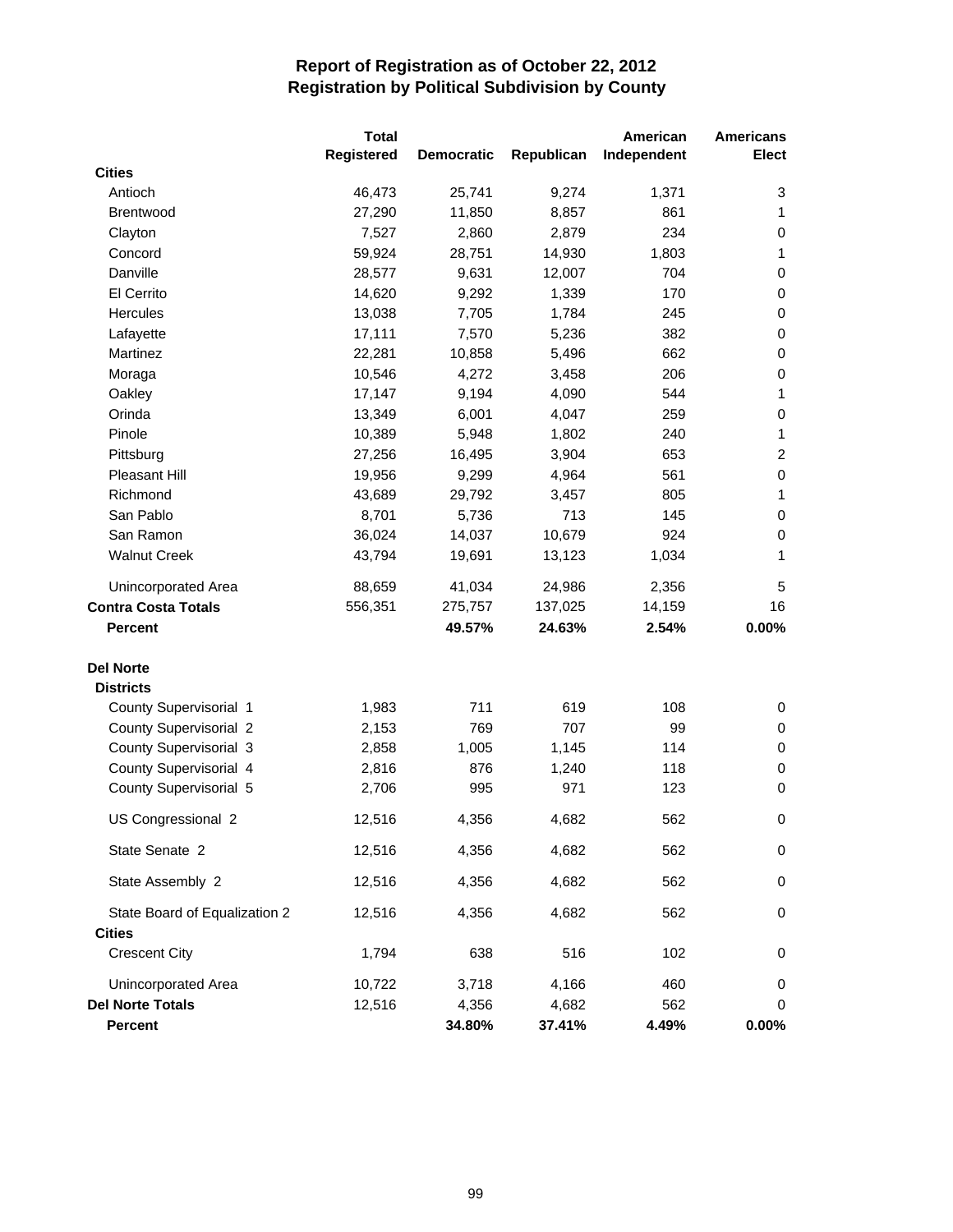# Report of Registration as of October 22, 2012
## Registration by Political Subdivision by County

| | Total Registered | Democratic | Republican | American Independent | Americans Elect |
|---|---|---|---|---|---|
| **Cities** | | | | | |
| Antioch | 46,473 | 25,741 | 9,274 | 1,371 | 3 |
| Brentwood | 27,290 | 11,850 | 8,857 | 861 | 1 |
| Clayton | 7,527 | 2,860 | 2,879 | 234 | 0 |
| Concord | 59,924 | 28,751 | 14,930 | 1,803 | 1 |
| Danville | 28,577 | 9,631 | 12,007 | 704 | 0 |
| El Cerrito | 14,620 | 9,292 | 1,339 | 170 | 0 |
| Hercules | 13,038 | 7,705 | 1,784 | 245 | 0 |
| Lafayette | 17,111 | 7,570 | 5,236 | 382 | 0 |
| Martinez | 22,281 | 10,858 | 5,496 | 662 | 0 |
| Moraga | 10,546 | 4,272 | 3,458 | 206 | 0 |
| Oakley | 17,147 | 9,194 | 4,090 | 544 | 1 |
| Orinda | 13,349 | 6,001 | 4,047 | 259 | 0 |
| Pinole | 10,389 | 5,948 | 1,802 | 240 | 1 |
| Pittsburg | 27,256 | 16,495 | 3,904 | 653 | 2 |
| Pleasant Hill | 19,956 | 9,299 | 4,964 | 561 | 0 |
| Richmond | 43,689 | 29,792 | 3,457 | 805 | 1 |
| San Pablo | 8,701 | 5,736 | 713 | 145 | 0 |
| San Ramon | 36,024 | 14,037 | 10,679 | 924 | 0 |
| Walnut Creek | 43,794 | 19,691 | 13,123 | 1,034 | 1 |
| Unincorporated Area | 88,659 | 41,034 | 24,986 | 2,356 | 5 |
| **Contra Costa Totals** | 556,351 | 275,757 | 137,025 | 14,159 | 16 |
| **Percent** | | **49.57%** | **24.63%** | **2.54%** | **0.00%** |
| **Del Norte** | | | | | |
| **Districts** | | | | | |
| County Supervisorial 1 | 1,983 | 711 | 619 | 108 | 0 |
| County Supervisorial 2 | 2,153 | 769 | 707 | 99 | 0 |
| County Supervisorial 3 | 2,858 | 1,005 | 1,145 | 114 | 0 |
| County Supervisorial 4 | 2,816 | 876 | 1,240 | 118 | 0 |
| County Supervisorial 5 | 2,706 | 995 | 971 | 123 | 0 |
| US Congressional 2 | 12,516 | 4,356 | 4,682 | 562 | 0 |
| State Senate 2 | 12,516 | 4,356 | 4,682 | 562 | 0 |
| State Assembly 2 | 12,516 | 4,356 | 4,682 | 562 | 0 |
| State Board of Equalization 2 | 12,516 | 4,356 | 4,682 | 562 | 0 |
| **Cities** | | | | | |
| Crescent City | 1,794 | 638 | 516 | 102 | 0 |
| Unincorporated Area | 10,722 | 3,718 | 4,166 | 460 | 0 |
| **Del Norte Totals** | 12,516 | 4,356 | 4,682 | 562 | 0 |
| **Percent** | | **34.80%** | **37.41%** | **4.49%** | **0.00%** |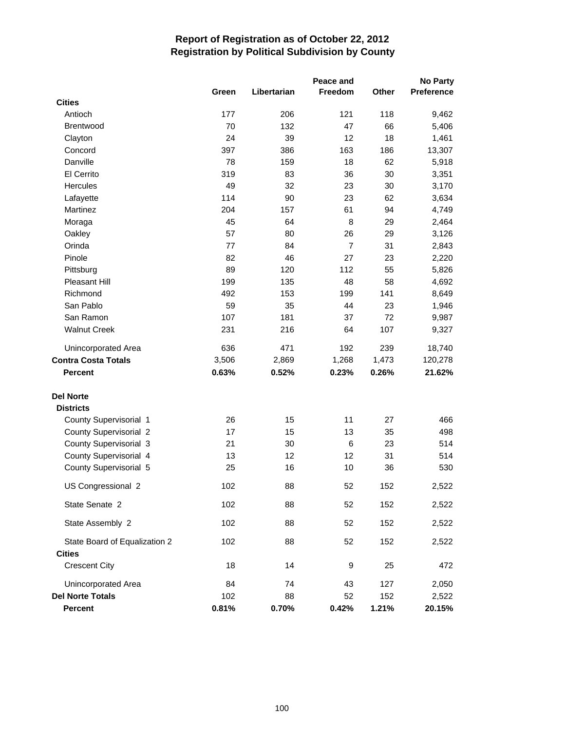# Report of Registration as of October 22, 2012
## Registration by Political Subdivision by County

| | Green | Libertarian | Peace and Freedom | Other | No Party Preference |
|---|---|---|---|---|---|
| **Cities** | | | | | |
| Antioch | 177 | 206 | 121 | 118 | 9,462 |
| Brentwood | 70 | 132 | 47 | 66 | 5,406 |
| Clayton | 24 | 39 | 12 | 18 | 1,461 |
| Concord | 397 | 386 | 163 | 186 | 13,307 |
| Danville | 78 | 159 | 18 | 62 | 5,918 |
| El Cerrito | 319 | 83 | 36 | 30 | 3,351 |
| Hercules | 49 | 32 | 23 | 30 | 3,170 |
| Lafayette | 114 | 90 | 23 | 62 | 3,634 |
| Martinez | 204 | 157 | 61 | 94 | 4,749 |
| Moraga | 45 | 64 | 8 | 29 | 2,464 |
| Oakley | 57 | 80 | 26 | 29 | 3,126 |
| Orinda | 77 | 84 | 7 | 31 | 2,843 |
| Pinole | 82 | 46 | 27 | 23 | 2,220 |
| Pittsburg | 89 | 120 | 112 | 55 | 5,826 |
| Pleasant Hill | 199 | 135 | 48 | 58 | 4,692 |
| Richmond | 492 | 153 | 199 | 141 | 8,649 |
| San Pablo | 59 | 35 | 44 | 23 | 1,946 |
| San Ramon | 107 | 181 | 37 | 72 | 9,987 |
| Walnut Creek | 231 | 216 | 64 | 107 | 9,327 |
| Unincorporated Area | 636 | 471 | 192 | 239 | 18,740 |
| **Contra Costa Totals** | 3,506 | 2,869 | 1,268 | 1,473 | 120,278 |
| **Percent** | **0.63%** | **0.52%** | **0.23%** | **0.26%** | **21.62%** |
| **Del Norte** | | | | | |
| **Districts** | | | | | |
| County Supervisorial 1 | 26 | 15 | 11 | 27 | 466 |
| County Supervisorial 2 | 17 | 15 | 13 | 35 | 498 |
| County Supervisorial 3 | 21 | 30 | 6 | 23 | 514 |
| County Supervisorial 4 | 13 | 12 | 12 | 31 | 514 |
| County Supervisorial 5 | 25 | 16 | 10 | 36 | 530 |
| US Congressional 2 | 102 | 88 | 52 | 152 | 2,522 |
| State Senate 2 | 102 | 88 | 52 | 152 | 2,522 |
| State Assembly 2 | 102 | 88 | 52 | 152 | 2,522 |
| State Board of Equalization 2 | 102 | 88 | 52 | 152 | 2,522 |
| **Cities** | | | | | |
| Crescent City | 18 | 14 | 9 | 25 | 472 |
| Unincorporated Area | 84 | 74 | 43 | 127 | 2,050 |
| **Del Norte Totals** | 102 | 88 | 52 | 152 | 2,522 |
| **Percent** | **0.81%** | **0.70%** | **0.42%** | **1.21%** | **20.15%** |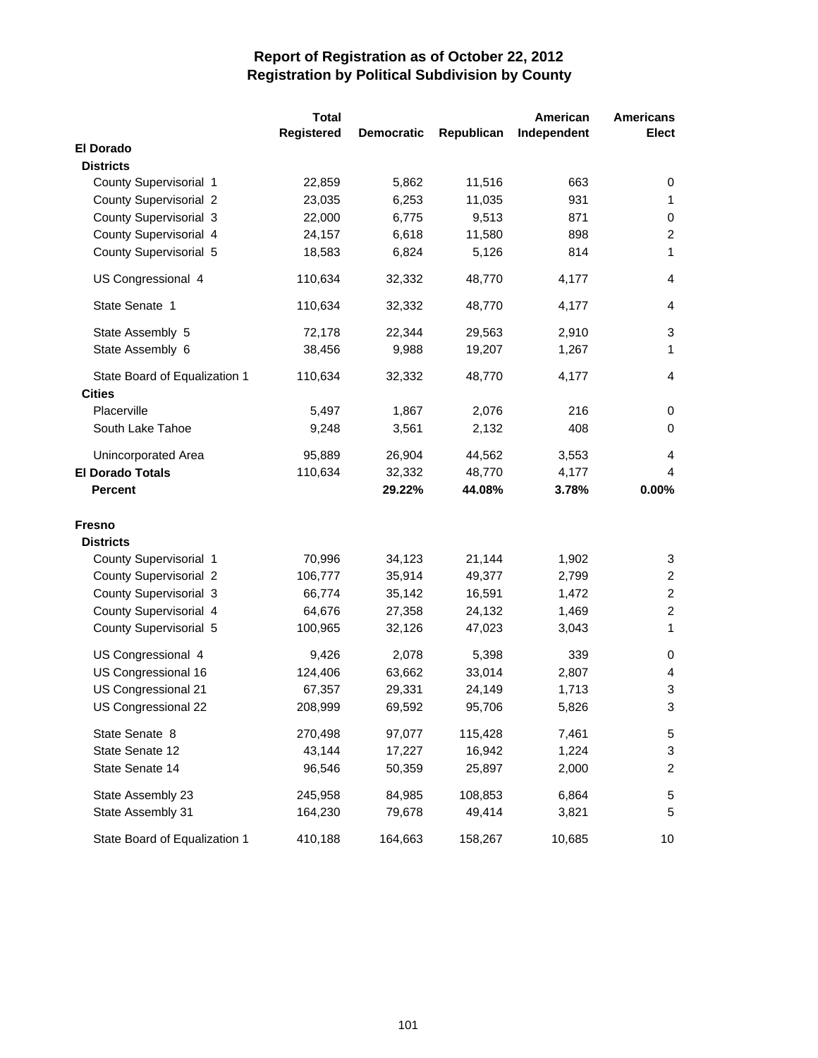# Report of Registration as of October 22, 2012
## Registration by Political Subdivision by County

| | Total Registered | Democratic | Republican | American Independent | Americans Elect |
|---|---|---|---|---|---|
| **El Dorado** | | | | | |
| **Districts** | | | | | |
| County Supervisorial 1 | 22,859 | 5,862 | 11,516 | 663 | 0 |
| County Supervisorial 2 | 23,035 | 6,253 | 11,035 | 931 | 1 |
| County Supervisorial 3 | 22,000 | 6,775 | 9,513 | 871 | 0 |
| County Supervisorial 4 | 24,157 | 6,618 | 11,580 | 898 | 2 |
| County Supervisorial 5 | 18,583 | 6,824 | 5,126 | 814 | 1 |
| US Congressional 4 | 110,634 | 32,332 | 48,770 | 4,177 | 4 |
| State Senate 1 | 110,634 | 32,332 | 48,770 | 4,177 | 4 |
| State Assembly 5 | 72,178 | 22,344 | 29,563 | 2,910 | 3 |
| State Assembly 6 | 38,456 | 9,988 | 19,207 | 1,267 | 1 |
| State Board of Equalization 1 | 110,634 | 32,332 | 48,770 | 4,177 | 4 |
| **Cities** | | | | | |
| Placerville | 5,497 | 1,867 | 2,076 | 216 | 0 |
| South Lake Tahoe | 9,248 | 3,561 | 2,132 | 408 | 0 |
| Unincorporated Area | 95,889 | 26,904 | 44,562 | 3,553 | 4 |
| **El Dorado Totals** | 110,634 | 32,332 | 48,770 | 4,177 | 4 |
| **Percent** | | **29.22%** | **44.08%** | **3.78%** | **0.00%** |
| **Fresno** | | | | | |
| **Districts** | | | | | |
| County Supervisorial 1 | 70,996 | 34,123 | 21,144 | 1,902 | 3 |
| County Supervisorial 2 | 106,777 | 35,914 | 49,377 | 2,799 | 2 |
| County Supervisorial 3 | 66,774 | 35,142 | 16,591 | 1,472 | 2 |
| County Supervisorial 4 | 64,676 | 27,358 | 24,132 | 1,469 | 2 |
| County Supervisorial 5 | 100,965 | 32,126 | 47,023 | 3,043 | 1 |
| US Congressional 4 | 9,426 | 2,078 | 5,398 | 339 | 0 |
| US Congressional 16 | 124,406 | 63,662 | 33,014 | 2,807 | 4 |
| US Congressional 21 | 67,357 | 29,331 | 24,149 | 1,713 | 3 |
| US Congressional 22 | 208,999 | 69,592 | 95,706 | 5,826 | 3 |
| State Senate 8 | 270,498 | 97,077 | 115,428 | 7,461 | 5 |
| State Senate 12 | 43,144 | 17,227 | 16,942 | 1,224 | 3 |
| State Senate 14 | 96,546 | 50,359 | 25,897 | 2,000 | 2 |
| State Assembly 23 | 245,958 | 84,985 | 108,853 | 6,864 | 5 |
| State Assembly 31 | 164,230 | 79,678 | 49,414 | 3,821 | 5 |
| State Board of Equalization 1 | 410,188 | 164,663 | 158,267 | 10,685 | 10 |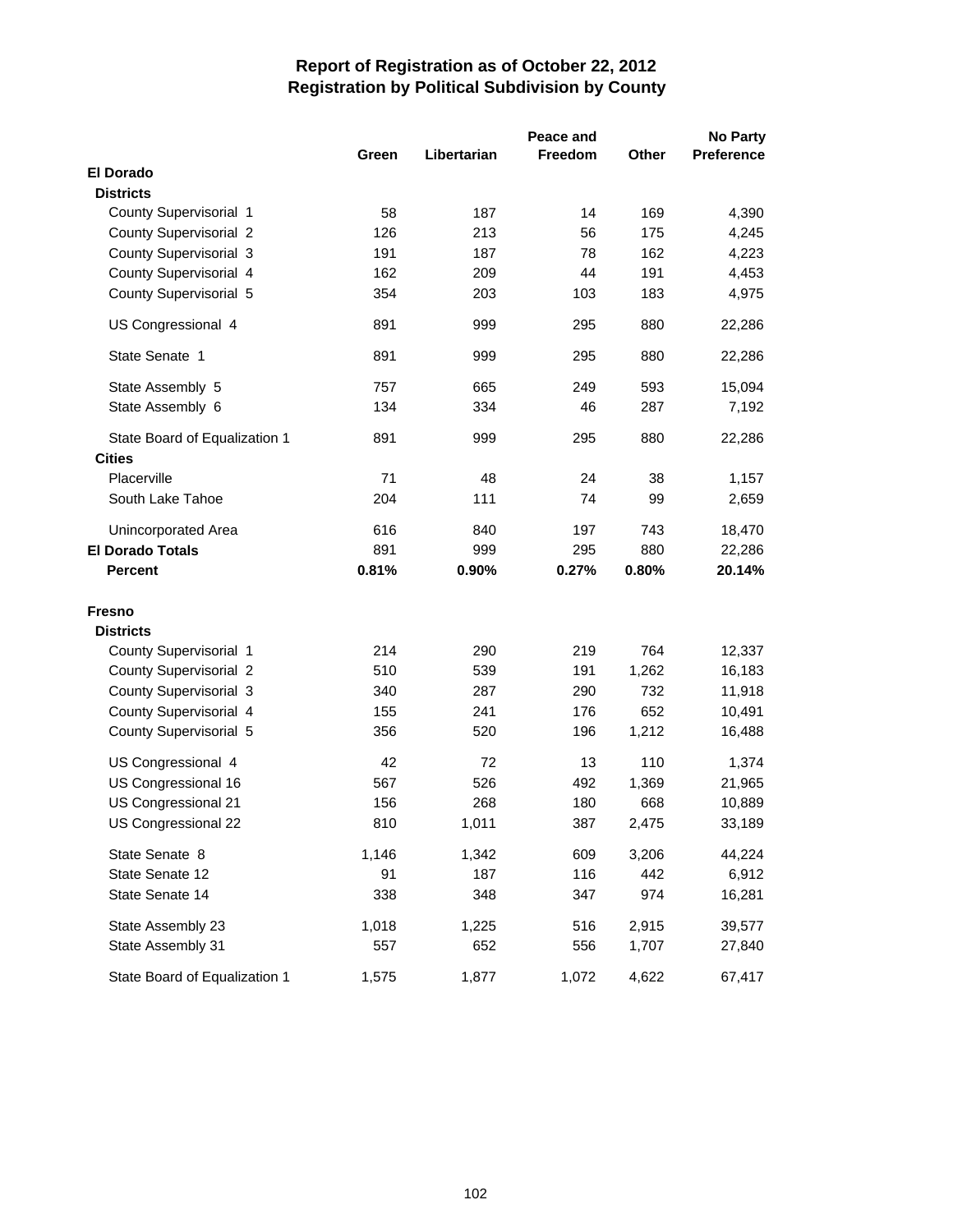# Report of Registration as of October 22, 2012
## Registration by Political Subdivision by County

| | Green | Libertarian | Peace and Freedom | Other | No Party Preference |
|---|---|---|---|---|---|
| **El Dorado** | | | | | |
| **Districts** | | | | | |
| County Supervisorial 1 | 58 | 187 | 14 | 169 | 4,390 |
| County Supervisorial 2 | 126 | 213 | 56 | 175 | 4,245 |
| County Supervisorial 3 | 191 | 187 | 78 | 162 | 4,223 |
| County Supervisorial 4 | 162 | 209 | 44 | 191 | 4,453 |
| County Supervisorial 5 | 354 | 203 | 103 | 183 | 4,975 |
| US Congressional 4 | 891 | 999 | 295 | 880 | 22,286 |
| State Senate 1 | 891 | 999 | 295 | 880 | 22,286 |
| State Assembly 5 | 757 | 665 | 249 | 593 | 15,094 |
| State Assembly 6 | 134 | 334 | 46 | 287 | 7,192 |
| State Board of Equalization 1 | 891 | 999 | 295 | 880 | 22,286 |
| **Cities** | | | | | |
| Placerville | 71 | 48 | 24 | 38 | 1,157 |
| South Lake Tahoe | 204 | 111 | 74 | 99 | 2,659 |
| Unincorporated Area | 616 | 840 | 197 | 743 | 18,470 |
| **El Dorado Totals** | 891 | 999 | 295 | 880 | 22,286 |
| **Percent** | **0.81%** | **0.90%** | **0.27%** | **0.80%** | **20.14%** |
| **Fresno** | | | | | |
| **Districts** | | | | | |
| County Supervisorial 1 | 214 | 290 | 219 | 764 | 12,337 |
| County Supervisorial 2 | 510 | 539 | 191 | 1,262 | 16,183 |
| County Supervisorial 3 | 340 | 287 | 290 | 732 | 11,918 |
| County Supervisorial 4 | 155 | 241 | 176 | 652 | 10,491 |
| County Supervisorial 5 | 356 | 520 | 196 | 1,212 | 16,488 |
| US Congressional 4 | 42 | 72 | 13 | 110 | 1,374 |
| US Congressional 16 | 567 | 526 | 492 | 1,369 | 21,965 |
| US Congressional 21 | 156 | 268 | 180 | 668 | 10,889 |
| US Congressional 22 | 810 | 1,011 | 387 | 2,475 | 33,189 |
| State Senate 8 | 1,146 | 1,342 | 609 | 3,206 | 44,224 |
| State Senate 12 | 91 | 187 | 116 | 442 | 6,912 |
| State Senate 14 | 338 | 348 | 347 | 974 | 16,281 |
| State Assembly 23 | 1,018 | 1,225 | 516 | 2,915 | 39,577 |
| State Assembly 31 | 557 | 652 | 556 | 1,707 | 27,840 |
| State Board of Equalization 1 | 1,575 | 1,877 | 1,072 | 4,622 | 67,417 |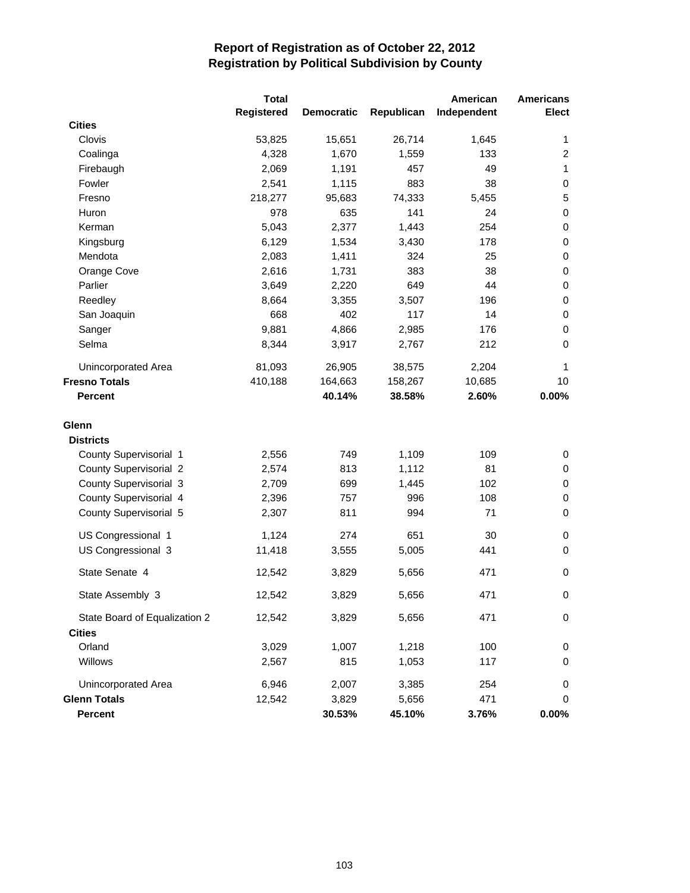# Report of Registration as of October 22, 2012
## Registration by Political Subdivision by County

| | Total Registered | Democratic | Republican | American Independent | Americans Elect |
|---|---|---|---|---|---|
| **Cities** | | | | | |
| Clovis | 53,825 | 15,651 | 26,714 | 1,645 | 1 |
| Coalinga | 4,328 | 1,670 | 1,559 | 133 | 2 |
| Firebaugh | 2,069 | 1,191 | 457 | 49 | 1 |
| Fowler | 2,541 | 1,115 | 883 | 38 | 0 |
| Fresno | 218,277 | 95,683 | 74,333 | 5,455 | 5 |
| Huron | 978 | 635 | 141 | 24 | 0 |
| Kerman | 5,043 | 2,377 | 1,443 | 254 | 0 |
| Kingsburg | 6,129 | 1,534 | 3,430 | 178 | 0 |
| Mendota | 2,083 | 1,411 | 324 | 25 | 0 |
| Orange Cove | 2,616 | 1,731 | 383 | 38 | 0 |
| Parlier | 3,649 | 2,220 | 649 | 44 | 0 |
| Reedley | 8,664 | 3,355 | 3,507 | 196 | 0 |
| San Joaquin | 668 | 402 | 117 | 14 | 0 |
| Sanger | 9,881 | 4,866 | 2,985 | 176 | 0 |
| Selma | 8,344 | 3,917 | 2,767 | 212 | 0 |
| Unincorporated Area | 81,093 | 26,905 | 38,575 | 2,204 | 1 |
| **Fresno Totals** | 410,188 | 164,663 | 158,267 | 10,685 | 10 |
| **Percent** | | **40.14%** | **38.58%** | **2.60%** | **0.00%** |
| **Glenn** | | | | | |
| **Districts** | | | | | |
| County Supervisorial 1 | 2,556 | 749 | 1,109 | 109 | 0 |
| County Supervisorial 2 | 2,574 | 813 | 1,112 | 81 | 0 |
| County Supervisorial 3 | 2,709 | 699 | 1,445 | 102 | 0 |
| County Supervisorial 4 | 2,396 | 757 | 996 | 108 | 0 |
| County Supervisorial 5 | 2,307 | 811 | 994 | 71 | 0 |
| US Congressional 1 | 1,124 | 274 | 651 | 30 | 0 |
| US Congressional 3 | 11,418 | 3,555 | 5,005 | 441 | 0 |
| State Senate 4 | 12,542 | 3,829 | 5,656 | 471 | 0 |
| State Assembly 3 | 12,542 | 3,829 | 5,656 | 471 | 0 |
| State Board of Equalization 2 | 12,542 | 3,829 | 5,656 | 471 | 0 |
| **Cities** | | | | | |
| Orland | 3,029 | 1,007 | 1,218 | 100 | 0 |
| Willows | 2,567 | 815 | 1,053 | 117 | 0 |
| Unincorporated Area | 6,946 | 2,007 | 3,385 | 254 | 0 |
| **Glenn Totals** | 12,542 | 3,829 | 5,656 | 471 | 0 |
| **Percent** | | **30.53%** | **45.10%** | **3.76%** | **0.00%** |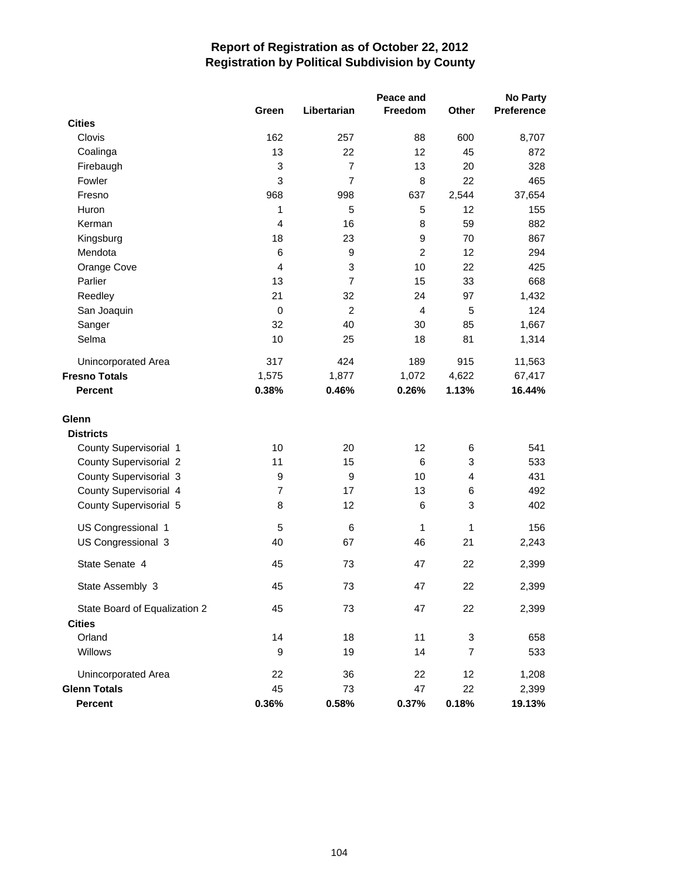# Report of Registration as of October 22, 2012
## Registration by Political Subdivision by County

| | Green | Libertarian | Peace and Freedom | Other | No Party Preference |
|---|---|---|---|---|---|
| **Cities** | | | | | |
| Clovis | 162 | 257 | 88 | 600 | 8,707 |
| Coalinga | 13 | 22 | 12 | 45 | 872 |
| Firebaugh | 3 | 7 | 13 | 20 | 328 |
| Fowler | 3 | 7 | 8 | 22 | 465 |
| Fresno | 968 | 998 | 637 | 2,544 | 37,654 |
| Huron | 1 | 5 | 5 | 12 | 155 |
| Kerman | 4 | 16 | 8 | 59 | 882 |
| Kingsburg | 18 | 23 | 9 | 70 | 867 |
| Mendota | 6 | 9 | 2 | 12 | 294 |
| Orange Cove | 4 | 3 | 10 | 22 | 425 |
| Parlier | 13 | 7 | 15 | 33 | 668 |
| Reedley | 21 | 32 | 24 | 97 | 1,432 |
| San Joaquin | 0 | 2 | 4 | 5 | 124 |
| Sanger | 32 | 40 | 30 | 85 | 1,667 |
| Selma | 10 | 25 | 18 | 81 | 1,314 |
| Unincorporated Area | 317 | 424 | 189 | 915 | 11,563 |
| **Fresno Totals** | 1,575 | 1,877 | 1,072 | 4,622 | 67,417 |
| **Percent** | **0.38%** | **0.46%** | **0.26%** | **1.13%** | **16.44%** |
| **Glenn** | | | | | |
| **Districts** | | | | | |
| County Supervisorial 1 | 10 | 20 | 12 | 6 | 541 |
| County Supervisorial 2 | 11 | 15 | 6 | 3 | 533 |
| County Supervisorial 3 | 9 | 9 | 10 | 4 | 431 |
| County Supervisorial 4 | 7 | 17 | 13 | 6 | 492 |
| County Supervisorial 5 | 8 | 12 | 6 | 3 | 402 |
| US Congressional 1 | 5 | 6 | 1 | 1 | 156 |
| US Congressional 3 | 40 | 67 | 46 | 21 | 2,243 |
| State Senate 4 | 45 | 73 | 47 | 22 | 2,399 |
| State Assembly 3 | 45 | 73 | 47 | 22 | 2,399 |
| State Board of Equalization 2 | 45 | 73 | 47 | 22 | 2,399 |
| **Cities** | | | | | |
| Orland | 14 | 18 | 11 | 3 | 658 |
| Willows | 9 | 19 | 14 | 7 | 533 |
| Unincorporated Area | 22 | 36 | 22 | 12 | 1,208 |
| **Glenn Totals** | 45 | 73 | 47 | 22 | 2,399 |
| **Percent** | **0.36%** | **0.58%** | **0.37%** | **0.18%** | **19.13%** |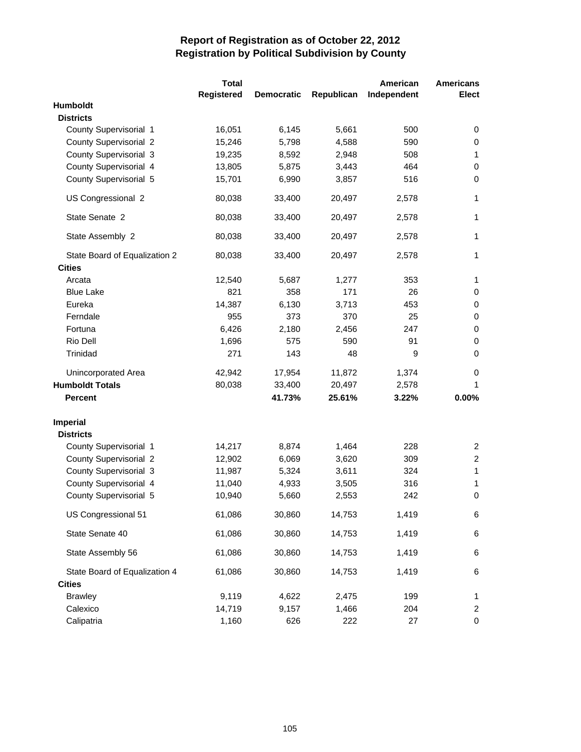# Report of Registration as of October 22, 2012
## Registration by Political Subdivision by County

| | Total Registered | Democratic | Republican | American Independent | Americans Elect |
|---|---|---|---|---|---|
| **Humboldt** | | | | | |
| **Districts** | | | | | |
| County Supervisorial 1 | 16,051 | 6,145 | 5,661 | 500 | 0 |
| County Supervisorial 2 | 15,246 | 5,798 | 4,588 | 590 | 0 |
| County Supervisorial 3 | 19,235 | 8,592 | 2,948 | 508 | 1 |
| County Supervisorial 4 | 13,805 | 5,875 | 3,443 | 464 | 0 |
| County Supervisorial 5 | 15,701 | 6,990 | 3,857 | 516 | 0 |
| US Congressional 2 | 80,038 | 33,400 | 20,497 | 2,578 | 1 |
| State Senate 2 | 80,038 | 33,400 | 20,497 | 2,578 | 1 |
| State Assembly 2 | 80,038 | 33,400 | 20,497 | 2,578 | 1 |
| State Board of Equalization 2 | 80,038 | 33,400 | 20,497 | 2,578 | 1 |
| **Cities** | | | | | |
| Arcata | 12,540 | 5,687 | 1,277 | 353 | 1 |
| Blue Lake | 821 | 358 | 171 | 26 | 0 |
| Eureka | 14,387 | 6,130 | 3,713 | 453 | 0 |
| Ferndale | 955 | 373 | 370 | 25 | 0 |
| Fortuna | 6,426 | 2,180 | 2,456 | 247 | 0 |
| Rio Dell | 1,696 | 575 | 590 | 91 | 0 |
| Trinidad | 271 | 143 | 48 | 9 | 0 |
| Unincorporated Area | 42,942 | 17,954 | 11,872 | 1,374 | 0 |
| **Humboldt Totals** | 80,038 | 33,400 | 20,497 | 2,578 | 1 |
| **Percent** | | **41.73%** | **25.61%** | **3.22%** | **0.00%** |
| **Imperial** | | | | | |
| **Districts** | | | | | |
| County Supervisorial 1 | 14,217 | 8,874 | 1,464 | 228 | 2 |
| County Supervisorial 2 | 12,902 | 6,069 | 3,620 | 309 | 2 |
| County Supervisorial 3 | 11,987 | 5,324 | 3,611 | 324 | 1 |
| County Supervisorial 4 | 11,040 | 4,933 | 3,505 | 316 | 1 |
| County Supervisorial 5 | 10,940 | 5,660 | 2,553 | 242 | 0 |
| US Congressional 51 | 61,086 | 30,860 | 14,753 | 1,419 | 6 |
| State Senate 40 | 61,086 | 30,860 | 14,753 | 1,419 | 6 |
| State Assembly 56 | 61,086 | 30,860 | 14,753 | 1,419 | 6 |
| State Board of Equalization 4 | 61,086 | 30,860 | 14,753 | 1,419 | 6 |
| **Cities** | | | | | |
| Brawley | 9,119 | 4,622 | 2,475 | 199 | 1 |
| Calexico | 14,719 | 9,157 | 1,466 | 204 | 2 |
| Calipatria | 1,160 | 626 | 222 | 27 | 0 |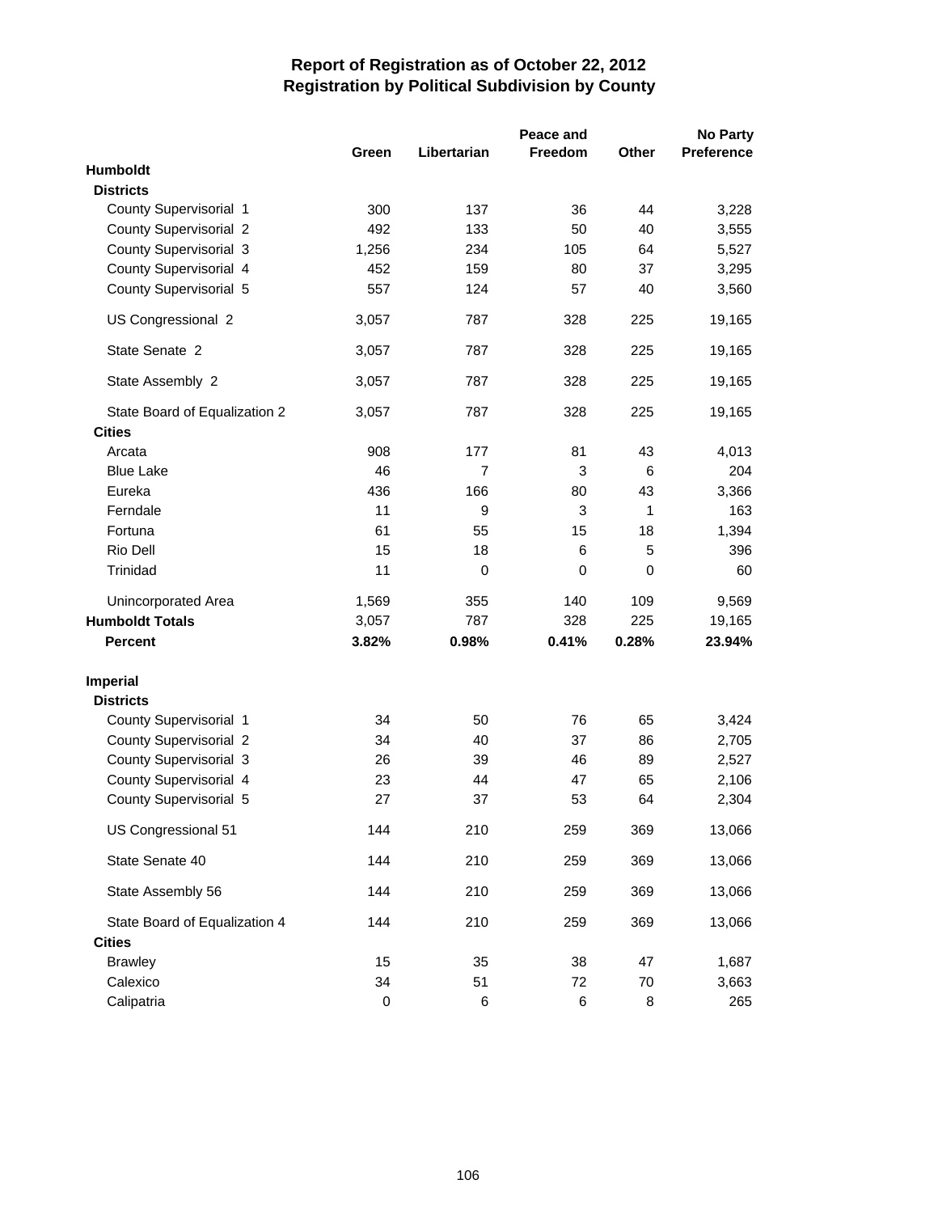# Report of Registration as of October 22, 2012
## Registration by Political Subdivision by County

| | Green | Libertarian | Peace and Freedom | Other | No Party Preference |
|---|---|---|---|---|---|
| **Humboldt** | | | | | |
| **Districts** | | | | | |
| County Supervisorial 1 | 300 | 137 | 36 | 44 | 3,228 |
| County Supervisorial 2 | 492 | 133 | 50 | 40 | 3,555 |
| County Supervisorial 3 | 1,256 | 234 | 105 | 64 | 5,527 |
| County Supervisorial 4 | 452 | 159 | 80 | 37 | 3,295 |
| County Supervisorial 5 | 557 | 124 | 57 | 40 | 3,560 |
| US Congressional 2 | 3,057 | 787 | 328 | 225 | 19,165 |
| State Senate 2 | 3,057 | 787 | 328 | 225 | 19,165 |
| State Assembly 2 | 3,057 | 787 | 328 | 225 | 19,165 |
| State Board of Equalization 2 | 3,057 | 787 | 328 | 225 | 19,165 |
| **Cities** | | | | | |
| Arcata | 908 | 177 | 81 | 43 | 4,013 |
| Blue Lake | 46 | 7 | 3 | 6 | 204 |
| Eureka | 436 | 166 | 80 | 43 | 3,366 |
| Ferndale | 11 | 9 | 3 | 1 | 163 |
| Fortuna | 61 | 55 | 15 | 18 | 1,394 |
| Rio Dell | 15 | 18 | 6 | 5 | 396 |
| Trinidad | 11 | 0 | 0 | 0 | 60 |
| Unincorporated Area | 1,569 | 355 | 140 | 109 | 9,569 |
| **Humboldt Totals** | 3,057 | 787 | 328 | 225 | 19,165 |
| **Percent** | **3.82%** | **0.98%** | **0.41%** | **0.28%** | **23.94%** |
| **Imperial** | | | | | |
| **Districts** | | | | | |
| County Supervisorial 1 | 34 | 50 | 76 | 65 | 3,424 |
| County Supervisorial 2 | 34 | 40 | 37 | 86 | 2,705 |
| County Supervisorial 3 | 26 | 39 | 46 | 89 | 2,527 |
| County Supervisorial 4 | 23 | 44 | 47 | 65 | 2,106 |
| County Supervisorial 5 | 27 | 37 | 53 | 64 | 2,304 |
| US Congressional 51 | 144 | 210 | 259 | 369 | 13,066 |
| State Senate 40 | 144 | 210 | 259 | 369 | 13,066 |
| State Assembly 56 | 144 | 210 | 259 | 369 | 13,066 |
| State Board of Equalization 4 | 144 | 210 | 259 | 369 | 13,066 |
| **Cities** | | | | | |
| Brawley | 15 | 35 | 38 | 47 | 1,687 |
| Calexico | 34 | 51 | 72 | 70 | 3,663 |
| Calipatria | 0 | 6 | 6 | 8 | 265 |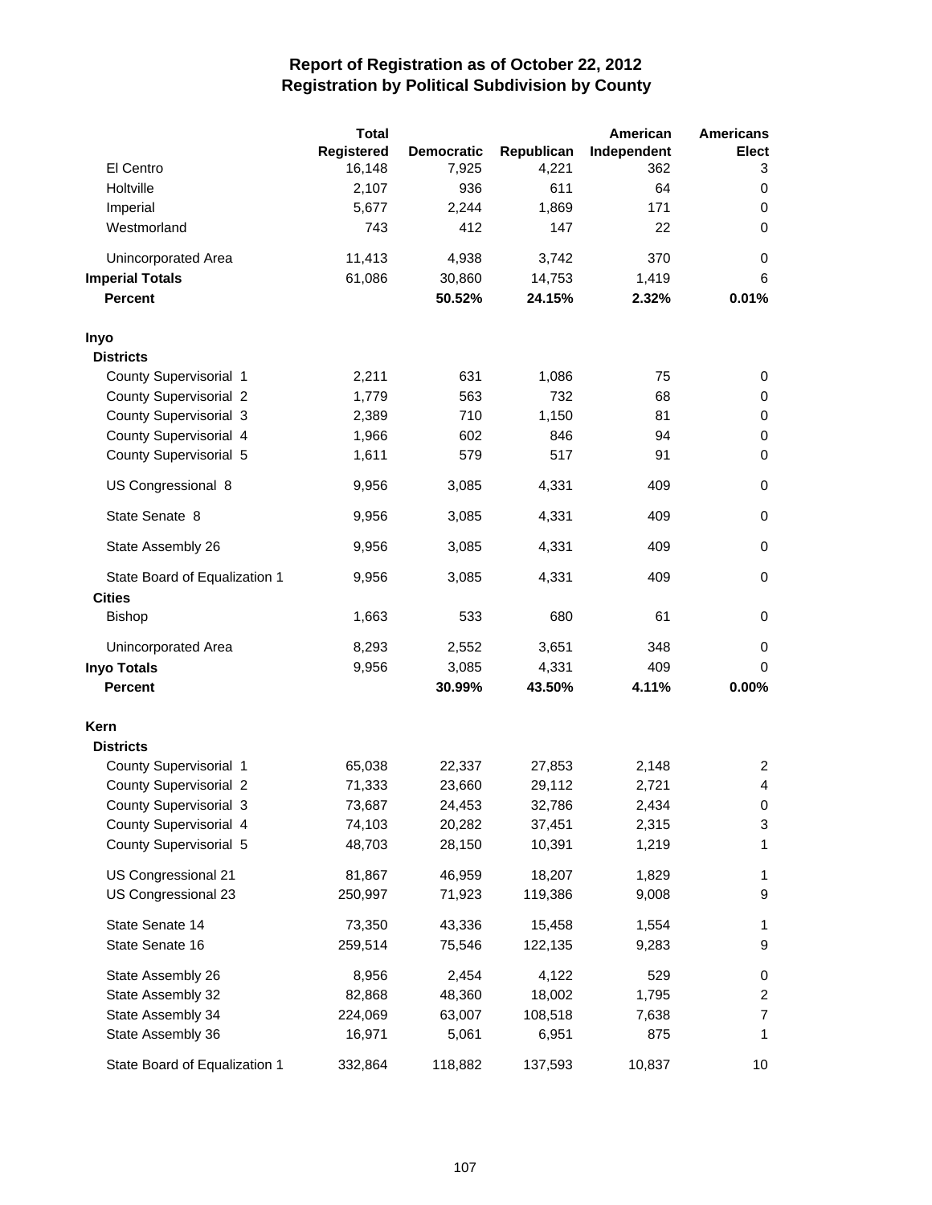# Report of Registration as of October 22, 2012
## Registration by Political Subdivision by County

| | Total Registered | Democratic | Republican | American Independent | Americans Elect |
|---|---|---|---|---|---|
| El Centro | 16,148 | 7,925 | 4,221 | 362 | 3 |
| Holtville | 2,107 | 936 | 611 | 64 | 0 |
| Imperial | 5,677 | 2,244 | 1,869 | 171 | 0 |
| Westmorland | 743 | 412 | 147 | 22 | 0 |
| Unincorporated Area | 11,413 | 4,938 | 3,742 | 370 | 0 |
| **Imperial Totals** | 61,086 | 30,860 | 14,753 | 1,419 | 6 |
| **Percent** | | **50.52%** | **24.15%** | **2.32%** | **0.01%** |
| **Inyo** | | | | | |
| **Districts** | | | | | |
| County Supervisorial 1 | 2,211 | 631 | 1,086 | 75 | 0 |
| County Supervisorial 2 | 1,779 | 563 | 732 | 68 | 0 |
| County Supervisorial 3 | 2,389 | 710 | 1,150 | 81 | 0 |
| County Supervisorial 4 | 1,966 | 602 | 846 | 94 | 0 |
| County Supervisorial 5 | 1,611 | 579 | 517 | 91 | 0 |
| US Congressional 8 | 9,956 | 3,085 | 4,331 | 409 | 0 |
| State Senate 8 | 9,956 | 3,085 | 4,331 | 409 | 0 |
| State Assembly 26 | 9,956 | 3,085 | 4,331 | 409 | 0 |
| State Board of Equalization 1 | 9,956 | 3,085 | 4,331 | 409 | 0 |
| **Cities** | | | | | |
| Bishop | 1,663 | 533 | 680 | 61 | 0 |
| Unincorporated Area | 8,293 | 2,552 | 3,651 | 348 | 0 |
| **Inyo Totals** | 9,956 | 3,085 | 4,331 | 409 | 0 |
| **Percent** | | **30.99%** | **43.50%** | **4.11%** | **0.00%** |
| **Kern** | | | | | |
| **Districts** | | | | | |
| County Supervisorial 1 | 65,038 | 22,337 | 27,853 | 2,148 | 2 |
| County Supervisorial 2 | 71,333 | 23,660 | 29,112 | 2,721 | 4 |
| County Supervisorial 3 | 73,687 | 24,453 | 32,786 | 2,434 | 0 |
| County Supervisorial 4 | 74,103 | 20,282 | 37,451 | 2,315 | 3 |
| County Supervisorial 5 | 48,703 | 28,150 | 10,391 | 1,219 | 1 |
| US Congressional 21 | 81,867 | 46,959 | 18,207 | 1,829 | 1 |
| US Congressional 23 | 250,997 | 71,923 | 119,386 | 9,008 | 9 |
| State Senate 14 | 73,350 | 43,336 | 15,458 | 1,554 | 1 |
| State Senate 16 | 259,514 | 75,546 | 122,135 | 9,283 | 9 |
| State Assembly 26 | 8,956 | 2,454 | 4,122 | 529 | 0 |
| State Assembly 32 | 82,868 | 48,360 | 18,002 | 1,795 | 2 |
| State Assembly 34 | 224,069 | 63,007 | 108,518 | 7,638 | 7 |
| State Assembly 36 | 16,971 | 5,061 | 6,951 | 875 | 1 |
| State Board of Equalization 1 | 332,864 | 118,882 | 137,593 | 10,837 | 10 |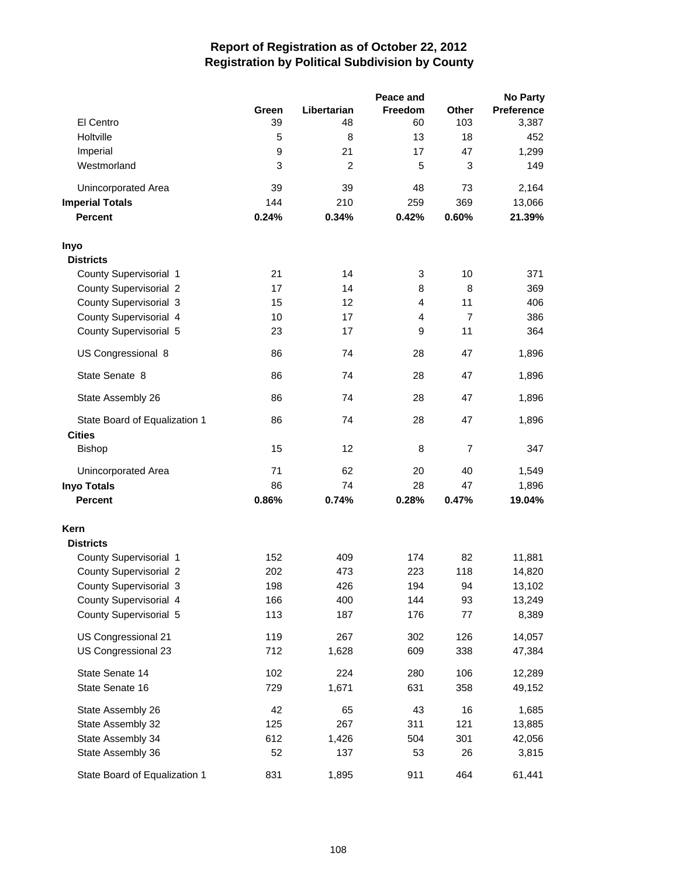# Report of Registration as of October 22, 2012
## Registration by Political Subdivision by County

| | Green | Libertarian | Peace and Freedom | Other | No Party Preference |
|---|---|---|---|---|---|
| El Centro | 39 | 48 | 60 | 103 | 3,387 |
| Holtville | 5 | 8 | 13 | 18 | 452 |
| Imperial | 9 | 21 | 17 | 47 | 1,299 |
| Westmorland | 3 | 2 | 5 | 3 | 149 |
| Unincorporated Area | 39 | 39 | 48 | 73 | 2,164 |
| **Imperial Totals** | 144 | 210 | 259 | 369 | 13,066 |
| **Percent** | **0.24%** | **0.34%** | **0.42%** | **0.60%** | **21.39%** |
| **Inyo** | | | | | |
| **Districts** | | | | | |
| County Supervisorial 1 | 21 | 14 | 3 | 10 | 371 |
| County Supervisorial 2 | 17 | 14 | 8 | 8 | 369 |
| County Supervisorial 3 | 15 | 12 | 4 | 11 | 406 |
| County Supervisorial 4 | 10 | 17 | 4 | 7 | 386 |
| County Supervisorial 5 | 23 | 17 | 9 | 11 | 364 |
| US Congressional 8 | 86 | 74 | 28 | 47 | 1,896 |
| State Senate 8 | 86 | 74 | 28 | 47 | 1,896 |
| State Assembly 26 | 86 | 74 | 28 | 47 | 1,896 |
| State Board of Equalization 1 | 86 | 74 | 28 | 47 | 1,896 |
| **Cities** | | | | | |
| Bishop | 15 | 12 | 8 | 7 | 347 |
| Unincorporated Area | 71 | 62 | 20 | 40 | 1,549 |
| **Inyo Totals** | 86 | 74 | 28 | 47 | 1,896 |
| **Percent** | **0.86%** | **0.74%** | **0.28%** | **0.47%** | **19.04%** |
| **Kern** | | | | | |
| **Districts** | | | | | |
| County Supervisorial 1 | 152 | 409 | 174 | 82 | 11,881 |
| County Supervisorial 2 | 202 | 473 | 223 | 118 | 14,820 |
| County Supervisorial 3 | 198 | 426 | 194 | 94 | 13,102 |
| County Supervisorial 4 | 166 | 400 | 144 | 93 | 13,249 |
| County Supervisorial 5 | 113 | 187 | 176 | 77 | 8,389 |
| US Congressional 21 | 119 | 267 | 302 | 126 | 14,057 |
| US Congressional 23 | 712 | 1,628 | 609 | 338 | 47,384 |
| State Senate 14 | 102 | 224 | 280 | 106 | 12,289 |
| State Senate 16 | 729 | 1,671 | 631 | 358 | 49,152 |
| State Assembly 26 | 42 | 65 | 43 | 16 | 1,685 |
| State Assembly 32 | 125 | 267 | 311 | 121 | 13,885 |
| State Assembly 34 | 612 | 1,426 | 504 | 301 | 42,056 |
| State Assembly 36 | 52 | 137 | 53 | 26 | 3,815 |
| State Board of Equalization 1 | 831 | 1,895 | 911 | 464 | 61,441 |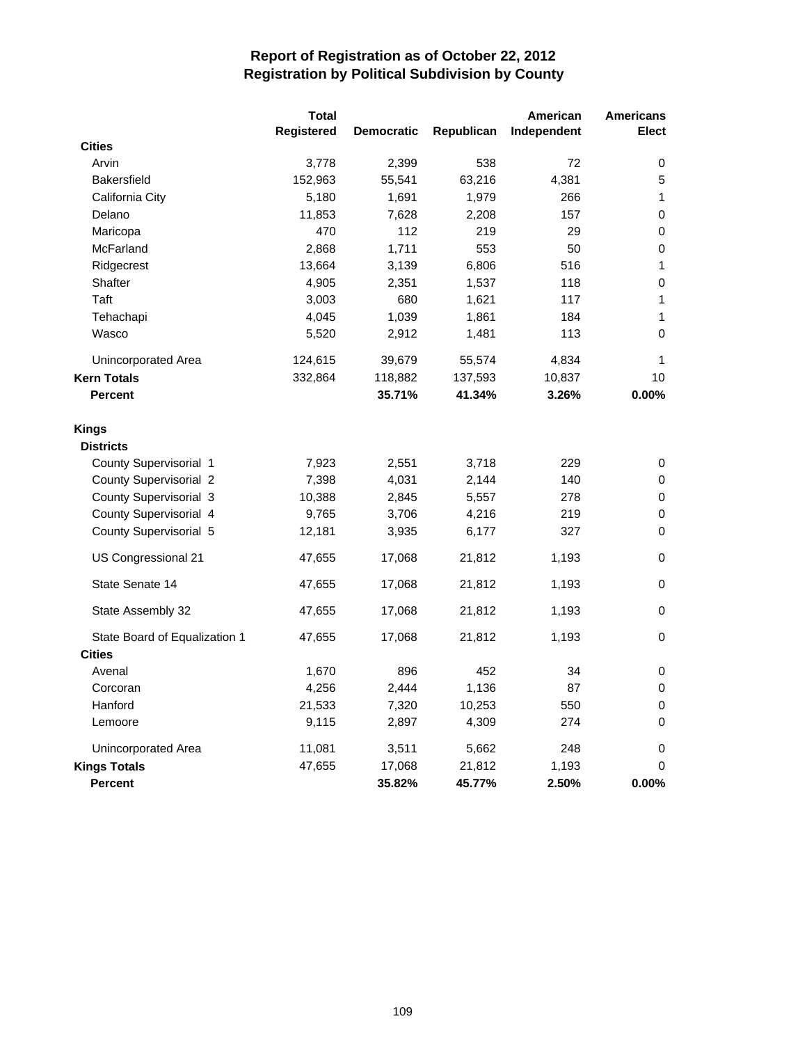# Report of Registration as of October 22, 2012
## Registration by Political Subdivision by County

| | Total Registered | Democratic | Republican | American Independent | Americans Elect |
|---|---|---|---|---|---|
| **Cities** | | | | | |
| Arvin | 3,778 | 2,399 | 538 | 72 | 0 |
| Bakersfield | 152,963 | 55,541 | 63,216 | 4,381 | 5 |
| California City | 5,180 | 1,691 | 1,979 | 266 | 1 |
| Delano | 11,853 | 7,628 | 2,208 | 157 | 0 |
| Maricopa | 470 | 112 | 219 | 29 | 0 |
| McFarland | 2,868 | 1,711 | 553 | 50 | 0 |
| Ridgecrest | 13,664 | 3,139 | 6,806 | 516 | 1 |
| Shafter | 4,905 | 2,351 | 1,537 | 118 | 0 |
| Taft | 3,003 | 680 | 1,621 | 117 | 1 |
| Tehachapi | 4,045 | 1,039 | 1,861 | 184 | 1 |
| Wasco | 5,520 | 2,912 | 1,481 | 113 | 0 |
| Unincorporated Area | 124,615 | 39,679 | 55,574 | 4,834 | 1 |
| **Kern Totals** | 332,864 | 118,882 | 137,593 | 10,837 | 10 |
| **Percent** | | **35.71%** | **41.34%** | **3.26%** | **0.00%** |
| **Kings** | | | | | |
| **Districts** | | | | | |
| County Supervisorial 1 | 7,923 | 2,551 | 3,718 | 229 | 0 |
| County Supervisorial 2 | 7,398 | 4,031 | 2,144 | 140 | 0 |
| County Supervisorial 3 | 10,388 | 2,845 | 5,557 | 278 | 0 |
| County Supervisorial 4 | 9,765 | 3,706 | 4,216 | 219 | 0 |
| County Supervisorial 5 | 12,181 | 3,935 | 6,177 | 327 | 0 |
| US Congressional 21 | 47,655 | 17,068 | 21,812 | 1,193 | 0 |
| State Senate 14 | 47,655 | 17,068 | 21,812 | 1,193 | 0 |
| State Assembly 32 | 47,655 | 17,068 | 21,812 | 1,193 | 0 |
| State Board of Equalization 1 | 47,655 | 17,068 | 21,812 | 1,193 | 0 |
| **Cities** | | | | | |
| Avenal | 1,670 | 896 | 452 | 34 | 0 |
| Corcoran | 4,256 | 2,444 | 1,136 | 87 | 0 |
| Hanford | 21,533 | 7,320 | 10,253 | 550 | 0 |
| Lemoore | 9,115 | 2,897 | 4,309 | 274 | 0 |
| Unincorporated Area | 11,081 | 3,511 | 5,662 | 248 | 0 |
| **Kings Totals** | 47,655 | 17,068 | 21,812 | 1,193 | 0 |
| **Percent** | | **35.82%** | **45.77%** | **2.50%** | **0.00%** |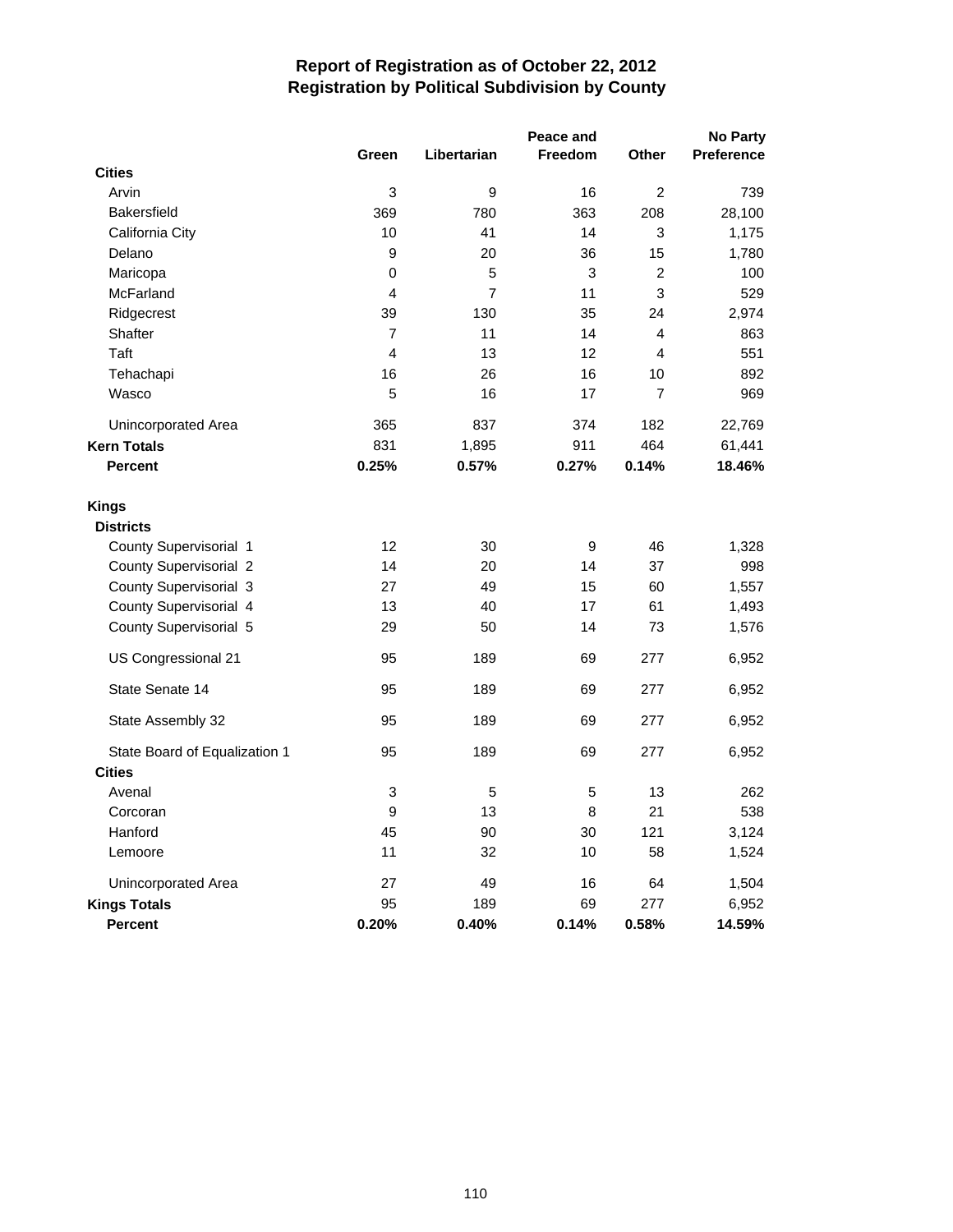# Report of Registration as of October 22, 2012
## Registration by Political Subdivision by County

| | Green | Libertarian | Peace and Freedom | Other | No Party Preference |
|---|---|---|---|---|---|
| **Cities** | | | | | |
| Arvin | 3 | 9 | 16 | 2 | 739 |
| Bakersfield | 369 | 780 | 363 | 208 | 28,100 |
| California City | 10 | 41 | 14 | 3 | 1,175 |
| Delano | 9 | 20 | 36 | 15 | 1,780 |
| Maricopa | 0 | 5 | 3 | 2 | 100 |
| McFarland | 4 | 7 | 11 | 3 | 529 |
| Ridgecrest | 39 | 130 | 35 | 24 | 2,974 |
| Shafter | 7 | 11 | 14 | 4 | 863 |
| Taft | 4 | 13 | 12 | 4 | 551 |
| Tehachapi | 16 | 26 | 16 | 10 | 892 |
| Wasco | 5 | 16 | 17 | 7 | 969 |
| Unincorporated Area | 365 | 837 | 374 | 182 | 22,769 |
| **Kern Totals** | 831 | 1,895 | 911 | 464 | 61,441 |
| **Percent** | **0.25%** | **0.57%** | **0.27%** | **0.14%** | **18.46%** |
| | | | | | |
| **Kings** | | | | | |
| **Districts** | | | | | |
| County Supervisorial 1 | 12 | 30 | 9 | 46 | 1,328 |
| County Supervisorial 2 | 14 | 20 | 14 | 37 | 998 |
| County Supervisorial 3 | 27 | 49 | 15 | 60 | 1,557 |
| County Supervisorial 4 | 13 | 40 | 17 | 61 | 1,493 |
| County Supervisorial 5 | 29 | 50 | 14 | 73 | 1,576 |
| US Congressional 21 | 95 | 189 | 69 | 277 | 6,952 |
| State Senate 14 | 95 | 189 | 69 | 277 | 6,952 |
| State Assembly 32 | 95 | 189 | 69 | 277 | 6,952 |
| State Board of Equalization 1 | 95 | 189 | 69 | 277 | 6,952 |
| **Cities** | | | | | |
| Avenal | 3 | 5 | 5 | 13 | 262 |
| Corcoran | 9 | 13 | 8 | 21 | 538 |
| Hanford | 45 | 90 | 30 | 121 | 3,124 |
| Lemoore | 11 | 32 | 10 | 58 | 1,524 |
| Unincorporated Area | 27 | 49 | 16 | 64 | 1,504 |
| **Kings Totals** | 95 | 189 | 69 | 277 | 6,952 |
| **Percent** | **0.20%** | **0.40%** | **0.14%** | **0.58%** | **14.59%** |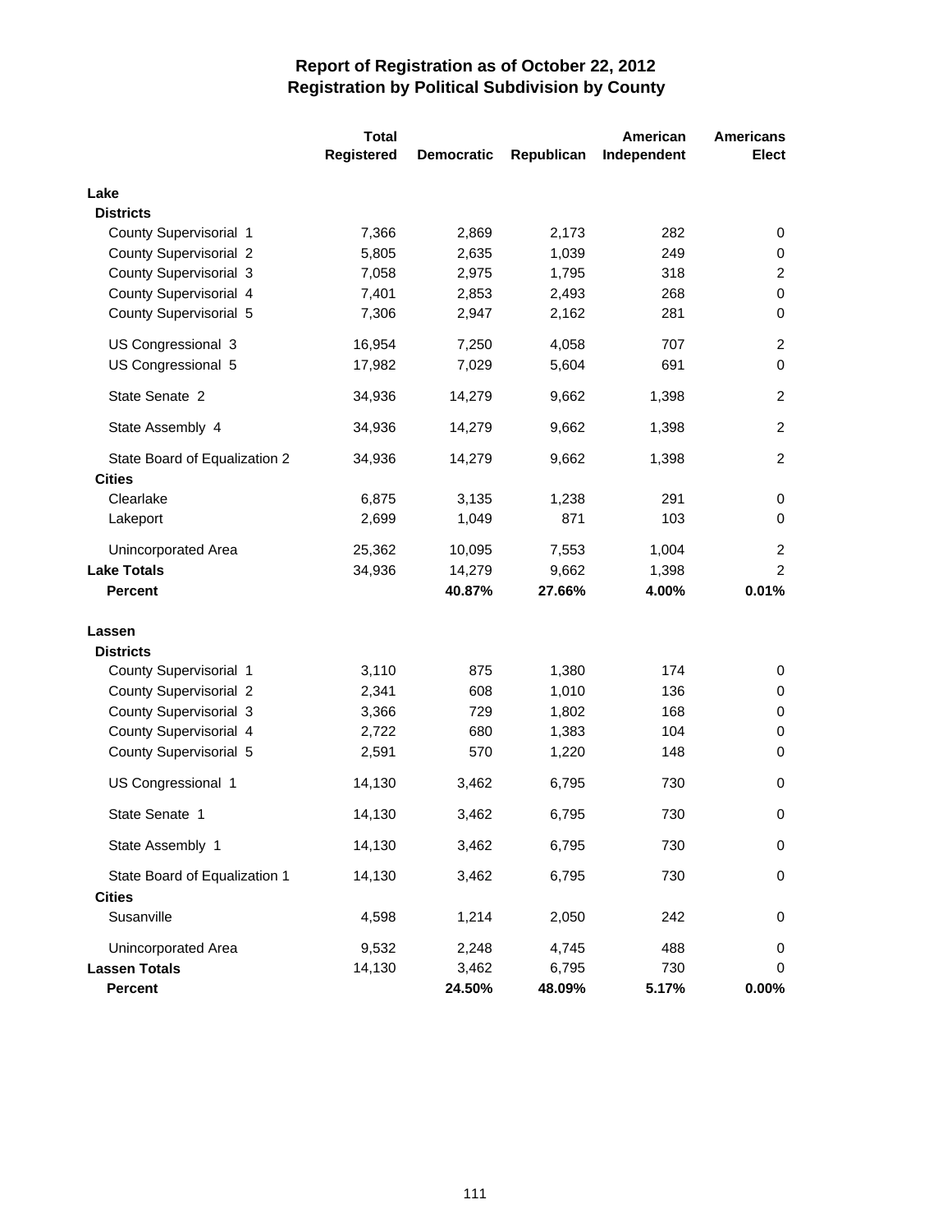## Report of Registration as of October 22, 2012
## Registration by Political Subdivision by County

| | Total Registered | Democratic | Republican | American Independent | Americans Elect |
|---|---|---|---|---|---|
| **Lake** | | | | | |
| **Districts** | | | | | |
| County Supervisorial 1 | 7,366 | 2,869 | 2,173 | 282 | 0 |
| County Supervisorial 2 | 5,805 | 2,635 | 1,039 | 249 | 0 |
| County Supervisorial 3 | 7,058 | 2,975 | 1,795 | 318 | 2 |
| County Supervisorial 4 | 7,401 | 2,853 | 2,493 | 268 | 0 |
| County Supervisorial 5 | 7,306 | 2,947 | 2,162 | 281 | 0 |
| US Congressional 3 | 16,954 | 7,250 | 4,058 | 707 | 2 |
| US Congressional 5 | 17,982 | 7,029 | 5,604 | 691 | 0 |
| State Senate 2 | 34,936 | 14,279 | 9,662 | 1,398 | 2 |
| State Assembly 4 | 34,936 | 14,279 | 9,662 | 1,398 | 2 |
| State Board of Equalization 2 | 34,936 | 14,279 | 9,662 | 1,398 | 2 |
| **Cities** | | | | | |
| Clearlake | 6,875 | 3,135 | 1,238 | 291 | 0 |
| Lakeport | 2,699 | 1,049 | 871 | 103 | 0 |
| Unincorporated Area | 25,362 | 10,095 | 7,553 | 1,004 | 2 |
| **Lake Totals** | 34,936 | 14,279 | 9,662 | 1,398 | 2 |
| **Percent** | | **40.87%** | **27.66%** | **4.00%** | **0.01%** |
| **Lassen** | | | | | |
| **Districts** | | | | | |
| County Supervisorial 1 | 3,110 | 875 | 1,380 | 174 | 0 |
| County Supervisorial 2 | 2,341 | 608 | 1,010 | 136 | 0 |
| County Supervisorial 3 | 3,366 | 729 | 1,802 | 168 | 0 |
| County Supervisorial 4 | 2,722 | 680 | 1,383 | 104 | 0 |
| County Supervisorial 5 | 2,591 | 570 | 1,220 | 148 | 0 |
| US Congressional 1 | 14,130 | 3,462 | 6,795 | 730 | 0 |
| State Senate 1 | 14,130 | 3,462 | 6,795 | 730 | 0 |
| State Assembly 1 | 14,130 | 3,462 | 6,795 | 730 | 0 |
| State Board of Equalization 1 | 14,130 | 3,462 | 6,795 | 730 | 0 |
| **Cities** | | | | | |
| Susanville | 4,598 | 1,214 | 2,050 | 242 | 0 |
| Unincorporated Area | 9,532 | 2,248 | 4,745 | 488 | 0 |
| **Lassen Totals** | 14,130 | 3,462 | 6,795 | 730 | 0 |
| **Percent** | | **24.50%** | **48.09%** | **5.17%** | **0.00%** |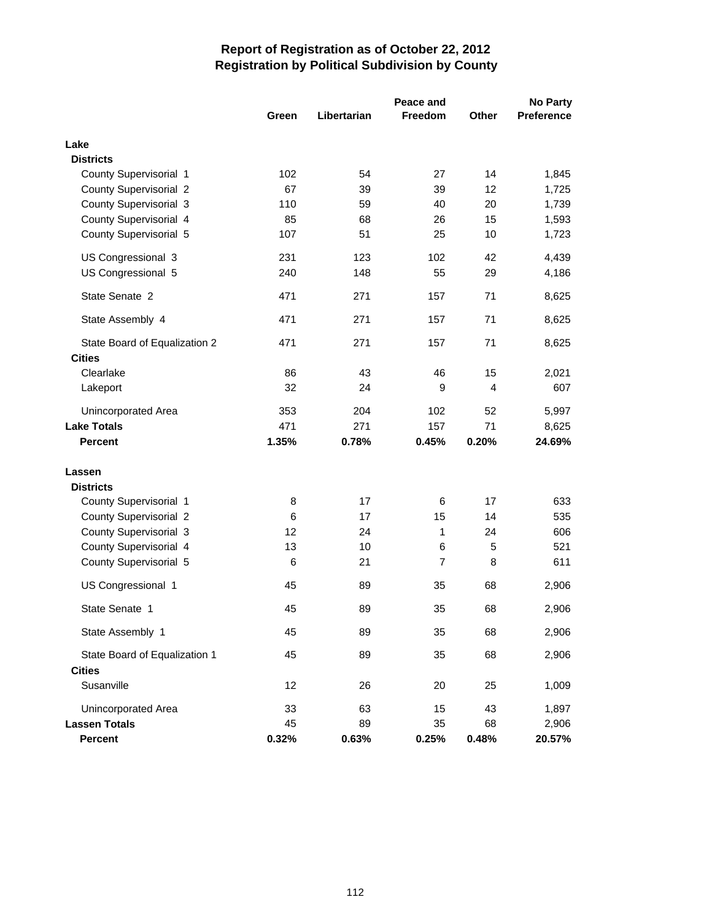# Report of Registration as of October 22, 2012
## Registration by Political Subdivision by County

| | Green | Libertarian | Peace and Freedom | Other | No Party Preference |
|---|---|---|---|---|---|
| **Lake** | | | | | |
| **Districts** | | | | | |
| County Supervisorial 1 | 102 | 54 | 27 | 14 | 1,845 |
| County Supervisorial 2 | 67 | 39 | 39 | 12 | 1,725 |
| County Supervisorial 3 | 110 | 59 | 40 | 20 | 1,739 |
| County Supervisorial 4 | 85 | 68 | 26 | 15 | 1,593 |
| County Supervisorial 5 | 107 | 51 | 25 | 10 | 1,723 |
| US Congressional 3 | 231 | 123 | 102 | 42 | 4,439 |
| US Congressional 5 | 240 | 148 | 55 | 29 | 4,186 |
| State Senate 2 | 471 | 271 | 157 | 71 | 8,625 |
| State Assembly 4 | 471 | 271 | 157 | 71 | 8,625 |
| State Board of Equalization 2 | 471 | 271 | 157 | 71 | 8,625 |
| **Cities** | | | | | |
| Clearlake | 86 | 43 | 46 | 15 | 2,021 |
| Lakeport | 32 | 24 | 9 | 4 | 607 |
| Unincorporated Area | 353 | 204 | 102 | 52 | 5,997 |
| **Lake Totals** | 471 | 271 | 157 | 71 | 8,625 |
| **Percent** | **1.35%** | **0.78%** | **0.45%** | **0.20%** | **24.69%** |
| **Lassen** | | | | | |
| **Districts** | | | | | |
| County Supervisorial 1 | 8 | 17 | 6 | 17 | 633 |
| County Supervisorial 2 | 6 | 17 | 15 | 14 | 535 |
| County Supervisorial 3 | 12 | 24 | 1 | 24 | 606 |
| County Supervisorial 4 | 13 | 10 | 6 | 5 | 521 |
| County Supervisorial 5 | 6 | 21 | 7 | 8 | 611 |
| US Congressional 1 | 45 | 89 | 35 | 68 | 2,906 |
| State Senate 1 | 45 | 89 | 35 | 68 | 2,906 |
| State Assembly 1 | 45 | 89 | 35 | 68 | 2,906 |
| State Board of Equalization 1 | 45 | 89 | 35 | 68 | 2,906 |
| **Cities** | | | | | |
| Susanville | 12 | 26 | 20 | 25 | 1,009 |
| Unincorporated Area | 33 | 63 | 15 | 43 | 1,897 |
| **Lassen Totals** | 45 | 89 | 35 | 68 | 2,906 |
| **Percent** | **0.32%** | **0.63%** | **0.25%** | **0.48%** | **20.57%** |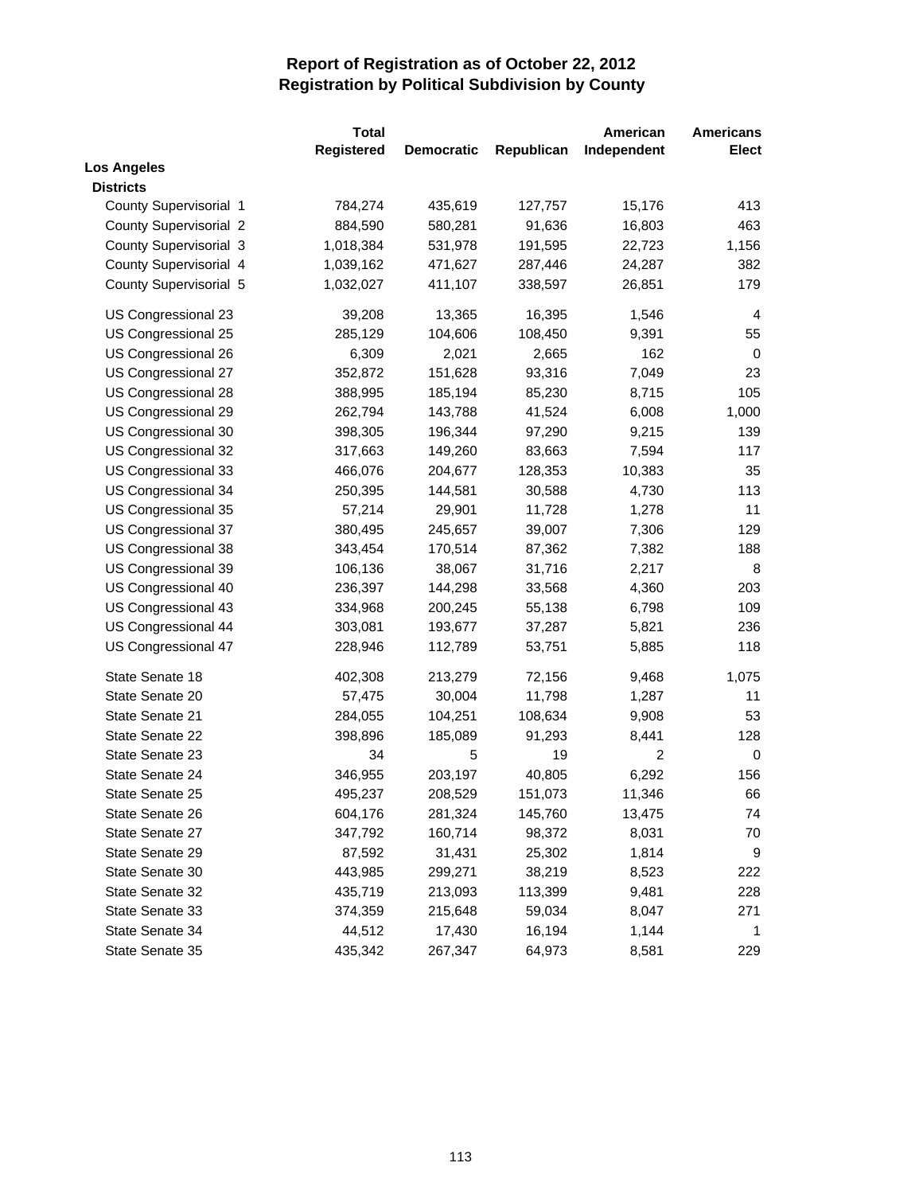# Report of Registration as of October 22, 2012
## Registration by Political Subdivision by County

| | Total Registered | Democratic | Republican | American Independent | Americans Elect |
|---|---|---|---|---|---|
| **Los Angeles** | | | | | |
| **Districts** | | | | | |
| County Supervisorial 1 | 784,274 | 435,619 | 127,757 | 15,176 | 413 |
| County Supervisorial 2 | 884,590 | 580,281 | 91,636 | 16,803 | 463 |
| County Supervisorial 3 | 1,018,384 | 531,978 | 191,595 | 22,723 | 1,156 |
| County Supervisorial 4 | 1,039,162 | 471,627 | 287,446 | 24,287 | 382 |
| County Supervisorial 5 | 1,032,027 | 411,107 | 338,597 | 26,851 | 179 |
| US Congressional 23 | 39,208 | 13,365 | 16,395 | 1,546 | 4 |
| US Congressional 25 | 285,129 | 104,606 | 108,450 | 9,391 | 55 |
| US Congressional 26 | 6,309 | 2,021 | 2,665 | 162 | 0 |
| US Congressional 27 | 352,872 | 151,628 | 93,316 | 7,049 | 23 |
| US Congressional 28 | 388,995 | 185,194 | 85,230 | 8,715 | 105 |
| US Congressional 29 | 262,794 | 143,788 | 41,524 | 6,008 | 1,000 |
| US Congressional 30 | 398,305 | 196,344 | 97,290 | 9,215 | 139 |
| US Congressional 32 | 317,663 | 149,260 | 83,663 | 7,594 | 117 |
| US Congressional 33 | 466,076 | 204,677 | 128,353 | 10,383 | 35 |
| US Congressional 34 | 250,395 | 144,581 | 30,588 | 4,730 | 113 |
| US Congressional 35 | 57,214 | 29,901 | 11,728 | 1,278 | 11 |
| US Congressional 37 | 380,495 | 245,657 | 39,007 | 7,306 | 129 |
| US Congressional 38 | 343,454 | 170,514 | 87,362 | 7,382 | 188 |
| US Congressional 39 | 106,136 | 38,067 | 31,716 | 2,217 | 8 |
| US Congressional 40 | 236,397 | 144,298 | 33,568 | 4,360 | 203 |
| US Congressional 43 | 334,968 | 200,245 | 55,138 | 6,798 | 109 |
| US Congressional 44 | 303,081 | 193,677 | 37,287 | 5,821 | 236 |
| US Congressional 47 | 228,946 | 112,789 | 53,751 | 5,885 | 118 |
| State Senate 18 | 402,308 | 213,279 | 72,156 | 9,468 | 1,075 |
| State Senate 20 | 57,475 | 30,004 | 11,798 | 1,287 | 11 |
| State Senate 21 | 284,055 | 104,251 | 108,634 | 9,908 | 53 |
| State Senate 22 | 398,896 | 185,089 | 91,293 | 8,441 | 128 |
| State Senate 23 | 34 | 5 | 19 | 2 | 0 |
| State Senate 24 | 346,955 | 203,197 | 40,805 | 6,292 | 156 |
| State Senate 25 | 495,237 | 208,529 | 151,073 | 11,346 | 66 |
| State Senate 26 | 604,176 | 281,324 | 145,760 | 13,475 | 74 |
| State Senate 27 | 347,792 | 160,714 | 98,372 | 8,031 | 70 |
| State Senate 29 | 87,592 | 31,431 | 25,302 | 1,814 | 9 |
| State Senate 30 | 443,985 | 299,271 | 38,219 | 8,523 | 222 |
| State Senate 32 | 435,719 | 213,093 | 113,399 | 9,481 | 228 |
| State Senate 33 | 374,359 | 215,648 | 59,034 | 8,047 | 271 |
| State Senate 34 | 44,512 | 17,430 | 16,194 | 1,144 | 1 |
| State Senate 35 | 435,342 | 267,347 | 64,973 | 8,581 | 229 |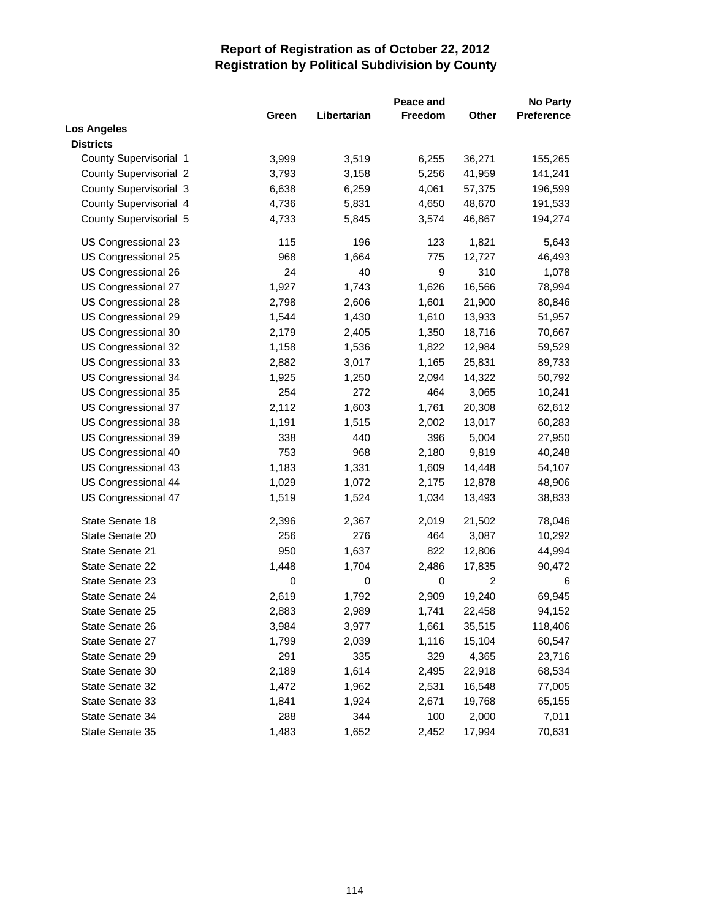# Report of Registration as of October 22, 2012
## Registration by Political Subdivision by County

| | Green | Libertarian | Peace and Freedom | Other | No Party Preference |
|---|---|---|---|---|---|
| **Los Angeles** | | | | | |
| **Districts** | | | | | |
| County Supervisorial 1 | 3,999 | 3,519 | 6,255 | 36,271 | 155,265 |
| County Supervisorial 2 | 3,793 | 3,158 | 5,256 | 41,959 | 141,241 |
| County Supervisorial 3 | 6,638 | 6,259 | 4,061 | 57,375 | 196,599 |
| County Supervisorial 4 | 4,736 | 5,831 | 4,650 | 48,670 | 191,533 |
| County Supervisorial 5 | 4,733 | 5,845 | 3,574 | 46,867 | 194,274 |
| US Congressional 23 | 115 | 196 | 123 | 1,821 | 5,643 |
| US Congressional 25 | 968 | 1,664 | 775 | 12,727 | 46,493 |
| US Congressional 26 | 24 | 40 | 9 | 310 | 1,078 |
| US Congressional 27 | 1,927 | 1,743 | 1,626 | 16,566 | 78,994 |
| US Congressional 28 | 2,798 | 2,606 | 1,601 | 21,900 | 80,846 |
| US Congressional 29 | 1,544 | 1,430 | 1,610 | 13,933 | 51,957 |
| US Congressional 30 | 2,179 | 2,405 | 1,350 | 18,716 | 70,667 |
| US Congressional 32 | 1,158 | 1,536 | 1,822 | 12,984 | 59,529 |
| US Congressional 33 | 2,882 | 3,017 | 1,165 | 25,831 | 89,733 |
| US Congressional 34 | 1,925 | 1,250 | 2,094 | 14,322 | 50,792 |
| US Congressional 35 | 254 | 272 | 464 | 3,065 | 10,241 |
| US Congressional 37 | 2,112 | 1,603 | 1,761 | 20,308 | 62,612 |
| US Congressional 38 | 1,191 | 1,515 | 2,002 | 13,017 | 60,283 |
| US Congressional 39 | 338 | 440 | 396 | 5,004 | 27,950 |
| US Congressional 40 | 753 | 968 | 2,180 | 9,819 | 40,248 |
| US Congressional 43 | 1,183 | 1,331 | 1,609 | 14,448 | 54,107 |
| US Congressional 44 | 1,029 | 1,072 | 2,175 | 12,878 | 48,906 |
| US Congressional 47 | 1,519 | 1,524 | 1,034 | 13,493 | 38,833 |
| State Senate 18 | 2,396 | 2,367 | 2,019 | 21,502 | 78,046 |
| State Senate 20 | 256 | 276 | 464 | 3,087 | 10,292 |
| State Senate 21 | 950 | 1,637 | 822 | 12,806 | 44,994 |
| State Senate 22 | 1,448 | 1,704 | 2,486 | 17,835 | 90,472 |
| State Senate 23 | 0 | 0 | 0 | 2 | 6 |
| State Senate 24 | 2,619 | 1,792 | 2,909 | 19,240 | 69,945 |
| State Senate 25 | 2,883 | 2,989 | 1,741 | 22,458 | 94,152 |
| State Senate 26 | 3,984 | 3,977 | 1,661 | 35,515 | 118,406 |
| State Senate 27 | 1,799 | 2,039 | 1,116 | 15,104 | 60,547 |
| State Senate 29 | 291 | 335 | 329 | 4,365 | 23,716 |
| State Senate 30 | 2,189 | 1,614 | 2,495 | 22,918 | 68,534 |
| State Senate 32 | 1,472 | 1,962 | 2,531 | 16,548 | 77,005 |
| State Senate 33 | 1,841 | 1,924 | 2,671 | 19,768 | 65,155 |
| State Senate 34 | 288 | 344 | 100 | 2,000 | 7,011 |
| State Senate 35 | 1,483 | 1,652 | 2,452 | 17,994 | 70,631 |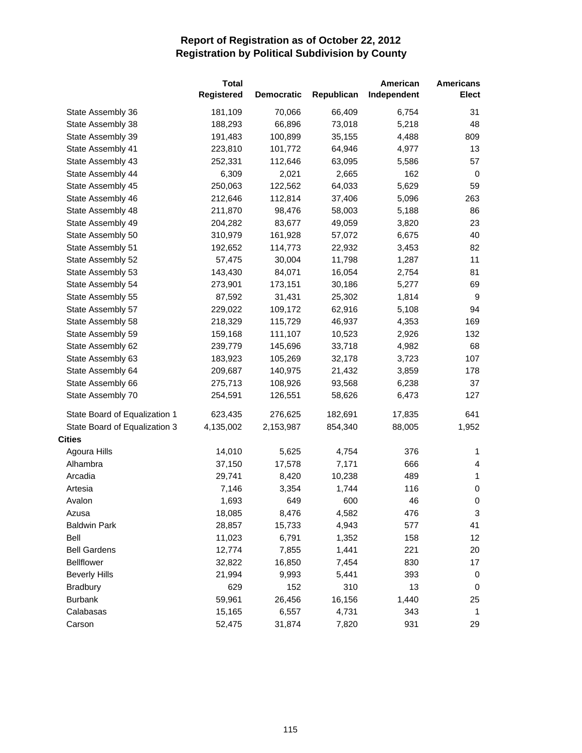# Report of Registration as of October 22, 2012
## Registration by Political Subdivision by County

| | Total Registered | Democratic | Republican | American Independent | Americans Elect |
|---|---|---|---|---|---|
| State Assembly 36 | 181,109 | 70,066 | 66,409 | 6,754 | 31 |
| State Assembly 38 | 188,293 | 66,896 | 73,018 | 5,218 | 48 |
| State Assembly 39 | 191,483 | 100,899 | 35,155 | 4,488 | 809 |
| State Assembly 41 | 223,810 | 101,772 | 64,946 | 4,977 | 13 |
| State Assembly 43 | 252,331 | 112,646 | 63,095 | 5,586 | 57 |
| State Assembly 44 | 6,309 | 2,021 | 2,665 | 162 | 0 |
| State Assembly 45 | 250,063 | 122,562 | 64,033 | 5,629 | 59 |
| State Assembly 46 | 212,646 | 112,814 | 37,406 | 5,096 | 263 |
| State Assembly 48 | 211,870 | 98,476 | 58,003 | 5,188 | 86 |
| State Assembly 49 | 204,282 | 83,677 | 49,059 | 3,820 | 23 |
| State Assembly 50 | 310,979 | 161,928 | 57,072 | 6,675 | 40 |
| State Assembly 51 | 192,652 | 114,773 | 22,932 | 3,453 | 82 |
| State Assembly 52 | 57,475 | 30,004 | 11,798 | 1,287 | 11 |
| State Assembly 53 | 143,430 | 84,071 | 16,054 | 2,754 | 81 |
| State Assembly 54 | 273,901 | 173,151 | 30,186 | 5,277 | 69 |
| State Assembly 55 | 87,592 | 31,431 | 25,302 | 1,814 | 9 |
| State Assembly 57 | 229,022 | 109,172 | 62,916 | 5,108 | 94 |
| State Assembly 58 | 218,329 | 115,729 | 46,937 | 4,353 | 169 |
| State Assembly 59 | 159,168 | 111,107 | 10,523 | 2,926 | 132 |
| State Assembly 62 | 239,779 | 145,696 | 33,718 | 4,982 | 68 |
| State Assembly 63 | 183,923 | 105,269 | 32,178 | 3,723 | 107 |
| State Assembly 64 | 209,687 | 140,975 | 21,432 | 3,859 | 178 |
| State Assembly 66 | 275,713 | 108,926 | 93,568 | 6,238 | 37 |
| State Assembly 70 | 254,591 | 126,551 | 58,626 | 6,473 | 127 |
| State Board of Equalization 1 | 623,435 | 276,625 | 182,691 | 17,835 | 641 |
| State Board of Equalization 3 | 4,135,002 | 2,153,987 | 854,340 | 88,005 | 1,952 |
| **Cities** | | | | | |
| Agoura Hills | 14,010 | 5,625 | 4,754 | 376 | 1 |
| Alhambra | 37,150 | 17,578 | 7,171 | 666 | 4 |
| Arcadia | 29,741 | 8,420 | 10,238 | 489 | 1 |
| Artesia | 7,146 | 3,354 | 1,744 | 116 | 0 |
| Avalon | 1,693 | 649 | 600 | 46 | 0 |
| Azusa | 18,085 | 8,476 | 4,582 | 476 | 3 |
| Baldwin Park | 28,857 | 15,733 | 4,943 | 577 | 41 |
| Bell | 11,023 | 6,791 | 1,352 | 158 | 12 |
| Bell Gardens | 12,774 | 7,855 | 1,441 | 221 | 20 |
| Bellflower | 32,822 | 16,850 | 7,454 | 830 | 17 |
| Beverly Hills | 21,994 | 9,993 | 5,441 | 393 | 0 |
| Bradbury | 629 | 152 | 310 | 13 | 0 |
| Burbank | 59,961 | 26,456 | 16,156 | 1,440 | 25 |
| Calabasas | 15,165 | 6,557 | 4,731 | 343 | 1 |
| Carson | 52,475 | 31,874 | 7,820 | 931 | 29 |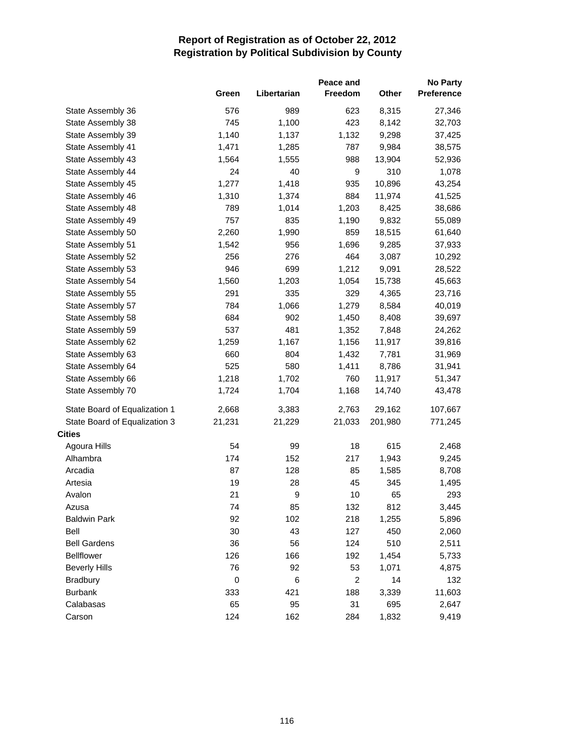# Report of Registration as of October 22, 2012
## Registration by Political Subdivision by County

| | Green | Libertarian | Peace and Freedom | Other | No Party Preference |
|---|---|---|---|---|---|
| State Assembly 36 | 576 | 989 | 623 | 8,315 | 27,346 |
| State Assembly 38 | 745 | 1,100 | 423 | 8,142 | 32,703 |
| State Assembly 39 | 1,140 | 1,137 | 1,132 | 9,298 | 37,425 |
| State Assembly 41 | 1,471 | 1,285 | 787 | 9,984 | 38,575 |
| State Assembly 43 | 1,564 | 1,555 | 988 | 13,904 | 52,936 |
| State Assembly 44 | 24 | 40 | 9 | 310 | 1,078 |
| State Assembly 45 | 1,277 | 1,418 | 935 | 10,896 | 43,254 |
| State Assembly 46 | 1,310 | 1,374 | 884 | 11,974 | 41,525 |
| State Assembly 48 | 789 | 1,014 | 1,203 | 8,425 | 38,686 |
| State Assembly 49 | 757 | 835 | 1,190 | 9,832 | 55,089 |
| State Assembly 50 | 2,260 | 1,990 | 859 | 18,515 | 61,640 |
| State Assembly 51 | 1,542 | 956 | 1,696 | 9,285 | 37,933 |
| State Assembly 52 | 256 | 276 | 464 | 3,087 | 10,292 |
| State Assembly 53 | 946 | 699 | 1,212 | 9,091 | 28,522 |
| State Assembly 54 | 1,560 | 1,203 | 1,054 | 15,738 | 45,663 |
| State Assembly 55 | 291 | 335 | 329 | 4,365 | 23,716 |
| State Assembly 57 | 784 | 1,066 | 1,279 | 8,584 | 40,019 |
| State Assembly 58 | 684 | 902 | 1,450 | 8,408 | 39,697 |
| State Assembly 59 | 537 | 481 | 1,352 | 7,848 | 24,262 |
| State Assembly 62 | 1,259 | 1,167 | 1,156 | 11,917 | 39,816 |
| State Assembly 63 | 660 | 804 | 1,432 | 7,781 | 31,969 |
| State Assembly 64 | 525 | 580 | 1,411 | 8,786 | 31,941 |
| State Assembly 66 | 1,218 | 1,702 | 760 | 11,917 | 51,347 |
| State Assembly 70 | 1,724 | 1,704 | 1,168 | 14,740 | 43,478 |
| State Board of Equalization 1 | 2,668 | 3,383 | 2,763 | 29,162 | 107,667 |
| State Board of Equalization 3 | 21,231 | 21,229 | 21,033 | 201,980 | 771,245 |
| **Cities** | | | | | |
| Agoura Hills | 54 | 99 | 18 | 615 | 2,468 |
| Alhambra | 174 | 152 | 217 | 1,943 | 9,245 |
| Arcadia | 87 | 128 | 85 | 1,585 | 8,708 |
| Artesia | 19 | 28 | 45 | 345 | 1,495 |
| Avalon | 21 | 9 | 10 | 65 | 293 |
| Azusa | 74 | 85 | 132 | 812 | 3,445 |
| Baldwin Park | 92 | 102 | 218 | 1,255 | 5,896 |
| Bell | 30 | 43 | 127 | 450 | 2,060 |
| Bell Gardens | 36 | 56 | 124 | 510 | 2,511 |
| Bellflower | 126 | 166 | 192 | 1,454 | 5,733 |
| Beverly Hills | 76 | 92 | 53 | 1,071 | 4,875 |
| Bradbury | 0 | 6 | 2 | 14 | 132 |
| Burbank | 333 | 421 | 188 | 3,339 | 11,603 |
| Calabasas | 65 | 95 | 31 | 695 | 2,647 |
| Carson | 124 | 162 | 284 | 1,832 | 9,419 |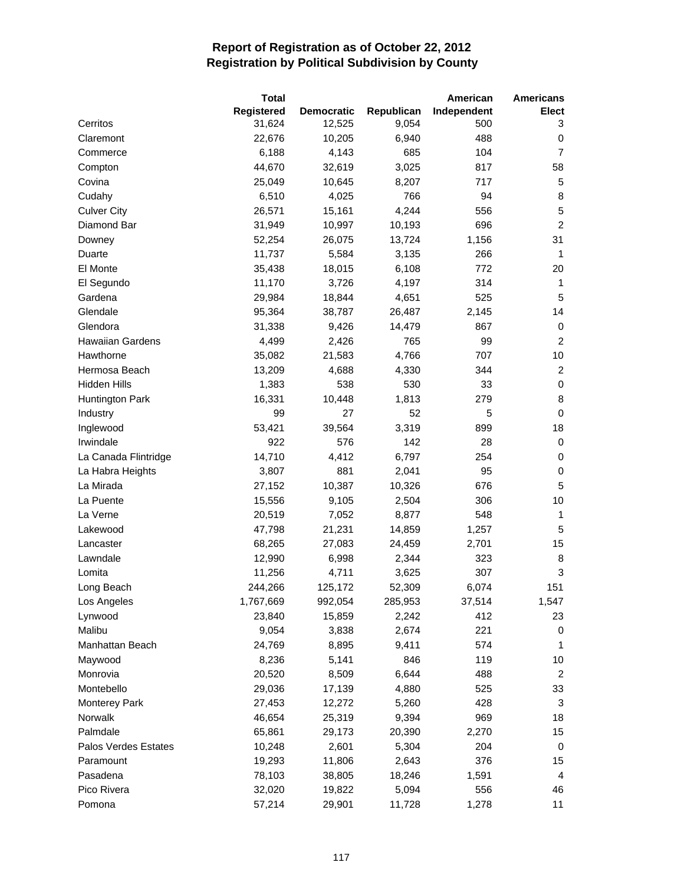# Report of Registration as of October 22, 2012
## Registration by Political Subdivision by County

| | Total Registered | Democratic | Republican | American Independent | Americans Elect |
|---|---|---|---|---|---|
| Cerritos | 31,624 | 12,525 | 9,054 | 500 | 3 |
| Claremont | 22,676 | 10,205 | 6,940 | 488 | 0 |
| Commerce | 6,188 | 4,143 | 685 | 104 | 7 |
| Compton | 44,670 | 32,619 | 3,025 | 817 | 58 |
| Covina | 25,049 | 10,645 | 8,207 | 717 | 5 |
| Cudahy | 6,510 | 4,025 | 766 | 94 | 8 |
| Culver City | 26,571 | 15,161 | 4,244 | 556 | 5 |
| Diamond Bar | 31,949 | 10,997 | 10,193 | 696 | 2 |
| Downey | 52,254 | 26,075 | 13,724 | 1,156 | 31 |
| Duarte | 11,737 | 5,584 | 3,135 | 266 | 1 |
| El Monte | 35,438 | 18,015 | 6,108 | 772 | 20 |
| El Segundo | 11,170 | 3,726 | 4,197 | 314 | 1 |
| Gardena | 29,984 | 18,844 | 4,651 | 525 | 5 |
| Glendale | 95,364 | 38,787 | 26,487 | 2,145 | 14 |
| Glendora | 31,338 | 9,426 | 14,479 | 867 | 0 |
| Hawaiian Gardens | 4,499 | 2,426 | 765 | 99 | 2 |
| Hawthorne | 35,082 | 21,583 | 4,766 | 707 | 10 |
| Hermosa Beach | 13,209 | 4,688 | 4,330 | 344 | 2 |
| Hidden Hills | 1,383 | 538 | 530 | 33 | 0 |
| Huntington Park | 16,331 | 10,448 | 1,813 | 279 | 8 |
| Industry | 99 | 27 | 52 | 5 | 0 |
| Inglewood | 53,421 | 39,564 | 3,319 | 899 | 18 |
| Irwindale | 922 | 576 | 142 | 28 | 0 |
| La Canada Flintridge | 14,710 | 4,412 | 6,797 | 254 | 0 |
| La Habra Heights | 3,807 | 881 | 2,041 | 95 | 0 |
| La Mirada | 27,152 | 10,387 | 10,326 | 676 | 5 |
| La Puente | 15,556 | 9,105 | 2,504 | 306 | 10 |
| La Verne | 20,519 | 7,052 | 8,877 | 548 | 1 |
| Lakewood | 47,798 | 21,231 | 14,859 | 1,257 | 5 |
| Lancaster | 68,265 | 27,083 | 24,459 | 2,701 | 15 |
| Lawndale | 12,990 | 6,998 | 2,344 | 323 | 8 |
| Lomita | 11,256 | 4,711 | 3,625 | 307 | 3 |
| Long Beach | 244,266 | 125,172 | 52,309 | 6,074 | 151 |
| Los Angeles | 1,767,669 | 992,054 | 285,953 | 37,514 | 1,547 |
| Lynwood | 23,840 | 15,859 | 2,242 | 412 | 23 |
| Malibu | 9,054 | 3,838 | 2,674 | 221 | 0 |
| Manhattan Beach | 24,769 | 8,895 | 9,411 | 574 | 1 |
| Maywood | 8,236 | 5,141 | 846 | 119 | 10 |
| Monrovia | 20,520 | 8,509 | 6,644 | 488 | 2 |
| Montebello | 29,036 | 17,139 | 4,880 | 525 | 33 |
| Monterey Park | 27,453 | 12,272 | 5,260 | 428 | 3 |
| Norwalk | 46,654 | 25,319 | 9,394 | 969 | 18 |
| Palmdale | 65,861 | 29,173 | 20,390 | 2,270 | 15 |
| Palos Verdes Estates | 10,248 | 2,601 | 5,304 | 204 | 0 |
| Paramount | 19,293 | 11,806 | 2,643 | 376 | 15 |
| Pasadena | 78,103 | 38,805 | 18,246 | 1,591 | 4 |
| Pico Rivera | 32,020 | 19,822 | 5,094 | 556 | 46 |
| Pomona | 57,214 | 29,901 | 11,728 | 1,278 | 11 |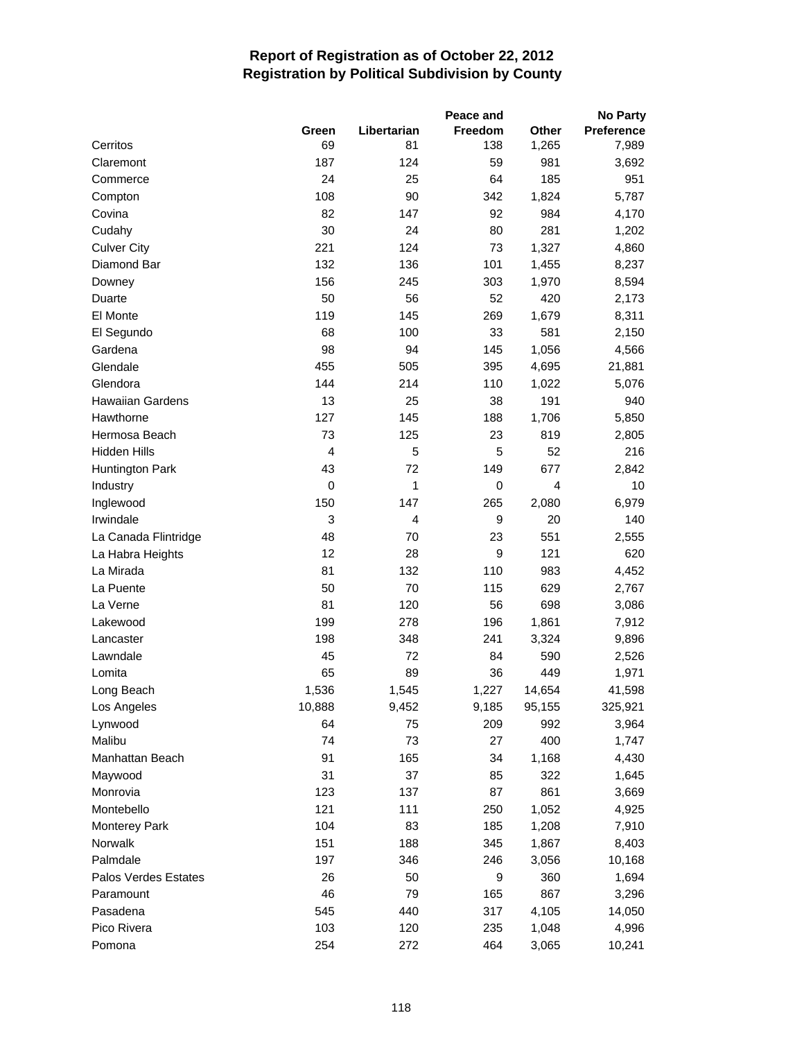# Report of Registration as of October 22, 2012
## Registration by Political Subdivision by County

| | Green | Libertarian | Peace and Freedom | Other | No Party Preference |
|---|---|---|---|---|---|
| Cerritos | 69 | 81 | 138 | 1,265 | 7,989 |
| Claremont | 187 | 124 | 59 | 981 | 3,692 |
| Commerce | 24 | 25 | 64 | 185 | 951 |
| Compton | 108 | 90 | 342 | 1,824 | 5,787 |
| Covina | 82 | 147 | 92 | 984 | 4,170 |
| Cudahy | 30 | 24 | 80 | 281 | 1,202 |
| Culver City | 221 | 124 | 73 | 1,327 | 4,860 |
| Diamond Bar | 132 | 136 | 101 | 1,455 | 8,237 |
| Downey | 156 | 245 | 303 | 1,970 | 8,594 |
| Duarte | 50 | 56 | 52 | 420 | 2,173 |
| El Monte | 119 | 145 | 269 | 1,679 | 8,311 |
| El Segundo | 68 | 100 | 33 | 581 | 2,150 |
| Gardena | 98 | 94 | 145 | 1,056 | 4,566 |
| Glendale | 455 | 505 | 395 | 4,695 | 21,881 |
| Glendora | 144 | 214 | 110 | 1,022 | 5,076 |
| Hawaiian Gardens | 13 | 25 | 38 | 191 | 940 |
| Hawthorne | 127 | 145 | 188 | 1,706 | 5,850 |
| Hermosa Beach | 73 | 125 | 23 | 819 | 2,805 |
| Hidden Hills | 4 | 5 | 5 | 52 | 216 |
| Huntington Park | 43 | 72 | 149 | 677 | 2,842 |
| Industry | 0 | 1 | 0 | 4 | 10 |
| Inglewood | 150 | 147 | 265 | 2,080 | 6,979 |
| Irwindale | 3 | 4 | 9 | 20 | 140 |
| La Canada Flintridge | 48 | 70 | 23 | 551 | 2,555 |
| La Habra Heights | 12 | 28 | 9 | 121 | 620 |
| La Mirada | 81 | 132 | 110 | 983 | 4,452 |
| La Puente | 50 | 70 | 115 | 629 | 2,767 |
| La Verne | 81 | 120 | 56 | 698 | 3,086 |
| Lakewood | 199 | 278 | 196 | 1,861 | 7,912 |
| Lancaster | 198 | 348 | 241 | 3,324 | 9,896 |
| Lawndale | 45 | 72 | 84 | 590 | 2,526 |
| Lomita | 65 | 89 | 36 | 449 | 1,971 |
| Long Beach | 1,536 | 1,545 | 1,227 | 14,654 | 41,598 |
| Los Angeles | 10,888 | 9,452 | 9,185 | 95,155 | 325,921 |
| Lynwood | 64 | 75 | 209 | 992 | 3,964 |
| Malibu | 74 | 73 | 27 | 400 | 1,747 |
| Manhattan Beach | 91 | 165 | 34 | 1,168 | 4,430 |
| Maywood | 31 | 37 | 85 | 322 | 1,645 |
| Monrovia | 123 | 137 | 87 | 861 | 3,669 |
| Montebello | 121 | 111 | 250 | 1,052 | 4,925 |
| Monterey Park | 104 | 83 | 185 | 1,208 | 7,910 |
| Norwalk | 151 | 188 | 345 | 1,867 | 8,403 |
| Palmdale | 197 | 346 | 246 | 3,056 | 10,168 |
| Palos Verdes Estates | 26 | 50 | 9 | 360 | 1,694 |
| Paramount | 46 | 79 | 165 | 867 | 3,296 |
| Pasadena | 545 | 440 | 317 | 4,105 | 14,050 |
| Pico Rivera | 103 | 120 | 235 | 1,048 | 4,996 |
| Pomona | 254 | 272 | 464 | 3,065 | 10,241 |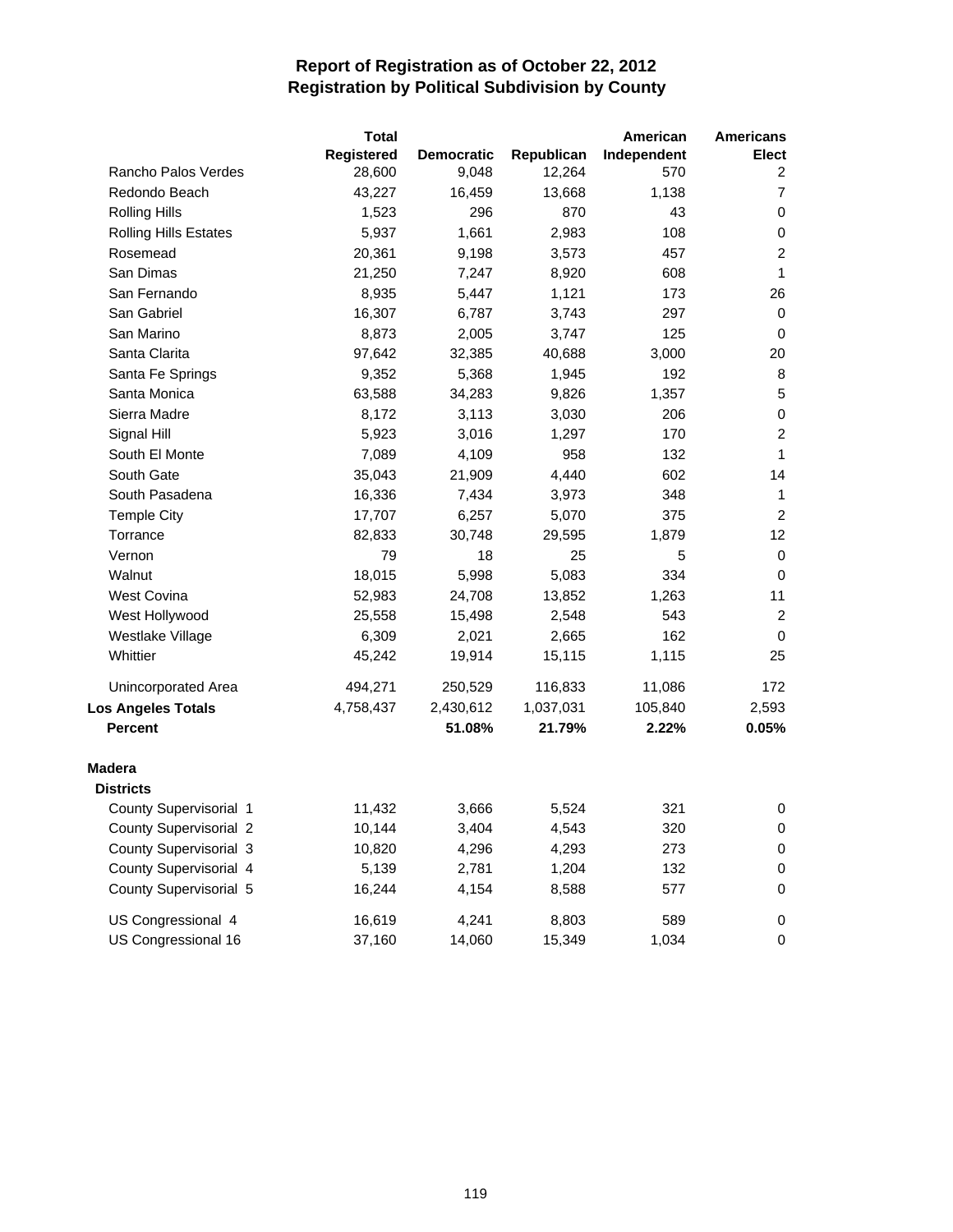# Report of Registration as of October 22, 2012
## Registration by Political Subdivision by County

| | Total Registered | Democratic | Republican | American Independent | Americans Elect |
|---|---|---|---|---|---|
| Rancho Palos Verdes | 28,600 | 9,048 | 12,264 | 570 | 2 |
| Redondo Beach | 43,227 | 16,459 | 13,668 | 1,138 | 7 |
| Rolling Hills | 1,523 | 296 | 870 | 43 | 0 |
| Rolling Hills Estates | 5,937 | 1,661 | 2,983 | 108 | 0 |
| Rosemead | 20,361 | 9,198 | 3,573 | 457 | 2 |
| San Dimas | 21,250 | 7,247 | 8,920 | 608 | 1 |
| San Fernando | 8,935 | 5,447 | 1,121 | 173 | 26 |
| San Gabriel | 16,307 | 6,787 | 3,743 | 297 | 0 |
| San Marino | 8,873 | 2,005 | 3,747 | 125 | 0 |
| Santa Clarita | 97,642 | 32,385 | 40,688 | 3,000 | 20 |
| Santa Fe Springs | 9,352 | 5,368 | 1,945 | 192 | 8 |
| Santa Monica | 63,588 | 34,283 | 9,826 | 1,357 | 5 |
| Sierra Madre | 8,172 | 3,113 | 3,030 | 206 | 0 |
| Signal Hill | 5,923 | 3,016 | 1,297 | 170 | 2 |
| South El Monte | 7,089 | 4,109 | 958 | 132 | 1 |
| South Gate | 35,043 | 21,909 | 4,440 | 602 | 14 |
| South Pasadena | 16,336 | 7,434 | 3,973 | 348 | 1 |
| Temple City | 17,707 | 6,257 | 5,070 | 375 | 2 |
| Torrance | 82,833 | 30,748 | 29,595 | 1,879 | 12 |
| Vernon | 79 | 18 | 25 | 5 | 0 |
| Walnut | 18,015 | 5,998 | 5,083 | 334 | 0 |
| West Covina | 52,983 | 24,708 | 13,852 | 1,263 | 11 |
| West Hollywood | 25,558 | 15,498 | 2,548 | 543 | 2 |
| Westlake Village | 6,309 | 2,021 | 2,665 | 162 | 0 |
| Whittier | 45,242 | 19,914 | 15,115 | 1,115 | 25 |
| Unincorporated Area | 494,271 | 250,529 | 116,833 | 11,086 | 172 |
| **Los Angeles Totals** | 4,758,437 | 2,430,612 | 1,037,031 | 105,840 | 2,593 |
| **Percent** | | **51.08%** | **21.79%** | **2.22%** | **0.05%** |
| **Madera** | | | | | |
| **Districts** | | | | | |
| County Supervisorial 1 | 11,432 | 3,666 | 5,524 | 321 | 0 |
| County Supervisorial 2 | 10,144 | 3,404 | 4,543 | 320 | 0 |
| County Supervisorial 3 | 10,820 | 4,296 | 4,293 | 273 | 0 |
| County Supervisorial 4 | 5,139 | 2,781 | 1,204 | 132 | 0 |
| County Supervisorial 5 | 16,244 | 4,154 | 8,588 | 577 | 0 |
| US Congressional 4 | 16,619 | 4,241 | 8,803 | 589 | 0 |
| US Congressional 16 | 37,160 | 14,060 | 15,349 | 1,034 | 0 |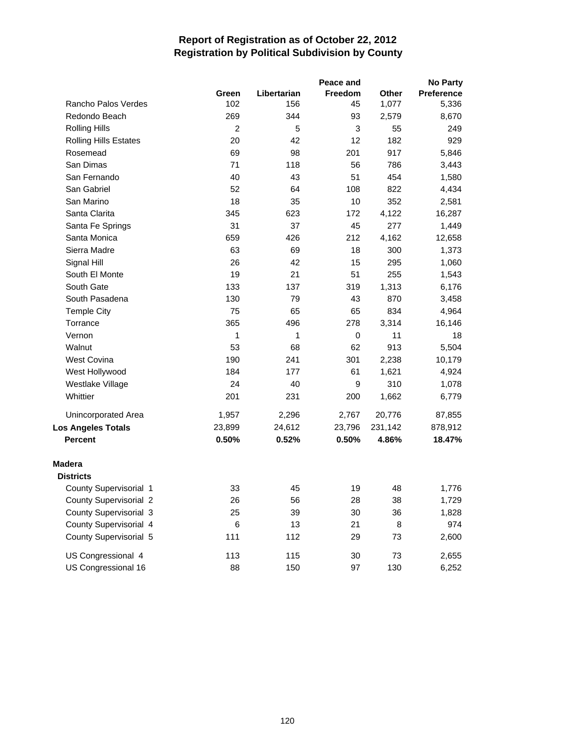# Report of Registration as of October 22, 2012
## Registration by Political Subdivision by County

| | Green | Libertarian | Peace and Freedom | Other | No Party Preference |
|---|---|---|---|---|---|
| Rancho Palos Verdes | 102 | 156 | 45 | 1,077 | 5,336 |
| Redondo Beach | 269 | 344 | 93 | 2,579 | 8,670 |
| Rolling Hills | 2 | 5 | 3 | 55 | 249 |
| Rolling Hills Estates | 20 | 42 | 12 | 182 | 929 |
| Rosemead | 69 | 98 | 201 | 917 | 5,846 |
| San Dimas | 71 | 118 | 56 | 786 | 3,443 |
| San Fernando | 40 | 43 | 51 | 454 | 1,580 |
| San Gabriel | 52 | 64 | 108 | 822 | 4,434 |
| San Marino | 18 | 35 | 10 | 352 | 2,581 |
| Santa Clarita | 345 | 623 | 172 | 4,122 | 16,287 |
| Santa Fe Springs | 31 | 37 | 45 | 277 | 1,449 |
| Santa Monica | 659 | 426 | 212 | 4,162 | 12,658 |
| Sierra Madre | 63 | 69 | 18 | 300 | 1,373 |
| Signal Hill | 26 | 42 | 15 | 295 | 1,060 |
| South El Monte | 19 | 21 | 51 | 255 | 1,543 |
| South Gate | 133 | 137 | 319 | 1,313 | 6,176 |
| South Pasadena | 130 | 79 | 43 | 870 | 3,458 |
| Temple City | 75 | 65 | 65 | 834 | 4,964 |
| Torrance | 365 | 496 | 278 | 3,314 | 16,146 |
| Vernon | 1 | 1 | 0 | 11 | 18 |
| Walnut | 53 | 68 | 62 | 913 | 5,504 |
| West Covina | 190 | 241 | 301 | 2,238 | 10,179 |
| West Hollywood | 184 | 177 | 61 | 1,621 | 4,924 |
| Westlake Village | 24 | 40 | 9 | 310 | 1,078 |
| Whittier | 201 | 231 | 200 | 1,662 | 6,779 |
| Unincorporated Area | 1,957 | 2,296 | 2,767 | 20,776 | 87,855 |
| **Los Angeles Totals** | 23,899 | 24,612 | 23,796 | 231,142 | 878,912 |
| **Percent** | **0.50%** | **0.52%** | **0.50%** | **4.86%** | **18.47%** |
| **Madera** | | | | | |
| **Districts** | | | | | |
| County Supervisorial 1 | 33 | 45 | 19 | 48 | 1,776 |
| County Supervisorial 2 | 26 | 56 | 28 | 38 | 1,729 |
| County Supervisorial 3 | 25 | 39 | 30 | 36 | 1,828 |
| County Supervisorial 4 | 6 | 13 | 21 | 8 | 974 |
| County Supervisorial 5 | 111 | 112 | 29 | 73 | 2,600 |
| US Congressional 4 | 113 | 115 | 30 | 73 | 2,655 |
| US Congressional 16 | 88 | 150 | 97 | 130 | 6,252 |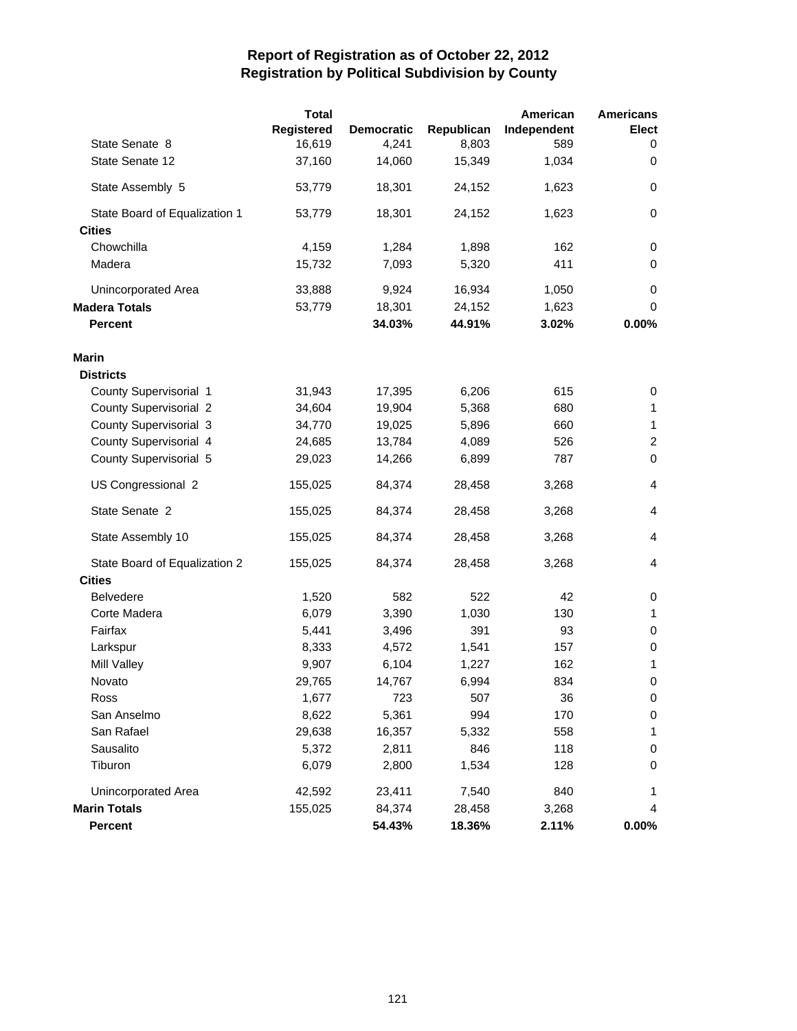# Report of Registration as of October 22, 2012
## Registration by Political Subdivision by County

| | Total Registered | Democratic | Republican | American Independent | Americans Elect |
|---|---|---|---|---|---|
| State Senate 8 | 16,619 | 4,241 | 8,803 | 589 | 0 |
| State Senate 12 | 37,160 | 14,060 | 15,349 | 1,034 | 0 |
| State Assembly 5 | 53,779 | 18,301 | 24,152 | 1,623 | 0 |
| State Board of Equalization 1 | 53,779 | 18,301 | 24,152 | 1,623 | 0 |
| **Cities** | | | | | |
| Chowchilla | 4,159 | 1,284 | 1,898 | 162 | 0 |
| Madera | 15,732 | 7,093 | 5,320 | 411 | 0 |
| Unincorporated Area | 33,888 | 9,924 | 16,934 | 1,050 | 0 |
| **Madera Totals** | 53,779 | 18,301 | 24,152 | 1,623 | 0 |
| **Percent** | | **34.03%** | **44.91%** | **3.02%** | **0.00%** |
| | | | | | |
| **Marin** | | | | | |
| **Districts** | | | | | |
| County Supervisorial 1 | 31,943 | 17,395 | 6,206 | 615 | 0 |
| County Supervisorial 2 | 34,604 | 19,904 | 5,368 | 680 | 1 |
| County Supervisorial 3 | 34,770 | 19,025 | 5,896 | 660 | 1 |
| County Supervisorial 4 | 24,685 | 13,784 | 4,089 | 526 | 2 |
| County Supervisorial 5 | 29,023 | 14,266 | 6,899 | 787 | 0 |
| US Congressional 2 | 155,025 | 84,374 | 28,458 | 3,268 | 4 |
| State Senate 2 | 155,025 | 84,374 | 28,458 | 3,268 | 4 |
| State Assembly 10 | 155,025 | 84,374 | 28,458 | 3,268 | 4 |
| State Board of Equalization 2 | 155,025 | 84,374 | 28,458 | 3,268 | 4 |
| **Cities** | | | | | |
| Belvedere | 1,520 | 582 | 522 | 42 | 0 |
| Corte Madera | 6,079 | 3,390 | 1,030 | 130 | 1 |
| Fairfax | 5,441 | 3,496 | 391 | 93 | 0 |
| Larkspur | 8,333 | 4,572 | 1,541 | 157 | 0 |
| Mill Valley | 9,907 | 6,104 | 1,227 | 162 | 1 |
| Novato | 29,765 | 14,767 | 6,994 | 834 | 0 |
| Ross | 1,677 | 723 | 507 | 36 | 0 |
| San Anselmo | 8,622 | 5,361 | 994 | 170 | 0 |
| San Rafael | 29,638 | 16,357 | 5,332 | 558 | 1 |
| Sausalito | 5,372 | 2,811 | 846 | 118 | 0 |
| Tiburon | 6,079 | 2,800 | 1,534 | 128 | 0 |
| Unincorporated Area | 42,592 | 23,411 | 7,540 | 840 | 1 |
| **Marin Totals** | 155,025 | 84,374 | 28,458 | 3,268 | 4 |
| **Percent** | | **54.43%** | **18.36%** | **2.11%** | **0.00%** |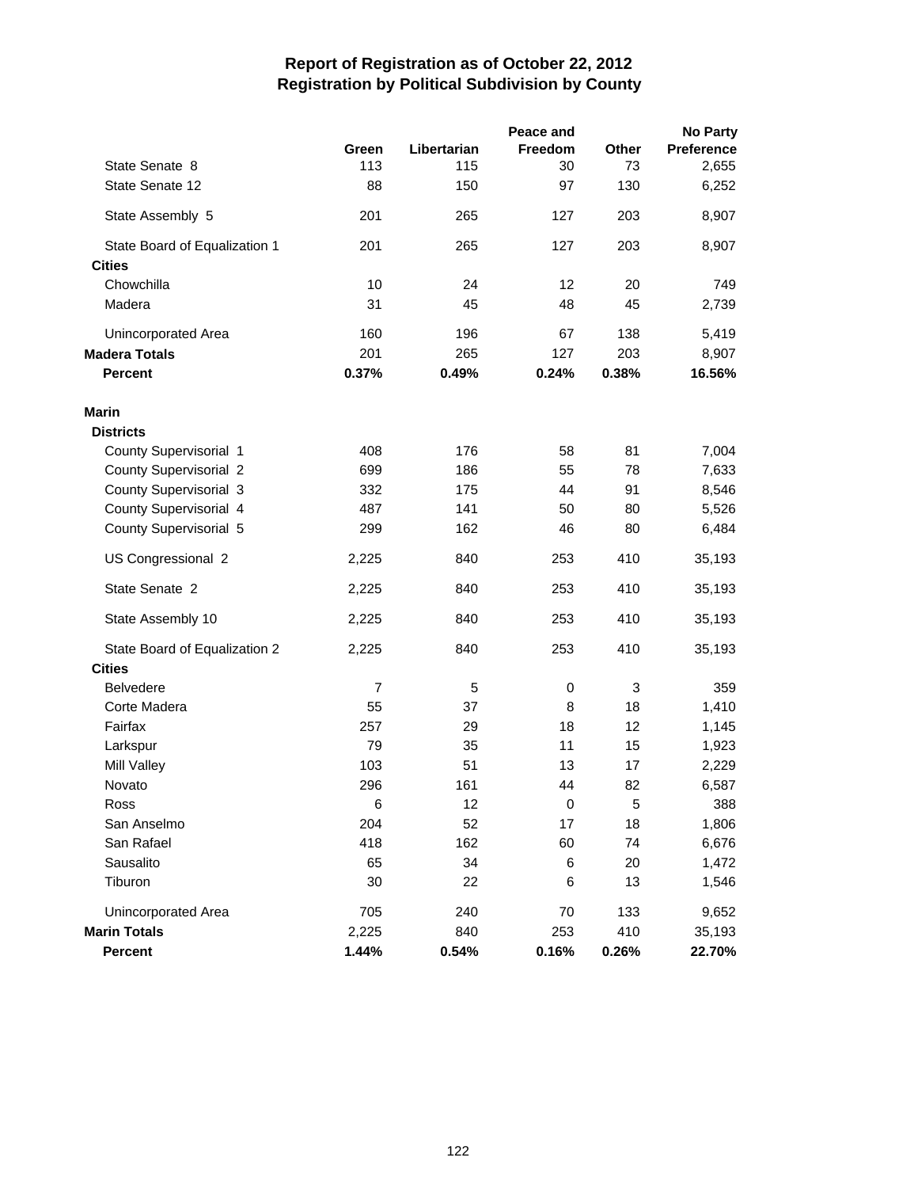# Report of Registration as of October 22, 2012
## Registration by Political Subdivision by County

| | Green | Libertarian | Peace and Freedom | Other | No Party Preference |
|---|---|---|---|---|---|
| State Senate 8 | 113 | 115 | 30 | 73 | 2,655 |
| State Senate 12 | 88 | 150 | 97 | 130 | 6,252 |
| State Assembly 5 | 201 | 265 | 127 | 203 | 8,907 |
| State Board of Equalization 1 | 201 | 265 | 127 | 203 | 8,907 |
| **Cities** | | | | | |
| Chowchilla | 10 | 24 | 12 | 20 | 749 |
| Madera | 31 | 45 | 48 | 45 | 2,739 |
| Unincorporated Area | 160 | 196 | 67 | 138 | 5,419 |
| **Madera Totals** | 201 | 265 | 127 | 203 | 8,907 |
| **Percent** | **0.37%** | **0.49%** | **0.24%** | **0.38%** | **16.56%** |
| **Marin** | | | | | |
| **Districts** | | | | | |
| County Supervisorial 1 | 408 | 176 | 58 | 81 | 7,004 |
| County Supervisorial 2 | 699 | 186 | 55 | 78 | 7,633 |
| County Supervisorial 3 | 332 | 175 | 44 | 91 | 8,546 |
| County Supervisorial 4 | 487 | 141 | 50 | 80 | 5,526 |
| County Supervisorial 5 | 299 | 162 | 46 | 80 | 6,484 |
| US Congressional 2 | 2,225 | 840 | 253 | 410 | 35,193 |
| State Senate 2 | 2,225 | 840 | 253 | 410 | 35,193 |
| State Assembly 10 | 2,225 | 840 | 253 | 410 | 35,193 |
| State Board of Equalization 2 | 2,225 | 840 | 253 | 410 | 35,193 |
| **Cities** | | | | | |
| Belvedere | 7 | 5 | 0 | 3 | 359 |
| Corte Madera | 55 | 37 | 8 | 18 | 1,410 |
| Fairfax | 257 | 29 | 18 | 12 | 1,145 |
| Larkspur | 79 | 35 | 11 | 15 | 1,923 |
| Mill Valley | 103 | 51 | 13 | 17 | 2,229 |
| Novato | 296 | 161 | 44 | 82 | 6,587 |
| Ross | 6 | 12 | 0 | 5 | 388 |
| San Anselmo | 204 | 52 | 17 | 18 | 1,806 |
| San Rafael | 418 | 162 | 60 | 74 | 6,676 |
| Sausalito | 65 | 34 | 6 | 20 | 1,472 |
| Tiburon | 30 | 22 | 6 | 13 | 1,546 |
| Unincorporated Area | 705 | 240 | 70 | 133 | 9,652 |
| **Marin Totals** | 2,225 | 840 | 253 | 410 | 35,193 |
| **Percent** | **1.44%** | **0.54%** | **0.16%** | **0.26%** | **22.70%** |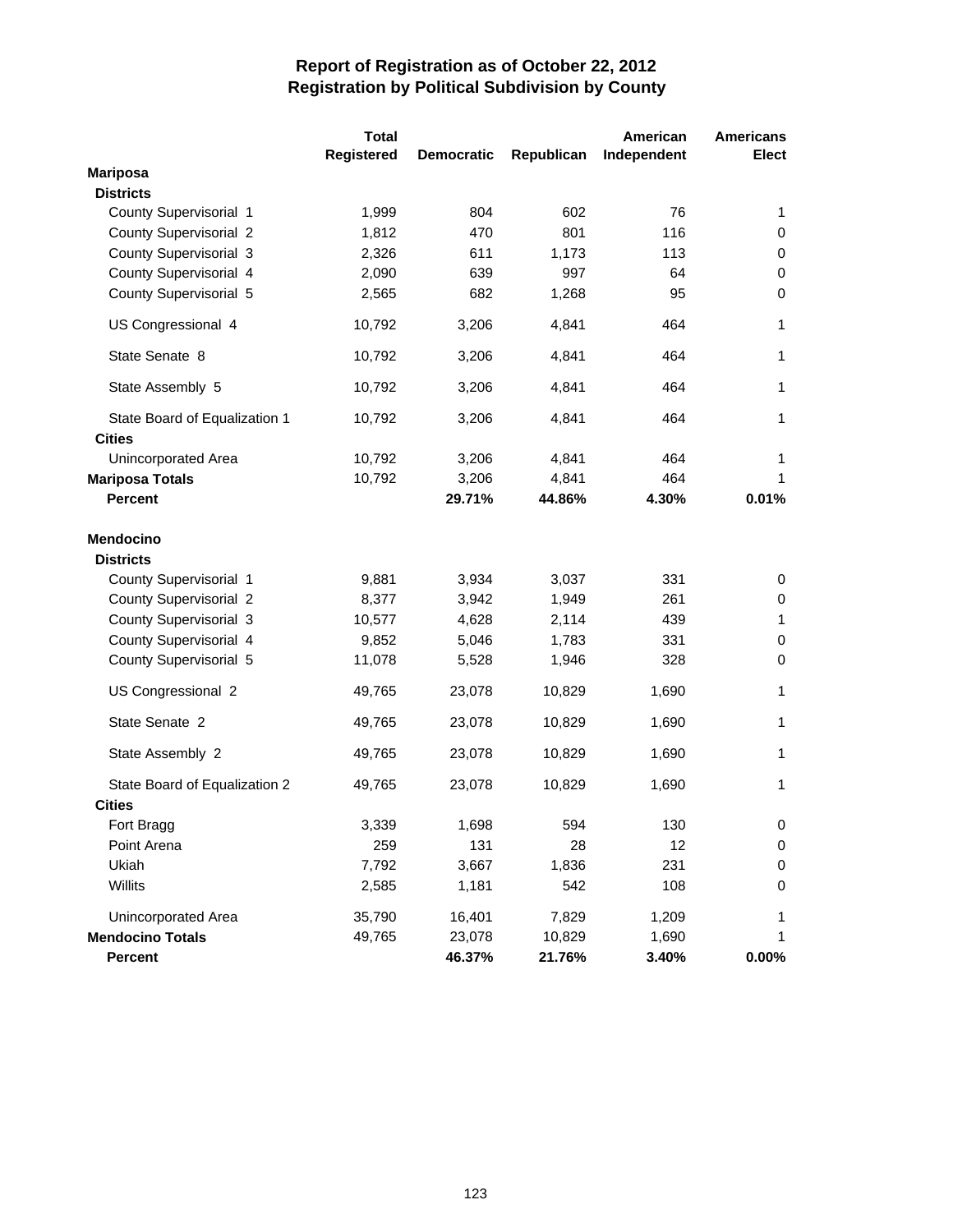# Report of Registration as of October 22, 2012
## Registration by Political Subdivision by County

| | Total Registered | Democratic | Republican | American Independent | Americans Elect |
|---|---|---|---|---|---|
| **Mariposa** | | | | | |
| **Districts** | | | | | |
| County Supervisorial 1 | 1,999 | 804 | 602 | 76 | 1 |
| County Supervisorial 2 | 1,812 | 470 | 801 | 116 | 0 |
| County Supervisorial 3 | 2,326 | 611 | 1,173 | 113 | 0 |
| County Supervisorial 4 | 2,090 | 639 | 997 | 64 | 0 |
| County Supervisorial 5 | 2,565 | 682 | 1,268 | 95 | 0 |
| US Congressional 4 | 10,792 | 3,206 | 4,841 | 464 | 1 |
| State Senate 8 | 10,792 | 3,206 | 4,841 | 464 | 1 |
| State Assembly 5 | 10,792 | 3,206 | 4,841 | 464 | 1 |
| State Board of Equalization 1 | 10,792 | 3,206 | 4,841 | 464 | 1 |
| **Cities** | | | | | |
| Unincorporated Area | 10,792 | 3,206 | 4,841 | 464 | 1 |
| **Mariposa Totals** | 10,792 | 3,206 | 4,841 | 464 | 1 |
| **Percent** | | **29.71%** | **44.86%** | **4.30%** | **0.01%** |
| **Mendocino** | | | | | |
| **Districts** | | | | | |
| County Supervisorial 1 | 9,881 | 3,934 | 3,037 | 331 | 0 |
| County Supervisorial 2 | 8,377 | 3,942 | 1,949 | 261 | 0 |
| County Supervisorial 3 | 10,577 | 4,628 | 2,114 | 439 | 1 |
| County Supervisorial 4 | 9,852 | 5,046 | 1,783 | 331 | 0 |
| County Supervisorial 5 | 11,078 | 5,528 | 1,946 | 328 | 0 |
| US Congressional 2 | 49,765 | 23,078 | 10,829 | 1,690 | 1 |
| State Senate 2 | 49,765 | 23,078 | 10,829 | 1,690 | 1 |
| State Assembly 2 | 49,765 | 23,078 | 10,829 | 1,690 | 1 |
| State Board of Equalization 2 | 49,765 | 23,078 | 10,829 | 1,690 | 1 |
| **Cities** | | | | | |
| Fort Bragg | 3,339 | 1,698 | 594 | 130 | 0 |
| Point Arena | 259 | 131 | 28 | 12 | 0 |
| Ukiah | 7,792 | 3,667 | 1,836 | 231 | 0 |
| Willits | 2,585 | 1,181 | 542 | 108 | 0 |
| Unincorporated Area | 35,790 | 16,401 | 7,829 | 1,209 | 1 |
| **Mendocino Totals** | 49,765 | 23,078 | 10,829 | 1,690 | 1 |
| **Percent** | | **46.37%** | **21.76%** | **3.40%** | **0.00%** |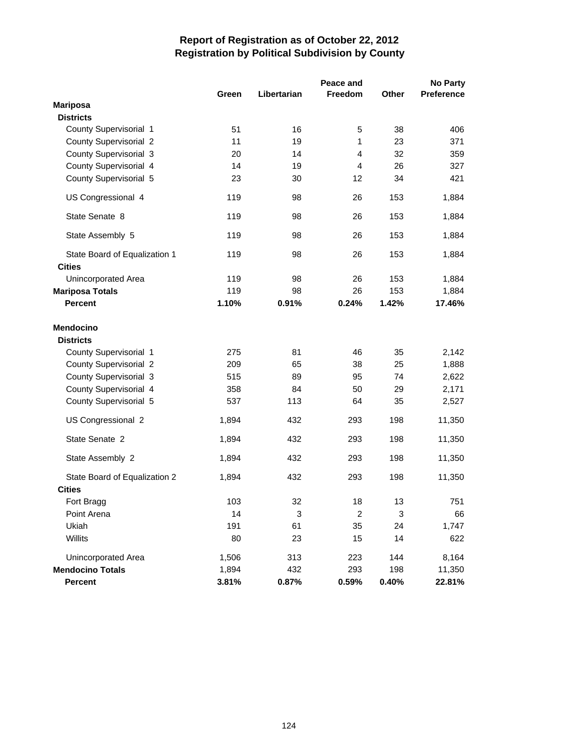# Report of Registration as of October 22, 2012
## Registration by Political Subdivision by County

| | Green | Libertarian | Peace and Freedom | Other | No Party Preference |
|---|---|---|---|---|---|
| **Mariposa** | | | | | |
| **Districts** | | | | | |
| County Supervisorial 1 | 51 | 16 | 5 | 38 | 406 |
| County Supervisorial 2 | 11 | 19 | 1 | 23 | 371 |
| County Supervisorial 3 | 20 | 14 | 4 | 32 | 359 |
| County Supervisorial 4 | 14 | 19 | 4 | 26 | 327 |
| County Supervisorial 5 | 23 | 30 | 12 | 34 | 421 |
| US Congressional 4 | 119 | 98 | 26 | 153 | 1,884 |
| State Senate 8 | 119 | 98 | 26 | 153 | 1,884 |
| State Assembly 5 | 119 | 98 | 26 | 153 | 1,884 |
| State Board of Equalization 1 | 119 | 98 | 26 | 153 | 1,884 |
| **Cities** | | | | | |
| Unincorporated Area | 119 | 98 | 26 | 153 | 1,884 |
| **Mariposa Totals** | 119 | 98 | 26 | 153 | 1,884 |
| **Percent** | **1.10%** | **0.91%** | **0.24%** | **1.42%** | **17.46%** |
| **Mendocino** | | | | | |
| **Districts** | | | | | |
| County Supervisorial 1 | 275 | 81 | 46 | 35 | 2,142 |
| County Supervisorial 2 | 209 | 65 | 38 | 25 | 1,888 |
| County Supervisorial 3 | 515 | 89 | 95 | 74 | 2,622 |
| County Supervisorial 4 | 358 | 84 | 50 | 29 | 2,171 |
| County Supervisorial 5 | 537 | 113 | 64 | 35 | 2,527 |
| US Congressional 2 | 1,894 | 432 | 293 | 198 | 11,350 |
| State Senate 2 | 1,894 | 432 | 293 | 198 | 11,350 |
| State Assembly 2 | 1,894 | 432 | 293 | 198 | 11,350 |
| State Board of Equalization 2 | 1,894 | 432 | 293 | 198 | 11,350 |
| **Cities** | | | | | |
| Fort Bragg | 103 | 32 | 18 | 13 | 751 |
| Point Arena | 14 | 3 | 2 | 3 | 66 |
| Ukiah | 191 | 61 | 35 | 24 | 1,747 |
| Willits | 80 | 23 | 15 | 14 | 622 |
| Unincorporated Area | 1,506 | 313 | 223 | 144 | 8,164 |
| **Mendocino Totals** | 1,894 | 432 | 293 | 198 | 11,350 |
| **Percent** | **3.81%** | **0.87%** | **0.59%** | **0.40%** | **22.81%** |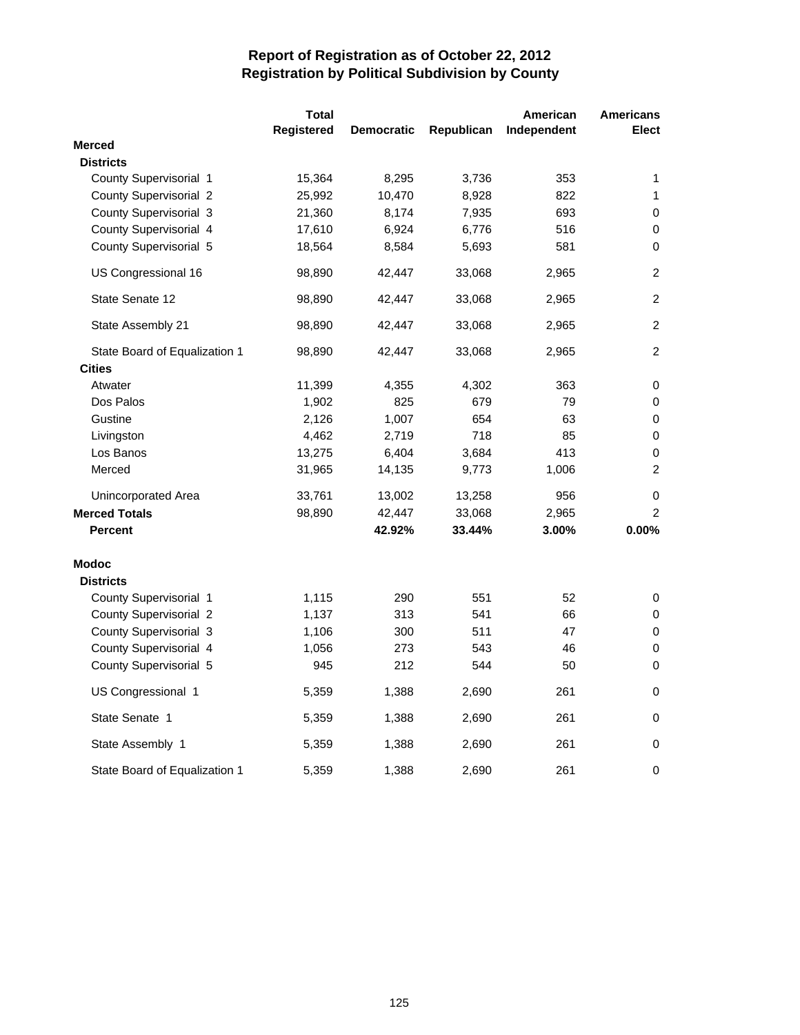# Report of Registration as of October 22, 2012
## Registration by Political Subdivision by County

| | Total Registered | Democratic | Republican | American Independent | Americans Elect |
|---|---|---|---|---|---|
| **Merced** | | | | | |
| **Districts** | | | | | |
| County Supervisorial 1 | 15,364 | 8,295 | 3,736 | 353 | 1 |
| County Supervisorial 2 | 25,992 | 10,470 | 8,928 | 822 | 1 |
| County Supervisorial 3 | 21,360 | 8,174 | 7,935 | 693 | 0 |
| County Supervisorial 4 | 17,610 | 6,924 | 6,776 | 516 | 0 |
| County Supervisorial 5 | 18,564 | 8,584 | 5,693 | 581 | 0 |
| US Congressional 16 | 98,890 | 42,447 | 33,068 | 2,965 | 2 |
| State Senate 12 | 98,890 | 42,447 | 33,068 | 2,965 | 2 |
| State Assembly 21 | 98,890 | 42,447 | 33,068 | 2,965 | 2 |
| State Board of Equalization 1 | 98,890 | 42,447 | 33,068 | 2,965 | 2 |
| **Cities** | | | | | |
| Atwater | 11,399 | 4,355 | 4,302 | 363 | 0 |
| Dos Palos | 1,902 | 825 | 679 | 79 | 0 |
| Gustine | 2,126 | 1,007 | 654 | 63 | 0 |
| Livingston | 4,462 | 2,719 | 718 | 85 | 0 |
| Los Banos | 13,275 | 6,404 | 3,684 | 413 | 0 |
| Merced | 31,965 | 14,135 | 9,773 | 1,006 | 2 |
| Unincorporated Area | 33,761 | 13,002 | 13,258 | 956 | 0 |
| **Merced Totals** | 98,890 | 42,447 | 33,068 | 2,965 | 2 |
| **Percent** | | **42.92%** | **33.44%** | **3.00%** | **0.00%** |
| **Modoc** | | | | | |
| **Districts** | | | | | |
| County Supervisorial 1 | 1,115 | 290 | 551 | 52 | 0 |
| County Supervisorial 2 | 1,137 | 313 | 541 | 66 | 0 |
| County Supervisorial 3 | 1,106 | 300 | 511 | 47 | 0 |
| County Supervisorial 4 | 1,056 | 273 | 543 | 46 | 0 |
| County Supervisorial 5 | 945 | 212 | 544 | 50 | 0 |
| US Congressional 1 | 5,359 | 1,388 | 2,690 | 261 | 0 |
| State Senate 1 | 5,359 | 1,388 | 2,690 | 261 | 0 |
| State Assembly 1 | 5,359 | 1,388 | 2,690 | 261 | 0 |
| State Board of Equalization 1 | 5,359 | 1,388 | 2,690 | 261 | 0 |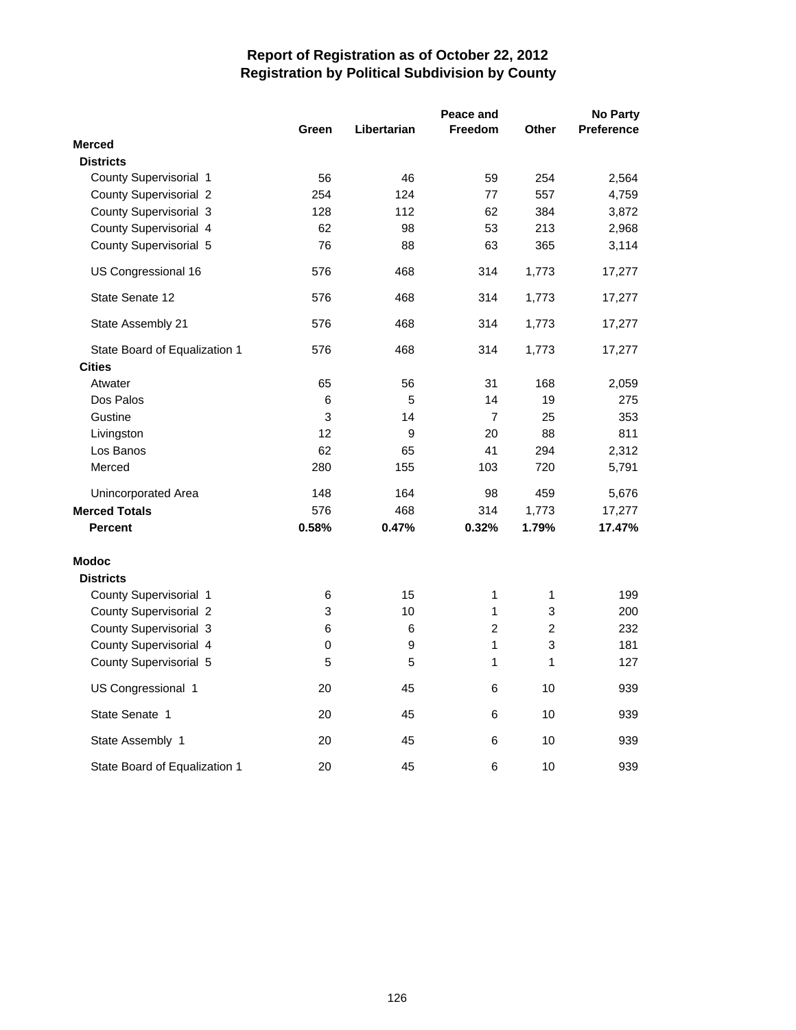# Report of Registration as of October 22, 2012
## Registration by Political Subdivision by County

| | Green | Libertarian | Peace and Freedom | Other | No Party Preference |
|---|---|---|---|---|---|
| **Merced** | | | | | |
| **Districts** | | | | | |
| County Supervisorial 1 | 56 | 46 | 59 | 254 | 2,564 |
| County Supervisorial 2 | 254 | 124 | 77 | 557 | 4,759 |
| County Supervisorial 3 | 128 | 112 | 62 | 384 | 3,872 |
| County Supervisorial 4 | 62 | 98 | 53 | 213 | 2,968 |
| County Supervisorial 5 | 76 | 88 | 63 | 365 | 3,114 |
| US Congressional 16 | 576 | 468 | 314 | 1,773 | 17,277 |
| State Senate 12 | 576 | 468 | 314 | 1,773 | 17,277 |
| State Assembly 21 | 576 | 468 | 314 | 1,773 | 17,277 |
| State Board of Equalization 1 | 576 | 468 | 314 | 1,773 | 17,277 |
| **Cities** | | | | | |
| Atwater | 65 | 56 | 31 | 168 | 2,059 |
| Dos Palos | 6 | 5 | 14 | 19 | 275 |
| Gustine | 3 | 14 | 7 | 25 | 353 |
| Livingston | 12 | 9 | 20 | 88 | 811 |
| Los Banos | 62 | 65 | 41 | 294 | 2,312 |
| Merced | 280 | 155 | 103 | 720 | 5,791 |
| Unincorporated Area | 148 | 164 | 98 | 459 | 5,676 |
| **Merced Totals** | 576 | 468 | 314 | 1,773 | 17,277 |
| **Percent** | **0.58%** | **0.47%** | **0.32%** | **1.79%** | **17.47%** |
| **Modoc** | | | | | |
| **Districts** | | | | | |
| County Supervisorial 1 | 6 | 15 | 1 | 1 | 199 |
| County Supervisorial 2 | 3 | 10 | 1 | 3 | 200 |
| County Supervisorial 3 | 6 | 6 | 2 | 2 | 232 |
| County Supervisorial 4 | 0 | 9 | 1 | 3 | 181 |
| County Supervisorial 5 | 5 | 5 | 1 | 1 | 127 |
| US Congressional 1 | 20 | 45 | 6 | 10 | 939 |
| State Senate 1 | 20 | 45 | 6 | 10 | 939 |
| State Assembly 1 | 20 | 45 | 6 | 10 | 939 |
| State Board of Equalization 1 | 20 | 45 | 6 | 10 | 939 |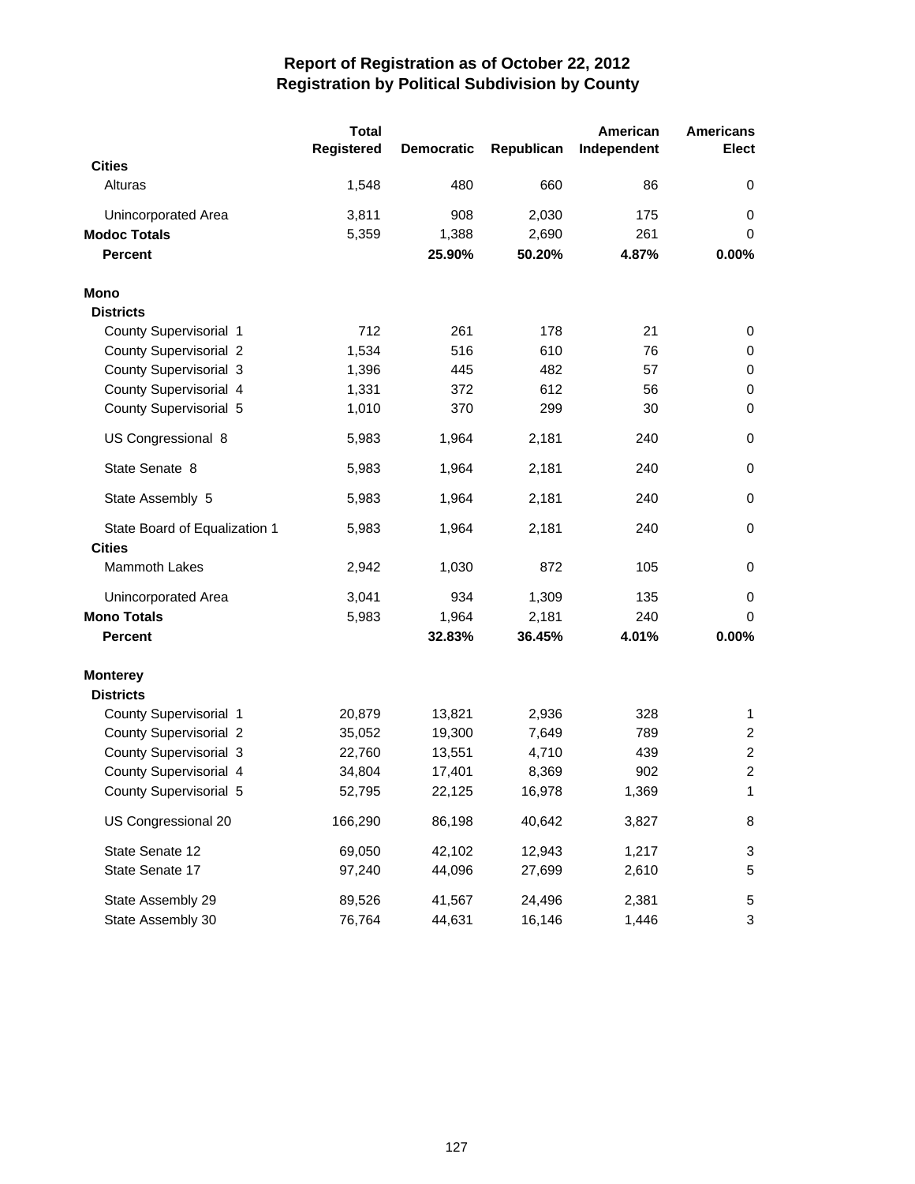# Report of Registration as of October 22, 2012
## Registration by Political Subdivision by County

| | Total Registered | Democratic | Republican | American Independent | Americans Elect |
|---|---|---|---|---|---|
| **Cities** | | | | | |
| Alturas | 1,548 | 480 | 660 | 86 | 0 |
| Unincorporated Area | 3,811 | 908 | 2,030 | 175 | 0 |
| **Modoc Totals** | 5,359 | 1,388 | 2,690 | 261 | 0 |
| **Percent** | | **25.90%** | **50.20%** | **4.87%** | **0.00%** |
| **Mono** | | | | | |
| **Districts** | | | | | |
| County Supervisorial 1 | 712 | 261 | 178 | 21 | 0 |
| County Supervisorial 2 | 1,534 | 516 | 610 | 76 | 0 |
| County Supervisorial 3 | 1,396 | 445 | 482 | 57 | 0 |
| County Supervisorial 4 | 1,331 | 372 | 612 | 56 | 0 |
| County Supervisorial 5 | 1,010 | 370 | 299 | 30 | 0 |
| US Congressional 8 | 5,983 | 1,964 | 2,181 | 240 | 0 |
| State Senate 8 | 5,983 | 1,964 | 2,181 | 240 | 0 |
| State Assembly 5 | 5,983 | 1,964 | 2,181 | 240 | 0 |
| State Board of Equalization 1 | 5,983 | 1,964 | 2,181 | 240 | 0 |
| **Cities** | | | | | |
| Mammoth Lakes | 2,942 | 1,030 | 872 | 105 | 0 |
| Unincorporated Area | 3,041 | 934 | 1,309 | 135 | 0 |
| **Mono Totals** | 5,983 | 1,964 | 2,181 | 240 | 0 |
| **Percent** | | **32.83%** | **36.45%** | **4.01%** | **0.00%** |
| **Monterey** | | | | | |
| **Districts** | | | | | |
| County Supervisorial 1 | 20,879 | 13,821 | 2,936 | 328 | 1 |
| County Supervisorial 2 | 35,052 | 19,300 | 7,649 | 789 | 2 |
| County Supervisorial 3 | 22,760 | 13,551 | 4,710 | 439 | 2 |
| County Supervisorial 4 | 34,804 | 17,401 | 8,369 | 902 | 2 |
| County Supervisorial 5 | 52,795 | 22,125 | 16,978 | 1,369 | 1 |
| US Congressional 20 | 166,290 | 86,198 | 40,642 | 3,827 | 8 |
| State Senate 12 | 69,050 | 42,102 | 12,943 | 1,217 | 3 |
| State Senate 17 | 97,240 | 44,096 | 27,699 | 2,610 | 5 |
| State Assembly 29 | 89,526 | 41,567 | 24,496 | 2,381 | 5 |
| State Assembly 30 | 76,764 | 44,631 | 16,146 | 1,446 | 3 |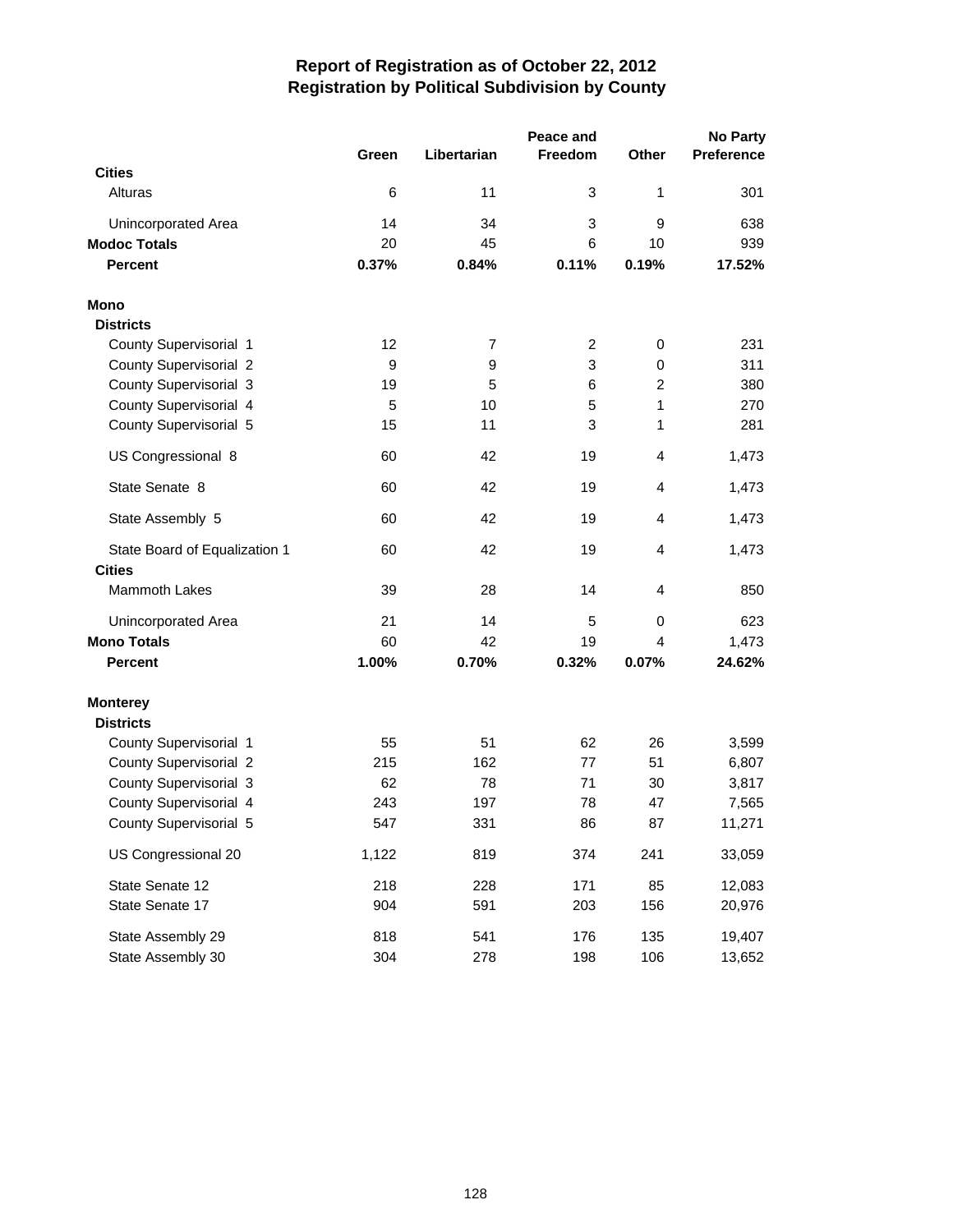# Report of Registration as of October 22, 2012
## Registration by Political Subdivision by County

| | Green | Libertarian | Peace and Freedom | Other | No Party Preference |
|---|---|---|---|---|---|
| **Cities** | | | | | |
| Alturas | 6 | 11 | 3 | 1 | 301 |
| Unincorporated Area | 14 | 34 | 3 | 9 | 638 |
| **Modoc Totals** | 20 | 45 | 6 | 10 | 939 |
| **Percent** | **0.37%** | **0.84%** | **0.11%** | **0.19%** | **17.52%** |
| **Mono** | | | | | |
| **Districts** | | | | | |
| County Supervisorial 1 | 12 | 7 | 2 | 0 | 231 |
| County Supervisorial 2 | 9 | 9 | 3 | 0 | 311 |
| County Supervisorial 3 | 19 | 5 | 6 | 2 | 380 |
| County Supervisorial 4 | 5 | 10 | 5 | 1 | 270 |
| County Supervisorial 5 | 15 | 11 | 3 | 1 | 281 |
| US Congressional 8 | 60 | 42 | 19 | 4 | 1,473 |
| State Senate 8 | 60 | 42 | 19 | 4 | 1,473 |
| State Assembly 5 | 60 | 42 | 19 | 4 | 1,473 |
| State Board of Equalization 1 | 60 | 42 | 19 | 4 | 1,473 |
| **Cities** | | | | | |
| Mammoth Lakes | 39 | 28 | 14 | 4 | 850 |
| Unincorporated Area | 21 | 14 | 5 | 0 | 623 |
| **Mono Totals** | 60 | 42 | 19 | 4 | 1,473 |
| **Percent** | **1.00%** | **0.70%** | **0.32%** | **0.07%** | **24.62%** |
| **Monterey** | | | | | |
| **Districts** | | | | | |
| County Supervisorial 1 | 55 | 51 | 62 | 26 | 3,599 |
| County Supervisorial 2 | 215 | 162 | 77 | 51 | 6,807 |
| County Supervisorial 3 | 62 | 78 | 71 | 30 | 3,817 |
| County Supervisorial 4 | 243 | 197 | 78 | 47 | 7,565 |
| County Supervisorial 5 | 547 | 331 | 86 | 87 | 11,271 |
| US Congressional 20 | 1,122 | 819 | 374 | 241 | 33,059 |
| State Senate 12 | 218 | 228 | 171 | 85 | 12,083 |
| State Senate 17 | 904 | 591 | 203 | 156 | 20,976 |
| State Assembly 29 | 818 | 541 | 176 | 135 | 19,407 |
| State Assembly 30 | 304 | 278 | 198 | 106 | 13,652 |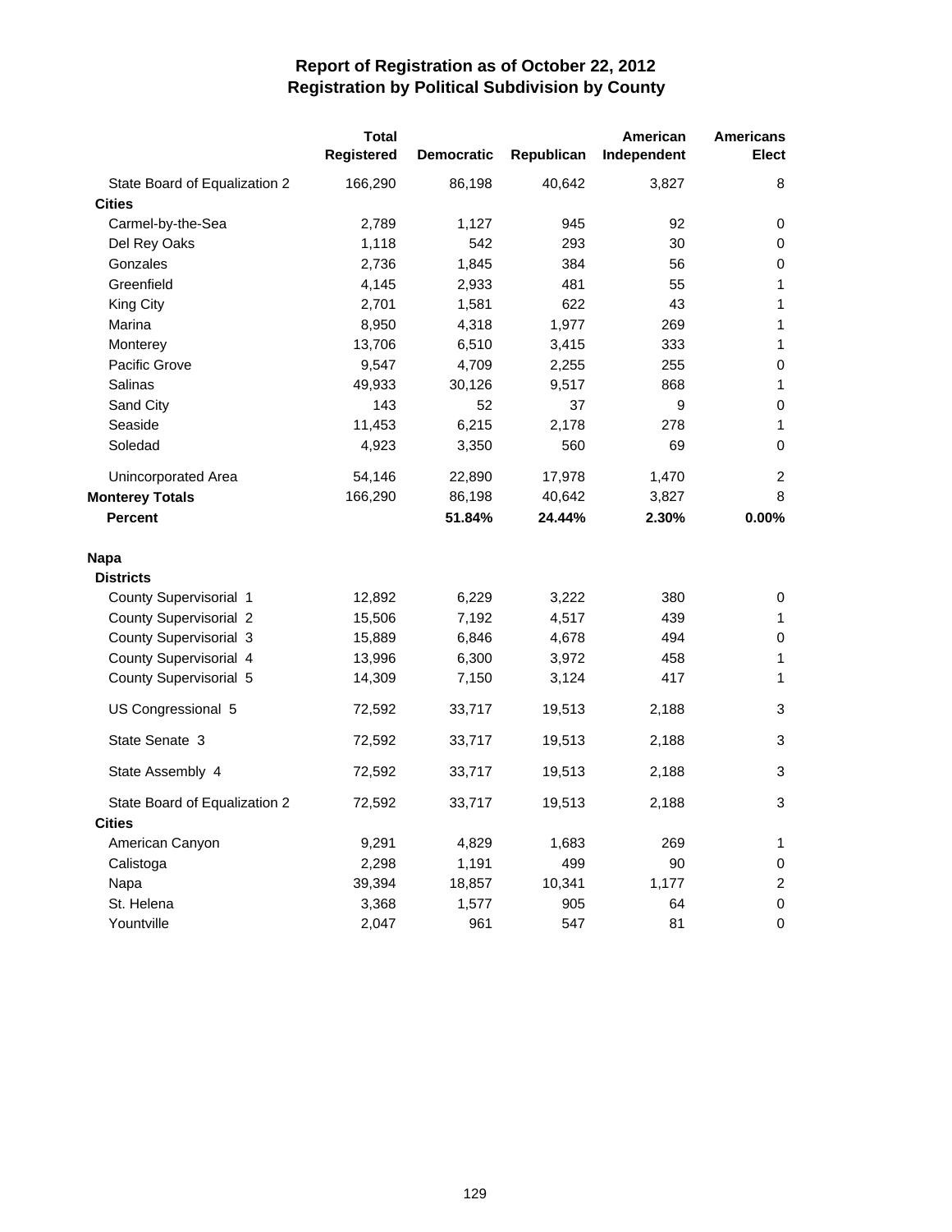# Report of Registration as of October 22, 2012
## Registration by Political Subdivision by County

| | Total Registered | Democratic | Republican | American Independent | Americans Elect |
|---|---|---|---|---|---|
| State Board of Equalization 2 | 166,290 | 86,198 | 40,642 | 3,827 | 8 |
| **Cities** | | | | | |
| Carmel-by-the-Sea | 2,789 | 1,127 | 945 | 92 | 0 |
| Del Rey Oaks | 1,118 | 542 | 293 | 30 | 0 |
| Gonzales | 2,736 | 1,845 | 384 | 56 | 0 |
| Greenfield | 4,145 | 2,933 | 481 | 55 | 1 |
| King City | 2,701 | 1,581 | 622 | 43 | 1 |
| Marina | 8,950 | 4,318 | 1,977 | 269 | 1 |
| Monterey | 13,706 | 6,510 | 3,415 | 333 | 1 |
| Pacific Grove | 9,547 | 4,709 | 2,255 | 255 | 0 |
| Salinas | 49,933 | 30,126 | 9,517 | 868 | 1 |
| Sand City | 143 | 52 | 37 | 9 | 0 |
| Seaside | 11,453 | 6,215 | 2,178 | 278 | 1 |
| Soledad | 4,923 | 3,350 | 560 | 69 | 0 |
| Unincorporated Area | 54,146 | 22,890 | 17,978 | 1,470 | 2 |
| **Monterey Totals** | 166,290 | 86,198 | 40,642 | 3,827 | 8 |
| **Percent** | | **51.84%** | **24.44%** | **2.30%** | **0.00%** |
| **Napa** | | | | | |
| **Districts** | | | | | |
| County Supervisorial 1 | 12,892 | 6,229 | 3,222 | 380 | 0 |
| County Supervisorial 2 | 15,506 | 7,192 | 4,517 | 439 | 1 |
| County Supervisorial 3 | 15,889 | 6,846 | 4,678 | 494 | 0 |
| County Supervisorial 4 | 13,996 | 6,300 | 3,972 | 458 | 1 |
| County Supervisorial 5 | 14,309 | 7,150 | 3,124 | 417 | 1 |
| US Congressional 5 | 72,592 | 33,717 | 19,513 | 2,188 | 3 |
| State Senate 3 | 72,592 | 33,717 | 19,513 | 2,188 | 3 |
| State Assembly 4 | 72,592 | 33,717 | 19,513 | 2,188 | 3 |
| State Board of Equalization 2 | 72,592 | 33,717 | 19,513 | 2,188 | 3 |
| **Cities** | | | | | |
| American Canyon | 9,291 | 4,829 | 1,683 | 269 | 1 |
| Calistoga | 2,298 | 1,191 | 499 | 90 | 0 |
| Napa | 39,394 | 18,857 | 10,341 | 1,177 | 2 |
| St. Helena | 3,368 | 1,577 | 905 | 64 | 0 |
| Yountville | 2,047 | 961 | 547 | 81 | 0 |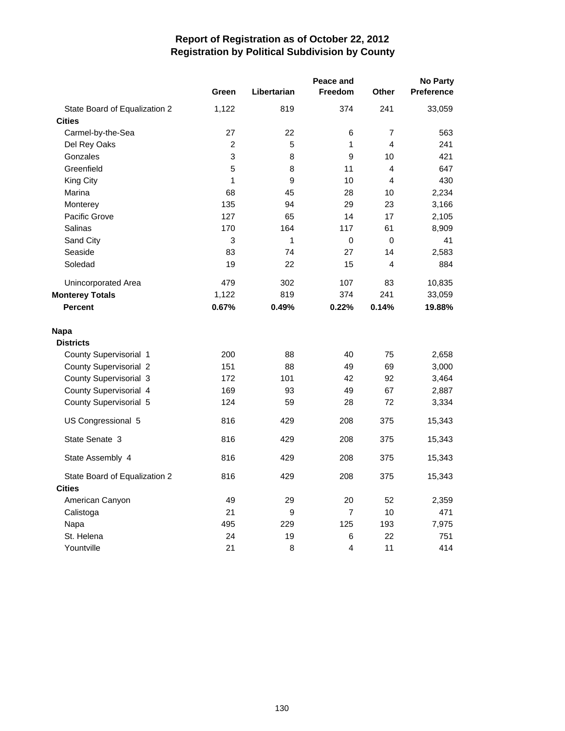# Report of Registration as of October 22, 2012
## Registration by Political Subdivision by County

| | Green | Libertarian | Peace and Freedom | Other | No Party Preference |
|---|---|---|---|---|---|
| State Board of Equalization 2 | 1,122 | 819 | 374 | 241 | 33,059 |
| **Cities** | | | | | |
| Carmel-by-the-Sea | 27 | 22 | 6 | 7 | 563 |
| Del Rey Oaks | 2 | 5 | 1 | 4 | 241 |
| Gonzales | 3 | 8 | 9 | 10 | 421 |
| Greenfield | 5 | 8 | 11 | 4 | 647 |
| King City | 1 | 9 | 10 | 4 | 430 |
| Marina | 68 | 45 | 28 | 10 | 2,234 |
| Monterey | 135 | 94 | 29 | 23 | 3,166 |
| Pacific Grove | 127 | 65 | 14 | 17 | 2,105 |
| Salinas | 170 | 164 | 117 | 61 | 8,909 |
| Sand City | 3 | 1 | 0 | 0 | 41 |
| Seaside | 83 | 74 | 27 | 14 | 2,583 |
| Soledad | 19 | 22 | 15 | 4 | 884 |
| Unincorporated Area | 479 | 302 | 107 | 83 | 10,835 |
| **Monterey Totals** | 1,122 | 819 | 374 | 241 | 33,059 |
| **Percent** | **0.67%** | **0.49%** | **0.22%** | **0.14%** | **19.88%** |
| **Napa** | | | | | |
| **Districts** | | | | | |
| County Supervisorial 1 | 200 | 88 | 40 | 75 | 2,658 |
| County Supervisorial 2 | 151 | 88 | 49 | 69 | 3,000 |
| County Supervisorial 3 | 172 | 101 | 42 | 92 | 3,464 |
| County Supervisorial 4 | 169 | 93 | 49 | 67 | 2,887 |
| County Supervisorial 5 | 124 | 59 | 28 | 72 | 3,334 |
| US Congressional 5 | 816 | 429 | 208 | 375 | 15,343 |
| State Senate 3 | 816 | 429 | 208 | 375 | 15,343 |
| State Assembly 4 | 816 | 429 | 208 | 375 | 15,343 |
| State Board of Equalization 2 | 816 | 429 | 208 | 375 | 15,343 |
| **Cities** | | | | | |
| American Canyon | 49 | 29 | 20 | 52 | 2,359 |
| Calistoga | 21 | 9 | 7 | 10 | 471 |
| Napa | 495 | 229 | 125 | 193 | 7,975 |
| St. Helena | 24 | 19 | 6 | 22 | 751 |
| Yountville | 21 | 8 | 4 | 11 | 414 |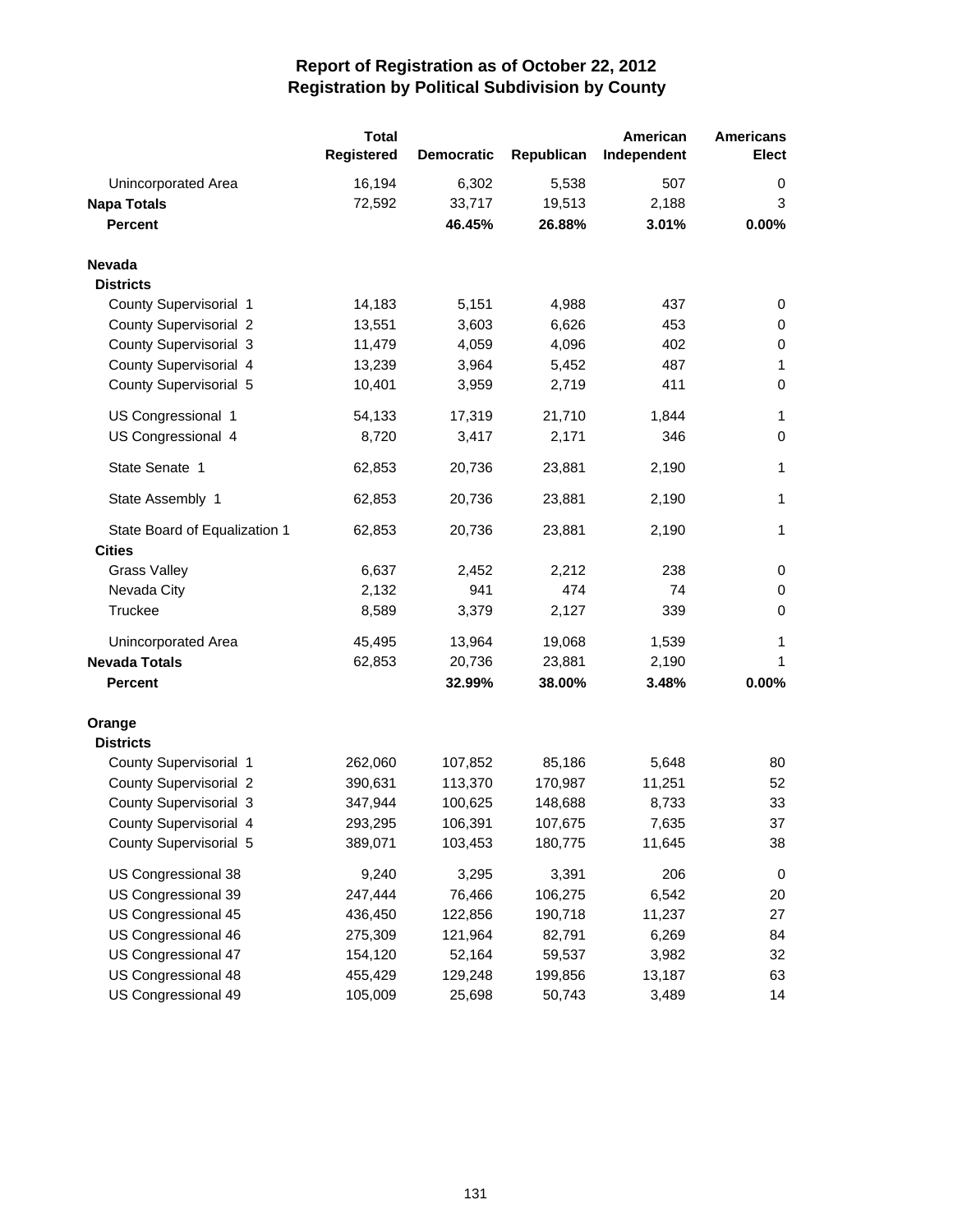# Report of Registration as of October 22, 2012
## Registration by Political Subdivision by County

| | Total Registered | Democratic | Republican | American Independent | Americans Elect |
|---|---|---|---|---|---|
| Unincorporated Area | 16,194 | 6,302 | 5,538 | 507 | 0 |
| **Napa Totals** | 72,592 | 33,717 | 19,513 | 2,188 | 3 |
| **Percent** | | **46.45%** | **26.88%** | **3.01%** | **0.00%** |
| **Nevada** | | | | | |
| **Districts** | | | | | |
| County Supervisorial 1 | 14,183 | 5,151 | 4,988 | 437 | 0 |
| County Supervisorial 2 | 13,551 | 3,603 | 6,626 | 453 | 0 |
| County Supervisorial 3 | 11,479 | 4,059 | 4,096 | 402 | 0 |
| County Supervisorial 4 | 13,239 | 3,964 | 5,452 | 487 | 1 |
| County Supervisorial 5 | 10,401 | 3,959 | 2,719 | 411 | 0 |
| US Congressional 1 | 54,133 | 17,319 | 21,710 | 1,844 | 1 |
| US Congressional 4 | 8,720 | 3,417 | 2,171 | 346 | 0 |
| State Senate 1 | 62,853 | 20,736 | 23,881 | 2,190 | 1 |
| State Assembly 1 | 62,853 | 20,736 | 23,881 | 2,190 | 1 |
| State Board of Equalization 1 | 62,853 | 20,736 | 23,881 | 2,190 | 1 |
| **Cities** | | | | | |
| Grass Valley | 6,637 | 2,452 | 2,212 | 238 | 0 |
| Nevada City | 2,132 | 941 | 474 | 74 | 0 |
| Truckee | 8,589 | 3,379 | 2,127 | 339 | 0 |
| Unincorporated Area | 45,495 | 13,964 | 19,068 | 1,539 | 1 |
| **Nevada Totals** | 62,853 | 20,736 | 23,881 | 2,190 | 1 |
| **Percent** | | **32.99%** | **38.00%** | **3.48%** | **0.00%** |
| **Orange** | | | | | |
| **Districts** | | | | | |
| County Supervisorial 1 | 262,060 | 107,852 | 85,186 | 5,648 | 80 |
| County Supervisorial 2 | 390,631 | 113,370 | 170,987 | 11,251 | 52 |
| County Supervisorial 3 | 347,944 | 100,625 | 148,688 | 8,733 | 33 |
| County Supervisorial 4 | 293,295 | 106,391 | 107,675 | 7,635 | 37 |
| County Supervisorial 5 | 389,071 | 103,453 | 180,775 | 11,645 | 38 |
| US Congressional 38 | 9,240 | 3,295 | 3,391 | 206 | 0 |
| US Congressional 39 | 247,444 | 76,466 | 106,275 | 6,542 | 20 |
| US Congressional 45 | 436,450 | 122,856 | 190,718 | 11,237 | 27 |
| US Congressional 46 | 275,309 | 121,964 | 82,791 | 6,269 | 84 |
| US Congressional 47 | 154,120 | 52,164 | 59,537 | 3,982 | 32 |
| US Congressional 48 | 455,429 | 129,248 | 199,856 | 13,187 | 63 |
| US Congressional 49 | 105,009 | 25,698 | 50,743 | 3,489 | 14 |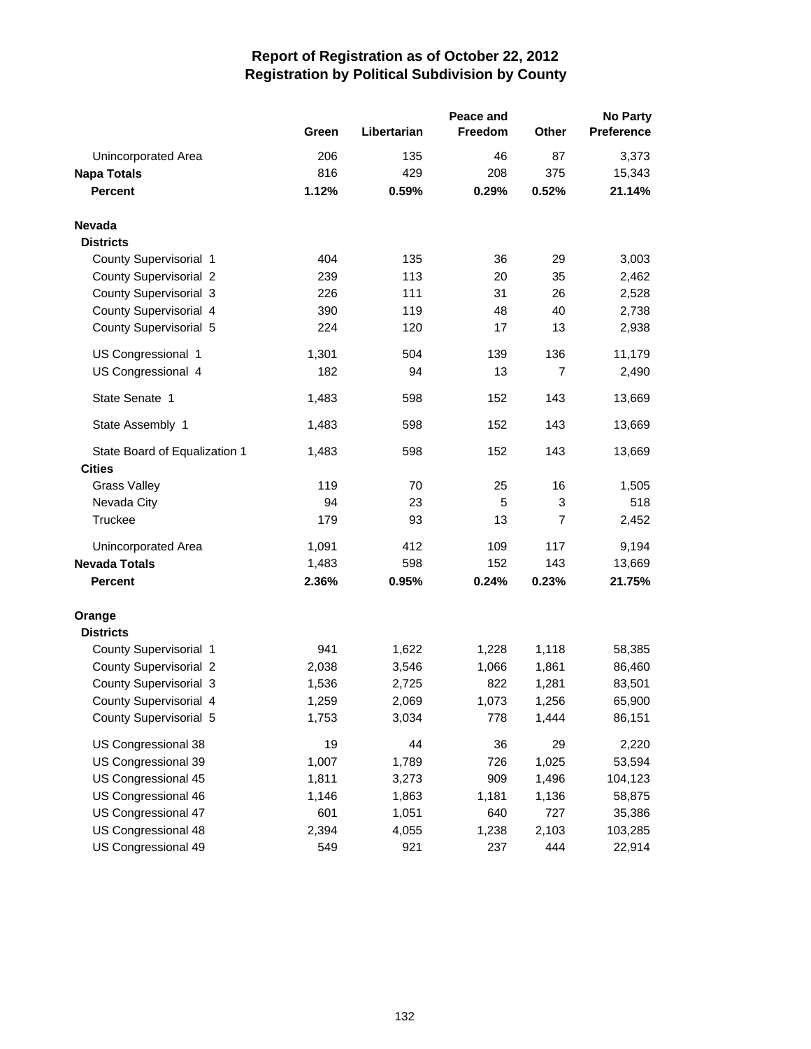# Report of Registration as of October 22, 2012
## Registration by Political Subdivision by County

| | Green | Libertarian | Peace and Freedom | Other | No Party Preference |
|---|---|---|---|---|---|
| Unincorporated Area | 206 | 135 | 46 | 87 | 3,373 |
| **Napa Totals** | 816 | 429 | 208 | 375 | 15,343 |
| **Percent** | **1.12%** | **0.59%** | **0.29%** | **0.52%** | **21.14%** |
| **Nevada** | | | | | |
| **Districts** | | | | | |
| County Supervisorial 1 | 404 | 135 | 36 | 29 | 3,003 |
| County Supervisorial 2 | 239 | 113 | 20 | 35 | 2,462 |
| County Supervisorial 3 | 226 | 111 | 31 | 26 | 2,528 |
| County Supervisorial 4 | 390 | 119 | 48 | 40 | 2,738 |
| County Supervisorial 5 | 224 | 120 | 17 | 13 | 2,938 |
| US Congressional 1 | 1,301 | 504 | 139 | 136 | 11,179 |
| US Congressional 4 | 182 | 94 | 13 | 7 | 2,490 |
| State Senate 1 | 1,483 | 598 | 152 | 143 | 13,669 |
| State Assembly 1 | 1,483 | 598 | 152 | 143 | 13,669 |
| State Board of Equalization 1 | 1,483 | 598 | 152 | 143 | 13,669 |
| **Cities** | | | | | |
| Grass Valley | 119 | 70 | 25 | 16 | 1,505 |
| Nevada City | 94 | 23 | 5 | 3 | 518 |
| Truckee | 179 | 93 | 13 | 7 | 2,452 |
| Unincorporated Area | 1,091 | 412 | 109 | 117 | 9,194 |
| **Nevada Totals** | 1,483 | 598 | 152 | 143 | 13,669 |
| **Percent** | **2.36%** | **0.95%** | **0.24%** | **0.23%** | **21.75%** |
| **Orange** | | | | | |
| **Districts** | | | | | |
| County Supervisorial 1 | 941 | 1,622 | 1,228 | 1,118 | 58,385 |
| County Supervisorial 2 | 2,038 | 3,546 | 1,066 | 1,861 | 86,460 |
| County Supervisorial 3 | 1,536 | 2,725 | 822 | 1,281 | 83,501 |
| County Supervisorial 4 | 1,259 | 2,069 | 1,073 | 1,256 | 65,900 |
| County Supervisorial 5 | 1,753 | 3,034 | 778 | 1,444 | 86,151 |
| US Congressional 38 | 19 | 44 | 36 | 29 | 2,220 |
| US Congressional 39 | 1,007 | 1,789 | 726 | 1,025 | 53,594 |
| US Congressional 45 | 1,811 | 3,273 | 909 | 1,496 | 104,123 |
| US Congressional 46 | 1,146 | 1,863 | 1,181 | 1,136 | 58,875 |
| US Congressional 47 | 601 | 1,051 | 640 | 727 | 35,386 |
| US Congressional 48 | 2,394 | 4,055 | 1,238 | 2,103 | 103,285 |
| US Congressional 49 | 549 | 921 | 237 | 444 | 22,914 |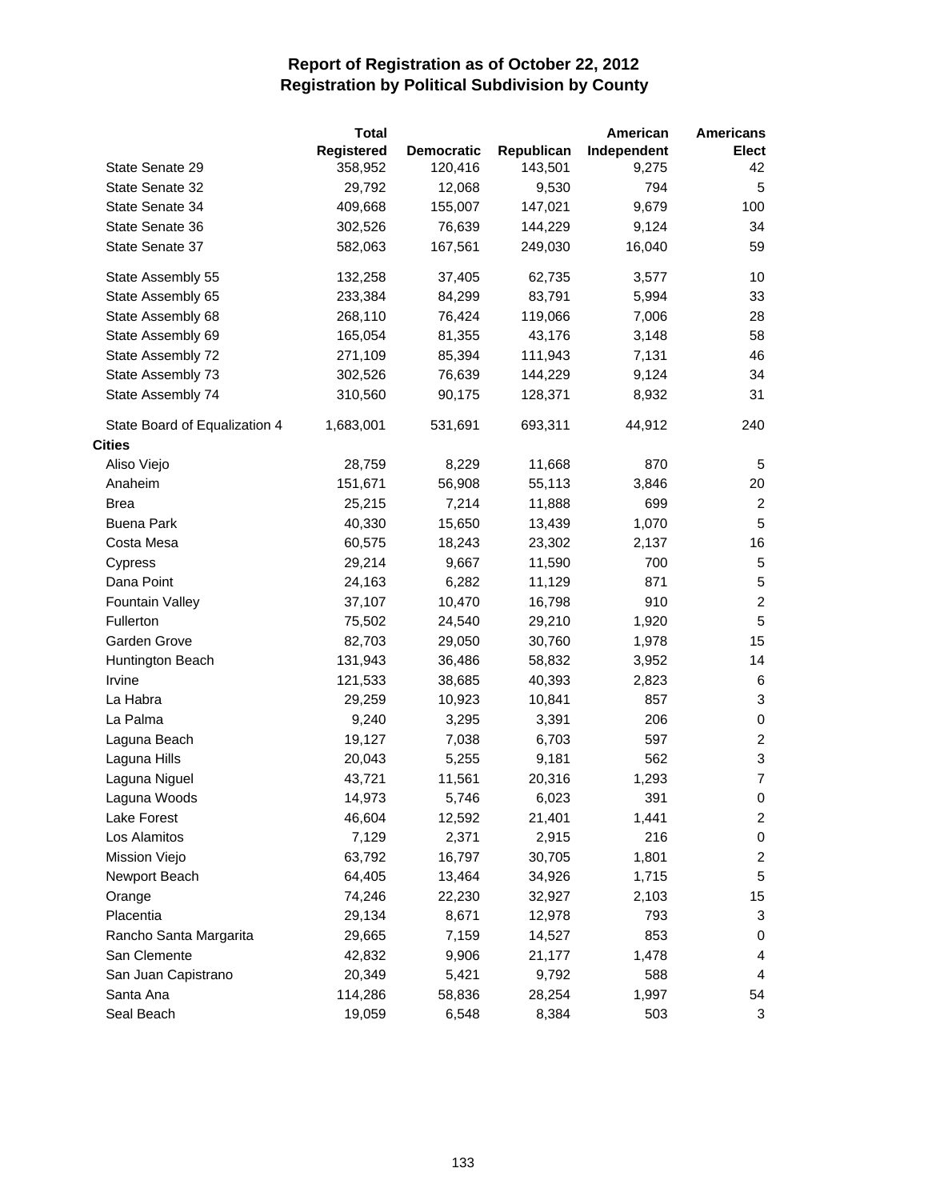# Report of Registration as of October 22, 2012
## Registration by Political Subdivision by County

| | Total Registered | Democratic | Republican | American Independent | Americans Elect |
|---|---|---|---|---|---|
| State Senate 29 | 358,952 | 120,416 | 143,501 | 9,275 | 42 |
| State Senate 32 | 29,792 | 12,068 | 9,530 | 794 | 5 |
| State Senate 34 | 409,668 | 155,007 | 147,021 | 9,679 | 100 |
| State Senate 36 | 302,526 | 76,639 | 144,229 | 9,124 | 34 |
| State Senate 37 | 582,063 | 167,561 | 249,030 | 16,040 | 59 |
| State Assembly 55 | 132,258 | 37,405 | 62,735 | 3,577 | 10 |
| State Assembly 65 | 233,384 | 84,299 | 83,791 | 5,994 | 33 |
| State Assembly 68 | 268,110 | 76,424 | 119,066 | 7,006 | 28 |
| State Assembly 69 | 165,054 | 81,355 | 43,176 | 3,148 | 58 |
| State Assembly 72 | 271,109 | 85,394 | 111,943 | 7,131 | 46 |
| State Assembly 73 | 302,526 | 76,639 | 144,229 | 9,124 | 34 |
| State Assembly 74 | 310,560 | 90,175 | 128,371 | 8,932 | 31 |
| State Board of Equalization 4 | 1,683,001 | 531,691 | 693,311 | 44,912 | 240 |
| **Cities** | | | | | |
| Aliso Viejo | 28,759 | 8,229 | 11,668 | 870 | 5 |
| Anaheim | 151,671 | 56,908 | 55,113 | 3,846 | 20 |
| Brea | 25,215 | 7,214 | 11,888 | 699 | 2 |
| Buena Park | 40,330 | 15,650 | 13,439 | 1,070 | 5 |
| Costa Mesa | 60,575 | 18,243 | 23,302 | 2,137 | 16 |
| Cypress | 29,214 | 9,667 | 11,590 | 700 | 5 |
| Dana Point | 24,163 | 6,282 | 11,129 | 871 | 5 |
| Fountain Valley | 37,107 | 10,470 | 16,798 | 910 | 2 |
| Fullerton | 75,502 | 24,540 | 29,210 | 1,920 | 5 |
| Garden Grove | 82,703 | 29,050 | 30,760 | 1,978 | 15 |
| Huntington Beach | 131,943 | 36,486 | 58,832 | 3,952 | 14 |
| Irvine | 121,533 | 38,685 | 40,393 | 2,823 | 6 |
| La Habra | 29,259 | 10,923 | 10,841 | 857 | 3 |
| La Palma | 9,240 | 3,295 | 3,391 | 206 | 0 |
| Laguna Beach | 19,127 | 7,038 | 6,703 | 597 | 2 |
| Laguna Hills | 20,043 | 5,255 | 9,181 | 562 | 3 |
| Laguna Niguel | 43,721 | 11,561 | 20,316 | 1,293 | 7 |
| Laguna Woods | 14,973 | 5,746 | 6,023 | 391 | 0 |
| Lake Forest | 46,604 | 12,592 | 21,401 | 1,441 | 2 |
| Los Alamitos | 7,129 | 2,371 | 2,915 | 216 | 0 |
| Mission Viejo | 63,792 | 16,797 | 30,705 | 1,801 | 2 |
| Newport Beach | 64,405 | 13,464 | 34,926 | 1,715 | 5 |
| Orange | 74,246 | 22,230 | 32,927 | 2,103 | 15 |
| Placentia | 29,134 | 8,671 | 12,978 | 793 | 3 |
| Rancho Santa Margarita | 29,665 | 7,159 | 14,527 | 853 | 0 |
| San Clemente | 42,832 | 9,906 | 21,177 | 1,478 | 4 |
| San Juan Capistrano | 20,349 | 5,421 | 9,792 | 588 | 4 |
| Santa Ana | 114,286 | 58,836 | 28,254 | 1,997 | 54 |
| Seal Beach | 19,059 | 6,548 | 8,384 | 503 | 3 |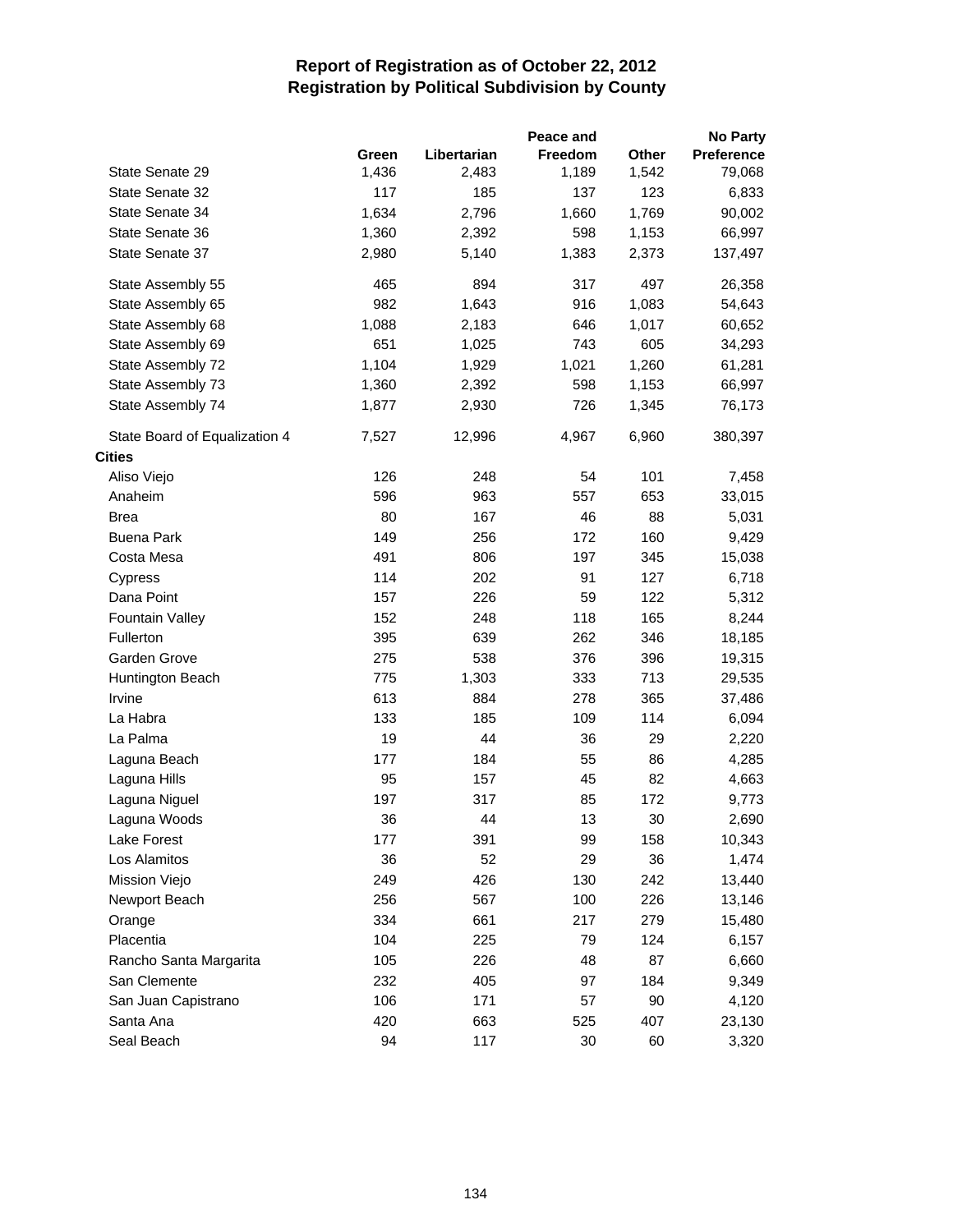# Report of Registration as of October 22, 2012
## Registration by Political Subdivision by County

| | Green | Libertarian | Peace and Freedom | Other | No Party Preference |
|---|---|---|---|---|---|
| State Senate 29 | 1,436 | 2,483 | 1,189 | 1,542 | 79,068 |
| State Senate 32 | 117 | 185 | 137 | 123 | 6,833 |
| State Senate 34 | 1,634 | 2,796 | 1,660 | 1,769 | 90,002 |
| State Senate 36 | 1,360 | 2,392 | 598 | 1,153 | 66,997 |
| State Senate 37 | 2,980 | 5,140 | 1,383 | 2,373 | 137,497 |
| State Assembly 55 | 465 | 894 | 317 | 497 | 26,358 |
| State Assembly 65 | 982 | 1,643 | 916 | 1,083 | 54,643 |
| State Assembly 68 | 1,088 | 2,183 | 646 | 1,017 | 60,652 |
| State Assembly 69 | 651 | 1,025 | 743 | 605 | 34,293 |
| State Assembly 72 | 1,104 | 1,929 | 1,021 | 1,260 | 61,281 |
| State Assembly 73 | 1,360 | 2,392 | 598 | 1,153 | 66,997 |
| State Assembly 74 | 1,877 | 2,930 | 726 | 1,345 | 76,173 |
| State Board of Equalization 4 | 7,527 | 12,996 | 4,967 | 6,960 | 380,397 |
| **Cities** | | | | | |
| Aliso Viejo | 126 | 248 | 54 | 101 | 7,458 |
| Anaheim | 596 | 963 | 557 | 653 | 33,015 |
| Brea | 80 | 167 | 46 | 88 | 5,031 |
| Buena Park | 149 | 256 | 172 | 160 | 9,429 |
| Costa Mesa | 491 | 806 | 197 | 345 | 15,038 |
| Cypress | 114 | 202 | 91 | 127 | 6,718 |
| Dana Point | 157 | 226 | 59 | 122 | 5,312 |
| Fountain Valley | 152 | 248 | 118 | 165 | 8,244 |
| Fullerton | 395 | 639 | 262 | 346 | 18,185 |
| Garden Grove | 275 | 538 | 376 | 396 | 19,315 |
| Huntington Beach | 775 | 1,303 | 333 | 713 | 29,535 |
| Irvine | 613 | 884 | 278 | 365 | 37,486 |
| La Habra | 133 | 185 | 109 | 114 | 6,094 |
| La Palma | 19 | 44 | 36 | 29 | 2,220 |
| Laguna Beach | 177 | 184 | 55 | 86 | 4,285 |
| Laguna Hills | 95 | 157 | 45 | 82 | 4,663 |
| Laguna Niguel | 197 | 317 | 85 | 172 | 9,773 |
| Laguna Woods | 36 | 44 | 13 | 30 | 2,690 |
| Lake Forest | 177 | 391 | 99 | 158 | 10,343 |
| Los Alamitos | 36 | 52 | 29 | 36 | 1,474 |
| Mission Viejo | 249 | 426 | 130 | 242 | 13,440 |
| Newport Beach | 256 | 567 | 100 | 226 | 13,146 |
| Orange | 334 | 661 | 217 | 279 | 15,480 |
| Placentia | 104 | 225 | 79 | 124 | 6,157 |
| Rancho Santa Margarita | 105 | 226 | 48 | 87 | 6,660 |
| San Clemente | 232 | 405 | 97 | 184 | 9,349 |
| San Juan Capistrano | 106 | 171 | 57 | 90 | 4,120 |
| Santa Ana | 420 | 663 | 525 | 407 | 23,130 |
| Seal Beach | 94 | 117 | 30 | 60 | 3,320 |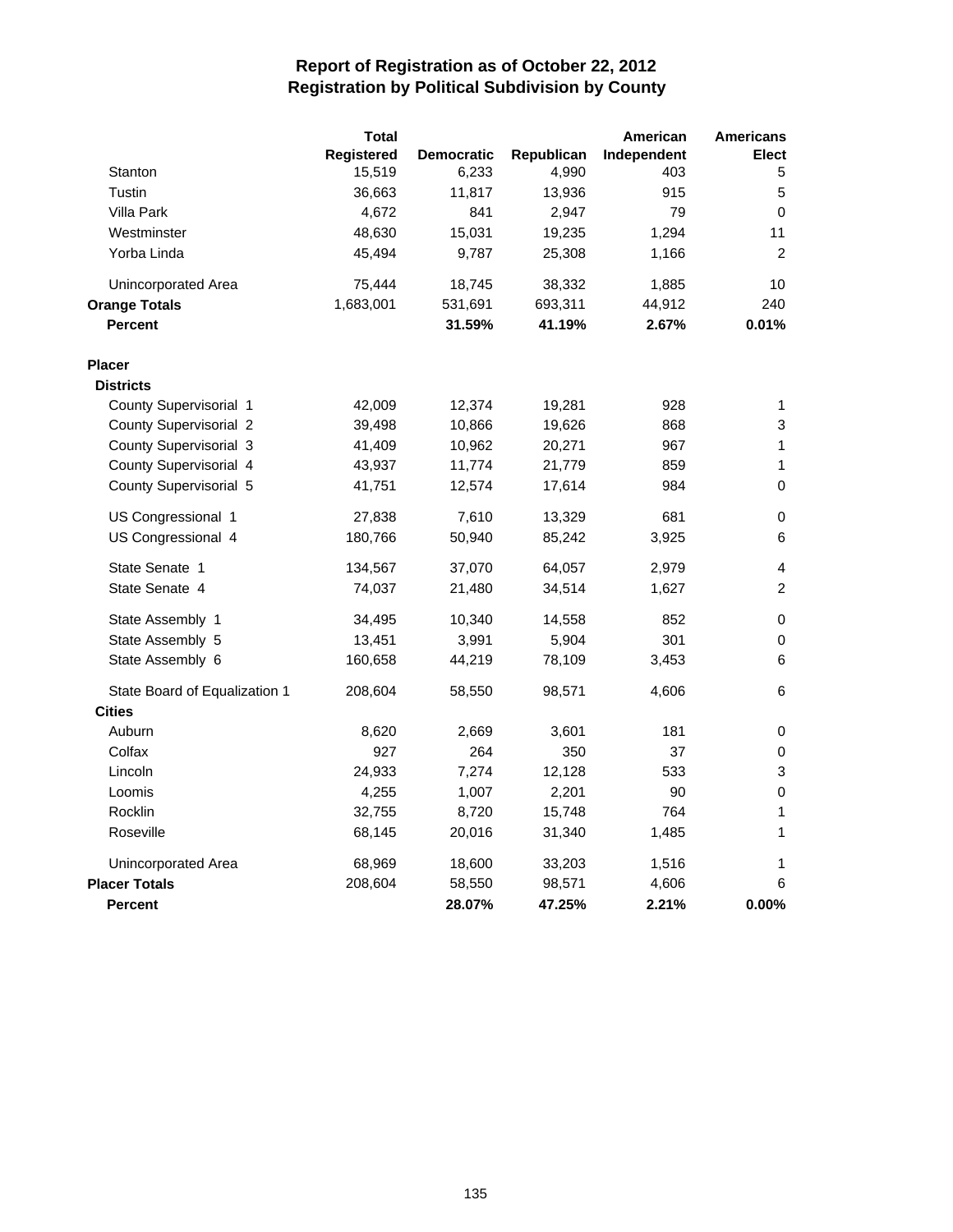# Report of Registration as of October 22, 2012
## Registration by Political Subdivision by County

| | Total Registered | Democratic | Republican | American Independent | Americans Elect |
|---|---|---|---|---|---|
| Stanton | 15,519 | 6,233 | 4,990 | 403 | 5 |
| Tustin | 36,663 | 11,817 | 13,936 | 915 | 5 |
| Villa Park | 4,672 | 841 | 2,947 | 79 | 0 |
| Westminster | 48,630 | 15,031 | 19,235 | 1,294 | 11 |
| Yorba Linda | 45,494 | 9,787 | 25,308 | 1,166 | 2 |
| Unincorporated Area | 75,444 | 18,745 | 38,332 | 1,885 | 10 |
| **Orange Totals** | 1,683,001 | 531,691 | 693,311 | 44,912 | 240 |
| **Percent** | | **31.59%** | **41.19%** | **2.67%** | **0.01%** |
| **Placer** | | | | | |
| **Districts** | | | | | |
| County Supervisorial 1 | 42,009 | 12,374 | 19,281 | 928 | 1 |
| County Supervisorial 2 | 39,498 | 10,866 | 19,626 | 868 | 3 |
| County Supervisorial 3 | 41,409 | 10,962 | 20,271 | 967 | 1 |
| County Supervisorial 4 | 43,937 | 11,774 | 21,779 | 859 | 1 |
| County Supervisorial 5 | 41,751 | 12,574 | 17,614 | 984 | 0 |
| US Congressional 1 | 27,838 | 7,610 | 13,329 | 681 | 0 |
| US Congressional 4 | 180,766 | 50,940 | 85,242 | 3,925 | 6 |
| State Senate 1 | 134,567 | 37,070 | 64,057 | 2,979 | 4 |
| State Senate 4 | 74,037 | 21,480 | 34,514 | 1,627 | 2 |
| State Assembly 1 | 34,495 | 10,340 | 14,558 | 852 | 0 |
| State Assembly 5 | 13,451 | 3,991 | 5,904 | 301 | 0 |
| State Assembly 6 | 160,658 | 44,219 | 78,109 | 3,453 | 6 |
| State Board of Equalization 1 | 208,604 | 58,550 | 98,571 | 4,606 | 6 |
| **Cities** | | | | | |
| Auburn | 8,620 | 2,669 | 3,601 | 181 | 0 |
| Colfax | 927 | 264 | 350 | 37 | 0 |
| Lincoln | 24,933 | 7,274 | 12,128 | 533 | 3 |
| Loomis | 4,255 | 1,007 | 2,201 | 90 | 0 |
| Rocklin | 32,755 | 8,720 | 15,748 | 764 | 1 |
| Roseville | 68,145 | 20,016 | 31,340 | 1,485 | 1 |
| Unincorporated Area | 68,969 | 18,600 | 33,203 | 1,516 | 1 |
| **Placer Totals** | 208,604 | 58,550 | 98,571 | 4,606 | 6 |
| **Percent** | | **28.07%** | **47.25%** | **2.21%** | **0.00%** |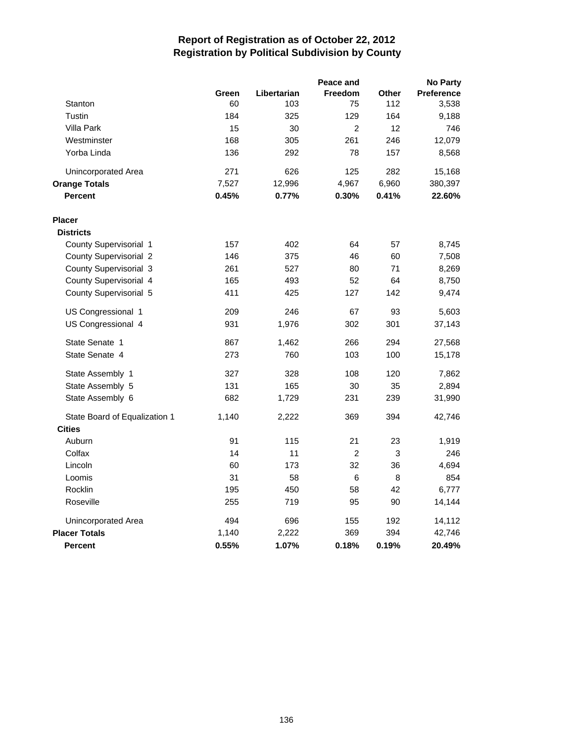# Report of Registration as of October 22, 2012
## Registration by Political Subdivision by County

| | Green | Libertarian | Peace and Freedom | Other | No Party Preference |
|---|---|---|---|---|---|
| Stanton | 60 | 103 | 75 | 112 | 3,538 |
| Tustin | 184 | 325 | 129 | 164 | 9,188 |
| Villa Park | 15 | 30 | 2 | 12 | 746 |
| Westminster | 168 | 305 | 261 | 246 | 12,079 |
| Yorba Linda | 136 | 292 | 78 | 157 | 8,568 |
| Unincorporated Area | 271 | 626 | 125 | 282 | 15,168 |
| **Orange Totals** | 7,527 | 12,996 | 4,967 | 6,960 | 380,397 |
| **Percent** | **0.45%** | **0.77%** | **0.30%** | **0.41%** | **22.60%** |
| **Placer** | | | | | |
| **Districts** | | | | | |
| County Supervisorial 1 | 157 | 402 | 64 | 57 | 8,745 |
| County Supervisorial 2 | 146 | 375 | 46 | 60 | 7,508 |
| County Supervisorial 3 | 261 | 527 | 80 | 71 | 8,269 |
| County Supervisorial 4 | 165 | 493 | 52 | 64 | 8,750 |
| County Supervisorial 5 | 411 | 425 | 127 | 142 | 9,474 |
| US Congressional 1 | 209 | 246 | 67 | 93 | 5,603 |
| US Congressional 4 | 931 | 1,976 | 302 | 301 | 37,143 |
| State Senate 1 | 867 | 1,462 | 266 | 294 | 27,568 |
| State Senate 4 | 273 | 760 | 103 | 100 | 15,178 |
| State Assembly 1 | 327 | 328 | 108 | 120 | 7,862 |
| State Assembly 5 | 131 | 165 | 30 | 35 | 2,894 |
| State Assembly 6 | 682 | 1,729 | 231 | 239 | 31,990 |
| State Board of Equalization 1 | 1,140 | 2,222 | 369 | 394 | 42,746 |
| **Cities** | | | | | |
| Auburn | 91 | 115 | 21 | 23 | 1,919 |
| Colfax | 14 | 11 | 2 | 3 | 246 |
| Lincoln | 60 | 173 | 32 | 36 | 4,694 |
| Loomis | 31 | 58 | 6 | 8 | 854 |
| Rocklin | 195 | 450 | 58 | 42 | 6,777 |
| Roseville | 255 | 719 | 95 | 90 | 14,144 |
| Unincorporated Area | 494 | 696 | 155 | 192 | 14,112 |
| **Placer Totals** | 1,140 | 2,222 | 369 | 394 | 42,746 |
| **Percent** | **0.55%** | **1.07%** | **0.18%** | **0.19%** | **20.49%** |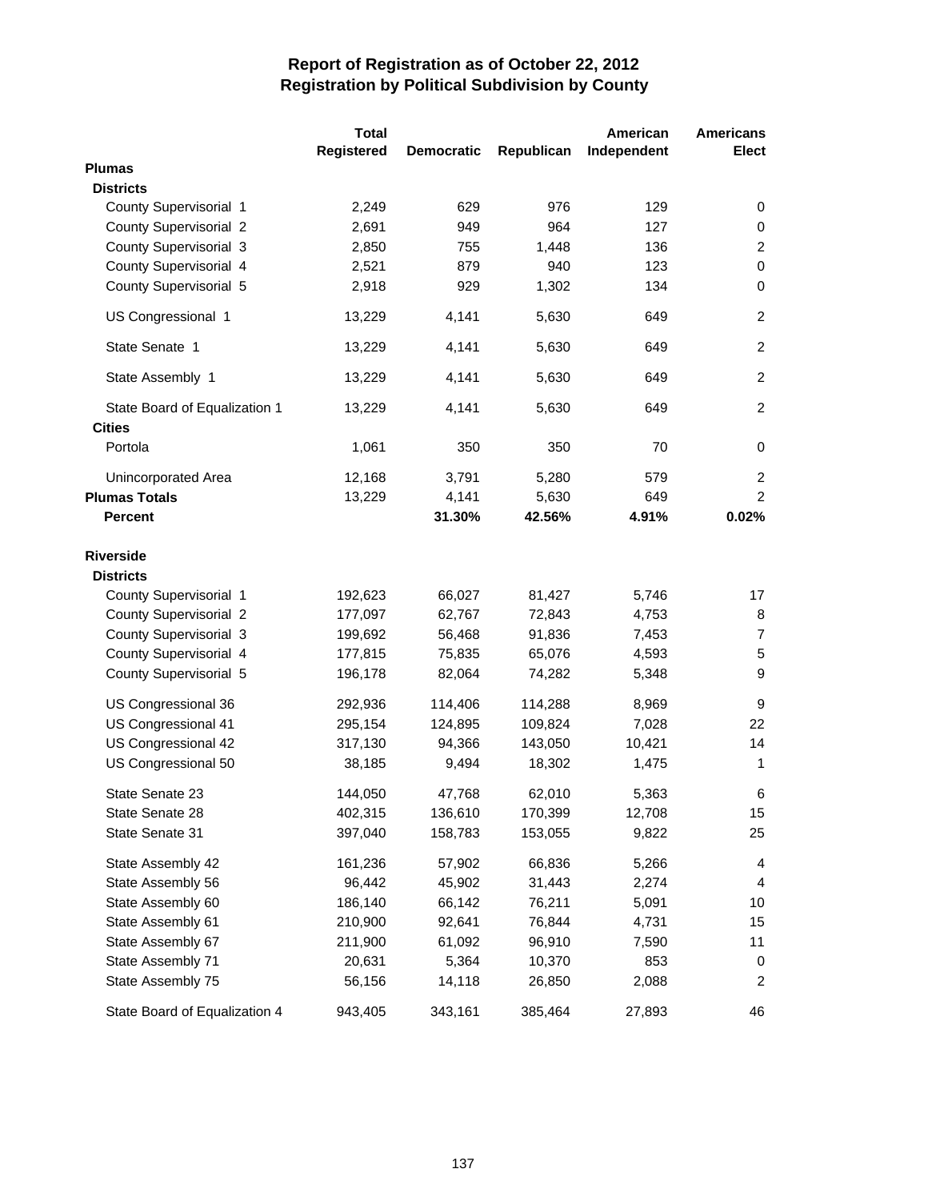# Report of Registration as of October 22, 2012
## Registration by Political Subdivision by County

| | Total Registered | Democratic | Republican | American Independent | Americans Elect |
|---|---|---|---|---|---|
| **Plumas** | | | | | |
| **Districts** | | | | | |
| County Supervisorial 1 | 2,249 | 629 | 976 | 129 | 0 |
| County Supervisorial 2 | 2,691 | 949 | 964 | 127 | 0 |
| County Supervisorial 3 | 2,850 | 755 | 1,448 | 136 | 2 |
| County Supervisorial 4 | 2,521 | 879 | 940 | 123 | 0 |
| County Supervisorial 5 | 2,918 | 929 | 1,302 | 134 | 0 |
| US Congressional 1 | 13,229 | 4,141 | 5,630 | 649 | 2 |
| State Senate 1 | 13,229 | 4,141 | 5,630 | 649 | 2 |
| State Assembly 1 | 13,229 | 4,141 | 5,630 | 649 | 2 |
| State Board of Equalization 1 | 13,229 | 4,141 | 5,630 | 649 | 2 |
| **Cities** | | | | | |
| Portola | 1,061 | 350 | 350 | 70 | 0 |
| Unincorporated Area | 12,168 | 3,791 | 5,280 | 579 | 2 |
| **Plumas Totals** | 13,229 | 4,141 | 5,630 | 649 | 2 |
| **Percent** | | **31.30%** | **42.56%** | **4.91%** | **0.02%** |
| **Riverside** | | | | | |
| **Districts** | | | | | |
| County Supervisorial 1 | 192,623 | 66,027 | 81,427 | 5,746 | 17 |
| County Supervisorial 2 | 177,097 | 62,767 | 72,843 | 4,753 | 8 |
| County Supervisorial 3 | 199,692 | 56,468 | 91,836 | 7,453 | 7 |
| County Supervisorial 4 | 177,815 | 75,835 | 65,076 | 4,593 | 5 |
| County Supervisorial 5 | 196,178 | 82,064 | 74,282 | 5,348 | 9 |
| US Congressional 36 | 292,936 | 114,406 | 114,288 | 8,969 | 9 |
| US Congressional 41 | 295,154 | 124,895 | 109,824 | 7,028 | 22 |
| US Congressional 42 | 317,130 | 94,366 | 143,050 | 10,421 | 14 |
| US Congressional 50 | 38,185 | 9,494 | 18,302 | 1,475 | 1 |
| State Senate 23 | 144,050 | 47,768 | 62,010 | 5,363 | 6 |
| State Senate 28 | 402,315 | 136,610 | 170,399 | 12,708 | 15 |
| State Senate 31 | 397,040 | 158,783 | 153,055 | 9,822 | 25 |
| State Assembly 42 | 161,236 | 57,902 | 66,836 | 5,266 | 4 |
| State Assembly 56 | 96,442 | 45,902 | 31,443 | 2,274 | 4 |
| State Assembly 60 | 186,140 | 66,142 | 76,211 | 5,091 | 10 |
| State Assembly 61 | 210,900 | 92,641 | 76,844 | 4,731 | 15 |
| State Assembly 67 | 211,900 | 61,092 | 96,910 | 7,590 | 11 |
| State Assembly 71 | 20,631 | 5,364 | 10,370 | 853 | 0 |
| State Assembly 75 | 56,156 | 14,118 | 26,850 | 2,088 | 2 |
| State Board of Equalization 4 | 943,405 | 343,161 | 385,464 | 27,893 | 46 |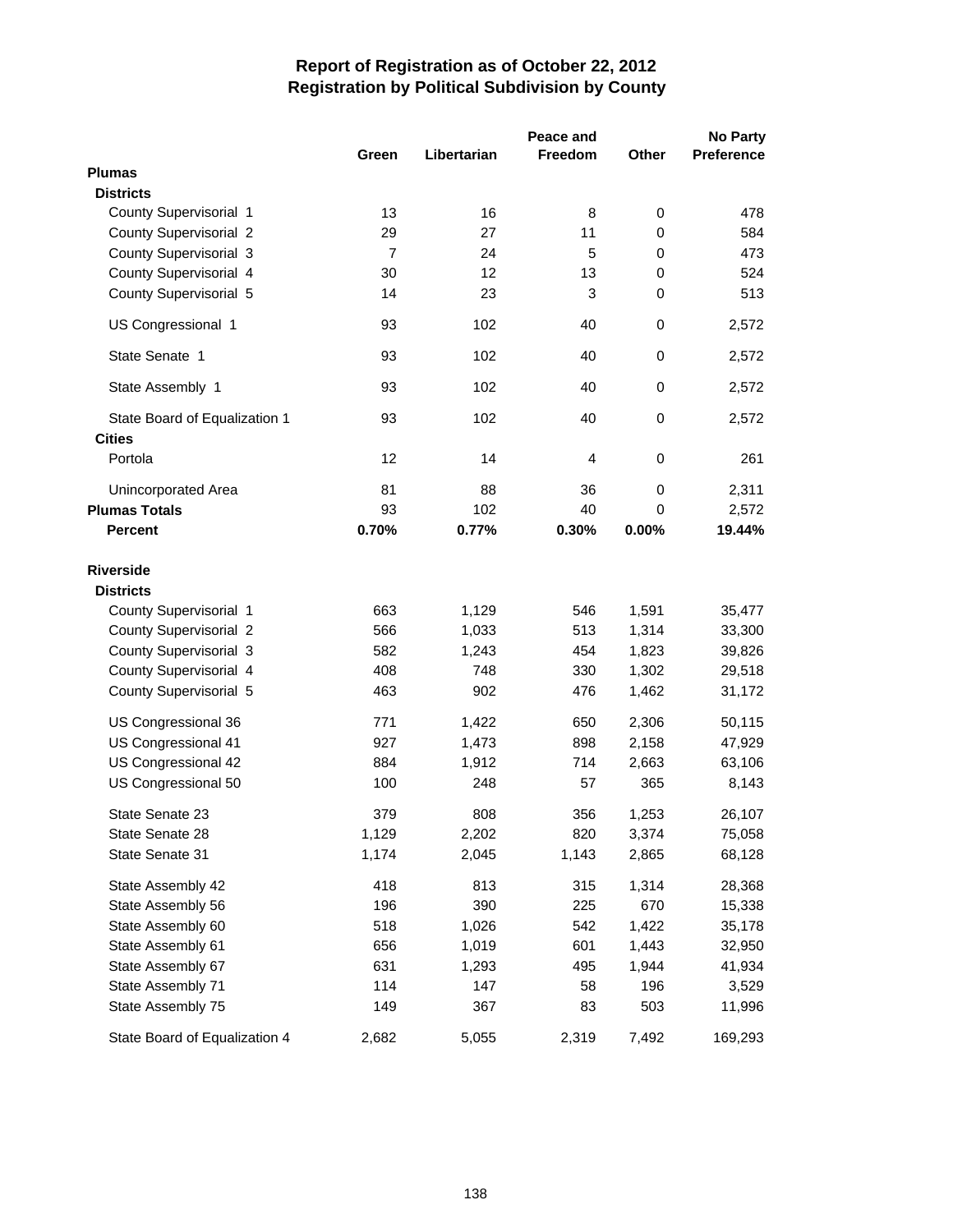# Report of Registration as of October 22, 2012
## Registration by Political Subdivision by County

| | Green | Libertarian | Peace and Freedom | Other | No Party Preference |
|---|---|---|---|---|---|
| **Plumas** | | | | | |
| **Districts** | | | | | |
| County Supervisorial 1 | 13 | 16 | 8 | 0 | 478 |
| County Supervisorial 2 | 29 | 27 | 11 | 0 | 584 |
| County Supervisorial 3 | 7 | 24 | 5 | 0 | 473 |
| County Supervisorial 4 | 30 | 12 | 13 | 0 | 524 |
| County Supervisorial 5 | 14 | 23 | 3 | 0 | 513 |
| US Congressional 1 | 93 | 102 | 40 | 0 | 2,572 |
| State Senate 1 | 93 | 102 | 40 | 0 | 2,572 |
| State Assembly 1 | 93 | 102 | 40 | 0 | 2,572 |
| State Board of Equalization 1 | 93 | 102 | 40 | 0 | 2,572 |
| **Cities** | | | | | |
| Portola | 12 | 14 | 4 | 0 | 261 |
| Unincorporated Area | 81 | 88 | 36 | 0 | 2,311 |
| **Plumas Totals** | 93 | 102 | 40 | 0 | 2,572 |
| **Percent** | **0.70%** | **0.77%** | **0.30%** | **0.00%** | **19.44%** |
| **Riverside** | | | | | |
| **Districts** | | | | | |
| County Supervisorial 1 | 663 | 1,129 | 546 | 1,591 | 35,477 |
| County Supervisorial 2 | 566 | 1,033 | 513 | 1,314 | 33,300 |
| County Supervisorial 3 | 582 | 1,243 | 454 | 1,823 | 39,826 |
| County Supervisorial 4 | 408 | 748 | 330 | 1,302 | 29,518 |
| County Supervisorial 5 | 463 | 902 | 476 | 1,462 | 31,172 |
| US Congressional 36 | 771 | 1,422 | 650 | 2,306 | 50,115 |
| US Congressional 41 | 927 | 1,473 | 898 | 2,158 | 47,929 |
| US Congressional 42 | 884 | 1,912 | 714 | 2,663 | 63,106 |
| US Congressional 50 | 100 | 248 | 57 | 365 | 8,143 |
| State Senate 23 | 379 | 808 | 356 | 1,253 | 26,107 |
| State Senate 28 | 1,129 | 2,202 | 820 | 3,374 | 75,058 |
| State Senate 31 | 1,174 | 2,045 | 1,143 | 2,865 | 68,128 |
| State Assembly 42 | 418 | 813 | 315 | 1,314 | 28,368 |
| State Assembly 56 | 196 | 390 | 225 | 670 | 15,338 |
| State Assembly 60 | 518 | 1,026 | 542 | 1,422 | 35,178 |
| State Assembly 61 | 656 | 1,019 | 601 | 1,443 | 32,950 |
| State Assembly 67 | 631 | 1,293 | 495 | 1,944 | 41,934 |
| State Assembly 71 | 114 | 147 | 58 | 196 | 3,529 |
| State Assembly 75 | 149 | 367 | 83 | 503 | 11,996 |
| State Board of Equalization 4 | 2,682 | 5,055 | 2,319 | 7,492 | 169,293 |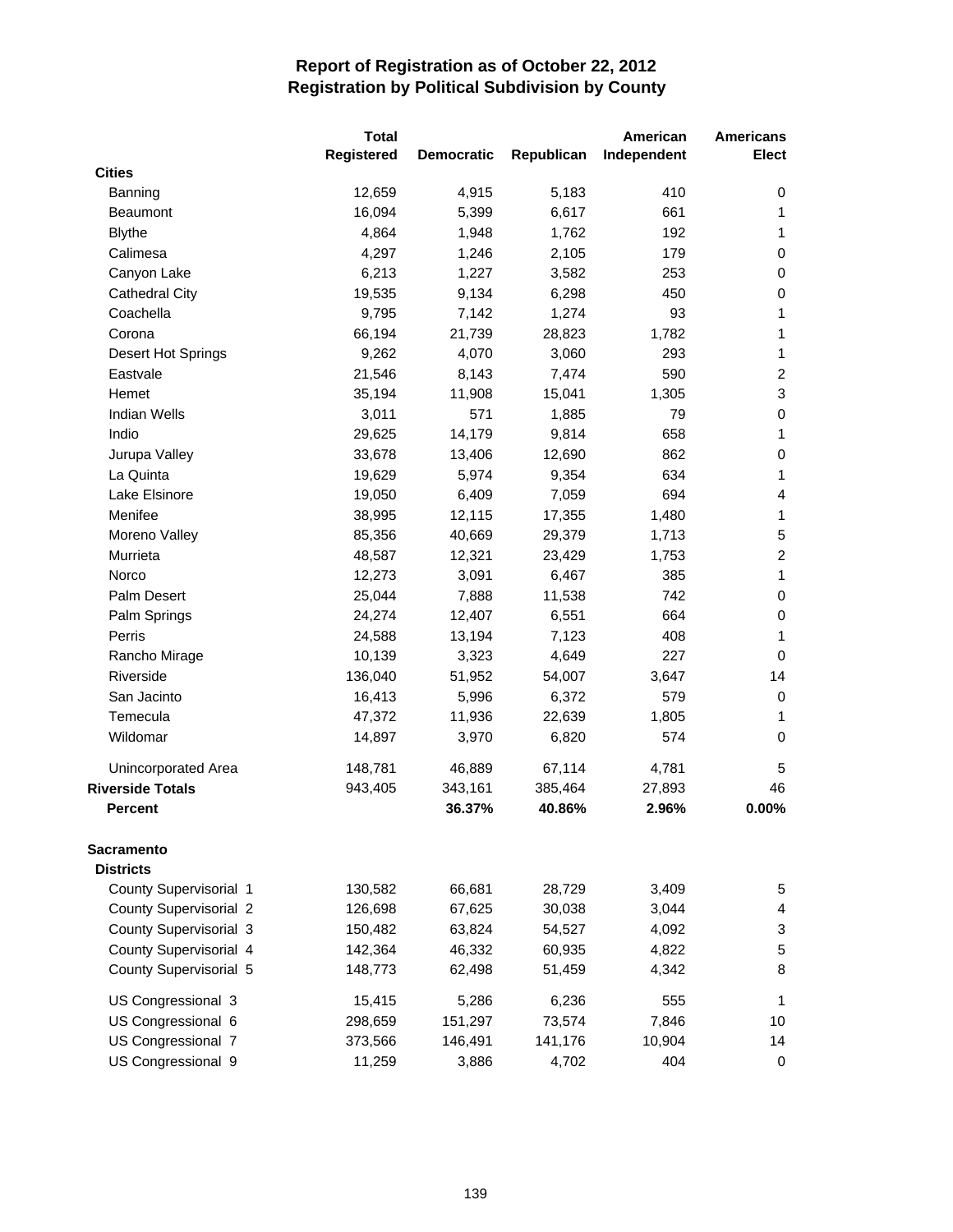# Report of Registration as of October 22, 2012
## Registration by Political Subdivision by County

| | Total Registered | Democratic | Republican | American Independent | Americans Elect |
|---|---|---|---|---|---|
| **Cities** | | | | | |
| Banning | 12,659 | 4,915 | 5,183 | 410 | 0 |
| Beaumont | 16,094 | 5,399 | 6,617 | 661 | 1 |
| Blythe | 4,864 | 1,948 | 1,762 | 192 | 1 |
| Calimesa | 4,297 | 1,246 | 2,105 | 179 | 0 |
| Canyon Lake | 6,213 | 1,227 | 3,582 | 253 | 0 |
| Cathedral City | 19,535 | 9,134 | 6,298 | 450 | 0 |
| Coachella | 9,795 | 7,142 | 1,274 | 93 | 1 |
| Corona | 66,194 | 21,739 | 28,823 | 1,782 | 1 |
| Desert Hot Springs | 9,262 | 4,070 | 3,060 | 293 | 1 |
| Eastvale | 21,546 | 8,143 | 7,474 | 590 | 2 |
| Hemet | 35,194 | 11,908 | 15,041 | 1,305 | 3 |
| Indian Wells | 3,011 | 571 | 1,885 | 79 | 0 |
| Indio | 29,625 | 14,179 | 9,814 | 658 | 1 |
| Jurupa Valley | 33,678 | 13,406 | 12,690 | 862 | 0 |
| La Quinta | 19,629 | 5,974 | 9,354 | 634 | 1 |
| Lake Elsinore | 19,050 | 6,409 | 7,059 | 694 | 4 |
| Menifee | 38,995 | 12,115 | 17,355 | 1,480 | 1 |
| Moreno Valley | 85,356 | 40,669 | 29,379 | 1,713 | 5 |
| Murrieta | 48,587 | 12,321 | 23,429 | 1,753 | 2 |
| Norco | 12,273 | 3,091 | 6,467 | 385 | 1 |
| Palm Desert | 25,044 | 7,888 | 11,538 | 742 | 0 |
| Palm Springs | 24,274 | 12,407 | 6,551 | 664 | 0 |
| Perris | 24,588 | 13,194 | 7,123 | 408 | 1 |
| Rancho Mirage | 10,139 | 3,323 | 4,649 | 227 | 0 |
| Riverside | 136,040 | 51,952 | 54,007 | 3,647 | 14 |
| San Jacinto | 16,413 | 5,996 | 6,372 | 579 | 0 |
| Temecula | 47,372 | 11,936 | 22,639 | 1,805 | 1 |
| Wildomar | 14,897 | 3,970 | 6,820 | 574 | 0 |
| Unincorporated Area | 148,781 | 46,889 | 67,114 | 4,781 | 5 |
| **Riverside Totals** | 943,405 | 343,161 | 385,464 | 27,893 | 46 |
| **Percent** | | **36.37%** | **40.86%** | **2.96%** | **0.00%** |
| **Sacramento** | | | | | |
| **Districts** | | | | | |
| County Supervisorial 1 | 130,582 | 66,681 | 28,729 | 3,409 | 5 |
| County Supervisorial 2 | 126,698 | 67,625 | 30,038 | 3,044 | 4 |
| County Supervisorial 3 | 150,482 | 63,824 | 54,527 | 4,092 | 3 |
| County Supervisorial 4 | 142,364 | 46,332 | 60,935 | 4,822 | 5 |
| County Supervisorial 5 | 148,773 | 62,498 | 51,459 | 4,342 | 8 |
| US Congressional 3 | 15,415 | 5,286 | 6,236 | 555 | 1 |
| US Congressional 6 | 298,659 | 151,297 | 73,574 | 7,846 | 10 |
| US Congressional 7 | 373,566 | 146,491 | 141,176 | 10,904 | 14 |
| US Congressional 9 | 11,259 | 3,886 | 4,702 | 404 | 0 |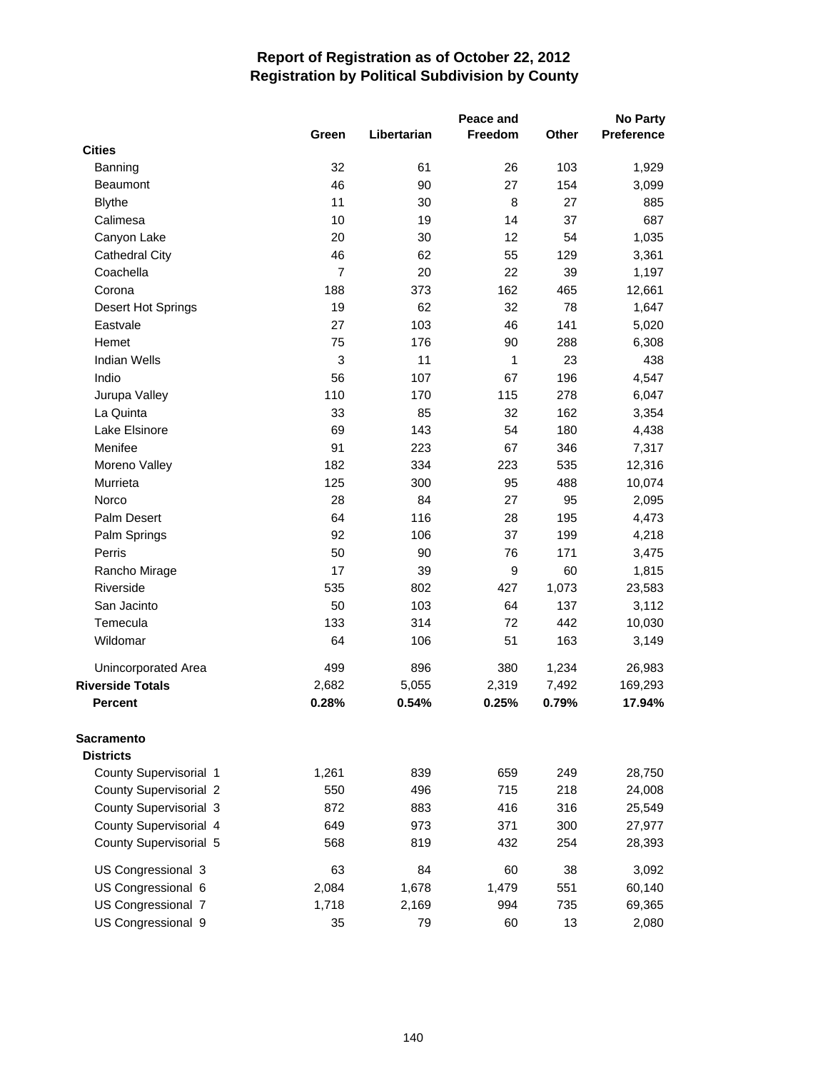# Report of Registration as of October 22, 2012
## Registration by Political Subdivision by County

| | Green | Libertarian | Peace and Freedom | Other | No Party Preference |
|---|---|---|---|---|---|
| **Cities** | | | | | |
| Banning | 32 | 61 | 26 | 103 | 1,929 |
| Beaumont | 46 | 90 | 27 | 154 | 3,099 |
| Blythe | 11 | 30 | 8 | 27 | 885 |
| Calimesa | 10 | 19 | 14 | 37 | 687 |
| Canyon Lake | 20 | 30 | 12 | 54 | 1,035 |
| Cathedral City | 46 | 62 | 55 | 129 | 3,361 |
| Coachella | 7 | 20 | 22 | 39 | 1,197 |
| Corona | 188 | 373 | 162 | 465 | 12,661 |
| Desert Hot Springs | 19 | 62 | 32 | 78 | 1,647 |
| Eastvale | 27 | 103 | 46 | 141 | 5,020 |
| Hemet | 75 | 176 | 90 | 288 | 6,308 |
| Indian Wells | 3 | 11 | 1 | 23 | 438 |
| Indio | 56 | 107 | 67 | 196 | 4,547 |
| Jurupa Valley | 110 | 170 | 115 | 278 | 6,047 |
| La Quinta | 33 | 85 | 32 | 162 | 3,354 |
| Lake Elsinore | 69 | 143 | 54 | 180 | 4,438 |
| Menifee | 91 | 223 | 67 | 346 | 7,317 |
| Moreno Valley | 182 | 334 | 223 | 535 | 12,316 |
| Murrieta | 125 | 300 | 95 | 488 | 10,074 |
| Norco | 28 | 84 | 27 | 95 | 2,095 |
| Palm Desert | 64 | 116 | 28 | 195 | 4,473 |
| Palm Springs | 92 | 106 | 37 | 199 | 4,218 |
| Perris | 50 | 90 | 76 | 171 | 3,475 |
| Rancho Mirage | 17 | 39 | 9 | 60 | 1,815 |
| Riverside | 535 | 802 | 427 | 1,073 | 23,583 |
| San Jacinto | 50 | 103 | 64 | 137 | 3,112 |
| Temecula | 133 | 314 | 72 | 442 | 10,030 |
| Wildomar | 64 | 106 | 51 | 163 | 3,149 |
| Unincorporated Area | 499 | 896 | 380 | 1,234 | 26,983 |
| **Riverside Totals** | 2,682 | 5,055 | 2,319 | 7,492 | 169,293 |
| **Percent** | **0.28%** | **0.54%** | **0.25%** | **0.79%** | **17.94%** |
| **Sacramento** | | | | | |
| **Districts** | | | | | |
| County Supervisorial 1 | 1,261 | 839 | 659 | 249 | 28,750 |
| County Supervisorial 2 | 550 | 496 | 715 | 218 | 24,008 |
| County Supervisorial 3 | 872 | 883 | 416 | 316 | 25,549 |
| County Supervisorial 4 | 649 | 973 | 371 | 300 | 27,977 |
| County Supervisorial 5 | 568 | 819 | 432 | 254 | 28,393 |
| US Congressional 3 | 63 | 84 | 60 | 38 | 3,092 |
| US Congressional 6 | 2,084 | 1,678 | 1,479 | 551 | 60,140 |
| US Congressional 7 | 1,718 | 2,169 | 994 | 735 | 69,365 |
| US Congressional 9 | 35 | 79 | 60 | 13 | 2,080 |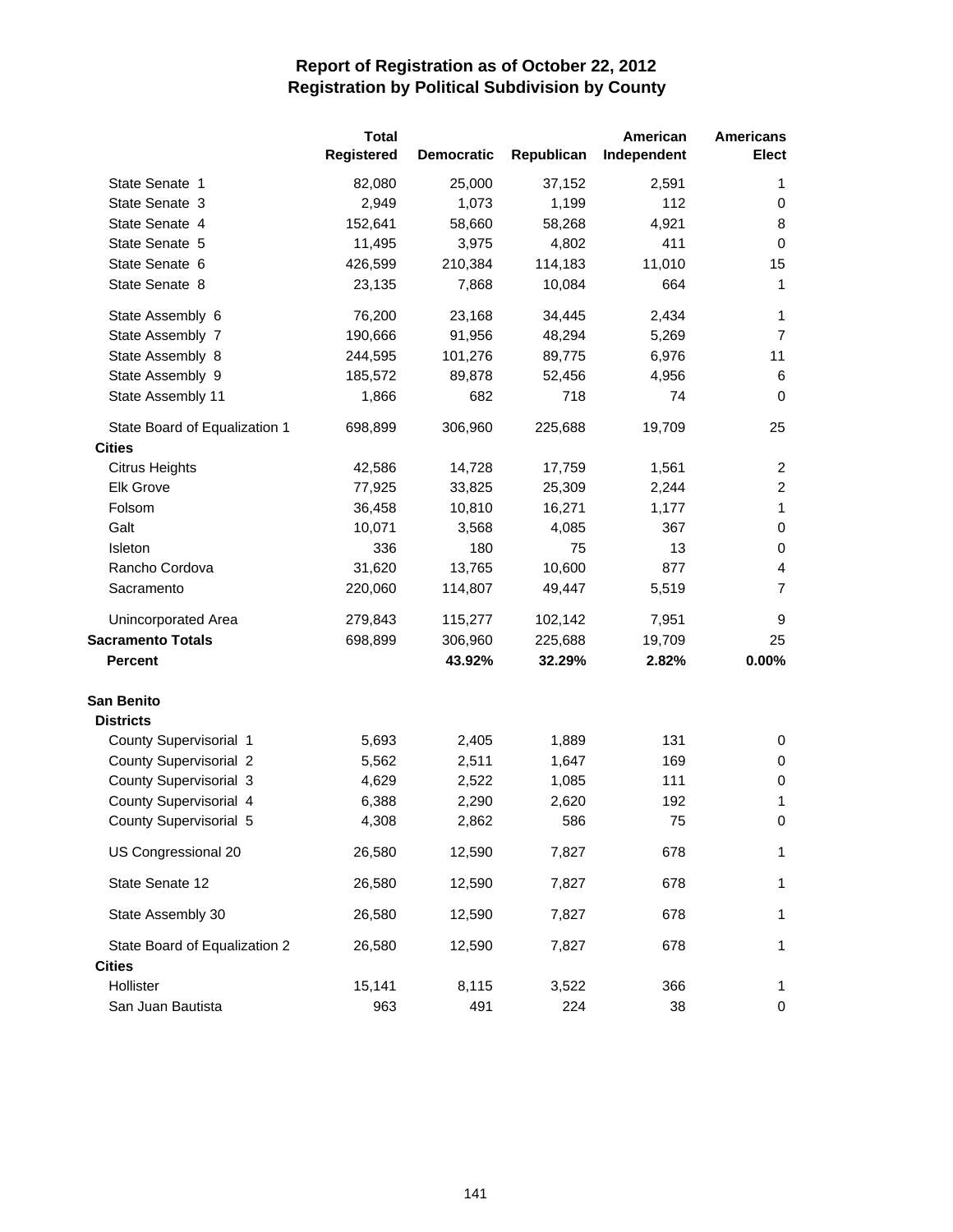# Report of Registration as of October 22, 2012
## Registration by Political Subdivision by County

| | Total Registered | Democratic | Republican | American Independent | Americans Elect |
|---|---|---|---|---|---|
| State Senate 1 | 82,080 | 25,000 | 37,152 | 2,591 | 1 |
| State Senate 3 | 2,949 | 1,073 | 1,199 | 112 | 0 |
| State Senate 4 | 152,641 | 58,660 | 58,268 | 4,921 | 8 |
| State Senate 5 | 11,495 | 3,975 | 4,802 | 411 | 0 |
| State Senate 6 | 426,599 | 210,384 | 114,183 | 11,010 | 15 |
| State Senate 8 | 23,135 | 7,868 | 10,084 | 664 | 1 |
| State Assembly 6 | 76,200 | 23,168 | 34,445 | 2,434 | 1 |
| State Assembly 7 | 190,666 | 91,956 | 48,294 | 5,269 | 7 |
| State Assembly 8 | 244,595 | 101,276 | 89,775 | 6,976 | 11 |
| State Assembly 9 | 185,572 | 89,878 | 52,456 | 4,956 | 6 |
| State Assembly 11 | 1,866 | 682 | 718 | 74 | 0 |
| State Board of Equalization 1 | 698,899 | 306,960 | 225,688 | 19,709 | 25 |
| **Cities** | | | | | |
| Citrus Heights | 42,586 | 14,728 | 17,759 | 1,561 | 2 |
| Elk Grove | 77,925 | 33,825 | 25,309 | 2,244 | 2 |
| Folsom | 36,458 | 10,810 | 16,271 | 1,177 | 1 |
| Galt | 10,071 | 3,568 | 4,085 | 367 | 0 |
| Isleton | 336 | 180 | 75 | 13 | 0 |
| Rancho Cordova | 31,620 | 13,765 | 10,600 | 877 | 4 |
| Sacramento | 220,060 | 114,807 | 49,447 | 5,519 | 7 |
| Unincorporated Area | 279,843 | 115,277 | 102,142 | 7,951 | 9 |
| **Sacramento Totals** | 698,899 | 306,960 | 225,688 | 19,709 | 25 |
| **Percent** | | **43.92%** | **32.29%** | **2.82%** | **0.00%** |
| **San Benito** | | | | | |
| **Districts** | | | | | |
| County Supervisorial 1 | 5,693 | 2,405 | 1,889 | 131 | 0 |
| County Supervisorial 2 | 5,562 | 2,511 | 1,647 | 169 | 0 |
| County Supervisorial 3 | 4,629 | 2,522 | 1,085 | 111 | 0 |
| County Supervisorial 4 | 6,388 | 2,290 | 2,620 | 192 | 1 |
| County Supervisorial 5 | 4,308 | 2,862 | 586 | 75 | 0 |
| US Congressional 20 | 26,580 | 12,590 | 7,827 | 678 | 1 |
| State Senate 12 | 26,580 | 12,590 | 7,827 | 678 | 1 |
| State Assembly 30 | 26,580 | 12,590 | 7,827 | 678 | 1 |
| State Board of Equalization 2 | 26,580 | 12,590 | 7,827 | 678 | 1 |
| **Cities** | | | | | |
| Hollister | 15,141 | 8,115 | 3,522 | 366 | 1 |
| San Juan Bautista | 963 | 491 | 224 | 38 | 0 |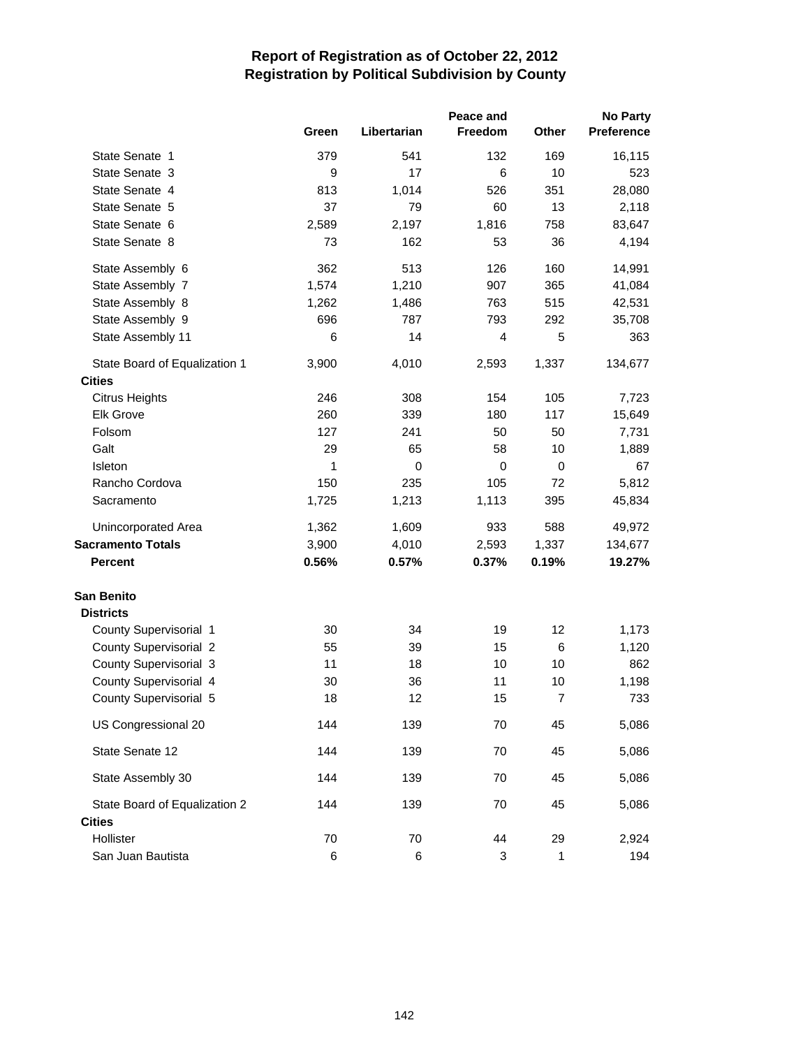# Report of Registration as of October 22, 2012
## Registration by Political Subdivision by County

| | Green | Libertarian | Peace and Freedom | Other | No Party Preference |
|---|---|---|---|---|---|
| State Senate 1 | 379 | 541 | 132 | 169 | 16,115 |
| State Senate 3 | 9 | 17 | 6 | 10 | 523 |
| State Senate 4 | 813 | 1,014 | 526 | 351 | 28,080 |
| State Senate 5 | 37 | 79 | 60 | 13 | 2,118 |
| State Senate 6 | 2,589 | 2,197 | 1,816 | 758 | 83,647 |
| State Senate 8 | 73 | 162 | 53 | 36 | 4,194 |
| State Assembly 6 | 362 | 513 | 126 | 160 | 14,991 |
| State Assembly 7 | 1,574 | 1,210 | 907 | 365 | 41,084 |
| State Assembly 8 | 1,262 | 1,486 | 763 | 515 | 42,531 |
| State Assembly 9 | 696 | 787 | 793 | 292 | 35,708 |
| State Assembly 11 | 6 | 14 | 4 | 5 | 363 |
| State Board of Equalization 1 | 3,900 | 4,010 | 2,593 | 1,337 | 134,677 |
| **Cities** | | | | | |
| Citrus Heights | 246 | 308 | 154 | 105 | 7,723 |
| Elk Grove | 260 | 339 | 180 | 117 | 15,649 |
| Folsom | 127 | 241 | 50 | 50 | 7,731 |
| Galt | 29 | 65 | 58 | 10 | 1,889 |
| Isleton | 1 | 0 | 0 | 0 | 67 |
| Rancho Cordova | 150 | 235 | 105 | 72 | 5,812 |
| Sacramento | 1,725 | 1,213 | 1,113 | 395 | 45,834 |
| Unincorporated Area | 1,362 | 1,609 | 933 | 588 | 49,972 |
| **Sacramento Totals** | 3,900 | 4,010 | 2,593 | 1,337 | 134,677 |
| **Percent** | **0.56%** | **0.57%** | **0.37%** | **0.19%** | **19.27%** |
| **San Benito** | | | | | |
| **Districts** | | | | | |
| County Supervisorial 1 | 30 | 34 | 19 | 12 | 1,173 |
| County Supervisorial 2 | 55 | 39 | 15 | 6 | 1,120 |
| County Supervisorial 3 | 11 | 18 | 10 | 10 | 862 |
| County Supervisorial 4 | 30 | 36 | 11 | 10 | 1,198 |
| County Supervisorial 5 | 18 | 12 | 15 | 7 | 733 |
| US Congressional 20 | 144 | 139 | 70 | 45 | 5,086 |
| State Senate 12 | 144 | 139 | 70 | 45 | 5,086 |
| State Assembly 30 | 144 | 139 | 70 | 45 | 5,086 |
| State Board of Equalization 2 | 144 | 139 | 70 | 45 | 5,086 |
| **Cities** | | | | | |
| Hollister | 70 | 70 | 44 | 29 | 2,924 |
| San Juan Bautista | 6 | 6 | 3 | 1 | 194 |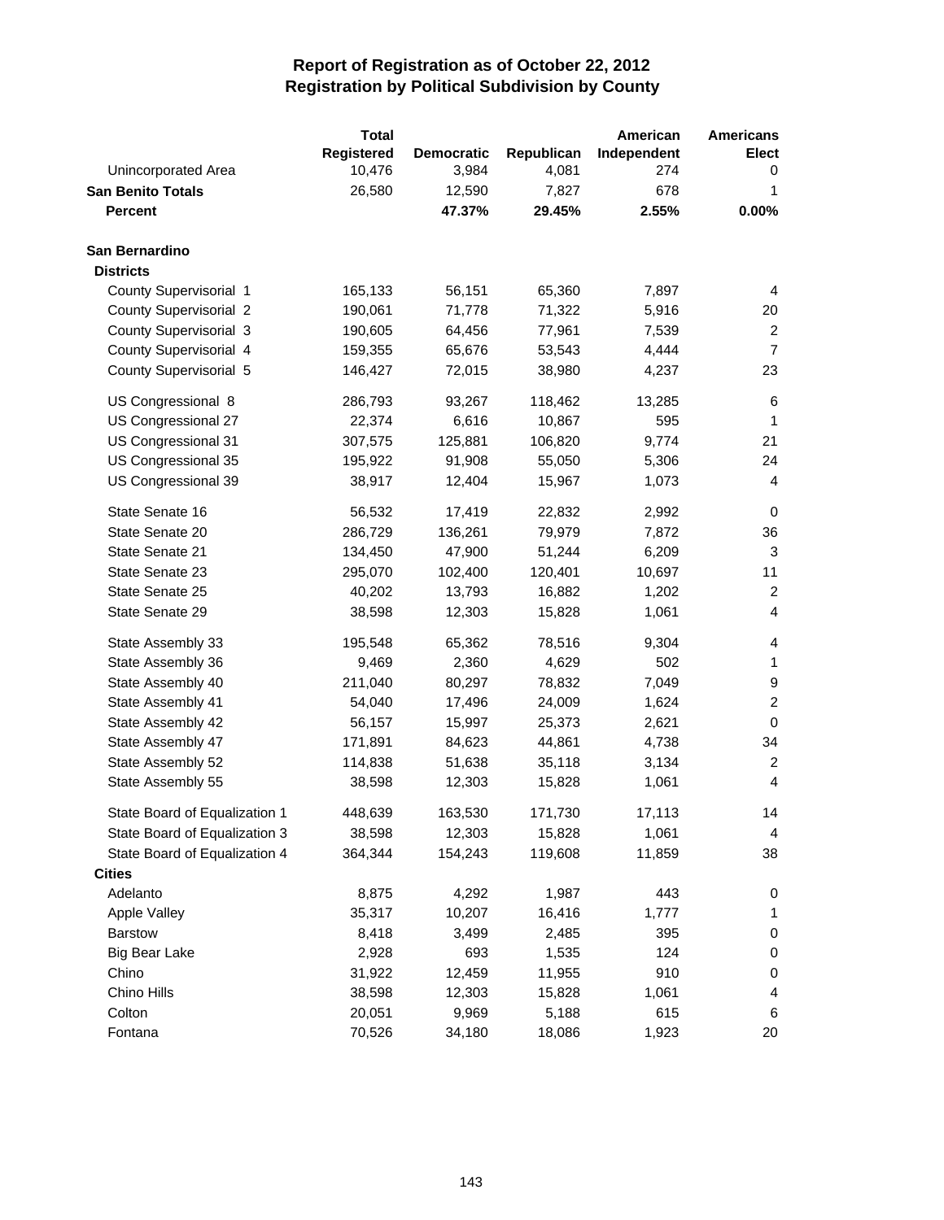# Report of Registration as of October 22, 2012
## Registration by Political Subdivision by County

| | Total Registered | Democratic | Republican | American Independent | Americans Elect |
|---|---|---|---|---|---|
| Unincorporated Area | 10,476 | 3,984 | 4,081 | 274 | 0 |
| **San Benito Totals** | 26,580 | 12,590 | 7,827 | 678 | 1 |
| **Percent** | | **47.37%** | **29.45%** | **2.55%** | **0.00%** |
| **San Bernardino** | | | | | |
| **Districts** | | | | | |
| County Supervisorial 1 | 165,133 | 56,151 | 65,360 | 7,897 | 4 |
| County Supervisorial 2 | 190,061 | 71,778 | 71,322 | 5,916 | 20 |
| County Supervisorial 3 | 190,605 | 64,456 | 77,961 | 7,539 | 2 |
| County Supervisorial 4 | 159,355 | 65,676 | 53,543 | 4,444 | 7 |
| County Supervisorial 5 | 146,427 | 72,015 | 38,980 | 4,237 | 23 |
| US Congressional 8 | 286,793 | 93,267 | 118,462 | 13,285 | 6 |
| US Congressional 27 | 22,374 | 6,616 | 10,867 | 595 | 1 |
| US Congressional 31 | 307,575 | 125,881 | 106,820 | 9,774 | 21 |
| US Congressional 35 | 195,922 | 91,908 | 55,050 | 5,306 | 24 |
| US Congressional 39 | 38,917 | 12,404 | 15,967 | 1,073 | 4 |
| State Senate 16 | 56,532 | 17,419 | 22,832 | 2,992 | 0 |
| State Senate 20 | 286,729 | 136,261 | 79,979 | 7,872 | 36 |
| State Senate 21 | 134,450 | 47,900 | 51,244 | 6,209 | 3 |
| State Senate 23 | 295,070 | 102,400 | 120,401 | 10,697 | 11 |
| State Senate 25 | 40,202 | 13,793 | 16,882 | 1,202 | 2 |
| State Senate 29 | 38,598 | 12,303 | 15,828 | 1,061 | 4 |
| State Assembly 33 | 195,548 | 65,362 | 78,516 | 9,304 | 4 |
| State Assembly 36 | 9,469 | 2,360 | 4,629 | 502 | 1 |
| State Assembly 40 | 211,040 | 80,297 | 78,832 | 7,049 | 9 |
| State Assembly 41 | 54,040 | 17,496 | 24,009 | 1,624 | 2 |
| State Assembly 42 | 56,157 | 15,997 | 25,373 | 2,621 | 0 |
| State Assembly 47 | 171,891 | 84,623 | 44,861 | 4,738 | 34 |
| State Assembly 52 | 114,838 | 51,638 | 35,118 | 3,134 | 2 |
| State Assembly 55 | 38,598 | 12,303 | 15,828 | 1,061 | 4 |
| State Board of Equalization 1 | 448,639 | 163,530 | 171,730 | 17,113 | 14 |
| State Board of Equalization 3 | 38,598 | 12,303 | 15,828 | 1,061 | 4 |
| State Board of Equalization 4 | 364,344 | 154,243 | 119,608 | 11,859 | 38 |
| **Cities** | | | | | |
| Adelanto | 8,875 | 4,292 | 1,987 | 443 | 0 |
| Apple Valley | 35,317 | 10,207 | 16,416 | 1,777 | 1 |
| Barstow | 8,418 | 3,499 | 2,485 | 395 | 0 |
| Big Bear Lake | 2,928 | 693 | 1,535 | 124 | 0 |
| Chino | 31,922 | 12,459 | 11,955 | 910 | 0 |
| Chino Hills | 38,598 | 12,303 | 15,828 | 1,061 | 4 |
| Colton | 20,051 | 9,969 | 5,188 | 615 | 6 |
| Fontana | 70,526 | 34,180 | 18,086 | 1,923 | 20 |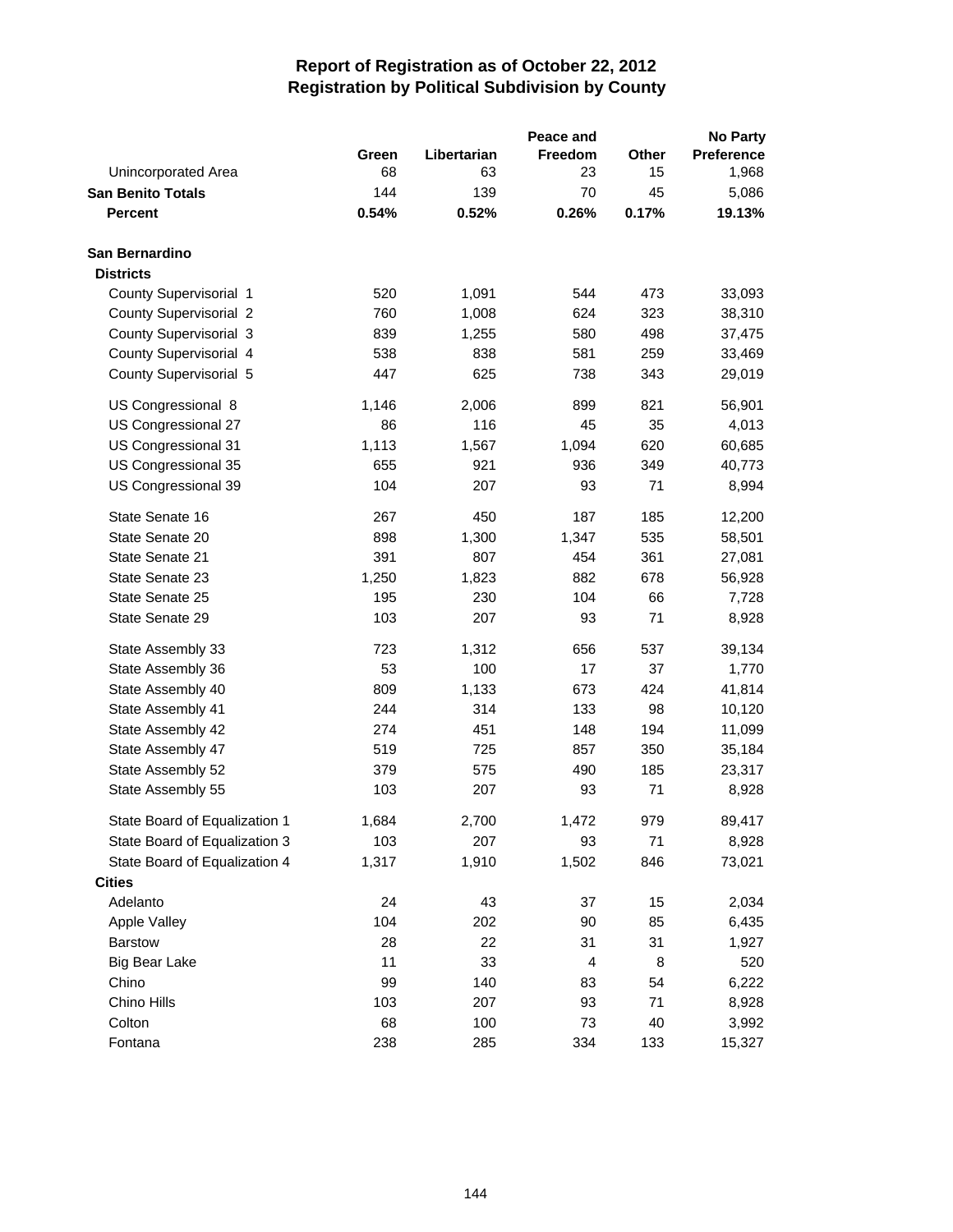# Report of Registration as of October 22, 2012
## Registration by Political Subdivision by County

| | Green | Libertarian | Peace and Freedom | Other | No Party Preference |
|---|---|---|---|---|---|
| Unincorporated Area | 68 | 63 | 23 | 15 | 1,968 |
| **San Benito Totals** | 144 | 139 | 70 | 45 | 5,086 |
| **Percent** | **0.54%** | **0.52%** | **0.26%** | **0.17%** | **19.13%** |
| | | | | | |
| **San Bernardino** | | | | | |
| **Districts** | | | | | |
| County Supervisorial 1 | 520 | 1,091 | 544 | 473 | 33,093 |
| County Supervisorial 2 | 760 | 1,008 | 624 | 323 | 38,310 |
| County Supervisorial 3 | 839 | 1,255 | 580 | 498 | 37,475 |
| County Supervisorial 4 | 538 | 838 | 581 | 259 | 33,469 |
| County Supervisorial 5 | 447 | 625 | 738 | 343 | 29,019 |
| US Congressional 8 | 1,146 | 2,006 | 899 | 821 | 56,901 |
| US Congressional 27 | 86 | 116 | 45 | 35 | 4,013 |
| US Congressional 31 | 1,113 | 1,567 | 1,094 | 620 | 60,685 |
| US Congressional 35 | 655 | 921 | 936 | 349 | 40,773 |
| US Congressional 39 | 104 | 207 | 93 | 71 | 8,994 |
| State Senate 16 | 267 | 450 | 187 | 185 | 12,200 |
| State Senate 20 | 898 | 1,300 | 1,347 | 535 | 58,501 |
| State Senate 21 | 391 | 807 | 454 | 361 | 27,081 |
| State Senate 23 | 1,250 | 1,823 | 882 | 678 | 56,928 |
| State Senate 25 | 195 | 230 | 104 | 66 | 7,728 |
| State Senate 29 | 103 | 207 | 93 | 71 | 8,928 |
| State Assembly 33 | 723 | 1,312 | 656 | 537 | 39,134 |
| State Assembly 36 | 53 | 100 | 17 | 37 | 1,770 |
| State Assembly 40 | 809 | 1,133 | 673 | 424 | 41,814 |
| State Assembly 41 | 244 | 314 | 133 | 98 | 10,120 |
| State Assembly 42 | 274 | 451 | 148 | 194 | 11,099 |
| State Assembly 47 | 519 | 725 | 857 | 350 | 35,184 |
| State Assembly 52 | 379 | 575 | 490 | 185 | 23,317 |
| State Assembly 55 | 103 | 207 | 93 | 71 | 8,928 |
| State Board of Equalization 1 | 1,684 | 2,700 | 1,472 | 979 | 89,417 |
| State Board of Equalization 3 | 103 | 207 | 93 | 71 | 8,928 |
| State Board of Equalization 4 | 1,317 | 1,910 | 1,502 | 846 | 73,021 |
| **Cities** | | | | | |
| Adelanto | 24 | 43 | 37 | 15 | 2,034 |
| Apple Valley | 104 | 202 | 90 | 85 | 6,435 |
| Barstow | 28 | 22 | 31 | 31 | 1,927 |
| Big Bear Lake | 11 | 33 | 4 | 8 | 520 |
| Chino | 99 | 140 | 83 | 54 | 6,222 |
| Chino Hills | 103 | 207 | 93 | 71 | 8,928 |
| Colton | 68 | 100 | 73 | 40 | 3,992 |
| Fontana | 238 | 285 | 334 | 133 | 15,327 |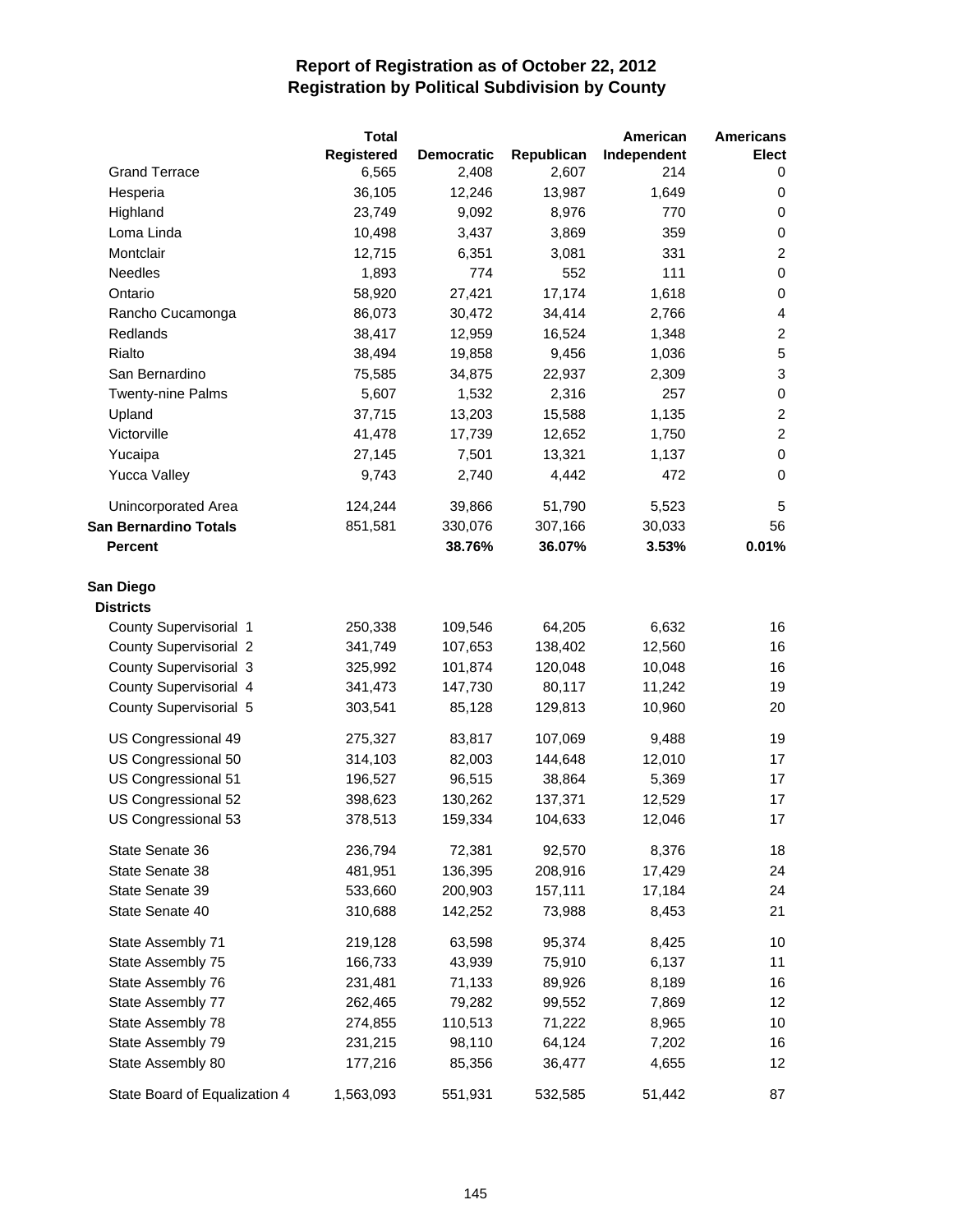# Report of Registration as of October 22, 2012
## Registration by Political Subdivision by County

| | Total Registered | Democratic | Republican | American Independent | Americans Elect |
|---|---|---|---|---|---|
| Grand Terrace | 6,565 | 2,408 | 2,607 | 214 | 0 |
| Hesperia | 36,105 | 12,246 | 13,987 | 1,649 | 0 |
| Highland | 23,749 | 9,092 | 8,976 | 770 | 0 |
| Loma Linda | 10,498 | 3,437 | 3,869 | 359 | 0 |
| Montclair | 12,715 | 6,351 | 3,081 | 331 | 2 |
| Needles | 1,893 | 774 | 552 | 111 | 0 |
| Ontario | 58,920 | 27,421 | 17,174 | 1,618 | 0 |
| Rancho Cucamonga | 86,073 | 30,472 | 34,414 | 2,766 | 4 |
| Redlands | 38,417 | 12,959 | 16,524 | 1,348 | 2 |
| Rialto | 38,494 | 19,858 | 9,456 | 1,036 | 5 |
| San Bernardino | 75,585 | 34,875 | 22,937 | 2,309 | 3 |
| Twenty-nine Palms | 5,607 | 1,532 | 2,316 | 257 | 0 |
| Upland | 37,715 | 13,203 | 15,588 | 1,135 | 2 |
| Victorville | 41,478 | 17,739 | 12,652 | 1,750 | 2 |
| Yucaipa | 27,145 | 7,501 | 13,321 | 1,137 | 0 |
| Yucca Valley | 9,743 | 2,740 | 4,442 | 472 | 0 |
| Unincorporated Area | 124,244 | 39,866 | 51,790 | 5,523 | 5 |
| **San Bernardino Totals** | 851,581 | 330,076 | 307,166 | 30,033 | 56 |
| **Percent** | | **38.76%** | **36.07%** | **3.53%** | **0.01%** |
| **San Diego** | | | | | |
| **Districts** | | | | | |
| County Supervisorial 1 | 250,338 | 109,546 | 64,205 | 6,632 | 16 |
| County Supervisorial 2 | 341,749 | 107,653 | 138,402 | 12,560 | 16 |
| County Supervisorial 3 | 325,992 | 101,874 | 120,048 | 10,048 | 16 |
| County Supervisorial 4 | 341,473 | 147,730 | 80,117 | 11,242 | 19 |
| County Supervisorial 5 | 303,541 | 85,128 | 129,813 | 10,960 | 20 |
| US Congressional 49 | 275,327 | 83,817 | 107,069 | 9,488 | 19 |
| US Congressional 50 | 314,103 | 82,003 | 144,648 | 12,010 | 17 |
| US Congressional 51 | 196,527 | 96,515 | 38,864 | 5,369 | 17 |
| US Congressional 52 | 398,623 | 130,262 | 137,371 | 12,529 | 17 |
| US Congressional 53 | 378,513 | 159,334 | 104,633 | 12,046 | 17 |
| State Senate 36 | 236,794 | 72,381 | 92,570 | 8,376 | 18 |
| State Senate 38 | 481,951 | 136,395 | 208,916 | 17,429 | 24 |
| State Senate 39 | 533,660 | 200,903 | 157,111 | 17,184 | 24 |
| State Senate 40 | 310,688 | 142,252 | 73,988 | 8,453 | 21 |
| State Assembly 71 | 219,128 | 63,598 | 95,374 | 8,425 | 10 |
| State Assembly 75 | 166,733 | 43,939 | 75,910 | 6,137 | 11 |
| State Assembly 76 | 231,481 | 71,133 | 89,926 | 8,189 | 16 |
| State Assembly 77 | 262,465 | 79,282 | 99,552 | 7,869 | 12 |
| State Assembly 78 | 274,855 | 110,513 | 71,222 | 8,965 | 10 |
| State Assembly 79 | 231,215 | 98,110 | 64,124 | 7,202 | 16 |
| State Assembly 80 | 177,216 | 85,356 | 36,477 | 4,655 | 12 |
| State Board of Equalization 4 | 1,563,093 | 551,931 | 532,585 | 51,442 | 87 |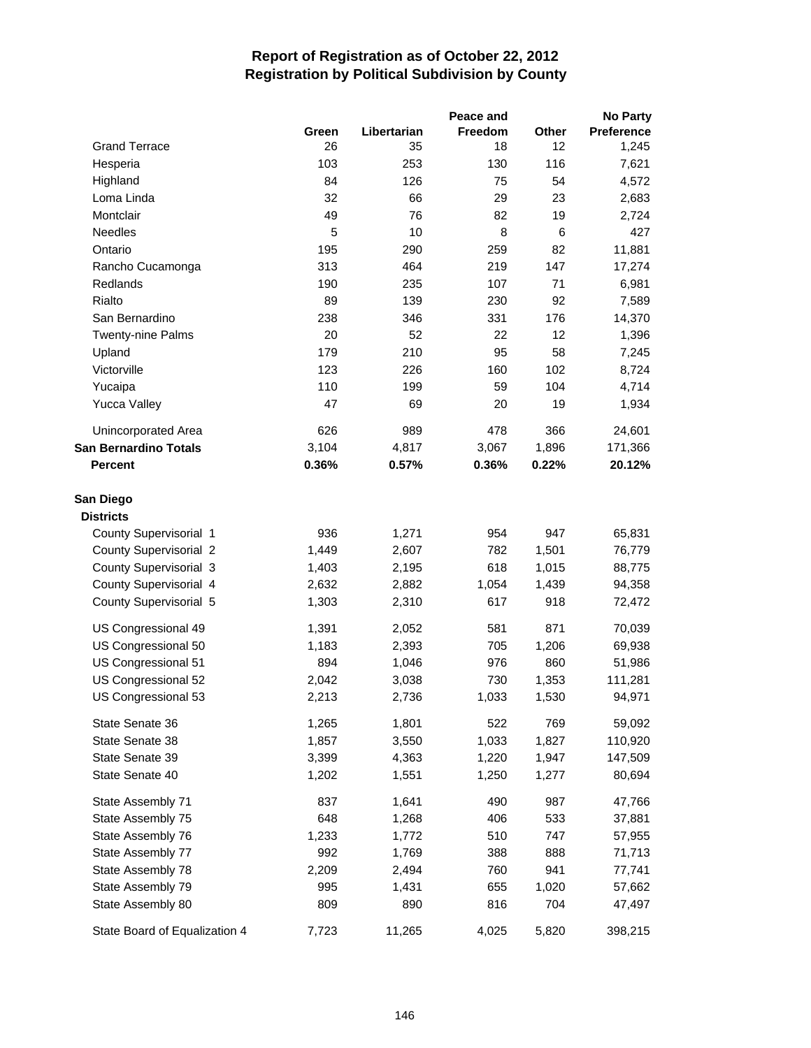# Report of Registration as of October 22, 2012
## Registration by Political Subdivision by County

| | Green | Libertarian | Peace and Freedom | Other | No Party Preference |
|---|---|---|---|---|---|
| Grand Terrace | 26 | 35 | 18 | 12 | 1,245 |
| Hesperia | 103 | 253 | 130 | 116 | 7,621 |
| Highland | 84 | 126 | 75 | 54 | 4,572 |
| Loma Linda | 32 | 66 | 29 | 23 | 2,683 |
| Montclair | 49 | 76 | 82 | 19 | 2,724 |
| Needles | 5 | 10 | 8 | 6 | 427 |
| Ontario | 195 | 290 | 259 | 82 | 11,881 |
| Rancho Cucamonga | 313 | 464 | 219 | 147 | 17,274 |
| Redlands | 190 | 235 | 107 | 71 | 6,981 |
| Rialto | 89 | 139 | 230 | 92 | 7,589 |
| San Bernardino | 238 | 346 | 331 | 176 | 14,370 |
| Twenty-nine Palms | 20 | 52 | 22 | 12 | 1,396 |
| Upland | 179 | 210 | 95 | 58 | 7,245 |
| Victorville | 123 | 226 | 160 | 102 | 8,724 |
| Yucaipa | 110 | 199 | 59 | 104 | 4,714 |
| Yucca Valley | 47 | 69 | 20 | 19 | 1,934 |
| Unincorporated Area | 626 | 989 | 478 | 366 | 24,601 |
| **San Bernardino Totals** | 3,104 | 4,817 | 3,067 | 1,896 | 171,366 |
| **Percent** | **0.36%** | **0.57%** | **0.36%** | **0.22%** | **20.12%** |
| **San Diego** | | | | | |
| **Districts** | | | | | |
| County Supervisorial 1 | 936 | 1,271 | 954 | 947 | 65,831 |
| County Supervisorial 2 | 1,449 | 2,607 | 782 | 1,501 | 76,779 |
| County Supervisorial 3 | 1,403 | 2,195 | 618 | 1,015 | 88,775 |
| County Supervisorial 4 | 2,632 | 2,882 | 1,054 | 1,439 | 94,358 |
| County Supervisorial 5 | 1,303 | 2,310 | 617 | 918 | 72,472 |
| US Congressional 49 | 1,391 | 2,052 | 581 | 871 | 70,039 |
| US Congressional 50 | 1,183 | 2,393 | 705 | 1,206 | 69,938 |
| US Congressional 51 | 894 | 1,046 | 976 | 860 | 51,986 |
| US Congressional 52 | 2,042 | 3,038 | 730 | 1,353 | 111,281 |
| US Congressional 53 | 2,213 | 2,736 | 1,033 | 1,530 | 94,971 |
| State Senate 36 | 1,265 | 1,801 | 522 | 769 | 59,092 |
| State Senate 38 | 1,857 | 3,550 | 1,033 | 1,827 | 110,920 |
| State Senate 39 | 3,399 | 4,363 | 1,220 | 1,947 | 147,509 |
| State Senate 40 | 1,202 | 1,551 | 1,250 | 1,277 | 80,694 |
| State Assembly 71 | 837 | 1,641 | 490 | 987 | 47,766 |
| State Assembly 75 | 648 | 1,268 | 406 | 533 | 37,881 |
| State Assembly 76 | 1,233 | 1,772 | 510 | 747 | 57,955 |
| State Assembly 77 | 992 | 1,769 | 388 | 888 | 71,713 |
| State Assembly 78 | 2,209 | 2,494 | 760 | 941 | 77,741 |
| State Assembly 79 | 995 | 1,431 | 655 | 1,020 | 57,662 |
| State Assembly 80 | 809 | 890 | 816 | 704 | 47,497 |
| State Board of Equalization 4 | 7,723 | 11,265 | 4,025 | 5,820 | 398,215 |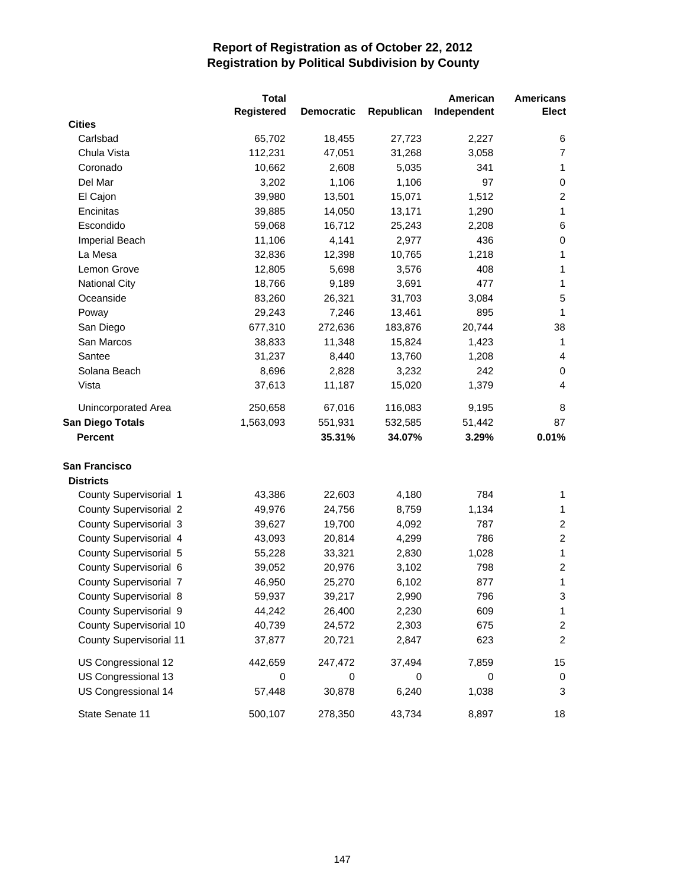# Report of Registration as of October 22, 2012
## Registration by Political Subdivision by County

| | Total Registered | Democratic | Republican | American Independent | Americans Elect |
|---|---|---|---|---|---|
| **Cities** | | | | | |
| Carlsbad | 65,702 | 18,455 | 27,723 | 2,227 | 6 |
| Chula Vista | 112,231 | 47,051 | 31,268 | 3,058 | 7 |
| Coronado | 10,662 | 2,608 | 5,035 | 341 | 1 |
| Del Mar | 3,202 | 1,106 | 1,106 | 97 | 0 |
| El Cajon | 39,980 | 13,501 | 15,071 | 1,512 | 2 |
| Encinitas | 39,885 | 14,050 | 13,171 | 1,290 | 1 |
| Escondido | 59,068 | 16,712 | 25,243 | 2,208 | 6 |
| Imperial Beach | 11,106 | 4,141 | 2,977 | 436 | 0 |
| La Mesa | 32,836 | 12,398 | 10,765 | 1,218 | 1 |
| Lemon Grove | 12,805 | 5,698 | 3,576 | 408 | 1 |
| National City | 18,766 | 9,189 | 3,691 | 477 | 1 |
| Oceanside | 83,260 | 26,321 | 31,703 | 3,084 | 5 |
| Poway | 29,243 | 7,246 | 13,461 | 895 | 1 |
| San Diego | 677,310 | 272,636 | 183,876 | 20,744 | 38 |
| San Marcos | 38,833 | 11,348 | 15,824 | 1,423 | 1 |
| Santee | 31,237 | 8,440 | 13,760 | 1,208 | 4 |
| Solana Beach | 8,696 | 2,828 | 3,232 | 242 | 0 |
| Vista | 37,613 | 11,187 | 15,020 | 1,379 | 4 |
| Unincorporated Area | 250,658 | 67,016 | 116,083 | 9,195 | 8 |
| **San Diego Totals** | 1,563,093 | 551,931 | 532,585 | 51,442 | 87 |
| **Percent** | | **35.31%** | **34.07%** | **3.29%** | **0.01%** |
| | | | | | |
| **San Francisco** | | | | | |
| **Districts** | | | | | |
| County Supervisorial 1 | 43,386 | 22,603 | 4,180 | 784 | 1 |
| County Supervisorial 2 | 49,976 | 24,756 | 8,759 | 1,134 | 1 |
| County Supervisorial 3 | 39,627 | 19,700 | 4,092 | 787 | 2 |
| County Supervisorial 4 | 43,093 | 20,814 | 4,299 | 786 | 2 |
| County Supervisorial 5 | 55,228 | 33,321 | 2,830 | 1,028 | 1 |
| County Supervisorial 6 | 39,052 | 20,976 | 3,102 | 798 | 2 |
| County Supervisorial 7 | 46,950 | 25,270 | 6,102 | 877 | 1 |
| County Supervisorial 8 | 59,937 | 39,217 | 2,990 | 796 | 3 |
| County Supervisorial 9 | 44,242 | 26,400 | 2,230 | 609 | 1 |
| County Supervisorial 10 | 40,739 | 24,572 | 2,303 | 675 | 2 |
| County Supervisorial 11 | 37,877 | 20,721 | 2,847 | 623 | 2 |
| US Congressional 12 | 442,659 | 247,472 | 37,494 | 7,859 | 15 |
| US Congressional 13 | 0 | 0 | 0 | 0 | 0 |
| US Congressional 14 | 57,448 | 30,878 | 6,240 | 1,038 | 3 |
| State Senate 11 | 500,107 | 278,350 | 43,734 | 8,897 | 18 |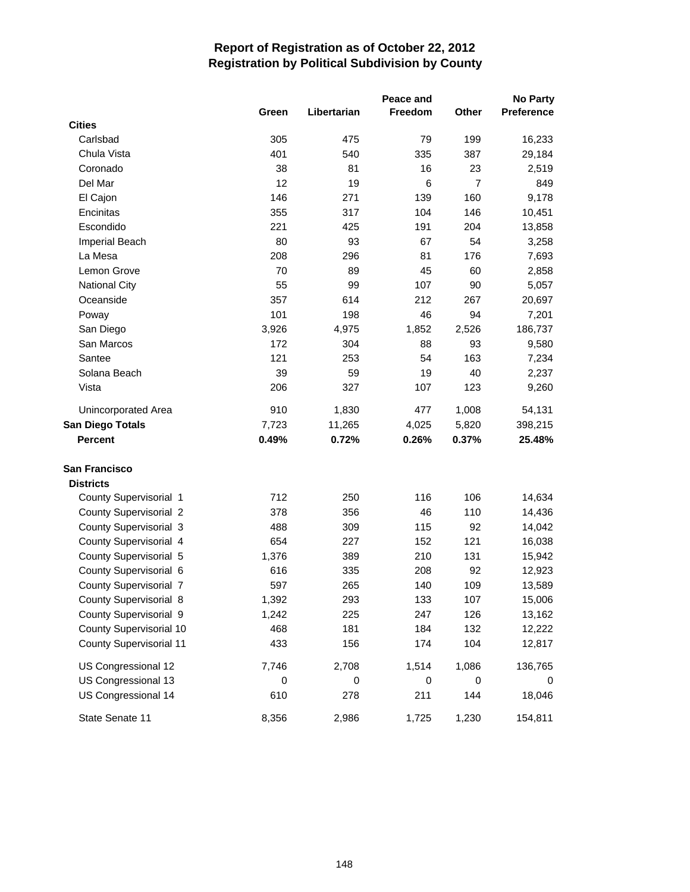# Report of Registration as of October 22, 2012
## Registration by Political Subdivision by County

| | Green | Libertarian | Peace and Freedom | Other | No Party Preference |
|---|---|---|---|---|---|
| **Cities** | | | | | |
| Carlsbad | 305 | 475 | 79 | 199 | 16,233 |
| Chula Vista | 401 | 540 | 335 | 387 | 29,184 |
| Coronado | 38 | 81 | 16 | 23 | 2,519 |
| Del Mar | 12 | 19 | 6 | 7 | 849 |
| El Cajon | 146 | 271 | 139 | 160 | 9,178 |
| Encinitas | 355 | 317 | 104 | 146 | 10,451 |
| Escondido | 221 | 425 | 191 | 204 | 13,858 |
| Imperial Beach | 80 | 93 | 67 | 54 | 3,258 |
| La Mesa | 208 | 296 | 81 | 176 | 7,693 |
| Lemon Grove | 70 | 89 | 45 | 60 | 2,858 |
| National City | 55 | 99 | 107 | 90 | 5,057 |
| Oceanside | 357 | 614 | 212 | 267 | 20,697 |
| Poway | 101 | 198 | 46 | 94 | 7,201 |
| San Diego | 3,926 | 4,975 | 1,852 | 2,526 | 186,737 |
| San Marcos | 172 | 304 | 88 | 93 | 9,580 |
| Santee | 121 | 253 | 54 | 163 | 7,234 |
| Solana Beach | 39 | 59 | 19 | 40 | 2,237 |
| Vista | 206 | 327 | 107 | 123 | 9,260 |
| Unincorporated Area | 910 | 1,830 | 477 | 1,008 | 54,131 |
| **San Diego Totals** | 7,723 | 11,265 | 4,025 | 5,820 | 398,215 |
| **Percent** | **0.49%** | **0.72%** | **0.26%** | **0.37%** | **25.48%** |
| | | | | | |
| **San Francisco** | | | | | |
| **Districts** | | | | | |
| County Supervisorial 1 | 712 | 250 | 116 | 106 | 14,634 |
| County Supervisorial 2 | 378 | 356 | 46 | 110 | 14,436 |
| County Supervisorial 3 | 488 | 309 | 115 | 92 | 14,042 |
| County Supervisorial 4 | 654 | 227 | 152 | 121 | 16,038 |
| County Supervisorial 5 | 1,376 | 389 | 210 | 131 | 15,942 |
| County Supervisorial 6 | 616 | 335 | 208 | 92 | 12,923 |
| County Supervisorial 7 | 597 | 265 | 140 | 109 | 13,589 |
| County Supervisorial 8 | 1,392 | 293 | 133 | 107 | 15,006 |
| County Supervisorial 9 | 1,242 | 225 | 247 | 126 | 13,162 |
| County Supervisorial 10 | 468 | 181 | 184 | 132 | 12,222 |
| County Supervisorial 11 | 433 | 156 | 174 | 104 | 12,817 |
| US Congressional 12 | 7,746 | 2,708 | 1,514 | 1,086 | 136,765 |
| US Congressional 13 | 0 | 0 | 0 | 0 | 0 |
| US Congressional 14 | 610 | 278 | 211 | 144 | 18,046 |
| State Senate 11 | 8,356 | 2,986 | 1,725 | 1,230 | 154,811 |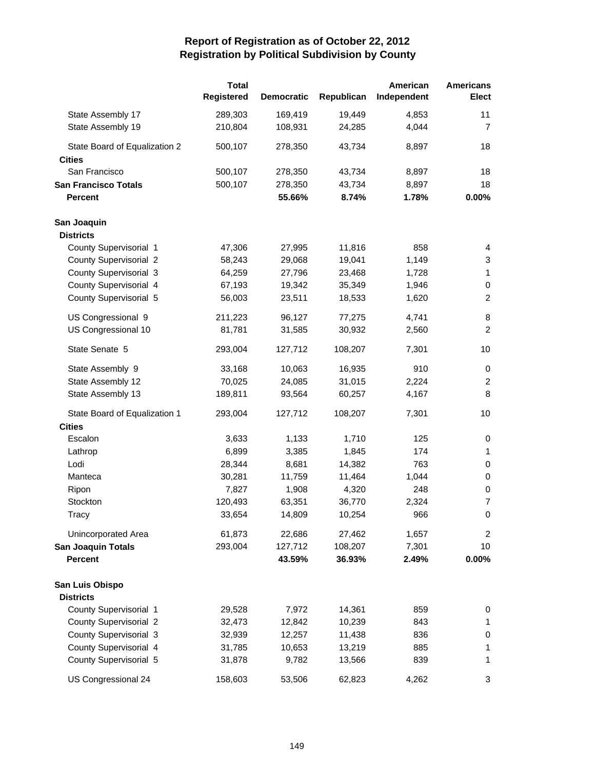# Report of Registration as of October 22, 2012
## Registration by Political Subdivision by County

| | Total Registered | Democratic | Republican | American Independent | Americans Elect |
|---|---|---|---|---|---|
| State Assembly 17 | 289,303 | 169,419 | 19,449 | 4,853 | 11 |
| State Assembly 19 | 210,804 | 108,931 | 24,285 | 4,044 | 7 |
| State Board of Equalization 2 | 500,107 | 278,350 | 43,734 | 8,897 | 18 |
| **Cities** | | | | | |
| San Francisco | 500,107 | 278,350 | 43,734 | 8,897 | 18 |
| **San Francisco Totals** | 500,107 | 278,350 | 43,734 | 8,897 | 18 |
| **Percent** | | **55.66%** | **8.74%** | **1.78%** | **0.00%** |
| **San Joaquin** | | | | | |
| **Districts** | | | | | |
| County Supervisorial 1 | 47,306 | 27,995 | 11,816 | 858 | 4 |
| County Supervisorial 2 | 58,243 | 29,068 | 19,041 | 1,149 | 3 |
| County Supervisorial 3 | 64,259 | 27,796 | 23,468 | 1,728 | 1 |
| County Supervisorial 4 | 67,193 | 19,342 | 35,349 | 1,946 | 0 |
| County Supervisorial 5 | 56,003 | 23,511 | 18,533 | 1,620 | 2 |
| US Congressional 9 | 211,223 | 96,127 | 77,275 | 4,741 | 8 |
| US Congressional 10 | 81,781 | 31,585 | 30,932 | 2,560 | 2 |
| State Senate 5 | 293,004 | 127,712 | 108,207 | 7,301 | 10 |
| State Assembly 9 | 33,168 | 10,063 | 16,935 | 910 | 0 |
| State Assembly 12 | 70,025 | 24,085 | 31,015 | 2,224 | 2 |
| State Assembly 13 | 189,811 | 93,564 | 60,257 | 4,167 | 8 |
| State Board of Equalization 1 | 293,004 | 127,712 | 108,207 | 7,301 | 10 |
| **Cities** | | | | | |
| Escalon | 3,633 | 1,133 | 1,710 | 125 | 0 |
| Lathrop | 6,899 | 3,385 | 1,845 | 174 | 1 |
| Lodi | 28,344 | 8,681 | 14,382 | 763 | 0 |
| Manteca | 30,281 | 11,759 | 11,464 | 1,044 | 0 |
| Ripon | 7,827 | 1,908 | 4,320 | 248 | 0 |
| Stockton | 120,493 | 63,351 | 36,770 | 2,324 | 7 |
| Tracy | 33,654 | 14,809 | 10,254 | 966 | 0 |
| Unincorporated Area | 61,873 | 22,686 | 27,462 | 1,657 | 2 |
| **San Joaquin Totals** | 293,004 | 127,712 | 108,207 | 7,301 | 10 |
| **Percent** | | **43.59%** | **36.93%** | **2.49%** | **0.00%** |
| **San Luis Obispo** | | | | | |
| **Districts** | | | | | |
| County Supervisorial 1 | 29,528 | 7,972 | 14,361 | 859 | 0 |
| County Supervisorial 2 | 32,473 | 12,842 | 10,239 | 843 | 1 |
| County Supervisorial 3 | 32,939 | 12,257 | 11,438 | 836 | 0 |
| County Supervisorial 4 | 31,785 | 10,653 | 13,219 | 885 | 1 |
| County Supervisorial 5 | 31,878 | 9,782 | 13,566 | 839 | 1 |
| US Congressional 24 | 158,603 | 53,506 | 62,823 | 4,262 | 3 |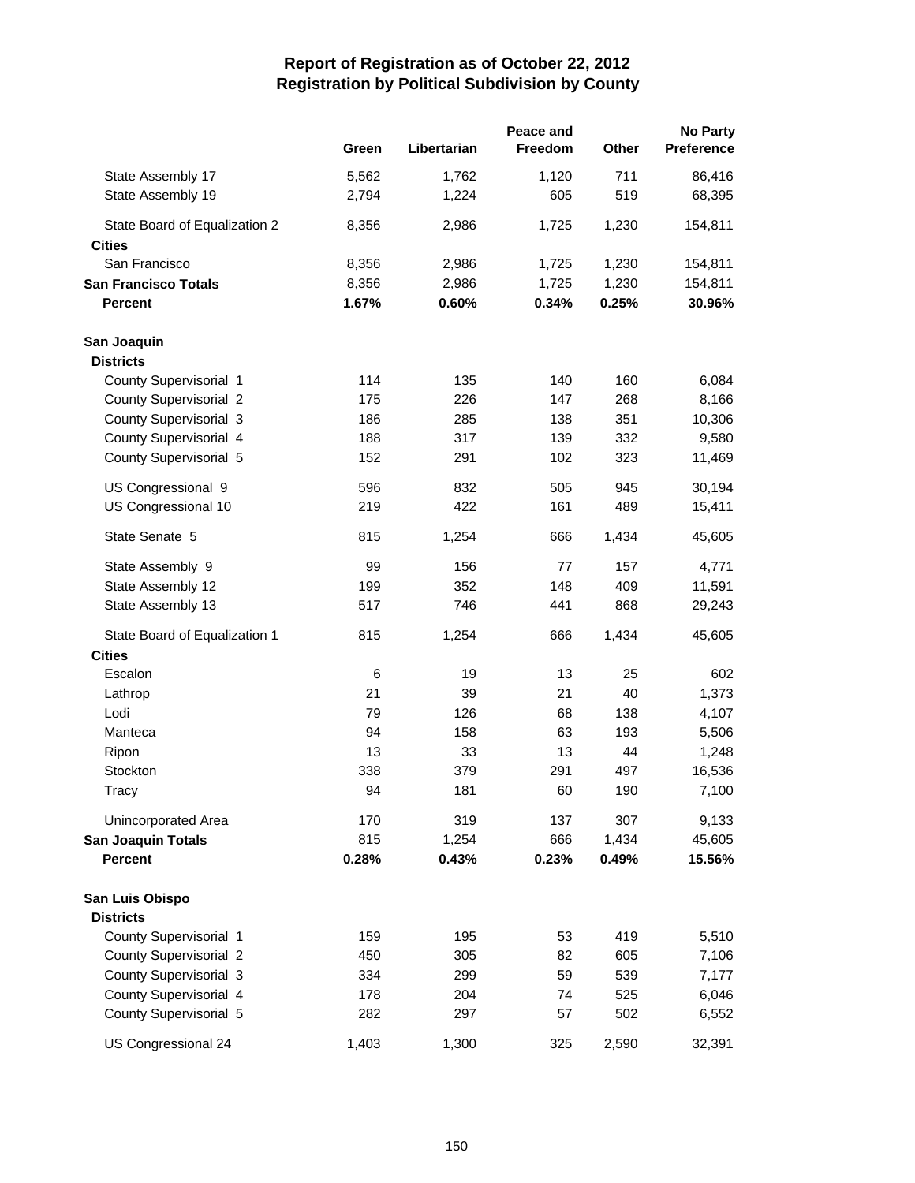# Report of Registration as of October 22, 2012
## Registration by Political Subdivision by County

| | Green | Libertarian | Peace and Freedom | Other | No Party Preference |
|---|---|---|---|---|---|
| State Assembly 17 | 5,562 | 1,762 | 1,120 | 711 | 86,416 |
| State Assembly 19 | 2,794 | 1,224 | 605 | 519 | 68,395 |
| State Board of Equalization 2 | 8,356 | 2,986 | 1,725 | 1,230 | 154,811 |
| **Cities** | | | | | |
| San Francisco | 8,356 | 2,986 | 1,725 | 1,230 | 154,811 |
| **San Francisco Totals** | 8,356 | 2,986 | 1,725 | 1,230 | 154,811 |
| **Percent** | **1.67%** | **0.60%** | **0.34%** | **0.25%** | **30.96%** |
| **San Joaquin** | | | | | |
| **Districts** | | | | | |
| County Supervisorial 1 | 114 | 135 | 140 | 160 | 6,084 |
| County Supervisorial 2 | 175 | 226 | 147 | 268 | 8,166 |
| County Supervisorial 3 | 186 | 285 | 138 | 351 | 10,306 |
| County Supervisorial 4 | 188 | 317 | 139 | 332 | 9,580 |
| County Supervisorial 5 | 152 | 291 | 102 | 323 | 11,469 |
| US Congressional 9 | 596 | 832 | 505 | 945 | 30,194 |
| US Congressional 10 | 219 | 422 | 161 | 489 | 15,411 |
| State Senate 5 | 815 | 1,254 | 666 | 1,434 | 45,605 |
| State Assembly 9 | 99 | 156 | 77 | 157 | 4,771 |
| State Assembly 12 | 199 | 352 | 148 | 409 | 11,591 |
| State Assembly 13 | 517 | 746 | 441 | 868 | 29,243 |
| State Board of Equalization 1 | 815 | 1,254 | 666 | 1,434 | 45,605 |
| **Cities** | | | | | |
| Escalon | 6 | 19 | 13 | 25 | 602 |
| Lathrop | 21 | 39 | 21 | 40 | 1,373 |
| Lodi | 79 | 126 | 68 | 138 | 4,107 |
| Manteca | 94 | 158 | 63 | 193 | 5,506 |
| Ripon | 13 | 33 | 13 | 44 | 1,248 |
| Stockton | 338 | 379 | 291 | 497 | 16,536 |
| Tracy | 94 | 181 | 60 | 190 | 7,100 |
| Unincorporated Area | 170 | 319 | 137 | 307 | 9,133 |
| **San Joaquin Totals** | 815 | 1,254 | 666 | 1,434 | 45,605 |
| **Percent** | **0.28%** | **0.43%** | **0.23%** | **0.49%** | **15.56%** |
| **San Luis Obispo** | | | | | |
| **Districts** | | | | | |
| County Supervisorial 1 | 159 | 195 | 53 | 419 | 5,510 |
| County Supervisorial 2 | 450 | 305 | 82 | 605 | 7,106 |
| County Supervisorial 3 | 334 | 299 | 59 | 539 | 7,177 |
| County Supervisorial 4 | 178 | 204 | 74 | 525 | 6,046 |
| County Supervisorial 5 | 282 | 297 | 57 | 502 | 6,552 |
| US Congressional 24 | 1,403 | 1,300 | 325 | 2,590 | 32,391 |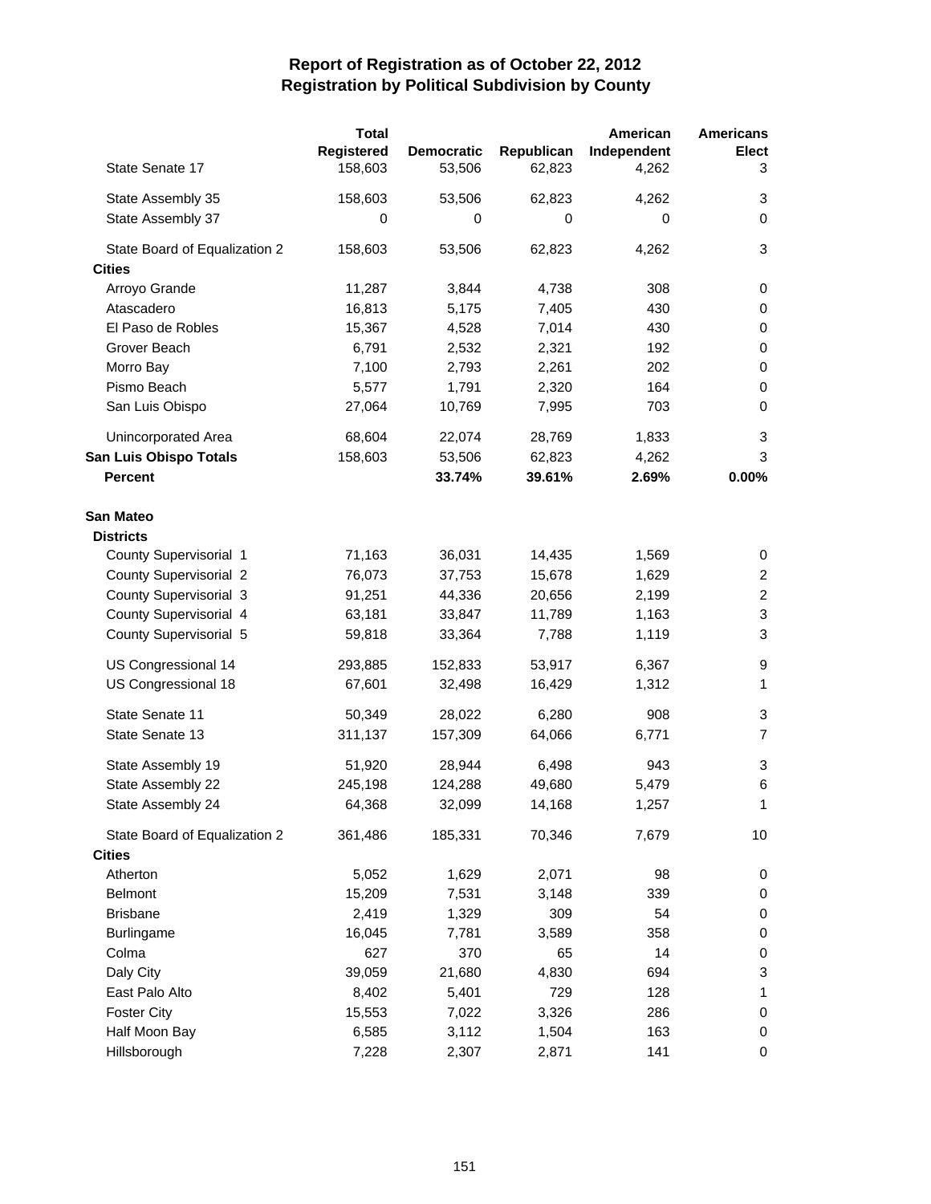# Report of Registration as of October 22, 2012
## Registration by Political Subdivision by County

| | Total Registered | Democratic | Republican | American Independent | Americans Elect |
|---|---|---|---|---|---|
| State Senate 17 | 158,603 | 53,506 | 62,823 | 4,262 | 3 |
| State Assembly 35 | 158,603 | 53,506 | 62,823 | 4,262 | 3 |
| State Assembly 37 | 0 | 0 | 0 | 0 | 0 |
| State Board of Equalization 2 | 158,603 | 53,506 | 62,823 | 4,262 | 3 |
| **Cities** | | | | | |
| Arroyo Grande | 11,287 | 3,844 | 4,738 | 308 | 0 |
| Atascadero | 16,813 | 5,175 | 7,405 | 430 | 0 |
| El Paso de Robles | 15,367 | 4,528 | 7,014 | 430 | 0 |
| Grover Beach | 6,791 | 2,532 | 2,321 | 192 | 0 |
| Morro Bay | 7,100 | 2,793 | 2,261 | 202 | 0 |
| Pismo Beach | 5,577 | 1,791 | 2,320 | 164 | 0 |
| San Luis Obispo | 27,064 | 10,769 | 7,995 | 703 | 0 |
| Unincorporated Area | 68,604 | 22,074 | 28,769 | 1,833 | 3 |
| **San Luis Obispo Totals** | 158,603 | 53,506 | 62,823 | 4,262 | 3 |
| **Percent** | | **33.74%** | **39.61%** | **2.69%** | **0.00%** |
| **San Mateo** | | | | | |
| **Districts** | | | | | |
| County Supervisorial 1 | 71,163 | 36,031 | 14,435 | 1,569 | 0 |
| County Supervisorial 2 | 76,073 | 37,753 | 15,678 | 1,629 | 2 |
| County Supervisorial 3 | 91,251 | 44,336 | 20,656 | 2,199 | 2 |
| County Supervisorial 4 | 63,181 | 33,847 | 11,789 | 1,163 | 3 |
| County Supervisorial 5 | 59,818 | 33,364 | 7,788 | 1,119 | 3 |
| US Congressional 14 | 293,885 | 152,833 | 53,917 | 6,367 | 9 |
| US Congressional 18 | 67,601 | 32,498 | 16,429 | 1,312 | 1 |
| State Senate 11 | 50,349 | 28,022 | 6,280 | 908 | 3 |
| State Senate 13 | 311,137 | 157,309 | 64,066 | 6,771 | 7 |
| State Assembly 19 | 51,920 | 28,944 | 6,498 | 943 | 3 |
| State Assembly 22 | 245,198 | 124,288 | 49,680 | 5,479 | 6 |
| State Assembly 24 | 64,368 | 32,099 | 14,168 | 1,257 | 1 |
| State Board of Equalization 2 | 361,486 | 185,331 | 70,346 | 7,679 | 10 |
| **Cities** | | | | | |
| Atherton | 5,052 | 1,629 | 2,071 | 98 | 0 |
| Belmont | 15,209 | 7,531 | 3,148 | 339 | 0 |
| Brisbane | 2,419 | 1,329 | 309 | 54 | 0 |
| Burlingame | 16,045 | 7,781 | 3,589 | 358 | 0 |
| Colma | 627 | 370 | 65 | 14 | 0 |
| Daly City | 39,059 | 21,680 | 4,830 | 694 | 3 |
| East Palo Alto | 8,402 | 5,401 | 729 | 128 | 1 |
| Foster City | 15,553 | 7,022 | 3,326 | 286 | 0 |
| Half Moon Bay | 6,585 | 3,112 | 1,504 | 163 | 0 |
| Hillsborough | 7,228 | 2,307 | 2,871 | 141 | 0 |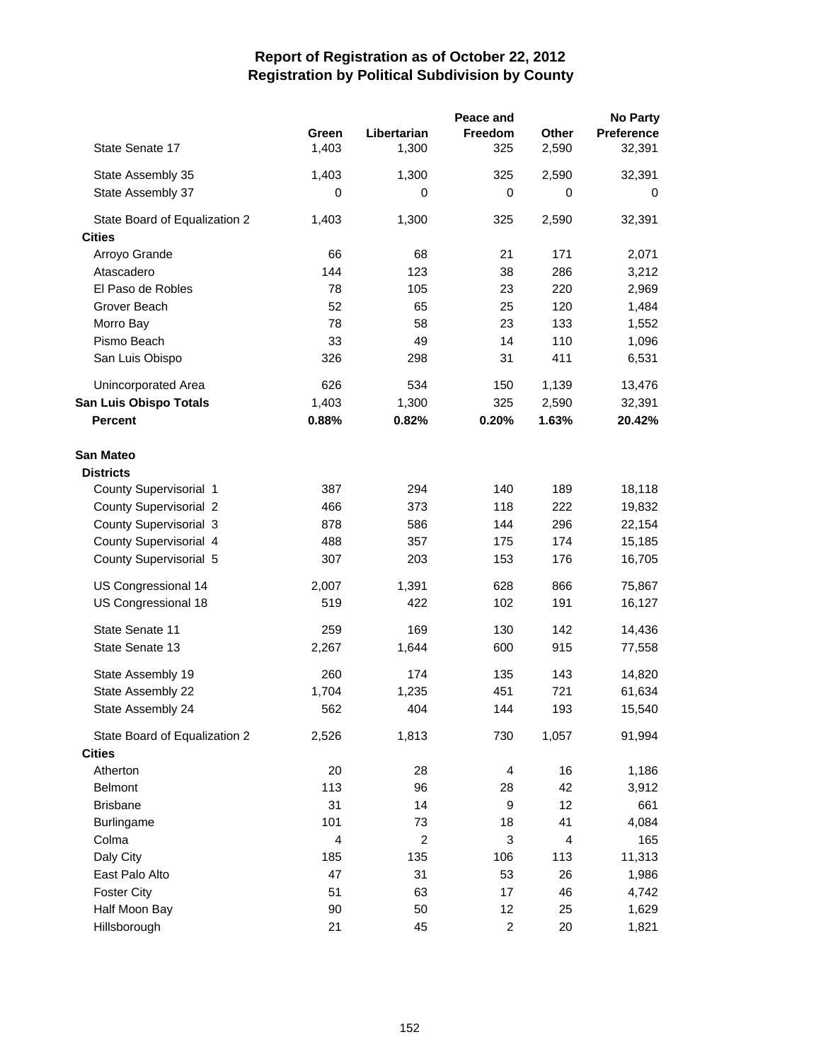# Report of Registration as of October 22, 2012
## Registration by Political Subdivision by County

| | Green | Libertarian | Peace and Freedom | Other | No Party Preference |
|---|---|---|---|---|---|
| State Senate 17 | 1,403 | 1,300 | 325 | 2,590 | 32,391 |
| State Assembly 35 | 1,403 | 1,300 | 325 | 2,590 | 32,391 |
| State Assembly 37 | 0 | 0 | 0 | 0 | 0 |
| State Board of Equalization 2 | 1,403 | 1,300 | 325 | 2,590 | 32,391 |
| **Cities** | | | | | |
| Arroyo Grande | 66 | 68 | 21 | 171 | 2,071 |
| Atascadero | 144 | 123 | 38 | 286 | 3,212 |
| El Paso de Robles | 78 | 105 | 23 | 220 | 2,969 |
| Grover Beach | 52 | 65 | 25 | 120 | 1,484 |
| Morro Bay | 78 | 58 | 23 | 133 | 1,552 |
| Pismo Beach | 33 | 49 | 14 | 110 | 1,096 |
| San Luis Obispo | 326 | 298 | 31 | 411 | 6,531 |
| Unincorporated Area | 626 | 534 | 150 | 1,139 | 13,476 |
| **San Luis Obispo Totals** | 1,403 | 1,300 | 325 | 2,590 | 32,391 |
| **Percent** | **0.88%** | **0.82%** | **0.20%** | **1.63%** | **20.42%** |
| **San Mateo** | | | | | |
| **Districts** | | | | | |
| County Supervisorial 1 | 387 | 294 | 140 | 189 | 18,118 |
| County Supervisorial 2 | 466 | 373 | 118 | 222 | 19,832 |
| County Supervisorial 3 | 878 | 586 | 144 | 296 | 22,154 |
| County Supervisorial 4 | 488 | 357 | 175 | 174 | 15,185 |
| County Supervisorial 5 | 307 | 203 | 153 | 176 | 16,705 |
| US Congressional 14 | 2,007 | 1,391 | 628 | 866 | 75,867 |
| US Congressional 18 | 519 | 422 | 102 | 191 | 16,127 |
| State Senate 11 | 259 | 169 | 130 | 142 | 14,436 |
| State Senate 13 | 2,267 | 1,644 | 600 | 915 | 77,558 |
| State Assembly 19 | 260 | 174 | 135 | 143 | 14,820 |
| State Assembly 22 | 1,704 | 1,235 | 451 | 721 | 61,634 |
| State Assembly 24 | 562 | 404 | 144 | 193 | 15,540 |
| State Board of Equalization 2 | 2,526 | 1,813 | 730 | 1,057 | 91,994 |
| **Cities** | | | | | |
| Atherton | 20 | 28 | 4 | 16 | 1,186 |
| Belmont | 113 | 96 | 28 | 42 | 3,912 |
| Brisbane | 31 | 14 | 9 | 12 | 661 |
| Burlingame | 101 | 73 | 18 | 41 | 4,084 |
| Colma | 4 | 2 | 3 | 4 | 165 |
| Daly City | 185 | 135 | 106 | 113 | 11,313 |
| East Palo Alto | 47 | 31 | 53 | 26 | 1,986 |
| Foster City | 51 | 63 | 17 | 46 | 4,742 |
| Half Moon Bay | 90 | 50 | 12 | 25 | 1,629 |
| Hillsborough | 21 | 45 | 2 | 20 | 1,821 |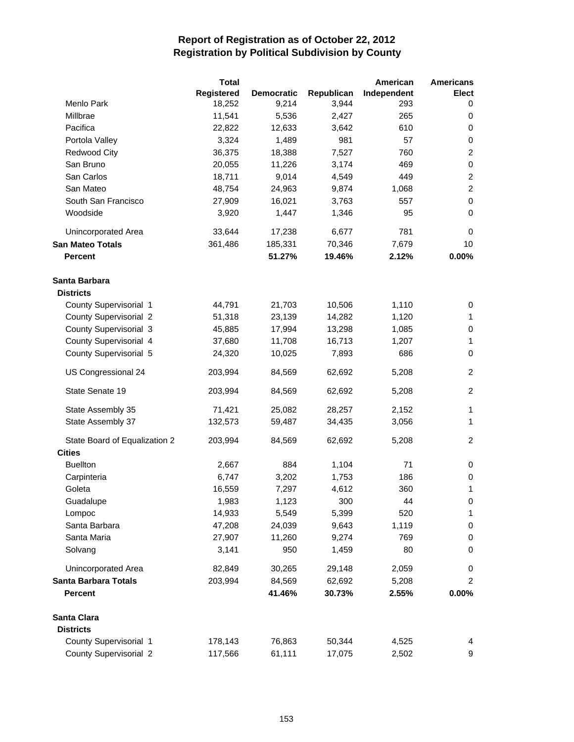# Report of Registration as of October 22, 2012
## Registration by Political Subdivision by County

| | Total Registered | Democratic | Republican | American Independent | Americans Elect |
|---|---|---|---|---|---|
| Menlo Park | 18,252 | 9,214 | 3,944 | 293 | 0 |
| Millbrae | 11,541 | 5,536 | 2,427 | 265 | 0 |
| Pacifica | 22,822 | 12,633 | 3,642 | 610 | 0 |
| Portola Valley | 3,324 | 1,489 | 981 | 57 | 0 |
| Redwood City | 36,375 | 18,388 | 7,527 | 760 | 2 |
| San Bruno | 20,055 | 11,226 | 3,174 | 469 | 0 |
| San Carlos | 18,711 | 9,014 | 4,549 | 449 | 2 |
| San Mateo | 48,754 | 24,963 | 9,874 | 1,068 | 2 |
| South San Francisco | 27,909 | 16,021 | 3,763 | 557 | 0 |
| Woodside | 3,920 | 1,447 | 1,346 | 95 | 0 |
| Unincorporated Area | 33,644 | 17,238 | 6,677 | 781 | 0 |
| **San Mateo Totals** | 361,486 | 185,331 | 70,346 | 7,679 | 10 |
| **Percent** | | **51.27%** | **19.46%** | **2.12%** | **0.00%** |
| **Santa Barbara** | | | | | |
| **Districts** | | | | | |
| County Supervisorial 1 | 44,791 | 21,703 | 10,506 | 1,110 | 0 |
| County Supervisorial 2 | 51,318 | 23,139 | 14,282 | 1,120 | 1 |
| County Supervisorial 3 | 45,885 | 17,994 | 13,298 | 1,085 | 0 |
| County Supervisorial 4 | 37,680 | 11,708 | 16,713 | 1,207 | 1 |
| County Supervisorial 5 | 24,320 | 10,025 | 7,893 | 686 | 0 |
| US Congressional 24 | 203,994 | 84,569 | 62,692 | 5,208 | 2 |
| State Senate 19 | 203,994 | 84,569 | 62,692 | 5,208 | 2 |
| State Assembly 35 | 71,421 | 25,082 | 28,257 | 2,152 | 1 |
| State Assembly 37 | 132,573 | 59,487 | 34,435 | 3,056 | 1 |
| State Board of Equalization 2 | 203,994 | 84,569 | 62,692 | 5,208 | 2 |
| **Cities** | | | | | |
| Buellton | 2,667 | 884 | 1,104 | 71 | 0 |
| Carpinteria | 6,747 | 3,202 | 1,753 | 186 | 0 |
| Goleta | 16,559 | 7,297 | 4,612 | 360 | 1 |
| Guadalupe | 1,983 | 1,123 | 300 | 44 | 0 |
| Lompoc | 14,933 | 5,549 | 5,399 | 520 | 1 |
| Santa Barbara | 47,208 | 24,039 | 9,643 | 1,119 | 0 |
| Santa Maria | 27,907 | 11,260 | 9,274 | 769 | 0 |
| Solvang | 3,141 | 950 | 1,459 | 80 | 0 |
| Unincorporated Area | 82,849 | 30,265 | 29,148 | 2,059 | 0 |
| **Santa Barbara Totals** | 203,994 | 84,569 | 62,692 | 5,208 | 2 |
| **Percent** | | **41.46%** | **30.73%** | **2.55%** | **0.00%** |
| **Santa Clara** | | | | | |
| **Districts** | | | | | |
| County Supervisorial 1 | 178,143 | 76,863 | 50,344 | 4,525 | 4 |
| County Supervisorial 2 | 117,566 | 61,111 | 17,075 | 2,502 | 9 |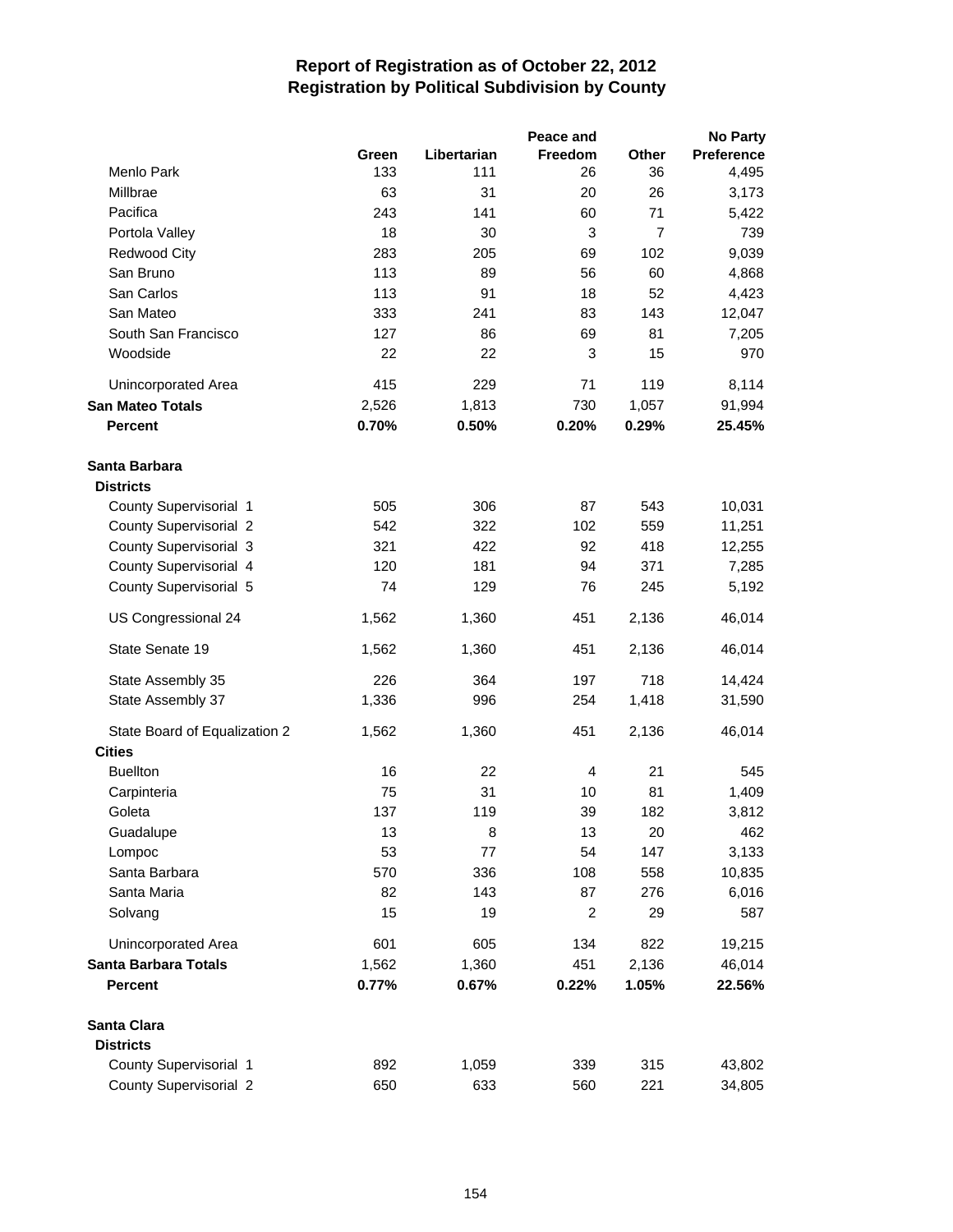# Report of Registration as of October 22, 2012
## Registration by Political Subdivision by County

| | Green | Libertarian | Peace and Freedom | Other | No Party Preference |
|---|---|---|---|---|---|
| Menlo Park | 133 | 111 | 26 | 36 | 4,495 |
| Millbrae | 63 | 31 | 20 | 26 | 3,173 |
| Pacifica | 243 | 141 | 60 | 71 | 5,422 |
| Portola Valley | 18 | 30 | 3 | 7 | 739 |
| Redwood City | 283 | 205 | 69 | 102 | 9,039 |
| San Bruno | 113 | 89 | 56 | 60 | 4,868 |
| San Carlos | 113 | 91 | 18 | 52 | 4,423 |
| San Mateo | 333 | 241 | 83 | 143 | 12,047 |
| South San Francisco | 127 | 86 | 69 | 81 | 7,205 |
| Woodside | 22 | 22 | 3 | 15 | 970 |
| Unincorporated Area | 415 | 229 | 71 | 119 | 8,114 |
| **San Mateo Totals** | 2,526 | 1,813 | 730 | 1,057 | 91,994 |
| **Percent** | **0.70%** | **0.50%** | **0.20%** | **0.29%** | **25.45%** |
| **Santa Barbara** | | | | | |
| **Districts** | | | | | |
| County Supervisorial 1 | 505 | 306 | 87 | 543 | 10,031 |
| County Supervisorial 2 | 542 | 322 | 102 | 559 | 11,251 |
| County Supervisorial 3 | 321 | 422 | 92 | 418 | 12,255 |
| County Supervisorial 4 | 120 | 181 | 94 | 371 | 7,285 |
| County Supervisorial 5 | 74 | 129 | 76 | 245 | 5,192 |
| US Congressional 24 | 1,562 | 1,360 | 451 | 2,136 | 46,014 |
| State Senate 19 | 1,562 | 1,360 | 451 | 2,136 | 46,014 |
| State Assembly 35 | 226 | 364 | 197 | 718 | 14,424 |
| State Assembly 37 | 1,336 | 996 | 254 | 1,418 | 31,590 |
| State Board of Equalization 2 | 1,562 | 1,360 | 451 | 2,136 | 46,014 |
| **Cities** | | | | | |
| Buellton | 16 | 22 | 4 | 21 | 545 |
| Carpinteria | 75 | 31 | 10 | 81 | 1,409 |
| Goleta | 137 | 119 | 39 | 182 | 3,812 |
| Guadalupe | 13 | 8 | 13 | 20 | 462 |
| Lompoc | 53 | 77 | 54 | 147 | 3,133 |
| Santa Barbara | 570 | 336 | 108 | 558 | 10,835 |
| Santa Maria | 82 | 143 | 87 | 276 | 6,016 |
| Solvang | 15 | 19 | 2 | 29 | 587 |
| Unincorporated Area | 601 | 605 | 134 | 822 | 19,215 |
| **Santa Barbara Totals** | 1,562 | 1,360 | 451 | 2,136 | 46,014 |
| **Percent** | **0.77%** | **0.67%** | **0.22%** | **1.05%** | **22.56%** |
| **Santa Clara** | | | | | |
| **Districts** | | | | | |
| County Supervisorial 1 | 892 | 1,059 | 339 | 315 | 43,802 |
| County Supervisorial 2 | 650 | 633 | 560 | 221 | 34,805 |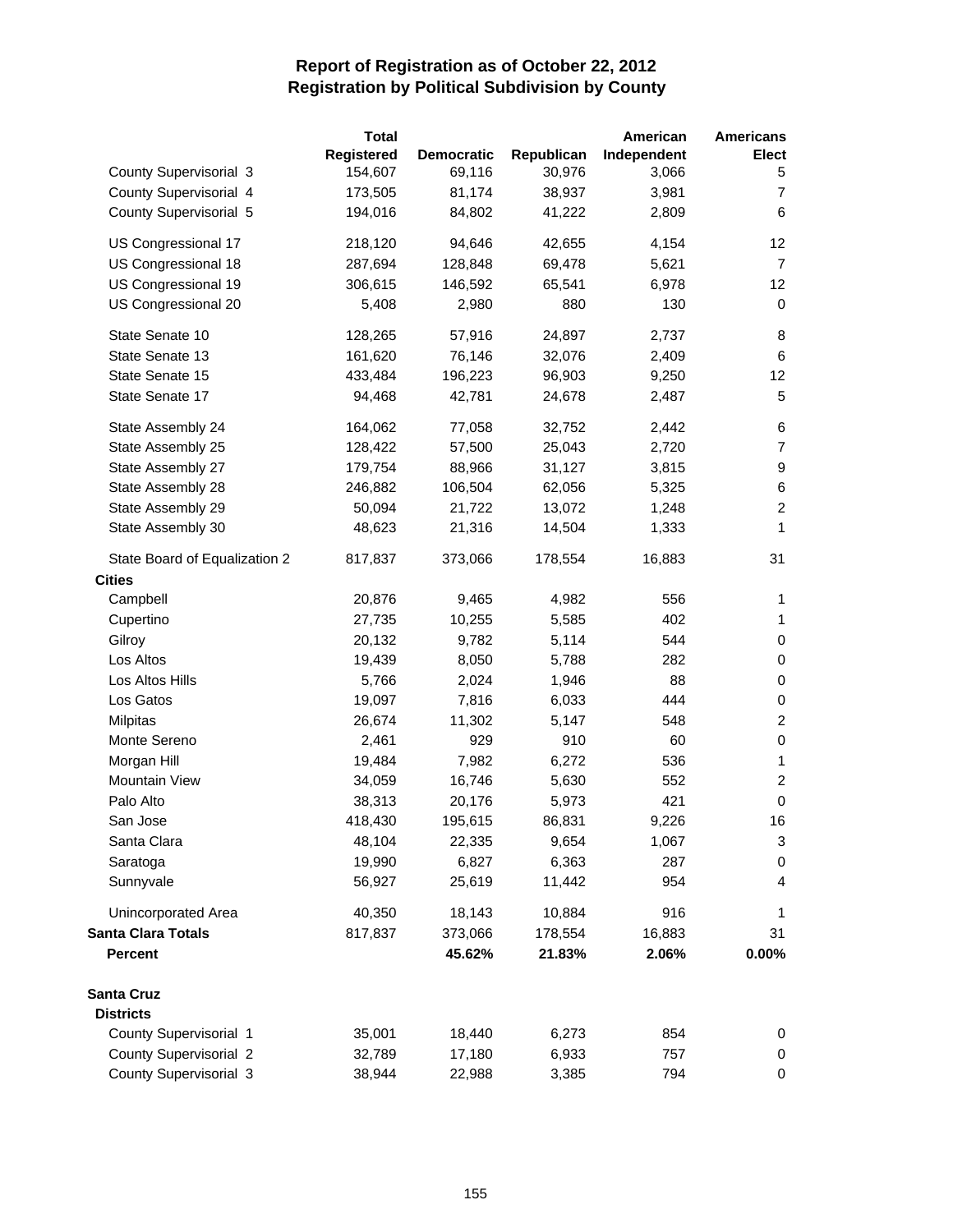# Report of Registration as of October 22, 2012
## Registration by Political Subdivision by County

| | Total Registered | Democratic | Republican | American Independent | Americans Elect |
|---|---|---|---|---|---|
| County Supervisorial 3 | 154,607 | 69,116 | 30,976 | 3,066 | 5 |
| County Supervisorial 4 | 173,505 | 81,174 | 38,937 | 3,981 | 7 |
| County Supervisorial 5 | 194,016 | 84,802 | 41,222 | 2,809 | 6 |
| US Congressional 17 | 218,120 | 94,646 | 42,655 | 4,154 | 12 |
| US Congressional 18 | 287,694 | 128,848 | 69,478 | 5,621 | 7 |
| US Congressional 19 | 306,615 | 146,592 | 65,541 | 6,978 | 12 |
| US Congressional 20 | 5,408 | 2,980 | 880 | 130 | 0 |
| State Senate 10 | 128,265 | 57,916 | 24,897 | 2,737 | 8 |
| State Senate 13 | 161,620 | 76,146 | 32,076 | 2,409 | 6 |
| State Senate 15 | 433,484 | 196,223 | 96,903 | 9,250 | 12 |
| State Senate 17 | 94,468 | 42,781 | 24,678 | 2,487 | 5 |
| State Assembly 24 | 164,062 | 77,058 | 32,752 | 2,442 | 6 |
| State Assembly 25 | 128,422 | 57,500 | 25,043 | 2,720 | 7 |
| State Assembly 27 | 179,754 | 88,966 | 31,127 | 3,815 | 9 |
| State Assembly 28 | 246,882 | 106,504 | 62,056 | 5,325 | 6 |
| State Assembly 29 | 50,094 | 21,722 | 13,072 | 1,248 | 2 |
| State Assembly 30 | 48,623 | 21,316 | 14,504 | 1,333 | 1 |
| State Board of Equalization 2 | 817,837 | 373,066 | 178,554 | 16,883 | 31 |
| **Cities** | | | | | |
| Campbell | 20,876 | 9,465 | 4,982 | 556 | 1 |
| Cupertino | 27,735 | 10,255 | 5,585 | 402 | 1 |
| Gilroy | 20,132 | 9,782 | 5,114 | 544 | 0 |
| Los Altos | 19,439 | 8,050 | 5,788 | 282 | 0 |
| Los Altos Hills | 5,766 | 2,024 | 1,946 | 88 | 0 |
| Los Gatos | 19,097 | 7,816 | 6,033 | 444 | 0 |
| Milpitas | 26,674 | 11,302 | 5,147 | 548 | 2 |
| Monte Sereno | 2,461 | 929 | 910 | 60 | 0 |
| Morgan Hill | 19,484 | 7,982 | 6,272 | 536 | 1 |
| Mountain View | 34,059 | 16,746 | 5,630 | 552 | 2 |
| Palo Alto | 38,313 | 20,176 | 5,973 | 421 | 0 |
| San Jose | 418,430 | 195,615 | 86,831 | 9,226 | 16 |
| Santa Clara | 48,104 | 22,335 | 9,654 | 1,067 | 3 |
| Saratoga | 19,990 | 6,827 | 6,363 | 287 | 0 |
| Sunnyvale | 56,927 | 25,619 | 11,442 | 954 | 4 |
| Unincorporated Area | 40,350 | 18,143 | 10,884 | 916 | 1 |
| **Santa Clara Totals** | 817,837 | 373,066 | 178,554 | 16,883 | 31 |
| **Percent** | | **45.62%** | **21.83%** | **2.06%** | **0.00%** |
| **Santa Cruz** | | | | | |
| **Districts** | | | | | |
| County Supervisorial 1 | 35,001 | 18,440 | 6,273 | 854 | 0 |
| County Supervisorial 2 | 32,789 | 17,180 | 6,933 | 757 | 0 |
| County Supervisorial 3 | 38,944 | 22,988 | 3,385 | 794 | 0 |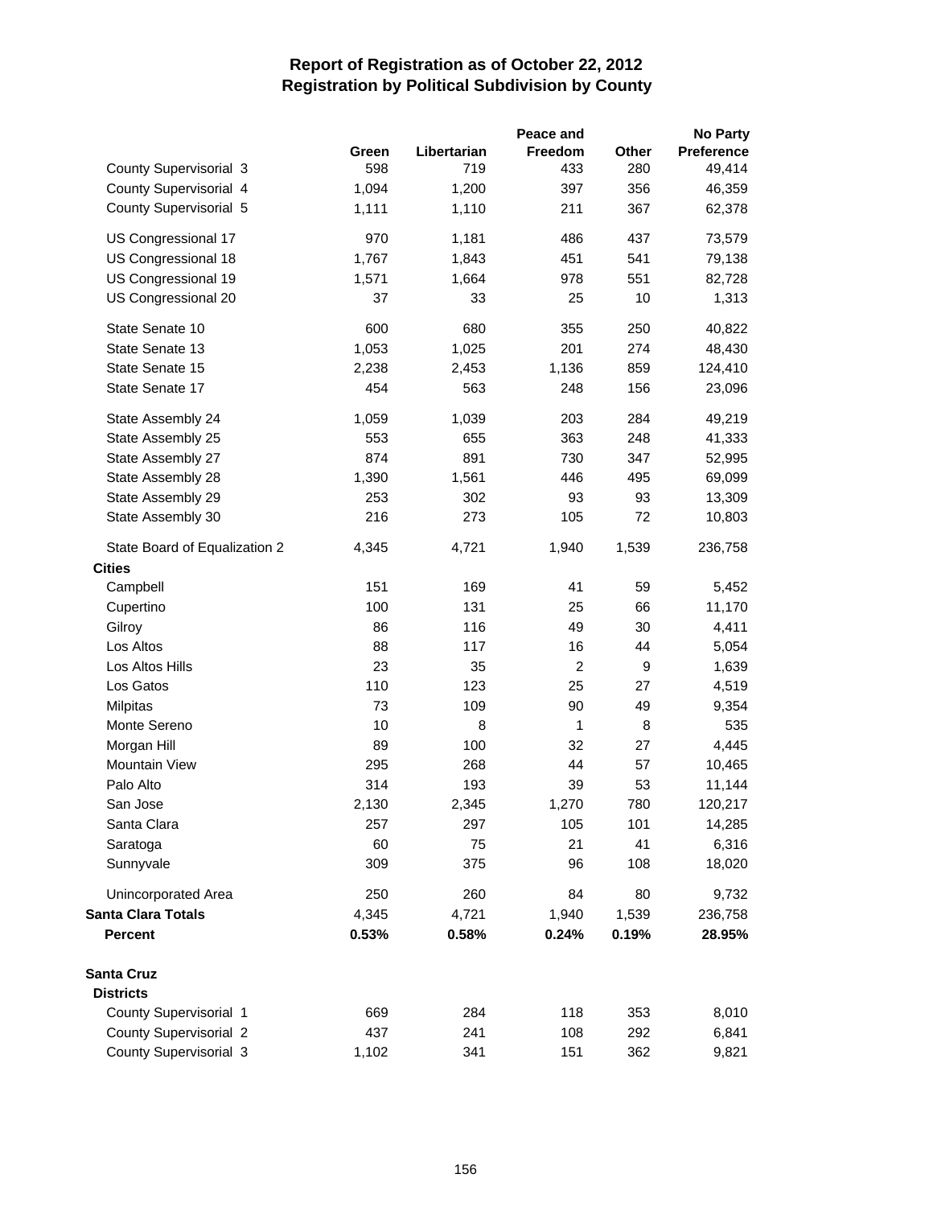# Report of Registration as of October 22, 2012
## Registration by Political Subdivision by County

| | Green | Libertarian | Peace and Freedom | Other | No Party Preference |
|---|---|---|---|---|---|
| County Supervisorial 3 | 598 | 719 | 433 | 280 | 49,414 |
| County Supervisorial 4 | 1,094 | 1,200 | 397 | 356 | 46,359 |
| County Supervisorial 5 | 1,111 | 1,110 | 211 | 367 | 62,378 |
| US Congressional 17 | 970 | 1,181 | 486 | 437 | 73,579 |
| US Congressional 18 | 1,767 | 1,843 | 451 | 541 | 79,138 |
| US Congressional 19 | 1,571 | 1,664 | 978 | 551 | 82,728 |
| US Congressional 20 | 37 | 33 | 25 | 10 | 1,313 |
| State Senate 10 | 600 | 680 | 355 | 250 | 40,822 |
| State Senate 13 | 1,053 | 1,025 | 201 | 274 | 48,430 |
| State Senate 15 | 2,238 | 2,453 | 1,136 | 859 | 124,410 |
| State Senate 17 | 454 | 563 | 248 | 156 | 23,096 |
| State Assembly 24 | 1,059 | 1,039 | 203 | 284 | 49,219 |
| State Assembly 25 | 553 | 655 | 363 | 248 | 41,333 |
| State Assembly 27 | 874 | 891 | 730 | 347 | 52,995 |
| State Assembly 28 | 1,390 | 1,561 | 446 | 495 | 69,099 |
| State Assembly 29 | 253 | 302 | 93 | 93 | 13,309 |
| State Assembly 30 | 216 | 273 | 105 | 72 | 10,803 |
| State Board of Equalization 2 | 4,345 | 4,721 | 1,940 | 1,539 | 236,758 |
| **Cities** | | | | | |
| Campbell | 151 | 169 | 41 | 59 | 5,452 |
| Cupertino | 100 | 131 | 25 | 66 | 11,170 |
| Gilroy | 86 | 116 | 49 | 30 | 4,411 |
| Los Altos | 88 | 117 | 16 | 44 | 5,054 |
| Los Altos Hills | 23 | 35 | 2 | 9 | 1,639 |
| Los Gatos | 110 | 123 | 25 | 27 | 4,519 |
| Milpitas | 73 | 109 | 90 | 49 | 9,354 |
| Monte Sereno | 10 | 8 | 1 | 8 | 535 |
| Morgan Hill | 89 | 100 | 32 | 27 | 4,445 |
| Mountain View | 295 | 268 | 44 | 57 | 10,465 |
| Palo Alto | 314 | 193 | 39 | 53 | 11,144 |
| San Jose | 2,130 | 2,345 | 1,270 | 780 | 120,217 |
| Santa Clara | 257 | 297 | 105 | 101 | 14,285 |
| Saratoga | 60 | 75 | 21 | 41 | 6,316 |
| Sunnyvale | 309 | 375 | 96 | 108 | 18,020 |
| Unincorporated Area | 250 | 260 | 84 | 80 | 9,732 |
| **Santa Clara Totals** | 4,345 | 4,721 | 1,940 | 1,539 | 236,758 |
| **Percent** | **0.53%** | **0.58%** | **0.24%** | **0.19%** | **28.95%** |
| **Santa Cruz** | | | | | |
| **Districts** | | | | | |
| County Supervisorial 1 | 669 | 284 | 118 | 353 | 8,010 |
| County Supervisorial 2 | 437 | 241 | 108 | 292 | 6,841 |
| County Supervisorial 3 | 1,102 | 341 | 151 | 362 | 9,821 |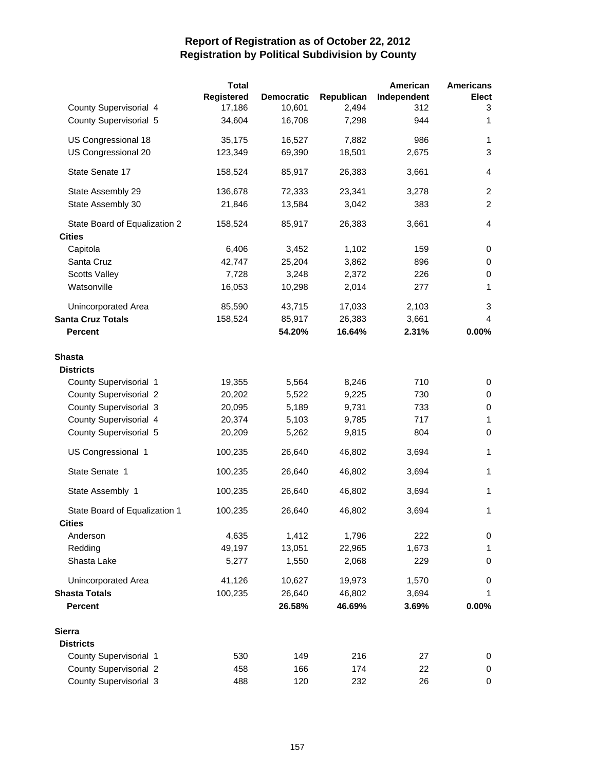# Report of Registration as of October 22, 2012
## Registration by Political Subdivision by County

| | Total Registered | Democratic | Republican | American Independent | Americans Elect |
|---|---|---|---|---|---|
| County Supervisorial 4 | 17,186 | 10,601 | 2,494 | 312 | 3 |
| County Supervisorial 5 | 34,604 | 16,708 | 7,298 | 944 | 1 |
| US Congressional 18 | 35,175 | 16,527 | 7,882 | 986 | 1 |
| US Congressional 20 | 123,349 | 69,390 | 18,501 | 2,675 | 3 |
| State Senate 17 | 158,524 | 85,917 | 26,383 | 3,661 | 4 |
| State Assembly 29 | 136,678 | 72,333 | 23,341 | 3,278 | 2 |
| State Assembly 30 | 21,846 | 13,584 | 3,042 | 383 | 2 |
| State Board of Equalization 2 | 158,524 | 85,917 | 26,383 | 3,661 | 4 |
| **Cities** | | | | | |
| Capitola | 6,406 | 3,452 | 1,102 | 159 | 0 |
| Santa Cruz | 42,747 | 25,204 | 3,862 | 896 | 0 |
| Scotts Valley | 7,728 | 3,248 | 2,372 | 226 | 0 |
| Watsonville | 16,053 | 10,298 | 2,014 | 277 | 1 |
| Unincorporated Area | 85,590 | 43,715 | 17,033 | 2,103 | 3 |
| **Santa Cruz Totals** | 158,524 | 85,917 | 26,383 | 3,661 | 4 |
| **Percent** | | **54.20%** | **16.64%** | **2.31%** | **0.00%** |
| **Shasta** | | | | | |
| **Districts** | | | | | |
| County Supervisorial 1 | 19,355 | 5,564 | 8,246 | 710 | 0 |
| County Supervisorial 2 | 20,202 | 5,522 | 9,225 | 730 | 0 |
| County Supervisorial 3 | 20,095 | 5,189 | 9,731 | 733 | 0 |
| County Supervisorial 4 | 20,374 | 5,103 | 9,785 | 717 | 1 |
| County Supervisorial 5 | 20,209 | 5,262 | 9,815 | 804 | 0 |
| US Congressional 1 | 100,235 | 26,640 | 46,802 | 3,694 | 1 |
| State Senate 1 | 100,235 | 26,640 | 46,802 | 3,694 | 1 |
| State Assembly 1 | 100,235 | 26,640 | 46,802 | 3,694 | 1 |
| State Board of Equalization 1 | 100,235 | 26,640 | 46,802 | 3,694 | 1 |
| **Cities** | | | | | |
| Anderson | 4,635 | 1,412 | 1,796 | 222 | 0 |
| Redding | 49,197 | 13,051 | 22,965 | 1,673 | 1 |
| Shasta Lake | 5,277 | 1,550 | 2,068 | 229 | 0 |
| Unincorporated Area | 41,126 | 10,627 | 19,973 | 1,570 | 0 |
| **Shasta Totals** | 100,235 | 26,640 | 46,802 | 3,694 | 1 |
| **Percent** | | **26.58%** | **46.69%** | **3.69%** | **0.00%** |
| **Sierra** | | | | | |
| **Districts** | | | | | |
| County Supervisorial 1 | 530 | 149 | 216 | 27 | 0 |
| County Supervisorial 2 | 458 | 166 | 174 | 22 | 0 |
| County Supervisorial 3 | 488 | 120 | 232 | 26 | 0 |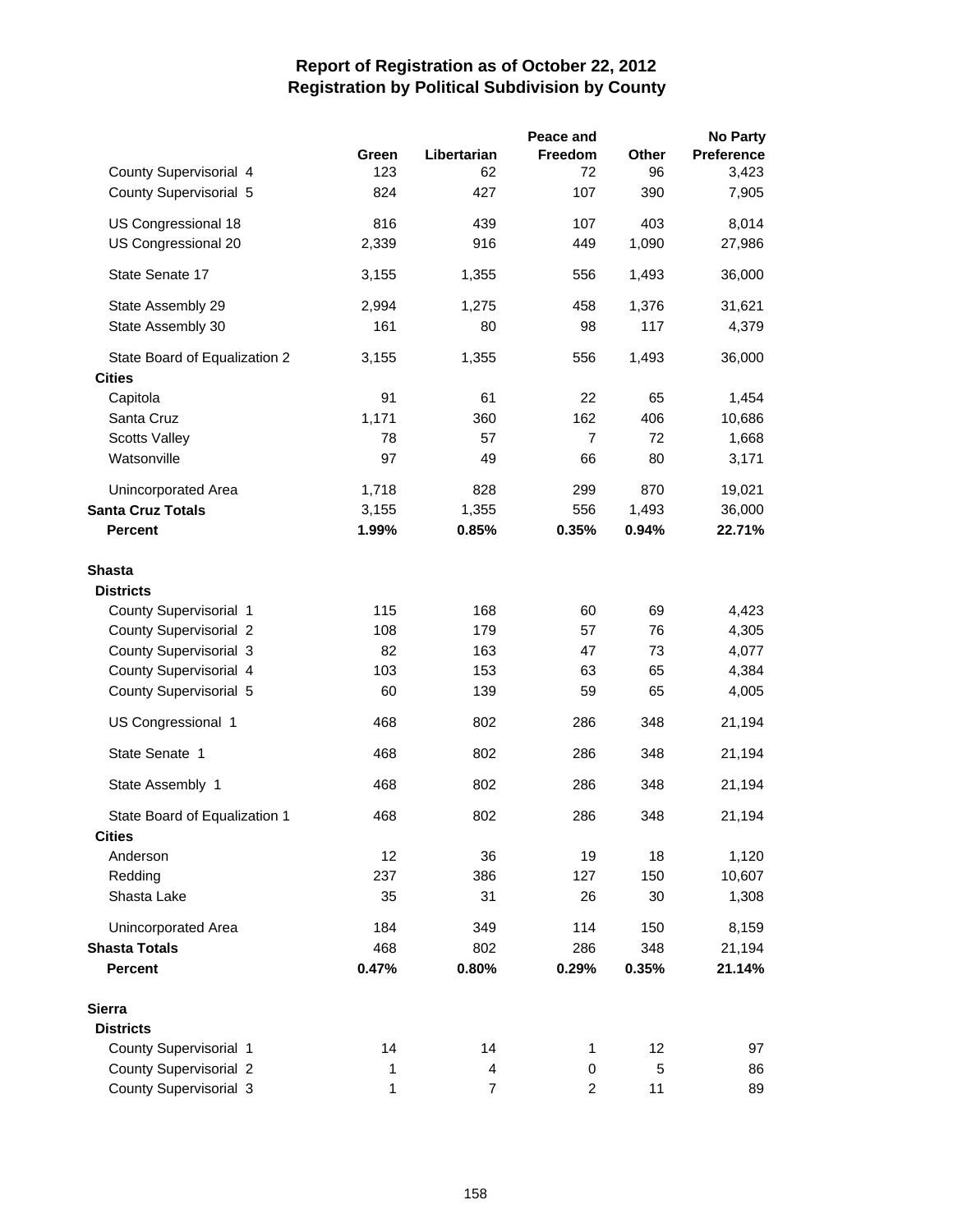# Report of Registration as of October 22, 2012
## Registration by Political Subdivision by County

| | Green | Libertarian | Peace and Freedom | Other | No Party Preference |
|---|---|---|---|---|---|
| County Supervisorial 4 | 123 | 62 | 72 | 96 | 3,423 |
| County Supervisorial 5 | 824 | 427 | 107 | 390 | 7,905 |
| US Congressional 18 | 816 | 439 | 107 | 403 | 8,014 |
| US Congressional 20 | 2,339 | 916 | 449 | 1,090 | 27,986 |
| State Senate 17 | 3,155 | 1,355 | 556 | 1,493 | 36,000 |
| State Assembly 29 | 2,994 | 1,275 | 458 | 1,376 | 31,621 |
| State Assembly 30 | 161 | 80 | 98 | 117 | 4,379 |
| State Board of Equalization 2 | 3,155 | 1,355 | 556 | 1,493 | 36,000 |
| **Cities** | | | | | |
| Capitola | 91 | 61 | 22 | 65 | 1,454 |
| Santa Cruz | 1,171 | 360 | 162 | 406 | 10,686 |
| Scotts Valley | 78 | 57 | 7 | 72 | 1,668 |
| Watsonville | 97 | 49 | 66 | 80 | 3,171 |
| Unincorporated Area | 1,718 | 828 | 299 | 870 | 19,021 |
| **Santa Cruz Totals** | 3,155 | 1,355 | 556 | 1,493 | 36,000 |
| **Percent** | **1.99%** | **0.85%** | **0.35%** | **0.94%** | **22.71%** |
| **Shasta** | | | | | |
| **Districts** | | | | | |
| County Supervisorial 1 | 115 | 168 | 60 | 69 | 4,423 |
| County Supervisorial 2 | 108 | 179 | 57 | 76 | 4,305 |
| County Supervisorial 3 | 82 | 163 | 47 | 73 | 4,077 |
| County Supervisorial 4 | 103 | 153 | 63 | 65 | 4,384 |
| County Supervisorial 5 | 60 | 139 | 59 | 65 | 4,005 |
| US Congressional 1 | 468 | 802 | 286 | 348 | 21,194 |
| State Senate 1 | 468 | 802 | 286 | 348 | 21,194 |
| State Assembly 1 | 468 | 802 | 286 | 348 | 21,194 |
| State Board of Equalization 1 | 468 | 802 | 286 | 348 | 21,194 |
| **Cities** | | | | | |
| Anderson | 12 | 36 | 19 | 18 | 1,120 |
| Redding | 237 | 386 | 127 | 150 | 10,607 |
| Shasta Lake | 35 | 31 | 26 | 30 | 1,308 |
| Unincorporated Area | 184 | 349 | 114 | 150 | 8,159 |
| **Shasta Totals** | 468 | 802 | 286 | 348 | 21,194 |
| **Percent** | **0.47%** | **0.80%** | **0.29%** | **0.35%** | **21.14%** |
| **Sierra** | | | | | |
| **Districts** | | | | | |
| County Supervisorial 1 | 14 | 14 | 1 | 12 | 97 |
| County Supervisorial 2 | 1 | 4 | 0 | 5 | 86 |
| County Supervisorial 3 | 1 | 7 | 2 | 11 | 89 |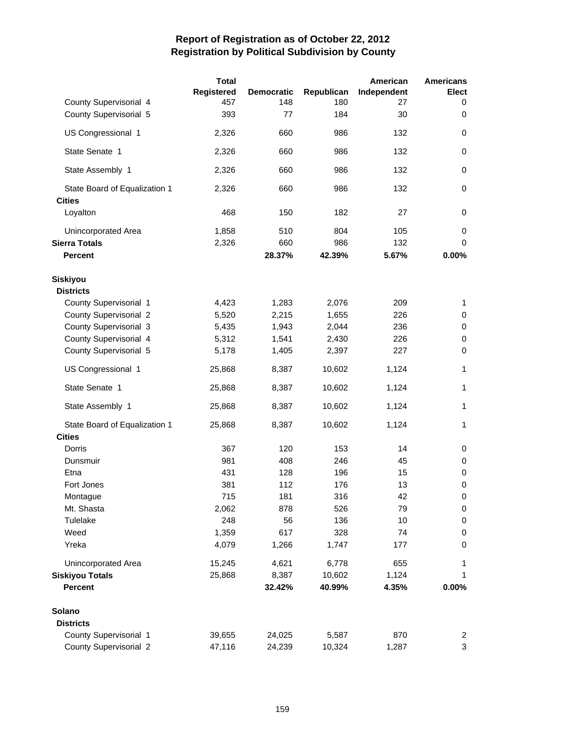# Report of Registration as of October 22, 2012
## Registration by Political Subdivision by County

| | Total Registered | Democratic | Republican | American Independent | Americans Elect |
|---|---|---|---|---|---|
| County Supervisorial 4 | 457 | 148 | 180 | 27 | 0 |
| County Supervisorial 5 | 393 | 77 | 184 | 30 | 0 |
| US Congressional 1 | 2,326 | 660 | 986 | 132 | 0 |
| State Senate 1 | 2,326 | 660 | 986 | 132 | 0 |
| State Assembly 1 | 2,326 | 660 | 986 | 132 | 0 |
| State Board of Equalization 1 | 2,326 | 660 | 986 | 132 | 0 |
| **Cities** | | | | | |
| Loyalton | 468 | 150 | 182 | 27 | 0 |
| Unincorporated Area | 1,858 | 510 | 804 | 105 | 0 |
| **Sierra Totals** | 2,326 | 660 | 986 | 132 | 0 |
| **Percent** | | **28.37%** | **42.39%** | **5.67%** | **0.00%** |
| | | | | | |
| **Siskiyou** | | | | | |
| **Districts** | | | | | |
| County Supervisorial 1 | 4,423 | 1,283 | 2,076 | 209 | 1 |
| County Supervisorial 2 | 5,520 | 2,215 | 1,655 | 226 | 0 |
| County Supervisorial 3 | 5,435 | 1,943 | 2,044 | 236 | 0 |
| County Supervisorial 4 | 5,312 | 1,541 | 2,430 | 226 | 0 |
| County Supervisorial 5 | 5,178 | 1,405 | 2,397 | 227 | 0 |
| US Congressional 1 | 25,868 | 8,387 | 10,602 | 1,124 | 1 |
| State Senate 1 | 25,868 | 8,387 | 10,602 | 1,124 | 1 |
| State Assembly 1 | 25,868 | 8,387 | 10,602 | 1,124 | 1 |
| State Board of Equalization 1 | 25,868 | 8,387 | 10,602 | 1,124 | 1 |
| **Cities** | | | | | |
| Dorris | 367 | 120 | 153 | 14 | 0 |
| Dunsmuir | 981 | 408 | 246 | 45 | 0 |
| Etna | 431 | 128 | 196 | 15 | 0 |
| Fort Jones | 381 | 112 | 176 | 13 | 0 |
| Montague | 715 | 181 | 316 | 42 | 0 |
| Mt. Shasta | 2,062 | 878 | 526 | 79 | 0 |
| Tulelake | 248 | 56 | 136 | 10 | 0 |
| Weed | 1,359 | 617 | 328 | 74 | 0 |
| Yreka | 4,079 | 1,266 | 1,747 | 177 | 0 |
| Unincorporated Area | 15,245 | 4,621 | 6,778 | 655 | 1 |
| **Siskiyou Totals** | 25,868 | 8,387 | 10,602 | 1,124 | 1 |
| **Percent** | | **32.42%** | **40.99%** | **4.35%** | **0.00%** |
| | | | | | |
| **Solano** | | | | | |
| **Districts** | | | | | |
| County Supervisorial 1 | 39,655 | 24,025 | 5,587 | 870 | 2 |
| County Supervisorial 2 | 47,116 | 24,239 | 10,324 | 1,287 | 3 |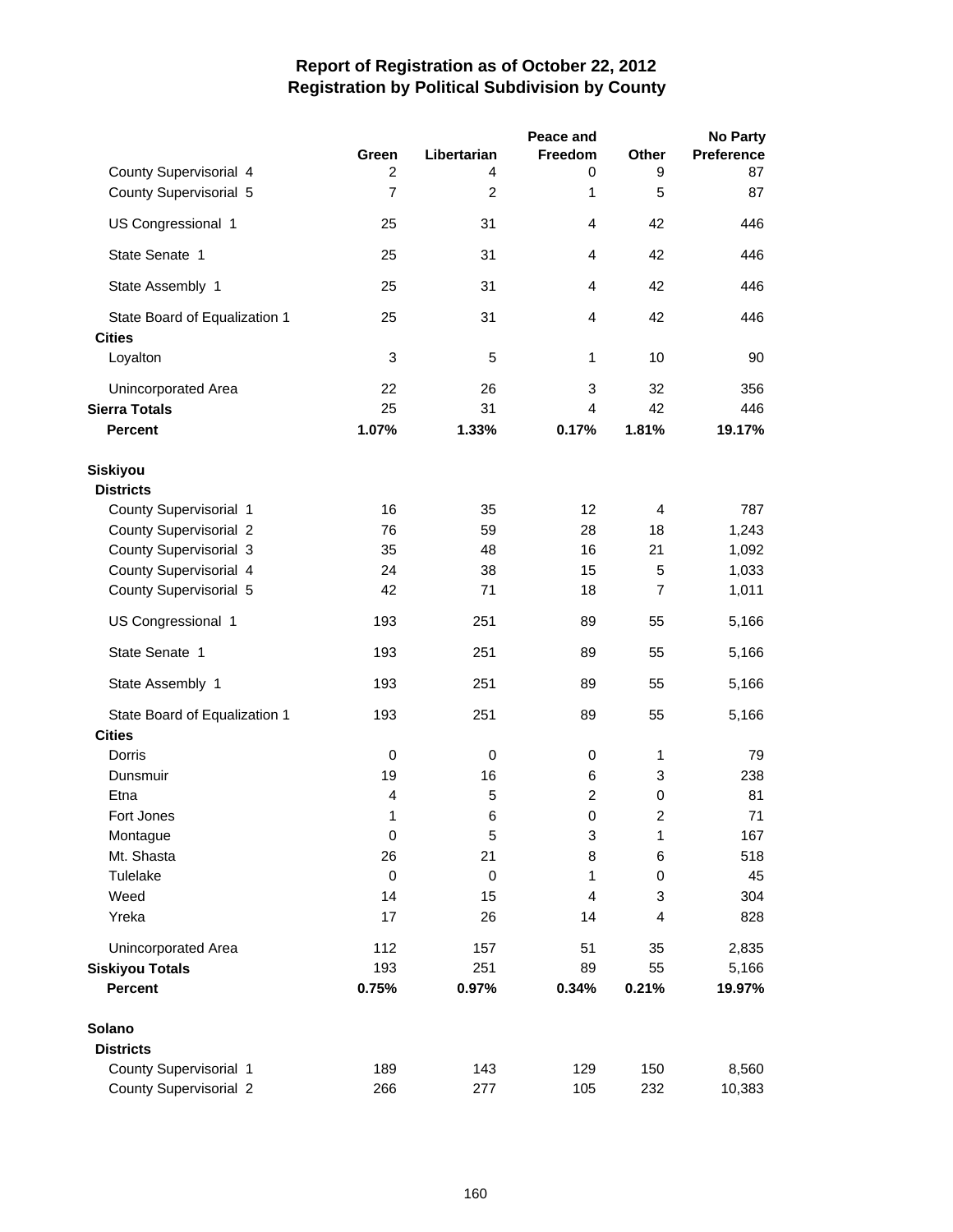# Report of Registration as of October 22, 2012
## Registration by Political Subdivision by County

| | Green | Libertarian | Peace and Freedom | Other | No Party Preference |
|---|---|---|---|---|---|
| County Supervisorial 4 | 2 | 4 | 0 | 9 | 87 |
| County Supervisorial 5 | 7 | 2 | 1 | 5 | 87 |
| US Congressional 1 | 25 | 31 | 4 | 42 | 446 |
| State Senate 1 | 25 | 31 | 4 | 42 | 446 |
| State Assembly 1 | 25 | 31 | 4 | 42 | 446 |
| State Board of Equalization 1 | 25 | 31 | 4 | 42 | 446 |
| **Cities** | | | | | |
| Loyalton | 3 | 5 | 1 | 10 | 90 |
| Unincorporated Area | 22 | 26 | 3 | 32 | 356 |
| **Sierra Totals** | 25 | 31 | 4 | 42 | 446 |
| **Percent** | **1.07%** | **1.33%** | **0.17%** | **1.81%** | **19.17%** |
| | | | | | |
| **Siskiyou** | | | | | |
| **Districts** | | | | | |
| County Supervisorial 1 | 16 | 35 | 12 | 4 | 787 |
| County Supervisorial 2 | 76 | 59 | 28 | 18 | 1,243 |
| County Supervisorial 3 | 35 | 48 | 16 | 21 | 1,092 |
| County Supervisorial 4 | 24 | 38 | 15 | 5 | 1,033 |
| County Supervisorial 5 | 42 | 71 | 18 | 7 | 1,011 |
| US Congressional 1 | 193 | 251 | 89 | 55 | 5,166 |
| State Senate 1 | 193 | 251 | 89 | 55 | 5,166 |
| State Assembly 1 | 193 | 251 | 89 | 55 | 5,166 |
| State Board of Equalization 1 | 193 | 251 | 89 | 55 | 5,166 |
| **Cities** | | | | | |
| Dorris | 0 | 0 | 0 | 1 | 79 |
| Dunsmuir | 19 | 16 | 6 | 3 | 238 |
| Etna | 4 | 5 | 2 | 0 | 81 |
| Fort Jones | 1 | 6 | 0 | 2 | 71 |
| Montague | 0 | 5 | 3 | 1 | 167 |
| Mt. Shasta | 26 | 21 | 8 | 6 | 518 |
| Tulelake | 0 | 0 | 1 | 0 | 45 |
| Weed | 14 | 15 | 4 | 3 | 304 |
| Yreka | 17 | 26 | 14 | 4 | 828 |
| Unincorporated Area | 112 | 157 | 51 | 35 | 2,835 |
| **Siskiyou Totals** | 193 | 251 | 89 | 55 | 5,166 |
| **Percent** | **0.75%** | **0.97%** | **0.34%** | **0.21%** | **19.97%** |
| | | | | | |
| **Solano** | | | | | |
| **Districts** | | | | | |
| County Supervisorial 1 | 189 | 143 | 129 | 150 | 8,560 |
| County Supervisorial 2 | 266 | 277 | 105 | 232 | 10,383 |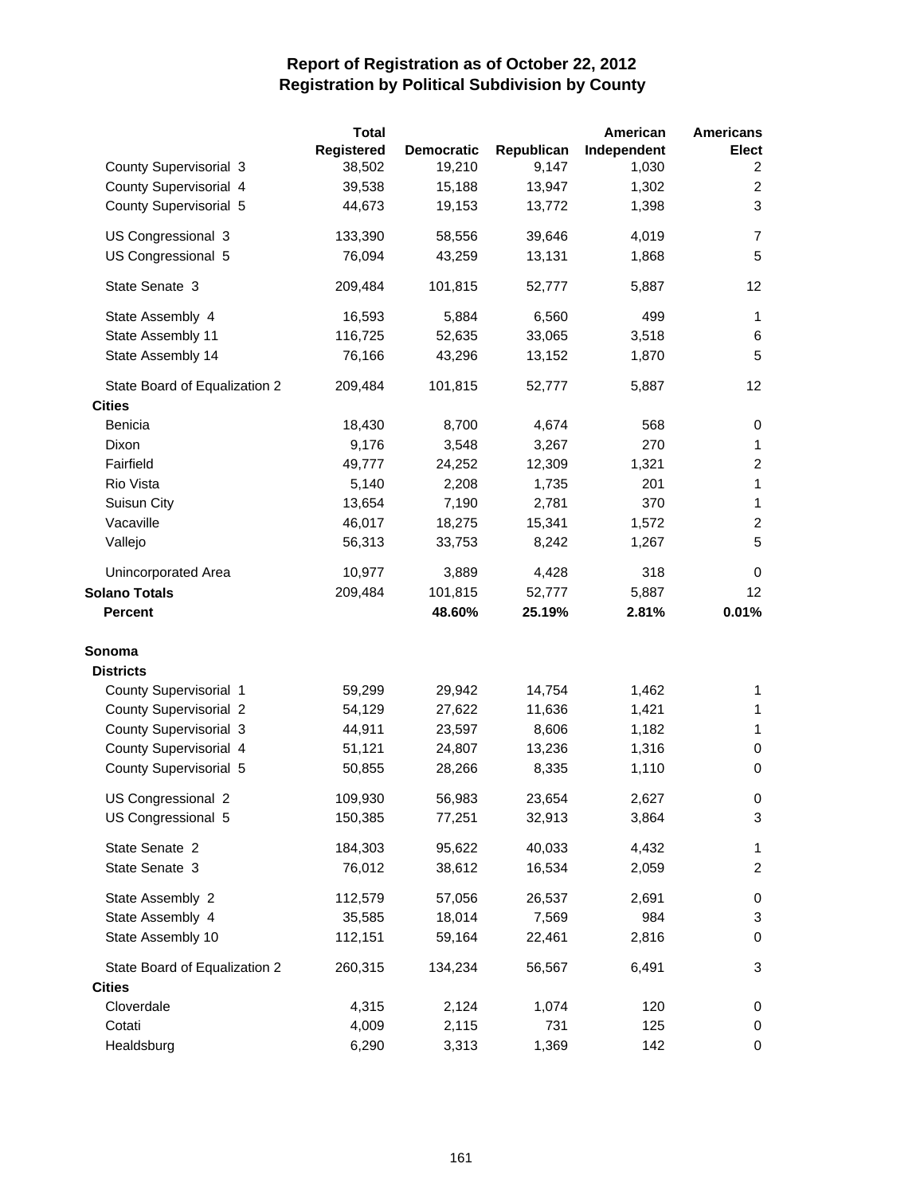# Report of Registration as of October 22, 2012
## Registration by Political Subdivision by County

| | Total Registered | Democratic | Republican | American Independent | Americans Elect |
|---|---|---|---|---|---|
| County Supervisorial 3 | 38,502 | 19,210 | 9,147 | 1,030 | 2 |
| County Supervisorial 4 | 39,538 | 15,188 | 13,947 | 1,302 | 2 |
| County Supervisorial 5 | 44,673 | 19,153 | 13,772 | 1,398 | 3 |
| US Congressional 3 | 133,390 | 58,556 | 39,646 | 4,019 | 7 |
| US Congressional 5 | 76,094 | 43,259 | 13,131 | 1,868 | 5 |
| State Senate 3 | 209,484 | 101,815 | 52,777 | 5,887 | 12 |
| State Assembly 4 | 16,593 | 5,884 | 6,560 | 499 | 1 |
| State Assembly 11 | 116,725 | 52,635 | 33,065 | 3,518 | 6 |
| State Assembly 14 | 76,166 | 43,296 | 13,152 | 1,870 | 5 |
| State Board of Equalization 2 | 209,484 | 101,815 | 52,777 | 5,887 | 12 |
| **Cities** | | | | | |
| Benicia | 18,430 | 8,700 | 4,674 | 568 | 0 |
| Dixon | 9,176 | 3,548 | 3,267 | 270 | 1 |
| Fairfield | 49,777 | 24,252 | 12,309 | 1,321 | 2 |
| Rio Vista | 5,140 | 2,208 | 1,735 | 201 | 1 |
| Suisun City | 13,654 | 7,190 | 2,781 | 370 | 1 |
| Vacaville | 46,017 | 18,275 | 15,341 | 1,572 | 2 |
| Vallejo | 56,313 | 33,753 | 8,242 | 1,267 | 5 |
| Unincorporated Area | 10,977 | 3,889 | 4,428 | 318 | 0 |
| **Solano Totals** | 209,484 | 101,815 | 52,777 | 5,887 | 12 |
| **Percent** | | **48.60%** | **25.19%** | **2.81%** | **0.01%** |
| **Sonoma** | | | | | |
| **Districts** | | | | | |
| County Supervisorial 1 | 59,299 | 29,942 | 14,754 | 1,462 | 1 |
| County Supervisorial 2 | 54,129 | 27,622 | 11,636 | 1,421 | 1 |
| County Supervisorial 3 | 44,911 | 23,597 | 8,606 | 1,182 | 1 |
| County Supervisorial 4 | 51,121 | 24,807 | 13,236 | 1,316 | 0 |
| County Supervisorial 5 | 50,855 | 28,266 | 8,335 | 1,110 | 0 |
| US Congressional 2 | 109,930 | 56,983 | 23,654 | 2,627 | 0 |
| US Congressional 5 | 150,385 | 77,251 | 32,913 | 3,864 | 3 |
| State Senate 2 | 184,303 | 95,622 | 40,033 | 4,432 | 1 |
| State Senate 3 | 76,012 | 38,612 | 16,534 | 2,059 | 2 |
| State Assembly 2 | 112,579 | 57,056 | 26,537 | 2,691 | 0 |
| State Assembly 4 | 35,585 | 18,014 | 7,569 | 984 | 3 |
| State Assembly 10 | 112,151 | 59,164 | 22,461 | 2,816 | 0 |
| State Board of Equalization 2 | 260,315 | 134,234 | 56,567 | 6,491 | 3 |
| **Cities** | | | | | |
| Cloverdale | 4,315 | 2,124 | 1,074 | 120 | 0 |
| Cotati | 4,009 | 2,115 | 731 | 125 | 0 |
| Healdsburg | 6,290 | 3,313 | 1,369 | 142 | 0 |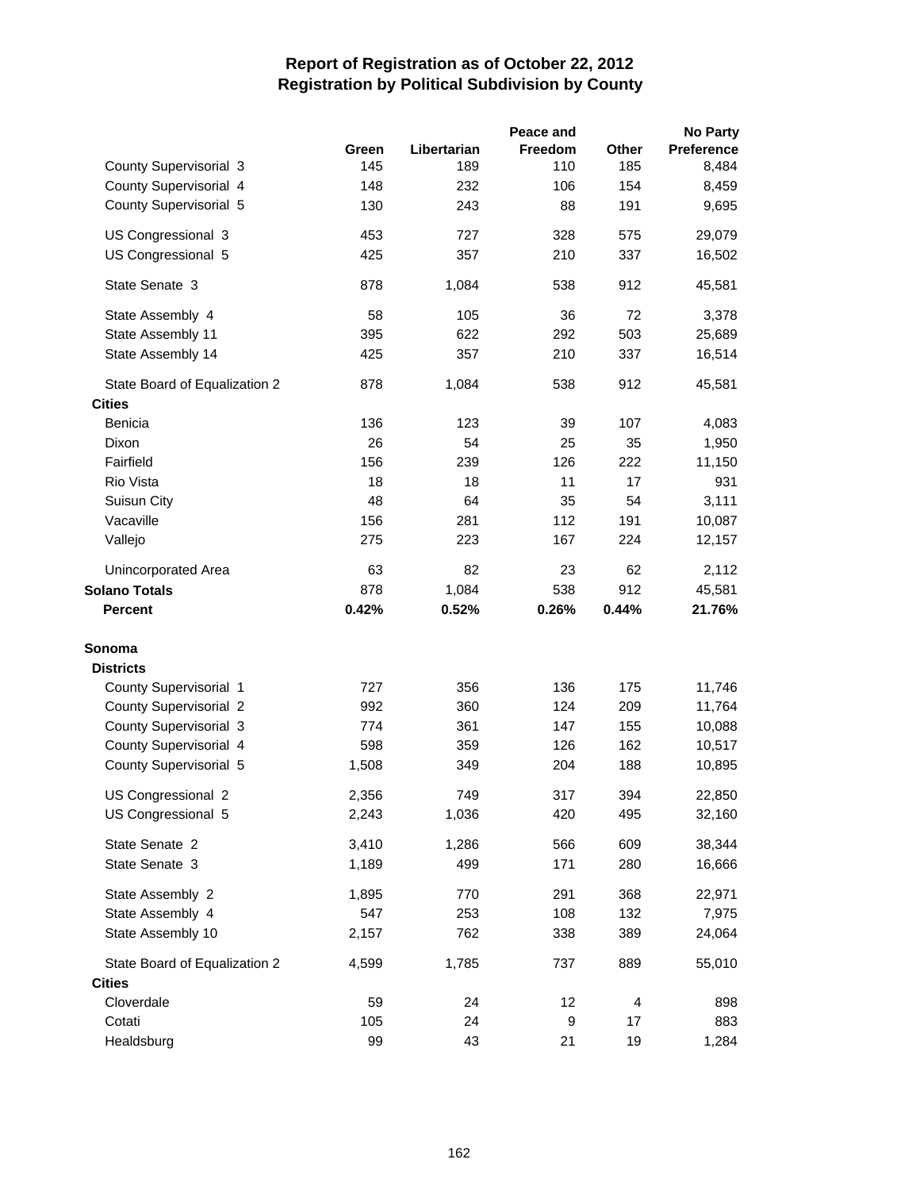# Report of Registration as of October 22, 2012
## Registration by Political Subdivision by County

| | Green | Libertarian | Peace and Freedom | Other | No Party Preference |
|---|---|---|---|---|---|
| County Supervisorial 3 | 145 | 189 | 110 | 185 | 8,484 |
| County Supervisorial 4 | 148 | 232 | 106 | 154 | 8,459 |
| County Supervisorial 5 | 130 | 243 | 88 | 191 | 9,695 |
| US Congressional 3 | 453 | 727 | 328 | 575 | 29,079 |
| US Congressional 5 | 425 | 357 | 210 | 337 | 16,502 |
| State Senate 3 | 878 | 1,084 | 538 | 912 | 45,581 |
| State Assembly 4 | 58 | 105 | 36 | 72 | 3,378 |
| State Assembly 11 | 395 | 622 | 292 | 503 | 25,689 |
| State Assembly 14 | 425 | 357 | 210 | 337 | 16,514 |
| State Board of Equalization 2 | 878 | 1,084 | 538 | 912 | 45,581 |
| **Cities** | | | | | |
| Benicia | 136 | 123 | 39 | 107 | 4,083 |
| Dixon | 26 | 54 | 25 | 35 | 1,950 |
| Fairfield | 156 | 239 | 126 | 222 | 11,150 |
| Rio Vista | 18 | 18 | 11 | 17 | 931 |
| Suisun City | 48 | 64 | 35 | 54 | 3,111 |
| Vacaville | 156 | 281 | 112 | 191 | 10,087 |
| Vallejo | 275 | 223 | 167 | 224 | 12,157 |
| Unincorporated Area | 63 | 82 | 23 | 62 | 2,112 |
| **Solano Totals** | 878 | 1,084 | 538 | 912 | 45,581 |
| **Percent** | **0.42%** | **0.52%** | **0.26%** | **0.44%** | **21.76%** |
| **Sonoma** | | | | | |
| **Districts** | | | | | |
| County Supervisorial 1 | 727 | 356 | 136 | 175 | 11,746 |
| County Supervisorial 2 | 992 | 360 | 124 | 209 | 11,764 |
| County Supervisorial 3 | 774 | 361 | 147 | 155 | 10,088 |
| County Supervisorial 4 | 598 | 359 | 126 | 162 | 10,517 |
| County Supervisorial 5 | 1,508 | 349 | 204 | 188 | 10,895 |
| US Congressional 2 | 2,356 | 749 | 317 | 394 | 22,850 |
| US Congressional 5 | 2,243 | 1,036 | 420 | 495 | 32,160 |
| State Senate 2 | 3,410 | 1,286 | 566 | 609 | 38,344 |
| State Senate 3 | 1,189 | 499 | 171 | 280 | 16,666 |
| State Assembly 2 | 1,895 | 770 | 291 | 368 | 22,971 |
| State Assembly 4 | 547 | 253 | 108 | 132 | 7,975 |
| State Assembly 10 | 2,157 | 762 | 338 | 389 | 24,064 |
| State Board of Equalization 2 | 4,599 | 1,785 | 737 | 889 | 55,010 |
| **Cities** | | | | | |
| Cloverdale | 59 | 24 | 12 | 4 | 898 |
| Cotati | 105 | 24 | 9 | 17 | 883 |
| Healdsburg | 99 | 43 | 21 | 19 | 1,284 |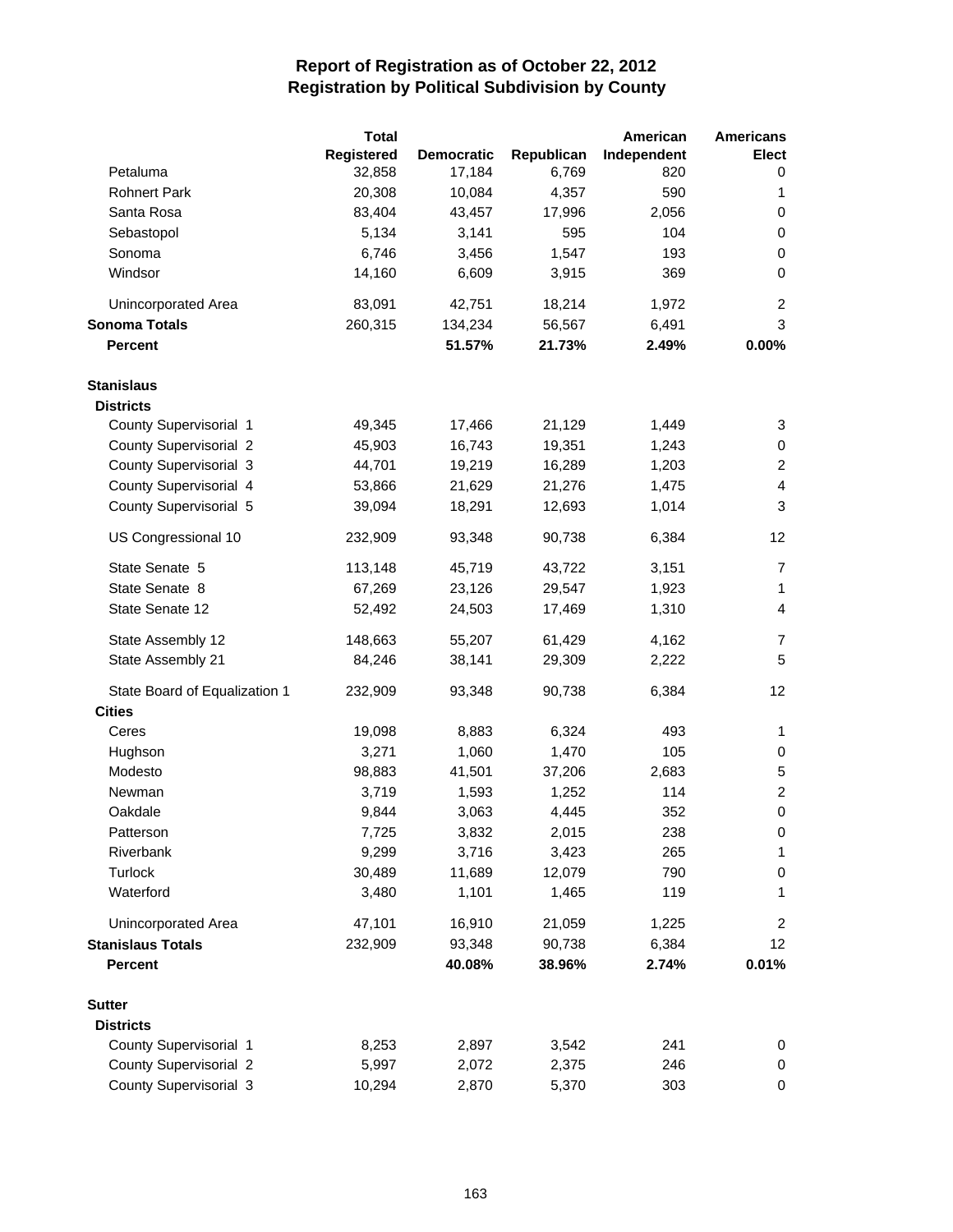# Report of Registration as of October 22, 2012
## Registration by Political Subdivision by County

| | Total Registered | Democratic | Republican | American Independent | Americans Elect |
|---|---|---|---|---|---|
| Petaluma | 32,858 | 17,184 | 6,769 | 820 | 0 |
| Rohnert Park | 20,308 | 10,084 | 4,357 | 590 | 1 |
| Santa Rosa | 83,404 | 43,457 | 17,996 | 2,056 | 0 |
| Sebastopol | 5,134 | 3,141 | 595 | 104 | 0 |
| Sonoma | 6,746 | 3,456 | 1,547 | 193 | 0 |
| Windsor | 14,160 | 6,609 | 3,915 | 369 | 0 |
| Unincorporated Area | 83,091 | 42,751 | 18,214 | 1,972 | 2 |
| **Sonoma Totals** | 260,315 | 134,234 | 56,567 | 6,491 | 3 |
| **Percent** | | **51.57%** | **21.73%** | **2.49%** | **0.00%** |
| **Stanislaus** | | | | | |
| **Districts** | | | | | |
| County Supervisorial 1 | 49,345 | 17,466 | 21,129 | 1,449 | 3 |
| County Supervisorial 2 | 45,903 | 16,743 | 19,351 | 1,243 | 0 |
| County Supervisorial 3 | 44,701 | 19,219 | 16,289 | 1,203 | 2 |
| County Supervisorial 4 | 53,866 | 21,629 | 21,276 | 1,475 | 4 |
| County Supervisorial 5 | 39,094 | 18,291 | 12,693 | 1,014 | 3 |
| US Congressional 10 | 232,909 | 93,348 | 90,738 | 6,384 | 12 |
| State Senate 5 | 113,148 | 45,719 | 43,722 | 3,151 | 7 |
| State Senate 8 | 67,269 | 23,126 | 29,547 | 1,923 | 1 |
| State Senate 12 | 52,492 | 24,503 | 17,469 | 1,310 | 4 |
| State Assembly 12 | 148,663 | 55,207 | 61,429 | 4,162 | 7 |
| State Assembly 21 | 84,246 | 38,141 | 29,309 | 2,222 | 5 |
| State Board of Equalization 1 | 232,909 | 93,348 | 90,738 | 6,384 | 12 |
| **Cities** | | | | | |
| Ceres | 19,098 | 8,883 | 6,324 | 493 | 1 |
| Hughson | 3,271 | 1,060 | 1,470 | 105 | 0 |
| Modesto | 98,883 | 41,501 | 37,206 | 2,683 | 5 |
| Newman | 3,719 | 1,593 | 1,252 | 114 | 2 |
| Oakdale | 9,844 | 3,063 | 4,445 | 352 | 0 |
| Patterson | 7,725 | 3,832 | 2,015 | 238 | 0 |
| Riverbank | 9,299 | 3,716 | 3,423 | 265 | 1 |
| Turlock | 30,489 | 11,689 | 12,079 | 790 | 0 |
| Waterford | 3,480 | 1,101 | 1,465 | 119 | 1 |
| Unincorporated Area | 47,101 | 16,910 | 21,059 | 1,225 | 2 |
| **Stanislaus Totals** | 232,909 | 93,348 | 90,738 | 6,384 | 12 |
| **Percent** | | **40.08%** | **38.96%** | **2.74%** | **0.01%** |
| **Sutter** | | | | | |
| **Districts** | | | | | |
| County Supervisorial 1 | 8,253 | 2,897 | 3,542 | 241 | 0 |
| County Supervisorial 2 | 5,997 | 2,072 | 2,375 | 246 | 0 |
| County Supervisorial 3 | 10,294 | 2,870 | 5,370 | 303 | 0 |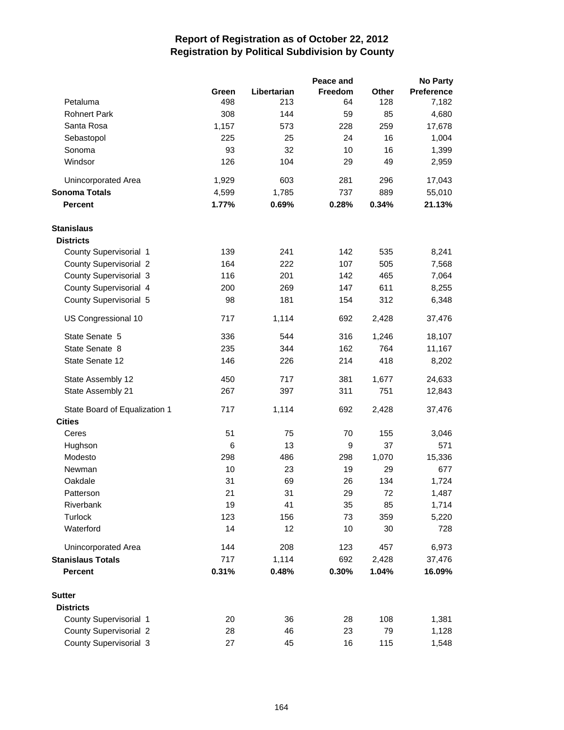# Report of Registration as of October 22, 2012
## Registration by Political Subdivision by County

| | Green | Libertarian | Peace and Freedom | Other | No Party Preference |
|---|---|---|---|---|---|
| Petaluma | 498 | 213 | 64 | 128 | 7,182 |
| Rohnert Park | 308 | 144 | 59 | 85 | 4,680 |
| Santa Rosa | 1,157 | 573 | 228 | 259 | 17,678 |
| Sebastopol | 225 | 25 | 24 | 16 | 1,004 |
| Sonoma | 93 | 32 | 10 | 16 | 1,399 |
| Windsor | 126 | 104 | 29 | 49 | 2,959 |
| Unincorporated Area | 1,929 | 603 | 281 | 296 | 17,043 |
| **Sonoma Totals** | 4,599 | 1,785 | 737 | 889 | 55,010 |
| **Percent** | **1.77%** | **0.69%** | **0.28%** | **0.34%** | **21.13%** |
| **Stanislaus** | | | | | |
| **Districts** | | | | | |
| County Supervisorial 1 | 139 | 241 | 142 | 535 | 8,241 |
| County Supervisorial 2 | 164 | 222 | 107 | 505 | 7,568 |
| County Supervisorial 3 | 116 | 201 | 142 | 465 | 7,064 |
| County Supervisorial 4 | 200 | 269 | 147 | 611 | 8,255 |
| County Supervisorial 5 | 98 | 181 | 154 | 312 | 6,348 |
| US Congressional 10 | 717 | 1,114 | 692 | 2,428 | 37,476 |
| State Senate 5 | 336 | 544 | 316 | 1,246 | 18,107 |
| State Senate 8 | 235 | 344 | 162 | 764 | 11,167 |
| State Senate 12 | 146 | 226 | 214 | 418 | 8,202 |
| State Assembly 12 | 450 | 717 | 381 | 1,677 | 24,633 |
| State Assembly 21 | 267 | 397 | 311 | 751 | 12,843 |
| State Board of Equalization 1 | 717 | 1,114 | 692 | 2,428 | 37,476 |
| **Cities** | | | | | |
| Ceres | 51 | 75 | 70 | 155 | 3,046 |
| Hughson | 6 | 13 | 9 | 37 | 571 |
| Modesto | 298 | 486 | 298 | 1,070 | 15,336 |
| Newman | 10 | 23 | 19 | 29 | 677 |
| Oakdale | 31 | 69 | 26 | 134 | 1,724 |
| Patterson | 21 | 31 | 29 | 72 | 1,487 |
| Riverbank | 19 | 41 | 35 | 85 | 1,714 |
| Turlock | 123 | 156 | 73 | 359 | 5,220 |
| Waterford | 14 | 12 | 10 | 30 | 728 |
| Unincorporated Area | 144 | 208 | 123 | 457 | 6,973 |
| **Stanislaus Totals** | 717 | 1,114 | 692 | 2,428 | 37,476 |
| **Percent** | **0.31%** | **0.48%** | **0.30%** | **1.04%** | **16.09%** |
| **Sutter** | | | | | |
| **Districts** | | | | | |
| County Supervisorial 1 | 20 | 36 | 28 | 108 | 1,381 |
| County Supervisorial 2 | 28 | 46 | 23 | 79 | 1,128 |
| County Supervisorial 3 | 27 | 45 | 16 | 115 | 1,548 |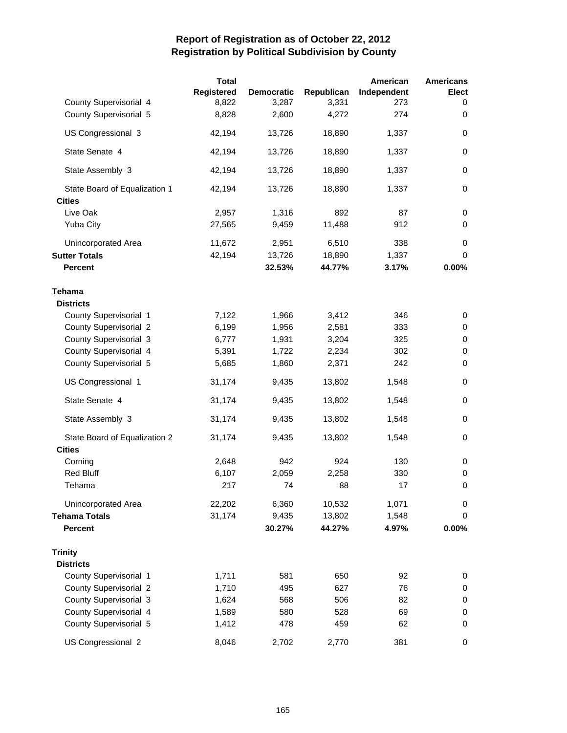# Report of Registration as of October 22, 2012
## Registration by Political Subdivision by County

| | Total Registered | Democratic | Republican | American Independent | Americans Elect |
|---|---|---|---|---|---|
| County Supervisorial 4 | 8,822 | 3,287 | 3,331 | 273 | 0 |
| County Supervisorial 5 | 8,828 | 2,600 | 4,272 | 274 | 0 |
| US Congressional 3 | 42,194 | 13,726 | 18,890 | 1,337 | 0 |
| State Senate 4 | 42,194 | 13,726 | 18,890 | 1,337 | 0 |
| State Assembly 3 | 42,194 | 13,726 | 18,890 | 1,337 | 0 |
| State Board of Equalization 1 | 42,194 | 13,726 | 18,890 | 1,337 | 0 |
| **Cities** | | | | | |
| Live Oak | 2,957 | 1,316 | 892 | 87 | 0 |
| Yuba City | 27,565 | 9,459 | 11,488 | 912 | 0 |
| Unincorporated Area | 11,672 | 2,951 | 6,510 | 338 | 0 |
| **Sutter Totals** | 42,194 | 13,726 | 18,890 | 1,337 | 0 |
| **Percent** | | **32.53%** | **44.77%** | **3.17%** | **0.00%** |
| **Tehama** | | | | | |
| **Districts** | | | | | |
| County Supervisorial 1 | 7,122 | 1,966 | 3,412 | 346 | 0 |
| County Supervisorial 2 | 6,199 | 1,956 | 2,581 | 333 | 0 |
| County Supervisorial 3 | 6,777 | 1,931 | 3,204 | 325 | 0 |
| County Supervisorial 4 | 5,391 | 1,722 | 2,234 | 302 | 0 |
| County Supervisorial 5 | 5,685 | 1,860 | 2,371 | 242 | 0 |
| US Congressional 1 | 31,174 | 9,435 | 13,802 | 1,548 | 0 |
| State Senate 4 | 31,174 | 9,435 | 13,802 | 1,548 | 0 |
| State Assembly 3 | 31,174 | 9,435 | 13,802 | 1,548 | 0 |
| State Board of Equalization 2 | 31,174 | 9,435 | 13,802 | 1,548 | 0 |
| **Cities** | | | | | |
| Corning | 2,648 | 942 | 924 | 130 | 0 |
| Red Bluff | 6,107 | 2,059 | 2,258 | 330 | 0 |
| Tehama | 217 | 74 | 88 | 17 | 0 |
| Unincorporated Area | 22,202 | 6,360 | 10,532 | 1,071 | 0 |
| **Tehama Totals** | 31,174 | 9,435 | 13,802 | 1,548 | 0 |
| **Percent** | | **30.27%** | **44.27%** | **4.97%** | **0.00%** |
| **Trinity** | | | | | |
| **Districts** | | | | | |
| County Supervisorial 1 | 1,711 | 581 | 650 | 92 | 0 |
| County Supervisorial 2 | 1,710 | 495 | 627 | 76 | 0 |
| County Supervisorial 3 | 1,624 | 568 | 506 | 82 | 0 |
| County Supervisorial 4 | 1,589 | 580 | 528 | 69 | 0 |
| County Supervisorial 5 | 1,412 | 478 | 459 | 62 | 0 |
| US Congressional 2 | 8,046 | 2,702 | 2,770 | 381 | 0 |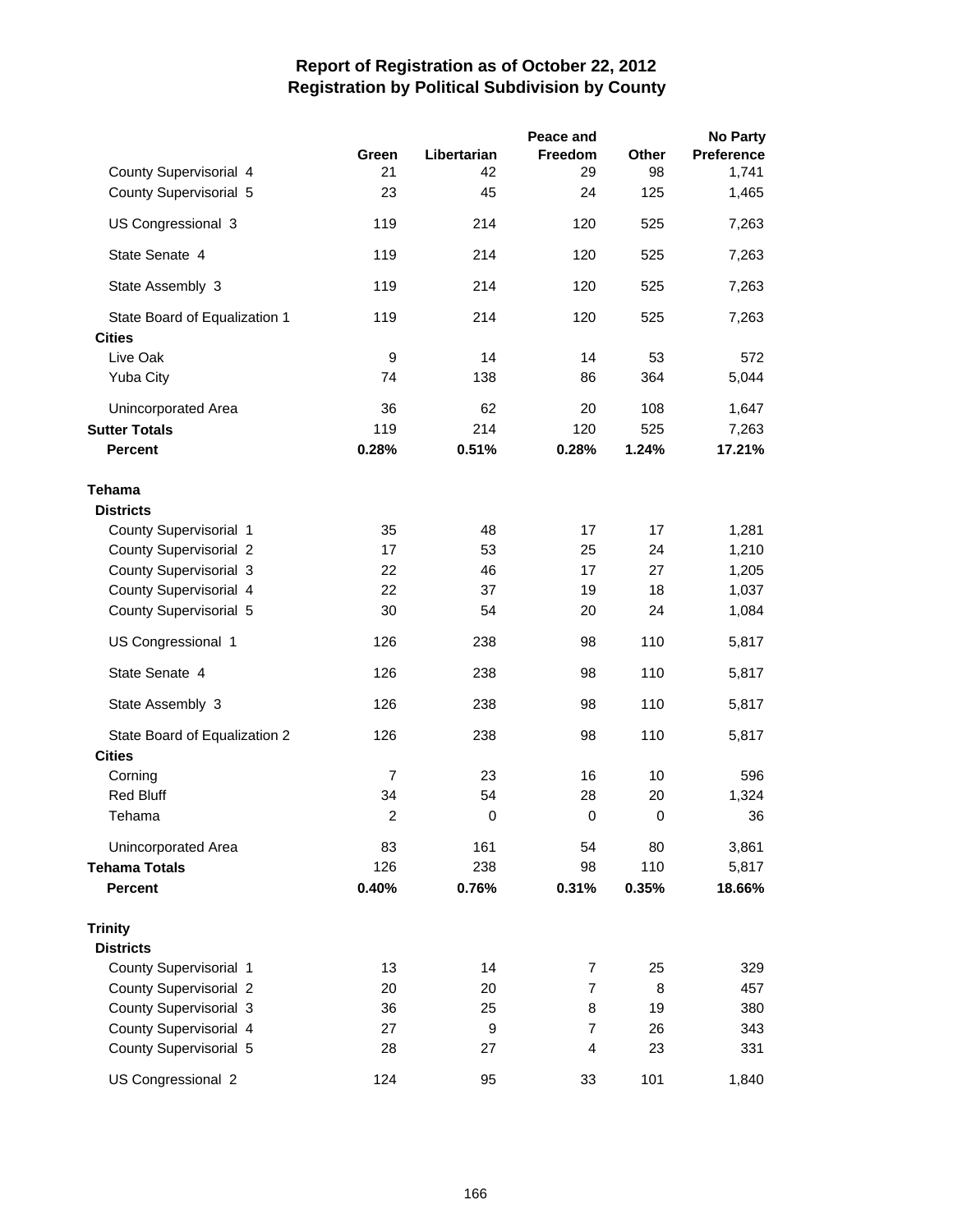# Report of Registration as of October 22, 2012
## Registration by Political Subdivision by County

| | Green | Libertarian | Peace and Freedom | Other | No Party Preference |
|---|---|---|---|---|---|
| County Supervisorial 4 | 21 | 42 | 29 | 98 | 1,741 |
| County Supervisorial 5 | 23 | 45 | 24 | 125 | 1,465 |
| US Congressional 3 | 119 | 214 | 120 | 525 | 7,263 |
| State Senate 4 | 119 | 214 | 120 | 525 | 7,263 |
| State Assembly 3 | 119 | 214 | 120 | 525 | 7,263 |
| State Board of Equalization 1 | 119 | 214 | 120 | 525 | 7,263 |
| **Cities** | | | | | |
| Live Oak | 9 | 14 | 14 | 53 | 572 |
| Yuba City | 74 | 138 | 86 | 364 | 5,044 |
| Unincorporated Area | 36 | 62 | 20 | 108 | 1,647 |
| **Sutter Totals** | 119 | 214 | 120 | 525 | 7,263 |
| **Percent** | **0.28%** | **0.51%** | **0.28%** | **1.24%** | **17.21%** |
| **Tehama** | | | | | |
| **Districts** | | | | | |
| County Supervisorial 1 | 35 | 48 | 17 | 17 | 1,281 |
| County Supervisorial 2 | 17 | 53 | 25 | 24 | 1,210 |
| County Supervisorial 3 | 22 | 46 | 17 | 27 | 1,205 |
| County Supervisorial 4 | 22 | 37 | 19 | 18 | 1,037 |
| County Supervisorial 5 | 30 | 54 | 20 | 24 | 1,084 |
| US Congressional 1 | 126 | 238 | 98 | 110 | 5,817 |
| State Senate 4 | 126 | 238 | 98 | 110 | 5,817 |
| State Assembly 3 | 126 | 238 | 98 | 110 | 5,817 |
| State Board of Equalization 2 | 126 | 238 | 98 | 110 | 5,817 |
| **Cities** | | | | | |
| Corning | 7 | 23 | 16 | 10 | 596 |
| Red Bluff | 34 | 54 | 28 | 20 | 1,324 |
| Tehama | 2 | 0 | 0 | 0 | 36 |
| Unincorporated Area | 83 | 161 | 54 | 80 | 3,861 |
| **Tehama Totals** | 126 | 238 | 98 | 110 | 5,817 |
| **Percent** | **0.40%** | **0.76%** | **0.31%** | **0.35%** | **18.66%** |
| **Trinity** | | | | | |
| **Districts** | | | | | |
| County Supervisorial 1 | 13 | 14 | 7 | 25 | 329 |
| County Supervisorial 2 | 20 | 20 | 7 | 8 | 457 |
| County Supervisorial 3 | 36 | 25 | 8 | 19 | 380 |
| County Supervisorial 4 | 27 | 9 | 7 | 26 | 343 |
| County Supervisorial 5 | 28 | 27 | 4 | 23 | 331 |
| US Congressional 2 | 124 | 95 | 33 | 101 | 1,840 |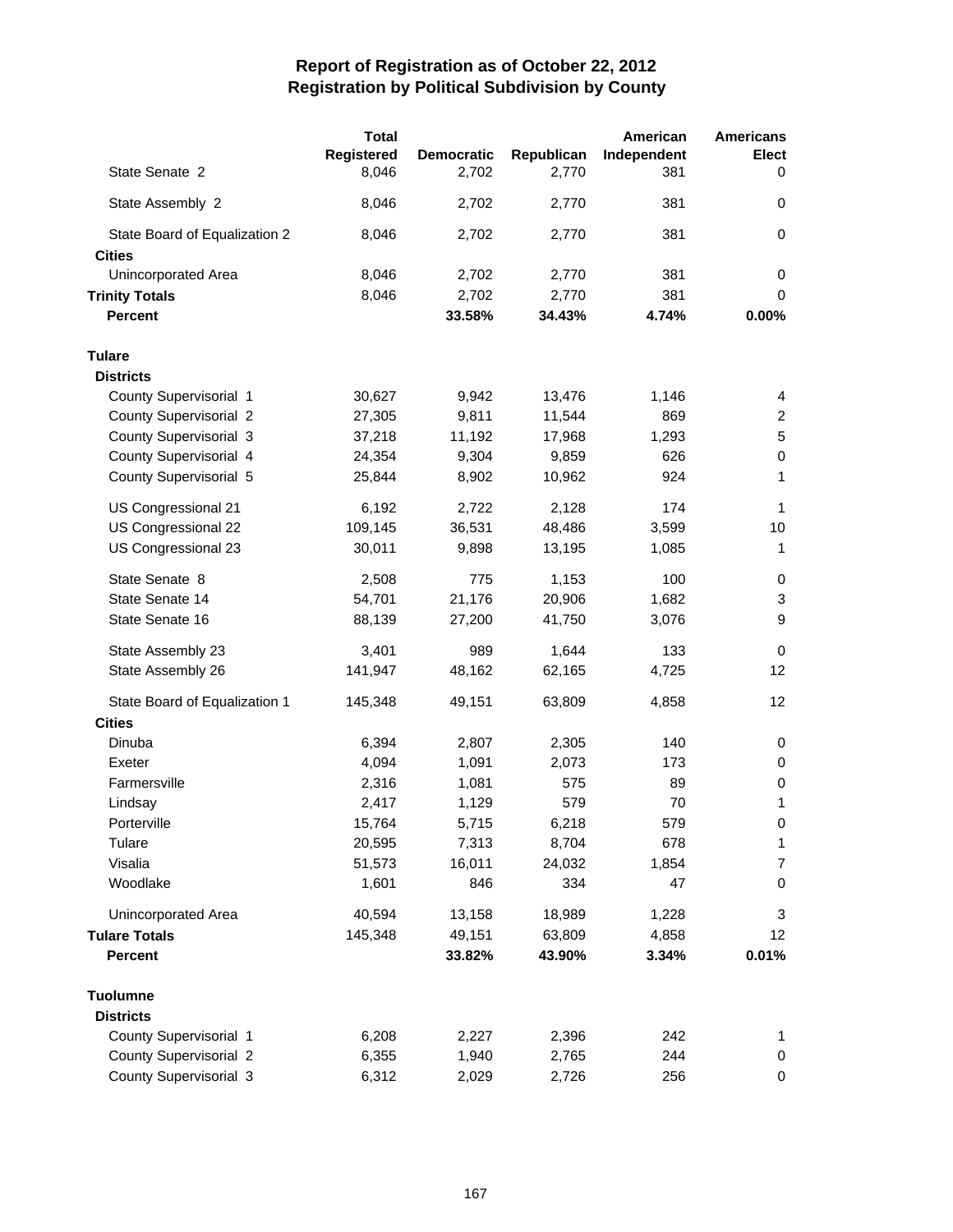# Report of Registration as of October 22, 2012
## Registration by Political Subdivision by County

| | Total Registered | Democratic | Republican | American Independent | Americans Elect |
|---|---|---|---|---|---|
| State Senate 2 | 8,046 | 2,702 | 2,770 | 381 | 0 |
| State Assembly 2 | 8,046 | 2,702 | 2,770 | 381 | 0 |
| State Board of Equalization 2 | 8,046 | 2,702 | 2,770 | 381 | 0 |
| **Cities** | | | | | |
| Unincorporated Area | 8,046 | 2,702 | 2,770 | 381 | 0 |
| **Trinity Totals** | 8,046 | 2,702 | 2,770 | 381 | 0 |
| **Percent** | | **33.58%** | **34.43%** | **4.74%** | **0.00%** |
| **Tulare** | | | | | |
| **Districts** | | | | | |
| County Supervisorial 1 | 30,627 | 9,942 | 13,476 | 1,146 | 4 |
| County Supervisorial 2 | 27,305 | 9,811 | 11,544 | 869 | 2 |
| County Supervisorial 3 | 37,218 | 11,192 | 17,968 | 1,293 | 5 |
| County Supervisorial 4 | 24,354 | 9,304 | 9,859 | 626 | 0 |
| County Supervisorial 5 | 25,844 | 8,902 | 10,962 | 924 | 1 |
| US Congressional 21 | 6,192 | 2,722 | 2,128 | 174 | 1 |
| US Congressional 22 | 109,145 | 36,531 | 48,486 | 3,599 | 10 |
| US Congressional 23 | 30,011 | 9,898 | 13,195 | 1,085 | 1 |
| State Senate 8 | 2,508 | 775 | 1,153 | 100 | 0 |
| State Senate 14 | 54,701 | 21,176 | 20,906 | 1,682 | 3 |
| State Senate 16 | 88,139 | 27,200 | 41,750 | 3,076 | 9 |
| State Assembly 23 | 3,401 | 989 | 1,644 | 133 | 0 |
| State Assembly 26 | 141,947 | 48,162 | 62,165 | 4,725 | 12 |
| State Board of Equalization 1 | 145,348 | 49,151 | 63,809 | 4,858 | 12 |
| **Cities** | | | | | |
| Dinuba | 6,394 | 2,807 | 2,305 | 140 | 0 |
| Exeter | 4,094 | 1,091 | 2,073 | 173 | 0 |
| Farmersville | 2,316 | 1,081 | 575 | 89 | 0 |
| Lindsay | 2,417 | 1,129 | 579 | 70 | 1 |
| Porterville | 15,764 | 5,715 | 6,218 | 579 | 0 |
| Tulare | 20,595 | 7,313 | 8,704 | 678 | 1 |
| Visalia | 51,573 | 16,011 | 24,032 | 1,854 | 7 |
| Woodlake | 1,601 | 846 | 334 | 47 | 0 |
| Unincorporated Area | 40,594 | 13,158 | 18,989 | 1,228 | 3 |
| **Tulare Totals** | 145,348 | 49,151 | 63,809 | 4,858 | 12 |
| **Percent** | | **33.82%** | **43.90%** | **3.34%** | **0.01%** |
| **Tuolumne** | | | | | |
| **Districts** | | | | | |
| County Supervisorial 1 | 6,208 | 2,227 | 2,396 | 242 | 1 |
| County Supervisorial 2 | 6,355 | 1,940 | 2,765 | 244 | 0 |
| County Supervisorial 3 | 6,312 | 2,029 | 2,726 | 256 | 0 |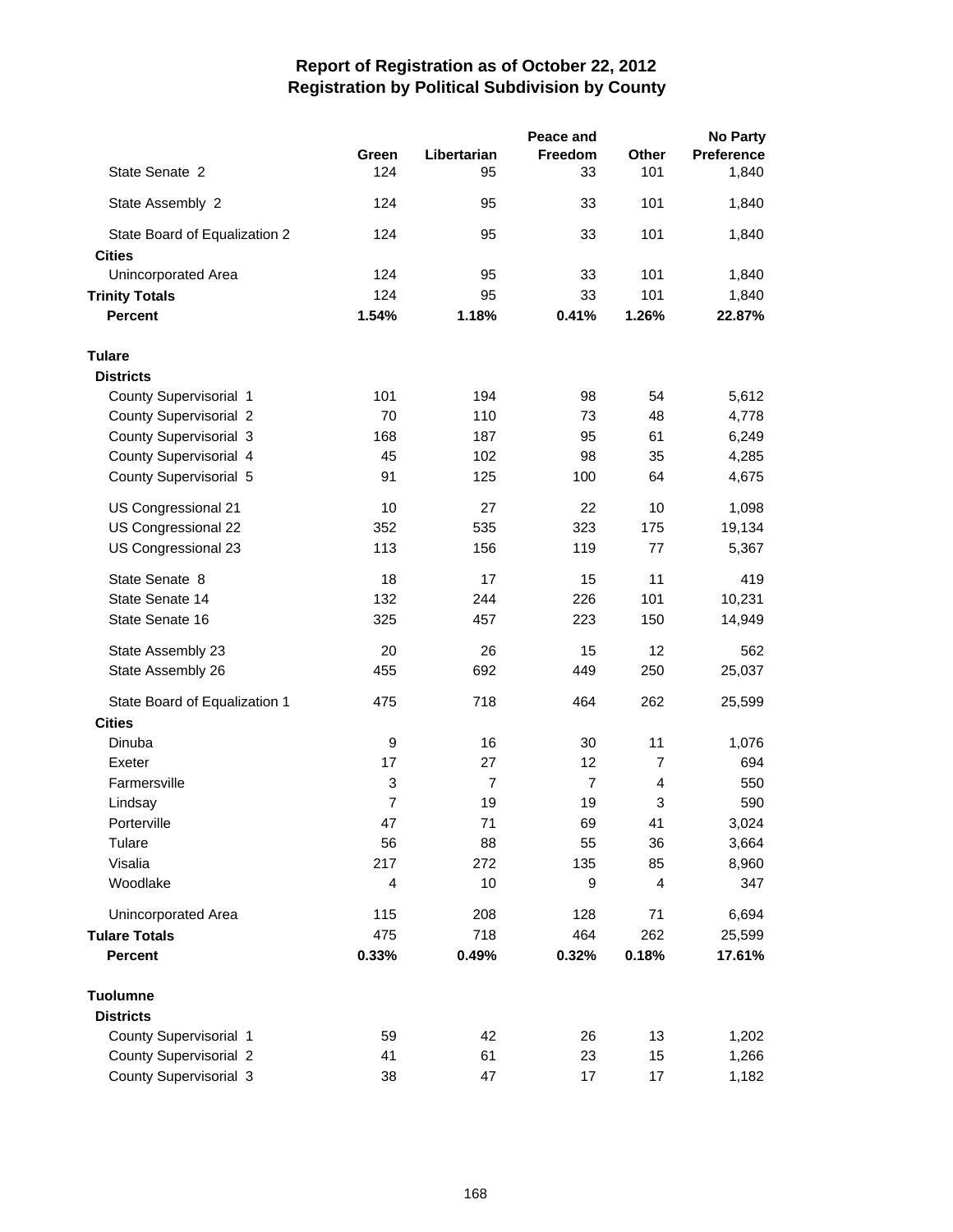# Report of Registration as of October 22, 2012
## Registration by Political Subdivision by County

| | Green | Libertarian | Peace and Freedom | Other | No Party Preference |
|---|---|---|---|---|---|
| State Senate 2 | 124 | 95 | 33 | 101 | 1,840 |
| State Assembly 2 | 124 | 95 | 33 | 101 | 1,840 |
| State Board of Equalization 2 | 124 | 95 | 33 | 101 | 1,840 |
| **Cities** | | | | | |
| Unincorporated Area | 124 | 95 | 33 | 101 | 1,840 |
| **Trinity Totals** | 124 | 95 | 33 | 101 | 1,840 |
| **Percent** | **1.54%** | **1.18%** | **0.41%** | **1.26%** | **22.87%** |
| **Tulare** | | | | | |
| **Districts** | | | | | |
| County Supervisorial 1 | 101 | 194 | 98 | 54 | 5,612 |
| County Supervisorial 2 | 70 | 110 | 73 | 48 | 4,778 |
| County Supervisorial 3 | 168 | 187 | 95 | 61 | 6,249 |
| County Supervisorial 4 | 45 | 102 | 98 | 35 | 4,285 |
| County Supervisorial 5 | 91 | 125 | 100 | 64 | 4,675 |
| US Congressional 21 | 10 | 27 | 22 | 10 | 1,098 |
| US Congressional 22 | 352 | 535 | 323 | 175 | 19,134 |
| US Congressional 23 | 113 | 156 | 119 | 77 | 5,367 |
| State Senate 8 | 18 | 17 | 15 | 11 | 419 |
| State Senate 14 | 132 | 244 | 226 | 101 | 10,231 |
| State Senate 16 | 325 | 457 | 223 | 150 | 14,949 |
| State Assembly 23 | 20 | 26 | 15 | 12 | 562 |
| State Assembly 26 | 455 | 692 | 449 | 250 | 25,037 |
| State Board of Equalization 1 | 475 | 718 | 464 | 262 | 25,599 |
| **Cities** | | | | | |
| Dinuba | 9 | 16 | 30 | 11 | 1,076 |
| Exeter | 17 | 27 | 12 | 7 | 694 |
| Farmersville | 3 | 7 | 7 | 4 | 550 |
| Lindsay | 7 | 19 | 19 | 3 | 590 |
| Porterville | 47 | 71 | 69 | 41 | 3,024 |
| Tulare | 56 | 88 | 55 | 36 | 3,664 |
| Visalia | 217 | 272 | 135 | 85 | 8,960 |
| Woodlake | 4 | 10 | 9 | 4 | 347 |
| Unincorporated Area | 115 | 208 | 128 | 71 | 6,694 |
| **Tulare Totals** | 475 | 718 | 464 | 262 | 25,599 |
| **Percent** | **0.33%** | **0.49%** | **0.32%** | **0.18%** | **17.61%** |
| **Tuolumne** | | | | | |
| **Districts** | | | | | |
| County Supervisorial 1 | 59 | 42 | 26 | 13 | 1,202 |
| County Supervisorial 2 | 41 | 61 | 23 | 15 | 1,266 |
| County Supervisorial 3 | 38 | 47 | 17 | 17 | 1,182 |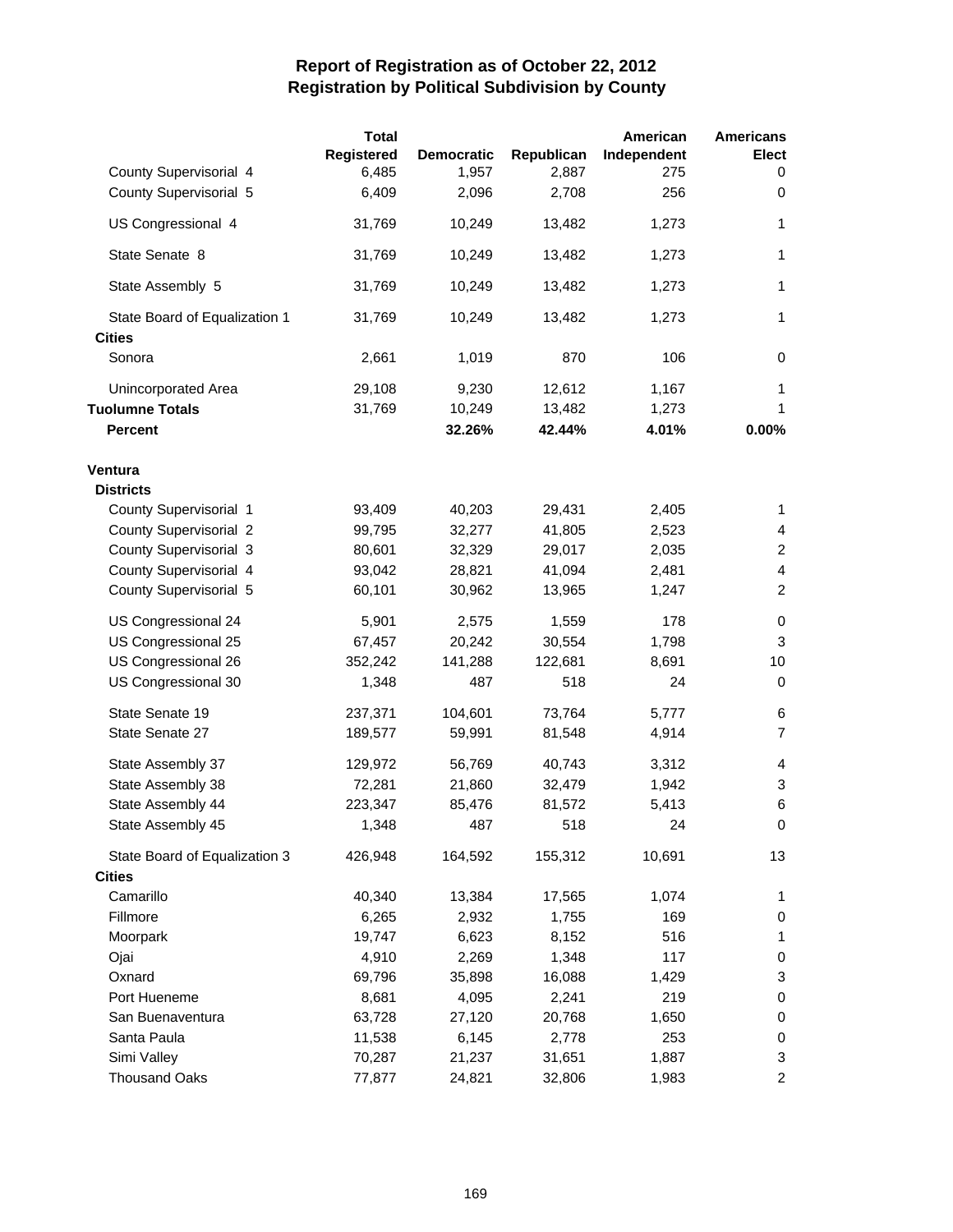# Report of Registration as of October 22, 2012
## Registration by Political Subdivision by County

| | Total Registered | Democratic | Republican | American Independent | Americans Elect |
|---|---|---|---|---|---|
| County Supervisorial 4 | 6,485 | 1,957 | 2,887 | 275 | 0 |
| County Supervisorial 5 | 6,409 | 2,096 | 2,708 | 256 | 0 |
| US Congressional 4 | 31,769 | 10,249 | 13,482 | 1,273 | 1 |
| State Senate 8 | 31,769 | 10,249 | 13,482 | 1,273 | 1 |
| State Assembly 5 | 31,769 | 10,249 | 13,482 | 1,273 | 1 |
| State Board of Equalization 1 | 31,769 | 10,249 | 13,482 | 1,273 | 1 |
| **Cities** | | | | | |
| Sonora | 2,661 | 1,019 | 870 | 106 | 0 |
| Unincorporated Area | 29,108 | 9,230 | 12,612 | 1,167 | 1 |
| **Tuolumne Totals** | 31,769 | 10,249 | 13,482 | 1,273 | 1 |
| **Percent** | | **32.26%** | **42.44%** | **4.01%** | **0.00%** |
| **Ventura** | | | | | |
| **Districts** | | | | | |
| County Supervisorial 1 | 93,409 | 40,203 | 29,431 | 2,405 | 1 |
| County Supervisorial 2 | 99,795 | 32,277 | 41,805 | 2,523 | 4 |
| County Supervisorial 3 | 80,601 | 32,329 | 29,017 | 2,035 | 2 |
| County Supervisorial 4 | 93,042 | 28,821 | 41,094 | 2,481 | 4 |
| County Supervisorial 5 | 60,101 | 30,962 | 13,965 | 1,247 | 2 |
| US Congressional 24 | 5,901 | 2,575 | 1,559 | 178 | 0 |
| US Congressional 25 | 67,457 | 20,242 | 30,554 | 1,798 | 3 |
| US Congressional 26 | 352,242 | 141,288 | 122,681 | 8,691 | 10 |
| US Congressional 30 | 1,348 | 487 | 518 | 24 | 0 |
| State Senate 19 | 237,371 | 104,601 | 73,764 | 5,777 | 6 |
| State Senate 27 | 189,577 | 59,991 | 81,548 | 4,914 | 7 |
| State Assembly 37 | 129,972 | 56,769 | 40,743 | 3,312 | 4 |
| State Assembly 38 | 72,281 | 21,860 | 32,479 | 1,942 | 3 |
| State Assembly 44 | 223,347 | 85,476 | 81,572 | 5,413 | 6 |
| State Assembly 45 | 1,348 | 487 | 518 | 24 | 0 |
| State Board of Equalization 3 | 426,948 | 164,592 | 155,312 | 10,691 | 13 |
| **Cities** | | | | | |
| Camarillo | 40,340 | 13,384 | 17,565 | 1,074 | 1 |
| Fillmore | 6,265 | 2,932 | 1,755 | 169 | 0 |
| Moorpark | 19,747 | 6,623 | 8,152 | 516 | 1 |
| Ojai | 4,910 | 2,269 | 1,348 | 117 | 0 |
| Oxnard | 69,796 | 35,898 | 16,088 | 1,429 | 3 |
| Port Hueneme | 8,681 | 4,095 | 2,241 | 219 | 0 |
| San Buenaventura | 63,728 | 27,120 | 20,768 | 1,650 | 0 |
| Santa Paula | 11,538 | 6,145 | 2,778 | 253 | 0 |
| Simi Valley | 70,287 | 21,237 | 31,651 | 1,887 | 3 |
| Thousand Oaks | 77,877 | 24,821 | 32,806 | 1,983 | 2 |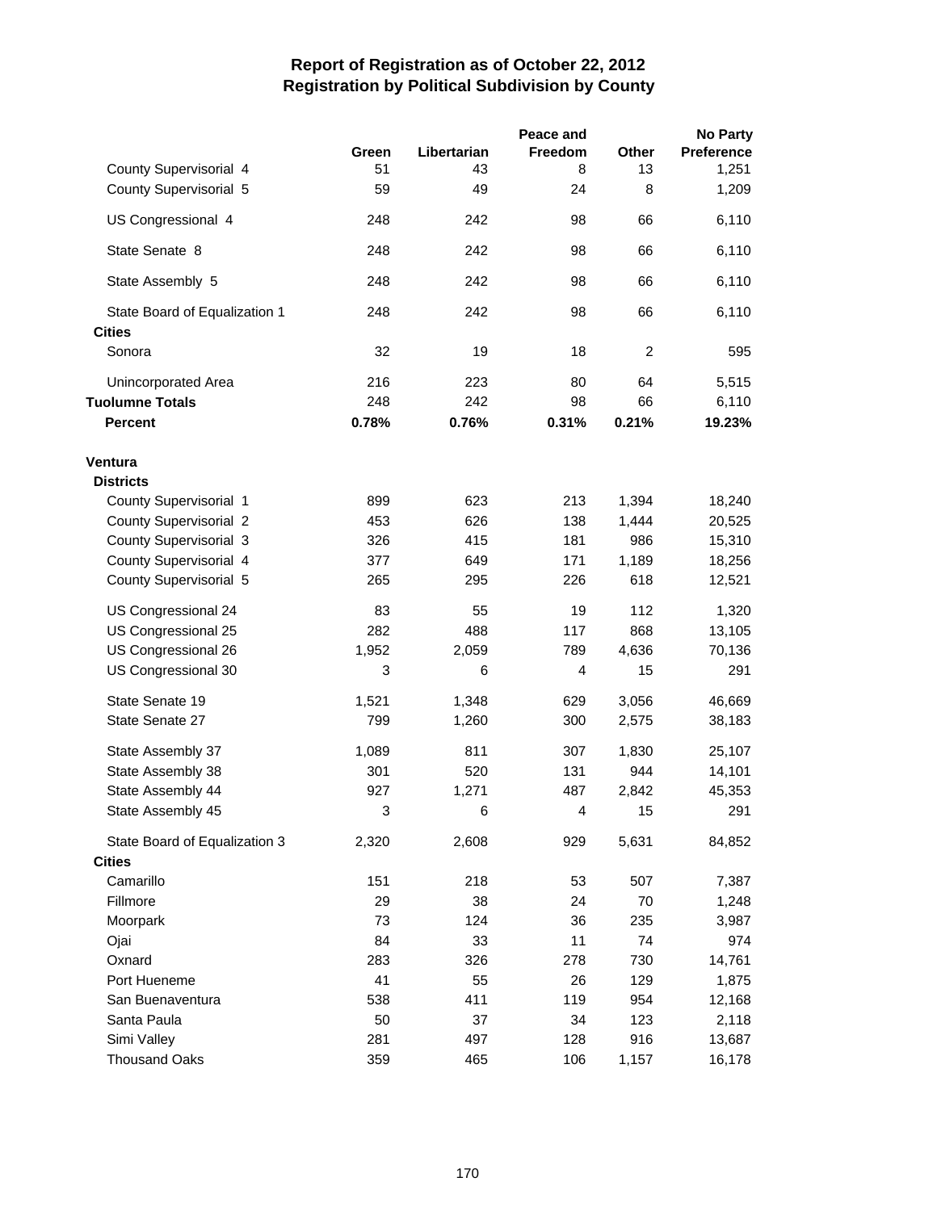# Report of Registration as of October 22, 2012
## Registration by Political Subdivision by County

| | Green | Libertarian | Peace and Freedom | Other | No Party Preference |
|---|---|---|---|---|---|
| County Supervisorial 4 | 51 | 43 | 8 | 13 | 1,251 |
| County Supervisorial 5 | 59 | 49 | 24 | 8 | 1,209 |
| US Congressional 4 | 248 | 242 | 98 | 66 | 6,110 |
| State Senate 8 | 248 | 242 | 98 | 66 | 6,110 |
| State Assembly 5 | 248 | 242 | 98 | 66 | 6,110 |
| State Board of Equalization 1 | 248 | 242 | 98 | 66 | 6,110 |
| **Cities** | | | | | |
| Sonora | 32 | 19 | 18 | 2 | 595 |
| Unincorporated Area | 216 | 223 | 80 | 64 | 5,515 |
| **Tuolumne Totals** | 248 | 242 | 98 | 66 | 6,110 |
| **Percent** | **0.78%** | **0.76%** | **0.31%** | **0.21%** | **19.23%** |
| **Ventura** | | | | | |
| **Districts** | | | | | |
| County Supervisorial 1 | 899 | 623 | 213 | 1,394 | 18,240 |
| County Supervisorial 2 | 453 | 626 | 138 | 1,444 | 20,525 |
| County Supervisorial 3 | 326 | 415 | 181 | 986 | 15,310 |
| County Supervisorial 4 | 377 | 649 | 171 | 1,189 | 18,256 |
| County Supervisorial 5 | 265 | 295 | 226 | 618 | 12,521 |
| US Congressional 24 | 83 | 55 | 19 | 112 | 1,320 |
| US Congressional 25 | 282 | 488 | 117 | 868 | 13,105 |
| US Congressional 26 | 1,952 | 2,059 | 789 | 4,636 | 70,136 |
| US Congressional 30 | 3 | 6 | 4 | 15 | 291 |
| State Senate 19 | 1,521 | 1,348 | 629 | 3,056 | 46,669 |
| State Senate 27 | 799 | 1,260 | 300 | 2,575 | 38,183 |
| State Assembly 37 | 1,089 | 811 | 307 | 1,830 | 25,107 |
| State Assembly 38 | 301 | 520 | 131 | 944 | 14,101 |
| State Assembly 44 | 927 | 1,271 | 487 | 2,842 | 45,353 |
| State Assembly 45 | 3 | 6 | 4 | 15 | 291 |
| State Board of Equalization 3 | 2,320 | 2,608 | 929 | 5,631 | 84,852 |
| **Cities** | | | | | |
| Camarillo | 151 | 218 | 53 | 507 | 7,387 |
| Fillmore | 29 | 38 | 24 | 70 | 1,248 |
| Moorpark | 73 | 124 | 36 | 235 | 3,987 |
| Ojai | 84 | 33 | 11 | 74 | 974 |
| Oxnard | 283 | 326 | 278 | 730 | 14,761 |
| Port Hueneme | 41 | 55 | 26 | 129 | 1,875 |
| San Buenaventura | 538 | 411 | 119 | 954 | 12,168 |
| Santa Paula | 50 | 37 | 34 | 123 | 2,118 |
| Simi Valley | 281 | 497 | 128 | 916 | 13,687 |
| Thousand Oaks | 359 | 465 | 106 | 1,157 | 16,178 |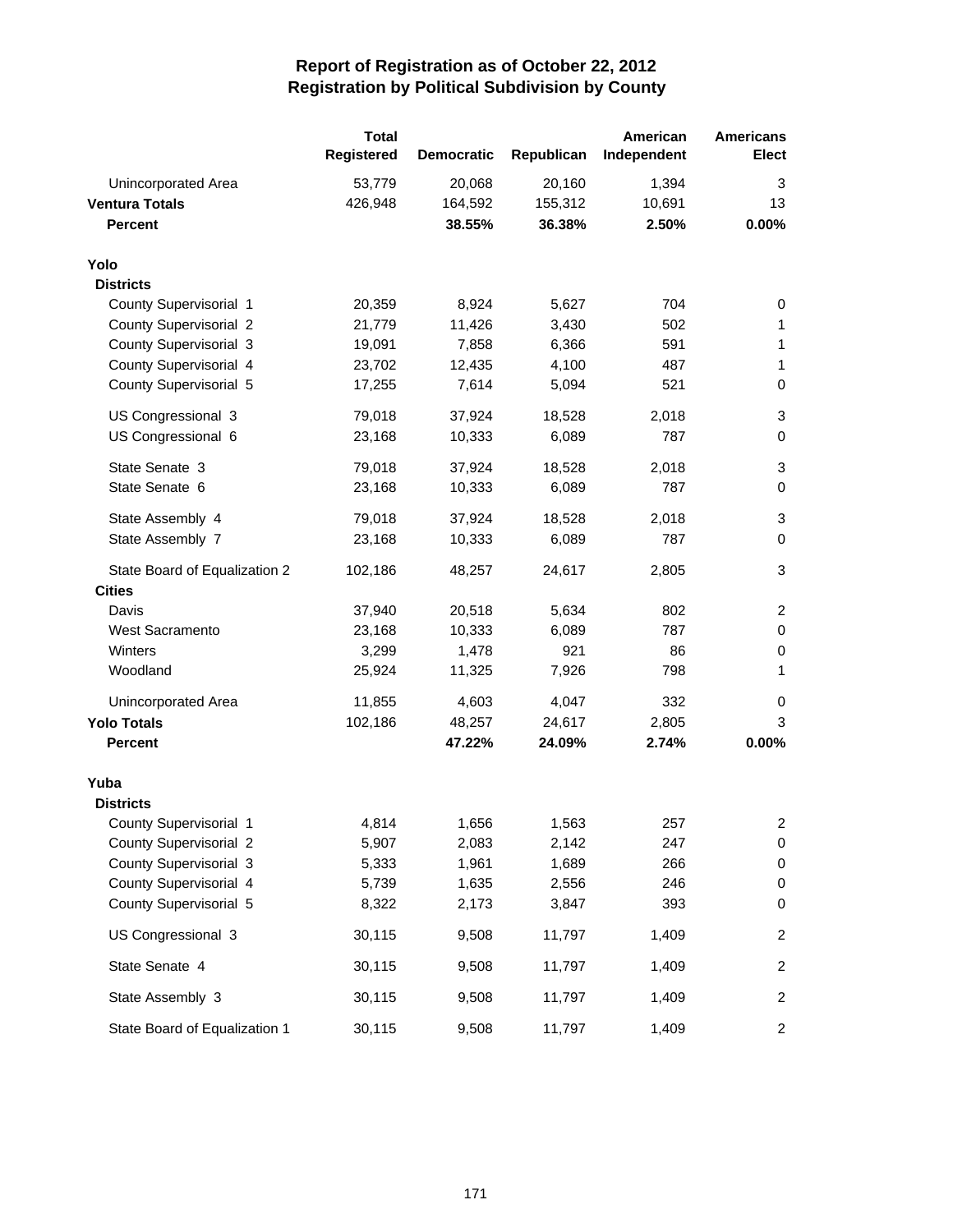# Report of Registration as of October 22, 2012
## Registration by Political Subdivision by County

| | Total Registered | Democratic | Republican | American Independent | Americans Elect |
|---|---|---|---|---|---|
| Unincorporated Area | 53,779 | 20,068 | 20,160 | 1,394 | 3 |
| **Ventura Totals** | 426,948 | 164,592 | 155,312 | 10,691 | 13 |
| **Percent** | | **38.55%** | **36.38%** | **2.50%** | **0.00%** |
| **Yolo** | | | | | |
| **Districts** | | | | | |
| County Supervisorial 1 | 20,359 | 8,924 | 5,627 | 704 | 0 |
| County Supervisorial 2 | 21,779 | 11,426 | 3,430 | 502 | 1 |
| County Supervisorial 3 | 19,091 | 7,858 | 6,366 | 591 | 1 |
| County Supervisorial 4 | 23,702 | 12,435 | 4,100 | 487 | 1 |
| County Supervisorial 5 | 17,255 | 7,614 | 5,094 | 521 | 0 |
| US Congressional 3 | 79,018 | 37,924 | 18,528 | 2,018 | 3 |
| US Congressional 6 | 23,168 | 10,333 | 6,089 | 787 | 0 |
| State Senate 3 | 79,018 | 37,924 | 18,528 | 2,018 | 3 |
| State Senate 6 | 23,168 | 10,333 | 6,089 | 787 | 0 |
| State Assembly 4 | 79,018 | 37,924 | 18,528 | 2,018 | 3 |
| State Assembly 7 | 23,168 | 10,333 | 6,089 | 787 | 0 |
| State Board of Equalization 2 | 102,186 | 48,257 | 24,617 | 2,805 | 3 |
| **Cities** | | | | | |
| Davis | 37,940 | 20,518 | 5,634 | 802 | 2 |
| West Sacramento | 23,168 | 10,333 | 6,089 | 787 | 0 |
| Winters | 3,299 | 1,478 | 921 | 86 | 0 |
| Woodland | 25,924 | 11,325 | 7,926 | 798 | 1 |
| Unincorporated Area | 11,855 | 4,603 | 4,047 | 332 | 0 |
| **Yolo Totals** | 102,186 | 48,257 | 24,617 | 2,805 | 3 |
| **Percent** | | **47.22%** | **24.09%** | **2.74%** | **0.00%** |
| **Yuba** | | | | | |
| **Districts** | | | | | |
| County Supervisorial 1 | 4,814 | 1,656 | 1,563 | 257 | 2 |
| County Supervisorial 2 | 5,907 | 2,083 | 2,142 | 247 | 0 |
| County Supervisorial 3 | 5,333 | 1,961 | 1,689 | 266 | 0 |
| County Supervisorial 4 | 5,739 | 1,635 | 2,556 | 246 | 0 |
| County Supervisorial 5 | 8,322 | 2,173 | 3,847 | 393 | 0 |
| US Congressional 3 | 30,115 | 9,508 | 11,797 | 1,409 | 2 |
| State Senate 4 | 30,115 | 9,508 | 11,797 | 1,409 | 2 |
| State Assembly 3 | 30,115 | 9,508 | 11,797 | 1,409 | 2 |
| State Board of Equalization 1 | 30,115 | 9,508 | 11,797 | 1,409 | 2 |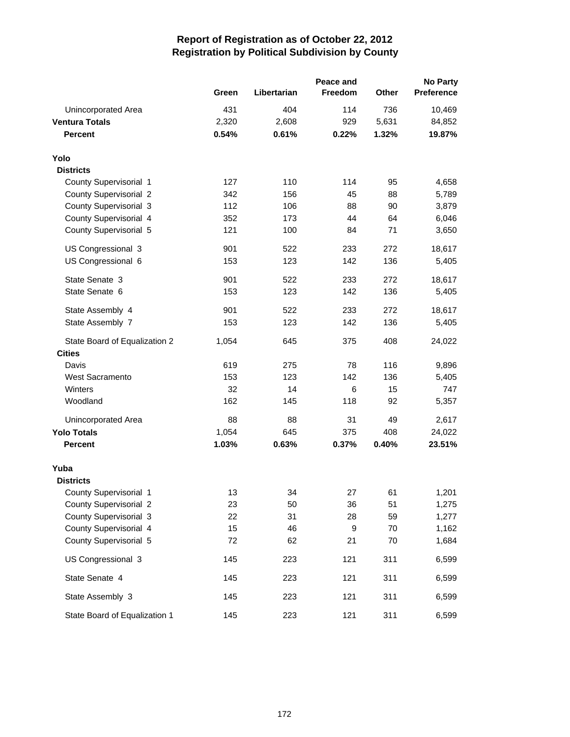# Report of Registration as of October 22, 2012
## Registration by Political Subdivision by County

| | Green | Libertarian | Peace and Freedom | Other | No Party Preference |
|---|---|---|---|---|---|
| Unincorporated Area | 431 | 404 | 114 | 736 | 10,469 |
| **Ventura Totals** | 2,320 | 2,608 | 929 | 5,631 | 84,852 |
| **Percent** | **0.54%** | **0.61%** | **0.22%** | **1.32%** | **19.87%** |
| **Yolo** | | | | | |
| **Districts** | | | | | |
| County Supervisorial 1 | 127 | 110 | 114 | 95 | 4,658 |
| County Supervisorial 2 | 342 | 156 | 45 | 88 | 5,789 |
| County Supervisorial 3 | 112 | 106 | 88 | 90 | 3,879 |
| County Supervisorial 4 | 352 | 173 | 44 | 64 | 6,046 |
| County Supervisorial 5 | 121 | 100 | 84 | 71 | 3,650 |
| US Congressional 3 | 901 | 522 | 233 | 272 | 18,617 |
| US Congressional 6 | 153 | 123 | 142 | 136 | 5,405 |
| State Senate 3 | 901 | 522 | 233 | 272 | 18,617 |
| State Senate 6 | 153 | 123 | 142 | 136 | 5,405 |
| State Assembly 4 | 901 | 522 | 233 | 272 | 18,617 |
| State Assembly 7 | 153 | 123 | 142 | 136 | 5,405 |
| State Board of Equalization 2 | 1,054 | 645 | 375 | 408 | 24,022 |
| **Cities** | | | | | |
| Davis | 619 | 275 | 78 | 116 | 9,896 |
| West Sacramento | 153 | 123 | 142 | 136 | 5,405 |
| Winters | 32 | 14 | 6 | 15 | 747 |
| Woodland | 162 | 145 | 118 | 92 | 5,357 |
| Unincorporated Area | 88 | 88 | 31 | 49 | 2,617 |
| **Yolo Totals** | 1,054 | 645 | 375 | 408 | 24,022 |
| **Percent** | **1.03%** | **0.63%** | **0.37%** | **0.40%** | **23.51%** |
| **Yuba** | | | | | |
| **Districts** | | | | | |
| County Supervisorial 1 | 13 | 34 | 27 | 61 | 1,201 |
| County Supervisorial 2 | 23 | 50 | 36 | 51 | 1,275 |
| County Supervisorial 3 | 22 | 31 | 28 | 59 | 1,277 |
| County Supervisorial 4 | 15 | 46 | 9 | 70 | 1,162 |
| County Supervisorial 5 | 72 | 62 | 21 | 70 | 1,684 |
| US Congressional 3 | 145 | 223 | 121 | 311 | 6,599 |
| State Senate 4 | 145 | 223 | 121 | 311 | 6,599 |
| State Assembly 3 | 145 | 223 | 121 | 311 | 6,599 |
| State Board of Equalization 1 | 145 | 223 | 121 | 311 | 6,599 |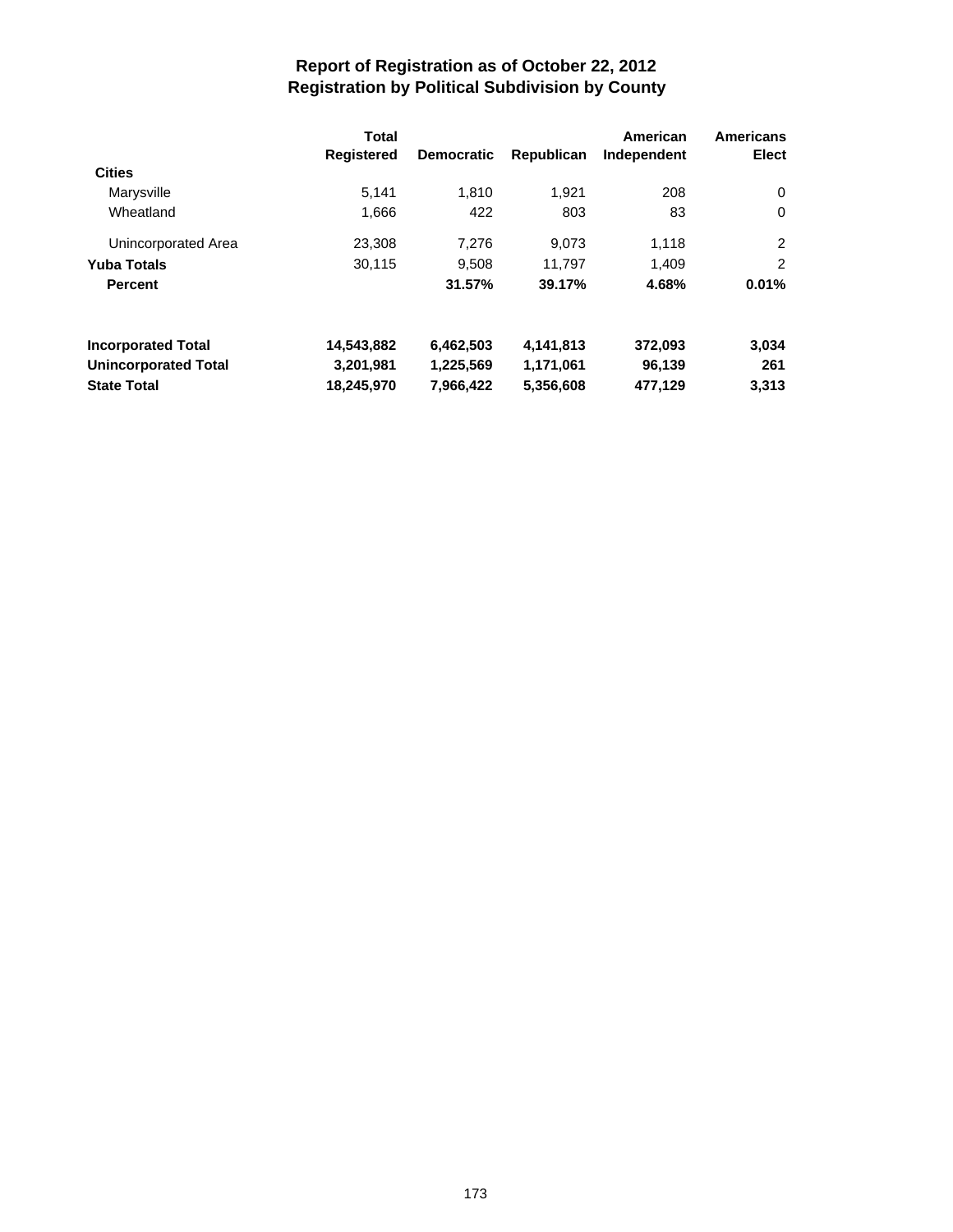# Report of Registration as of October 22, 2012
## Registration by Political Subdivision by County

| | Total Registered | Democratic | Republican | American Independent | Americans Elect |
|---|---|---|---|---|---|
| **Cities** | | | | | |
| Marysville | 5,141 | 1,810 | 1,921 | 208 | 0 |
| Wheatland | 1,666 | 422 | 803 | 83 | 0 |
| Unincorporated Area | 23,308 | 7,276 | 9,073 | 1,118 | 2 |
| **Yuba Totals** | 30,115 | 9,508 | 11,797 | 1,409 | 2 |
| **Percent** | | **31.57%** | **39.17%** | **4.68%** | **0.01%** |
| **Incorporated Total** | **14,543,882** | **6,462,503** | **4,141,813** | **372,093** | **3,034** |
| **Unincorporated Total** | **3,201,981** | **1,225,569** | **1,171,061** | **96,139** | **261** |
| **State Total** | **18,245,970** | **7,966,422** | **5,356,608** | **477,129** | **3,313** |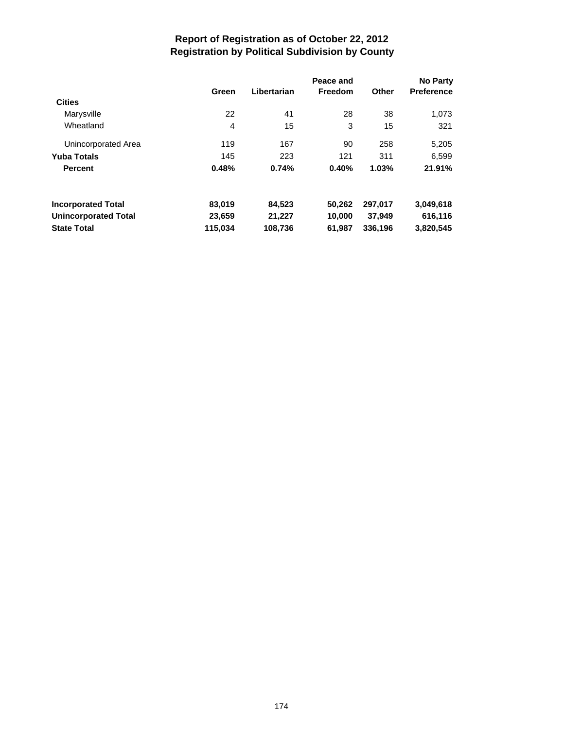# Report of Registration as of October 22, 2012
## Registration by Political Subdivision by County

| | Green | Libertarian | Peace and Freedom | Other | No Party Preference |
|---|---|---|---|---|---|
| **Cities** | | | | | |
| Marysville | 22 | 41 | 28 | 38 | 1,073 |
| Wheatland | 4 | 15 | 3 | 15 | 321 |
| Unincorporated Area | 119 | 167 | 90 | 258 | 5,205 |
| **Yuba Totals** | 145 | 223 | 121 | 311 | 6,599 |
| **Percent** | **0.48%** | **0.74%** | **0.40%** | **1.03%** | **21.91%** |
| **Incorporated Total** | **83,019** | **84,523** | **50,262** | **297,017** | **3,049,618** |
| **Unincorporated Total** | **23,659** | **21,227** | **10,000** | **37,949** | **616,116** |
| **State Total** | **115,034** | **108,736** | **61,987** | **336,196** | **3,820,545** |